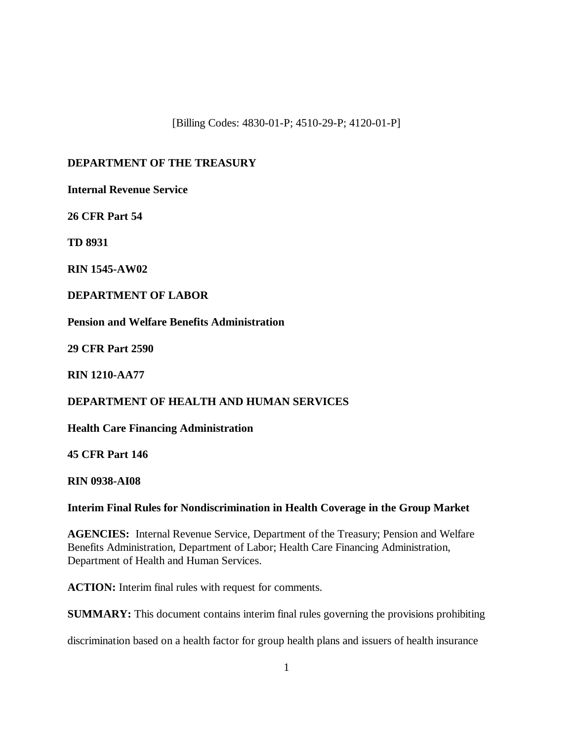[Billing Codes: 4830-01-P; 4510-29-P; 4120-01-P]

**DEPARTMENT OF THE TREASURY**

**Internal Revenue Service**

**26 CFR Part 54**

**TD 8931**

**RIN 1545-AW02**

**DEPARTMENT OF LABOR**

**Pension and Welfare Benefits Administration**

**29 CFR Part 2590**

**RIN 1210-AA77**

**DEPARTMENT OF HEALTH AND HUMAN SERVICES**

**Health Care Financing Administration**

**45 CFR Part 146**

**RIN 0938-AI08**

**Interim Final Rules for Nondiscrimination in Health Coverage in the Group Market**

**AGENCIES:** Internal Revenue Service, Department of the Treasury; Pension and Welfare Benefits Administration, Department of Labor; Health Care Financing Administration, Department of Health and Human Services.

**ACTION:** Interim final rules with request for comments.

**SUMMARY:** This document contains interim final rules governing the provisions prohibiting discrimination based on a health factor for group health plans and issuers of health insurance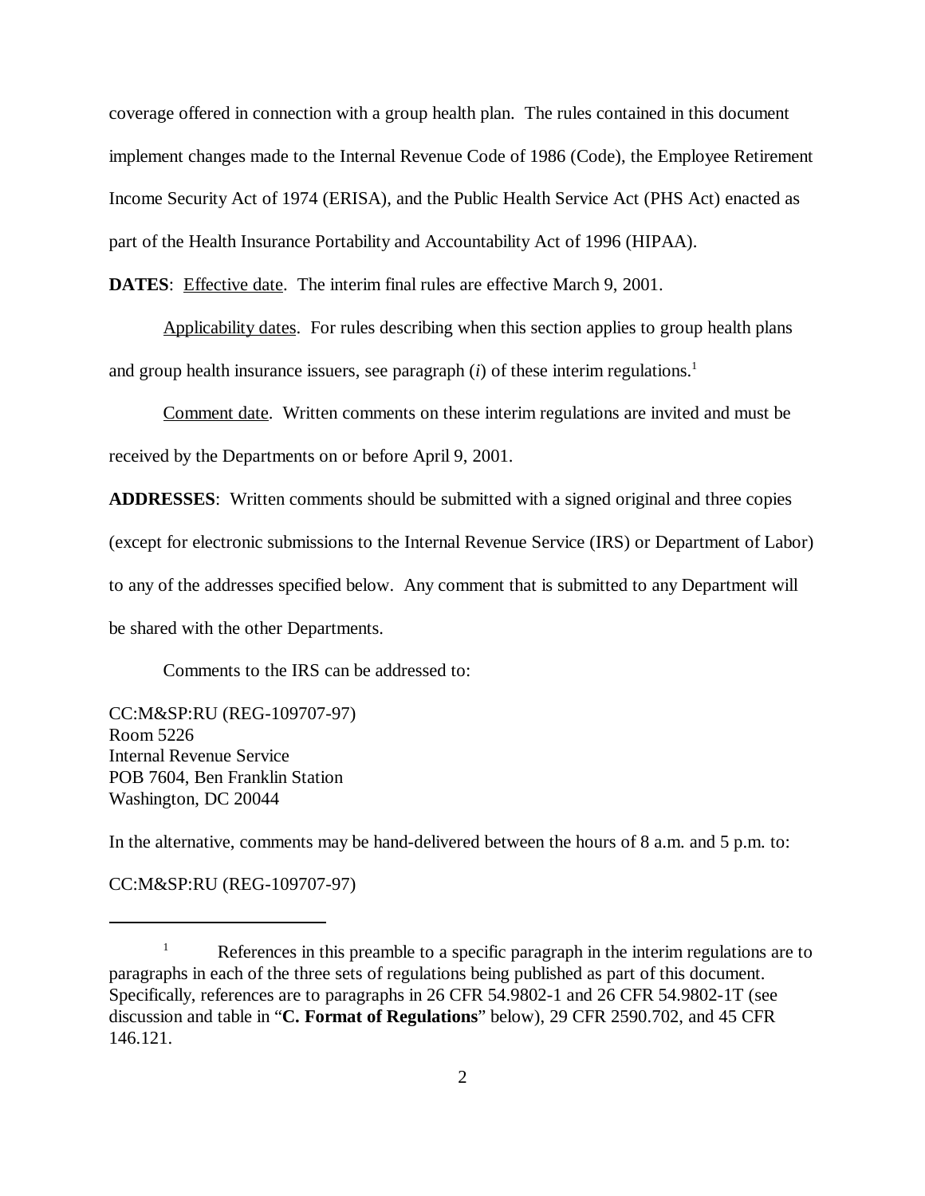coverage offered in connection with a group health plan. The rules contained in this document implement changes made to the Internal Revenue Code of 1986 (Code), the Employee Retirement Income Security Act of 1974 (ERISA), and the Public Health Service Act (PHS Act) enacted as part of the Health Insurance Portability and Accountability Act of 1996 (HIPAA).

**DATES**: Effective date. The interim final rules are effective March 9, 2001.

Applicability dates. For rules describing when this section applies to group health plans and group health insurance issuers, see paragraph (*i*) of these interim regulations.[1]

Comment date. Written comments on these interim regulations are invited and must be received by the Departments on or before April 9, 2001.

**ADDRESSES**: Written comments should be submitted with a signed original and three copies (except for electronic submissions to the Internal Revenue Service (IRS) or Department of Labor) to any of the addresses specified below. Any comment that is submitted to any Department will be shared with the other Departments.

Comments to the IRS can be addressed to:

CC:M&SP:RU (REG-109707-97)
Room 5226
Internal Revenue Service
POB 7604, Ben Franklin Station
Washington, DC 20044

In the alternative, comments may be hand-delivered between the hours of 8 a.m. and 5 p.m. to:

CC:M&SP:RU (REG-109707-97)

---

[1] References in this preamble to a specific paragraph in the interim regulations are to paragraphs in each of the three sets of regulations being published as part of this document. Specifically, references are to paragraphs in 26 CFR 54.9802-1 and 26 CFR 54.9802-1T (see discussion and table in "**C. Format of Regulations**" below), 29 CFR 2590.702, and 45 CFR 146.121.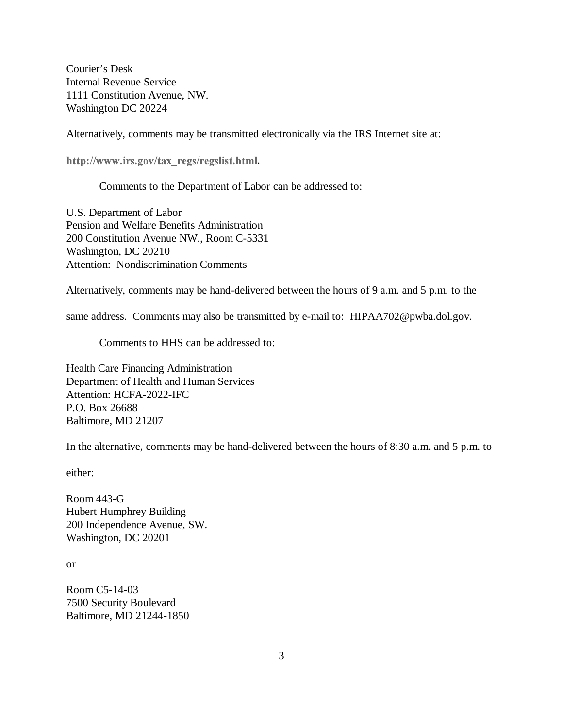Courier's Desk  
Internal Revenue Service  
1111 Constitution Avenue, NW.  
Washington DC 20224

Alternatively, comments may be transmitted electronically via the IRS Internet site at:

**http://www.irs.gov/tax_regs/regslist.html**.

Comments to the Department of Labor can be addressed to:

U.S. Department of Labor  
Pension and Welfare Benefits Administration  
200 Constitution Avenue NW., Room C-5331  
Washington, DC 20210  
Attention: Nondiscrimination Comments

Alternatively, comments may be hand-delivered between the hours of 9 a.m. and 5 p.m. to the same address. Comments may also be transmitted by e-mail to: HIPAA702@pwba.dol.gov.

Comments to HHS can be addressed to:

Health Care Financing Administration  
Department of Health and Human Services  
Attention: HCFA-2022-IFC  
P.O. Box 26688  
Baltimore, MD 21207

In the alternative, comments may be hand-delivered between the hours of 8:30 a.m. and 5 p.m. to either:

Room 443-G  
Hubert Humphrey Building  
200 Independence Avenue, SW.  
Washington, DC 20201

or

Room C5-14-03  
7500 Security Boulevard  
Baltimore, MD 21244-1850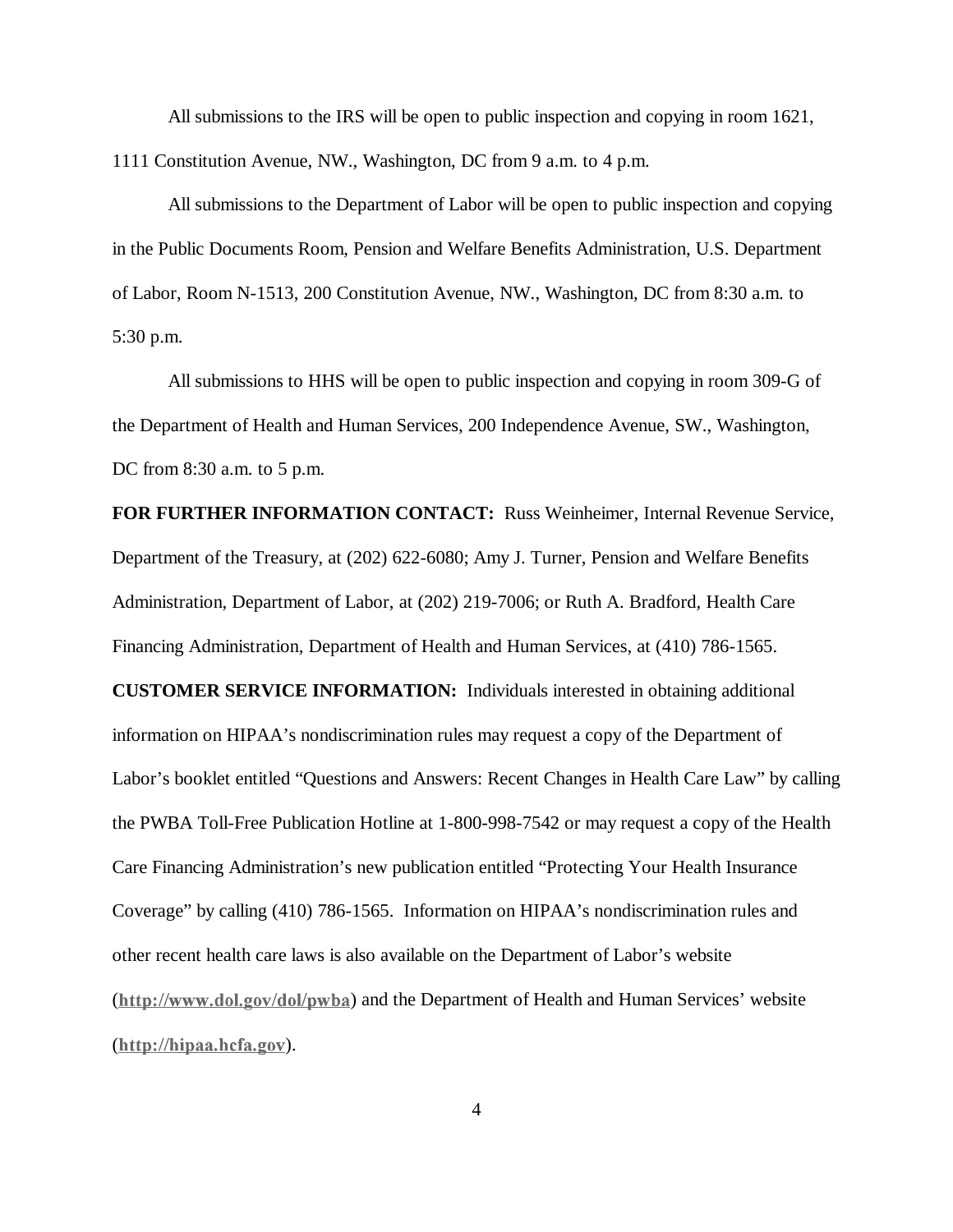All submissions to the IRS will be open to public inspection and copying in room 1621, 1111 Constitution Avenue, NW., Washington, DC from 9 a.m. to 4 p.m.

All submissions to the Department of Labor will be open to public inspection and copying in the Public Documents Room, Pension and Welfare Benefits Administration, U.S. Department of Labor, Room N-1513, 200 Constitution Avenue, NW., Washington, DC from 8:30 a.m. to 5:30 p.m.

All submissions to HHS will be open to public inspection and copying in room 309-G of the Department of Health and Human Services, 200 Independence Avenue, SW., Washington, DC from 8:30 a.m. to 5 p.m.

**FOR FURTHER INFORMATION CONTACT:** Russ Weinheimer, Internal Revenue Service, Department of the Treasury, at (202) 622-6080; Amy J. Turner, Pension and Welfare Benefits Administration, Department of Labor, at (202) 219-7006; or Ruth A. Bradford, Health Care Financing Administration, Department of Health and Human Services, at (410) 786-1565.

**CUSTOMER SERVICE INFORMATION:** Individuals interested in obtaining additional information on HIPAA's nondiscrimination rules may request a copy of the Department of Labor's booklet entitled "Questions and Answers: Recent Changes in Health Care Law" by calling the PWBA Toll-Free Publication Hotline at 1-800-998-7542 or may request a copy of the Health Care Financing Administration's new publication entitled "Protecting Your Health Insurance Coverage" by calling (410) 786-1565. Information on HIPAA's nondiscrimination rules and other recent health care laws is also available on the Department of Labor's website (**http://www.dol.gov/dol/pwba**) and the Department of Health and Human Services' website (**http://hipaa.hcfa.gov**).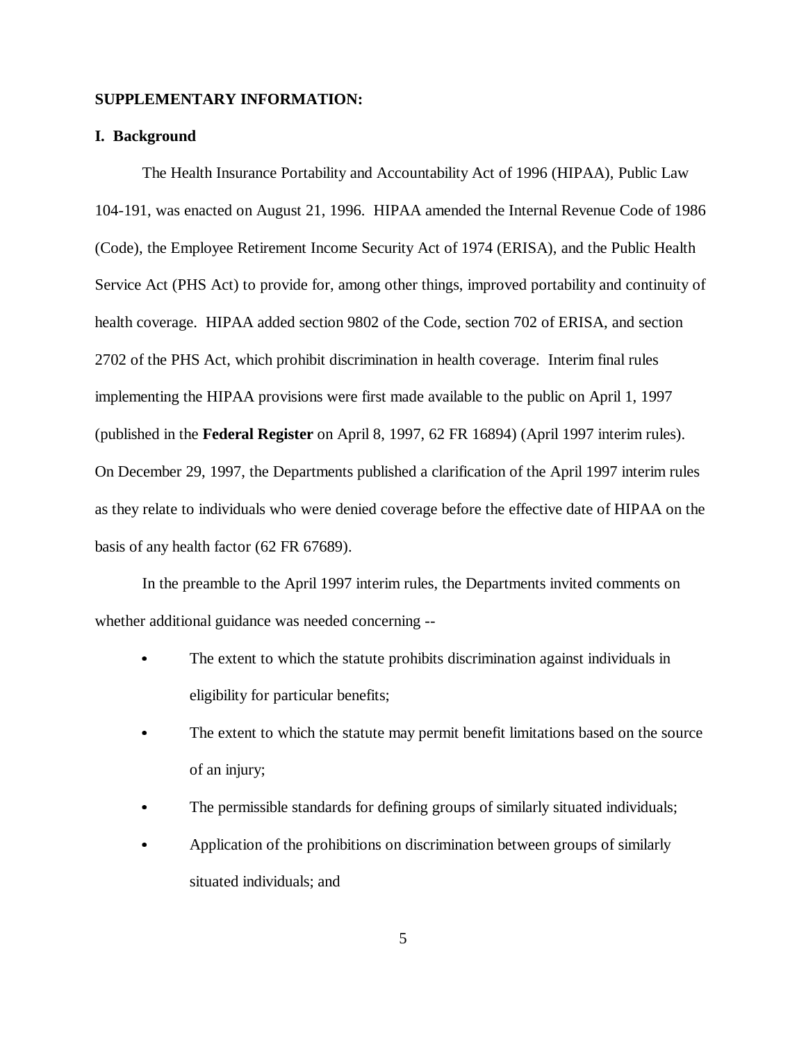**SUPPLEMENTARY INFORMATION:**

**I. Background**

The Health Insurance Portability and Accountability Act of 1996 (HIPAA), Public Law 104-191, was enacted on August 21, 1996. HIPAA amended the Internal Revenue Code of 1986 (Code), the Employee Retirement Income Security Act of 1974 (ERISA), and the Public Health Service Act (PHS Act) to provide for, among other things, improved portability and continuity of health coverage. HIPAA added section 9802 of the Code, section 702 of ERISA, and section 2702 of the PHS Act, which prohibit discrimination in health coverage. Interim final rules implementing the HIPAA provisions were first made available to the public on April 1, 1997 (published in the **Federal Register** on April 8, 1997, 62 FR 16894) (April 1997 interim rules). On December 29, 1997, the Departments published a clarification of the April 1997 interim rules as they relate to individuals who were denied coverage before the effective date of HIPAA on the basis of any health factor (62 FR 67689).

In the preamble to the April 1997 interim rules, the Departments invited comments on whether additional guidance was needed concerning --

- The extent to which the statute prohibits discrimination against individuals in eligibility for particular benefits;
- The extent to which the statute may permit benefit limitations based on the source of an injury;
- The permissible standards for defining groups of similarly situated individuals;
- Application of the prohibitions on discrimination between groups of similarly situated individuals; and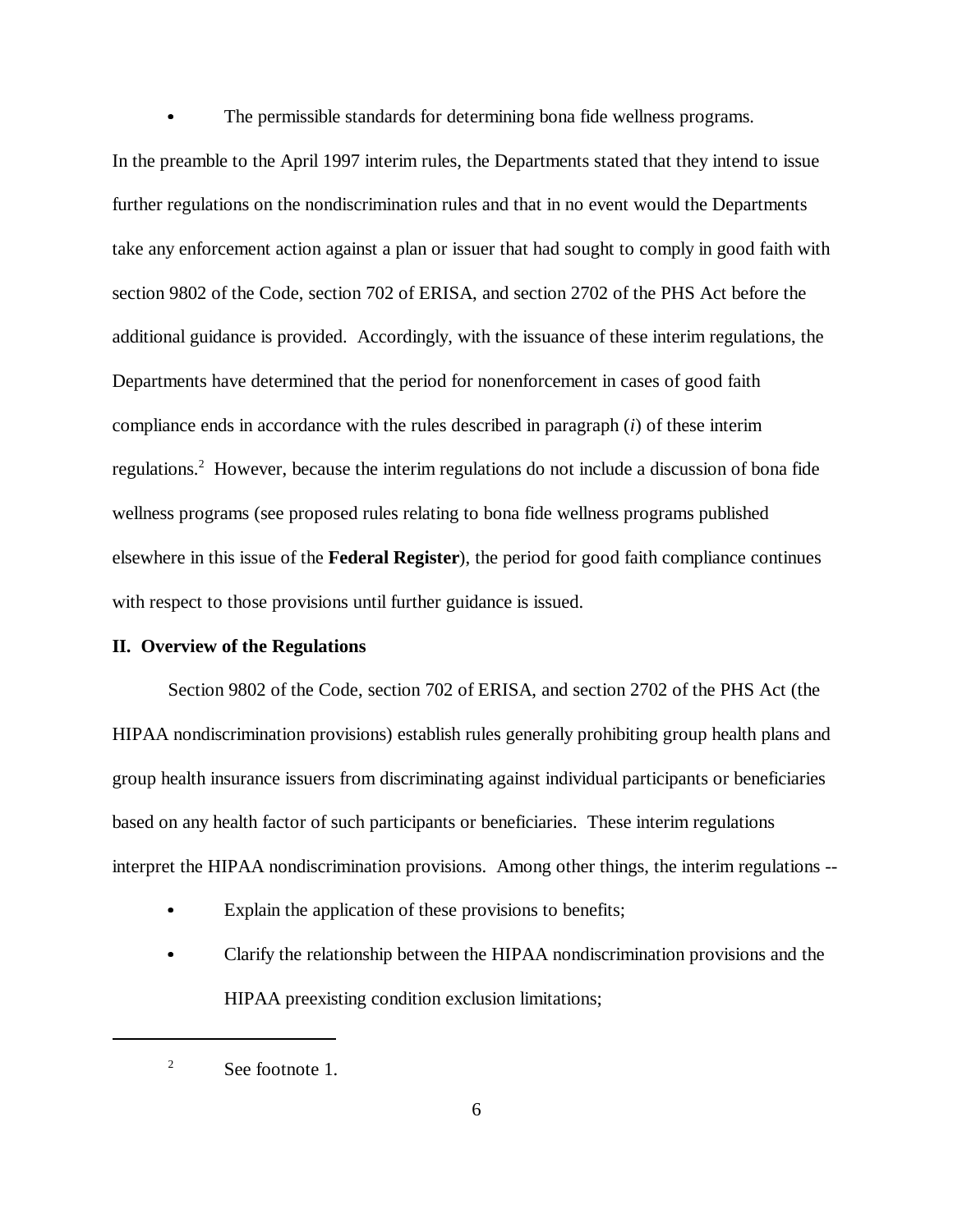- The permissible standards for determining bona fide wellness programs.

In the preamble to the April 1997 interim rules, the Departments stated that they intend to issue further regulations on the nondiscrimination rules and that in no event would the Departments take any enforcement action against a plan or issuer that had sought to comply in good faith with section 9802 of the Code, section 702 of ERISA, and section 2702 of the PHS Act before the additional guidance is provided. Accordingly, with the issuance of these interim regulations, the Departments have determined that the period for nonenforcement in cases of good faith compliance ends in accordance with the rules described in paragraph (*i*) of these interim regulations.[2] However, because the interim regulations do not include a discussion of bona fide wellness programs (see proposed rules relating to bona fide wellness programs published elsewhere in this issue of the **Federal Register**), the period for good faith compliance continues with respect to those provisions until further guidance is issued.

**II. Overview of the Regulations**

Section 9802 of the Code, section 702 of ERISA, and section 2702 of the PHS Act (the HIPAA nondiscrimination provisions) establish rules generally prohibiting group health plans and group health insurance issuers from discriminating against individual participants or beneficiaries based on any health factor of such participants or beneficiaries. These interim regulations interpret the HIPAA nondiscrimination provisions. Among other things, the interim regulations --

- Explain the application of these provisions to benefits;
- Clarify the relationship between the HIPAA nondiscrimination provisions and the HIPAA preexisting condition exclusion limitations;

---

[2] See footnote 1.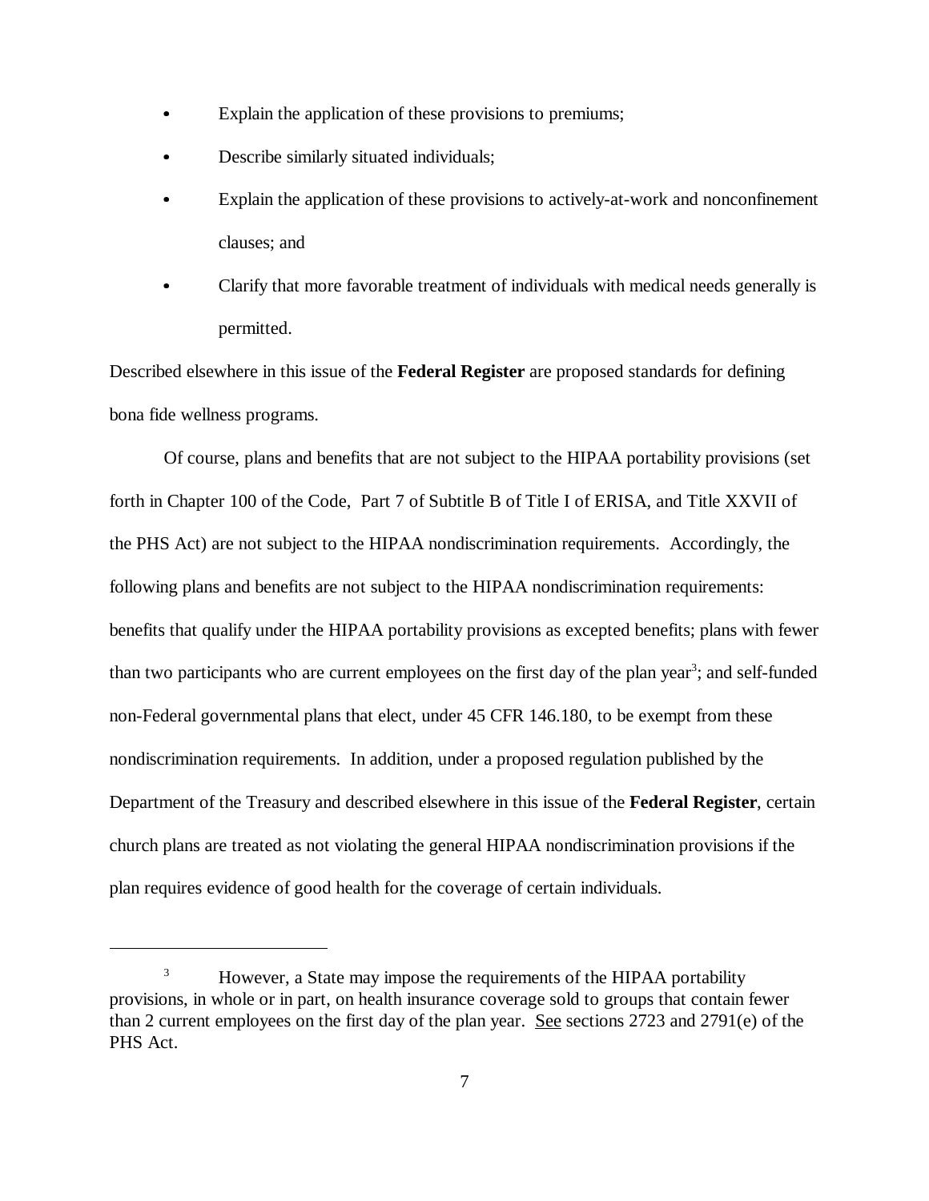- Explain the application of these provisions to premiums;
- Describe similarly situated individuals;
- Explain the application of these provisions to actively-at-work and nonconfinement clauses; and
- Clarify that more favorable treatment of individuals with medical needs generally is permitted.

Described elsewhere in this issue of the **Federal Register** are proposed standards for defining bona fide wellness programs.

Of course, plans and benefits that are not subject to the HIPAA portability provisions (set forth in Chapter 100 of the Code, Part 7 of Subtitle B of Title I of ERISA, and Title XXVII of the PHS Act) are not subject to the HIPAA nondiscrimination requirements. Accordingly, the following plans and benefits are not subject to the HIPAA nondiscrimination requirements: benefits that qualify under the HIPAA portability provisions as excepted benefits; plans with fewer than two participants who are current employees on the first day of the plan year[3]; and self-funded non-Federal governmental plans that elect, under 45 CFR 146.180, to be exempt from these nondiscrimination requirements. In addition, under a proposed regulation published by the Department of the Treasury and described elsewhere in this issue of the **Federal Register**, certain church plans are treated as not violating the general HIPAA nondiscrimination provisions if the plan requires evidence of good health for the coverage of certain individuals.

---

[3] However, a State may impose the requirements of the HIPAA portability provisions, in whole or in part, on health insurance coverage sold to groups that contain fewer than 2 current employees on the first day of the plan year. See sections 2723 and 2791(e) of the PHS Act.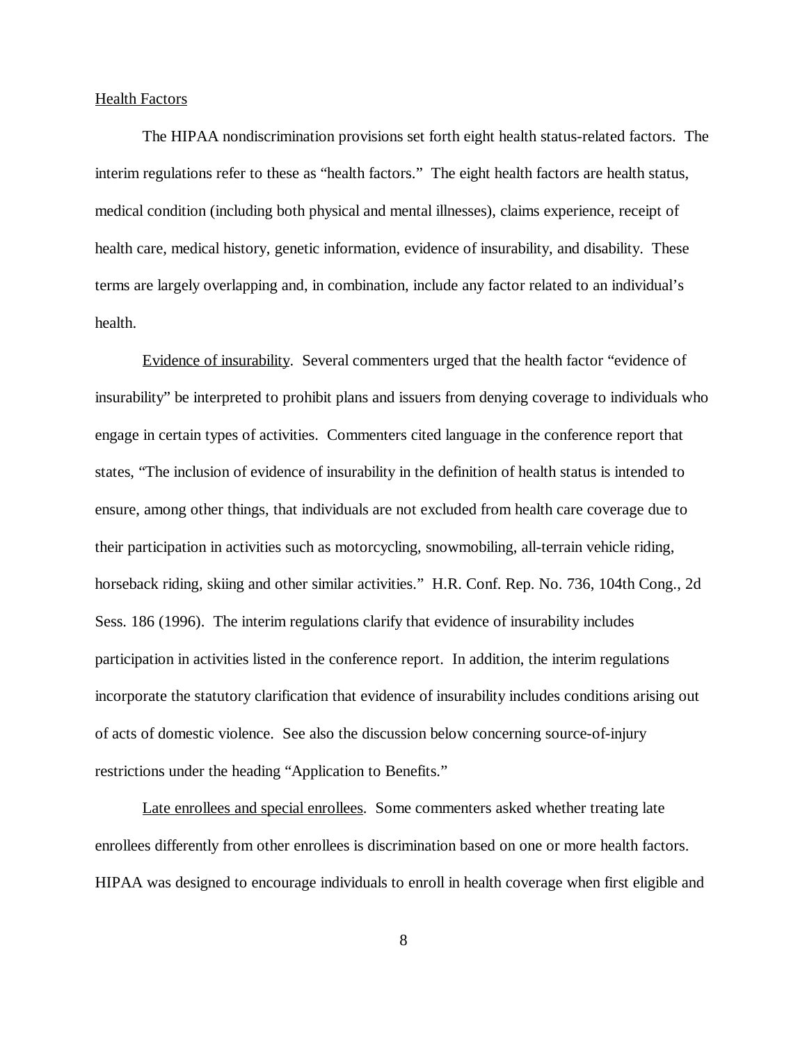<u>Health Factors</u>

The HIPAA nondiscrimination provisions set forth eight health status-related factors. The interim regulations refer to these as "health factors." The eight health factors are health status, medical condition (including both physical and mental illnesses), claims experience, receipt of health care, medical history, genetic information, evidence of insurability, and disability. These terms are largely overlapping and, in combination, include any factor related to an individual's health.

<u>Evidence of insurability</u>. Several commenters urged that the health factor "evidence of insurability" be interpreted to prohibit plans and issuers from denying coverage to individuals who engage in certain types of activities. Commenters cited language in the conference report that states, "The inclusion of evidence of insurability in the definition of health status is intended to ensure, among other things, that individuals are not excluded from health care coverage due to their participation in activities such as motorcycling, snowmobiling, all-terrain vehicle riding, horseback riding, skiing and other similar activities." H.R. Conf. Rep. No. 736, 104th Cong., 2d Sess. 186 (1996). The interim regulations clarify that evidence of insurability includes participation in activities listed in the conference report. In addition, the interim regulations incorporate the statutory clarification that evidence of insurability includes conditions arising out of acts of domestic violence. See also the discussion below concerning source-of-injury restrictions under the heading "Application to Benefits."

<u>Late enrollees and special enrollees</u>. Some commenters asked whether treating late enrollees differently from other enrollees is discrimination based on one or more health factors. HIPAA was designed to encourage individuals to enroll in health coverage when first eligible and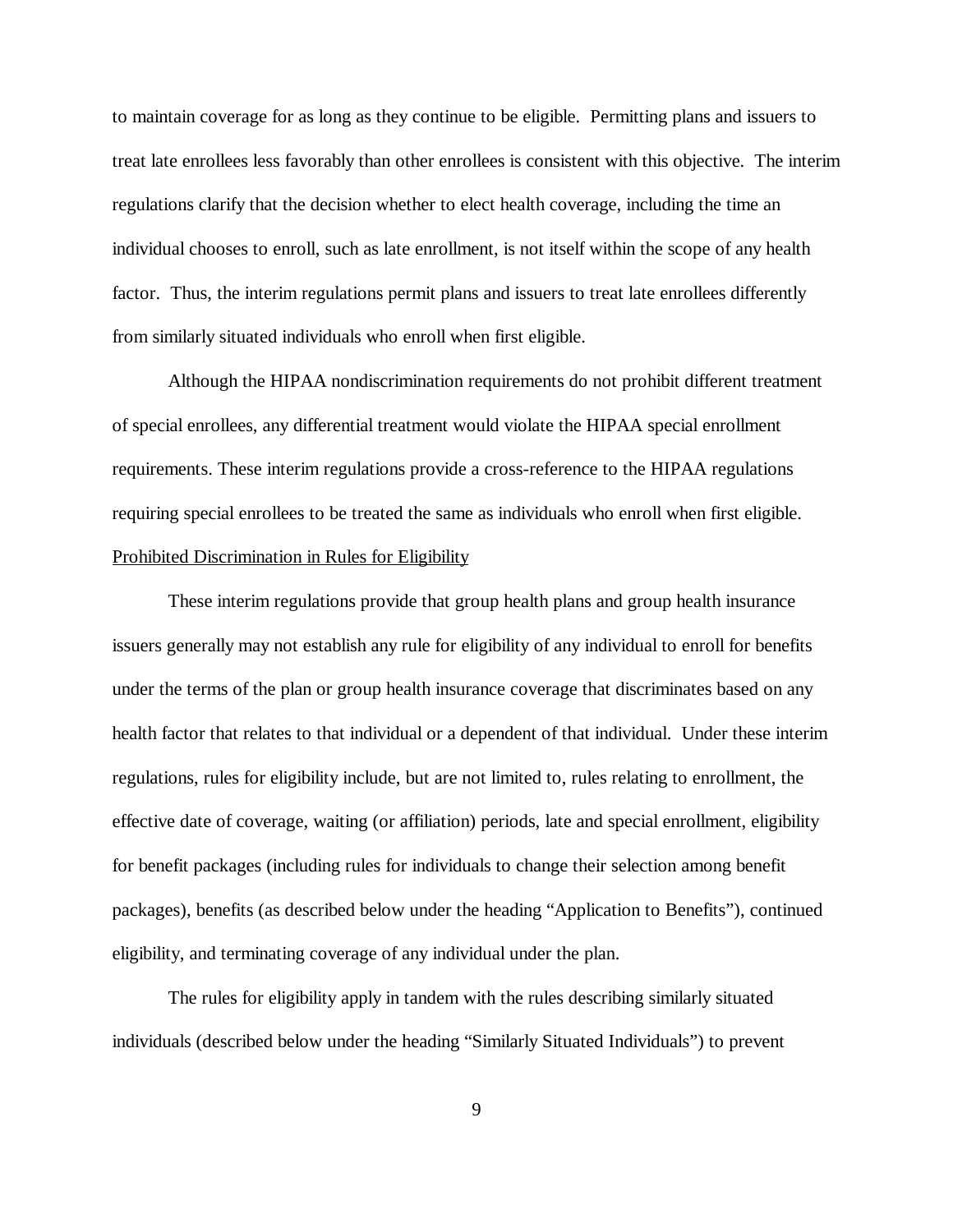to maintain coverage for as long as they continue to be eligible. Permitting plans and issuers to treat late enrollees less favorably than other enrollees is consistent with this objective. The interim regulations clarify that the decision whether to elect health coverage, including the time an individual chooses to enroll, such as late enrollment, is not itself within the scope of any health factor. Thus, the interim regulations permit plans and issuers to treat late enrollees differently from similarly situated individuals who enroll when first eligible.

Although the HIPAA nondiscrimination requirements do not prohibit different treatment of special enrollees, any differential treatment would violate the HIPAA special enrollment requirements. These interim regulations provide a cross-reference to the HIPAA regulations requiring special enrollees to be treated the same as individuals who enroll when first eligible.

Prohibited Discrimination in Rules for Eligibility

These interim regulations provide that group health plans and group health insurance issuers generally may not establish any rule for eligibility of any individual to enroll for benefits under the terms of the plan or group health insurance coverage that discriminates based on any health factor that relates to that individual or a dependent of that individual. Under these interim regulations, rules for eligibility include, but are not limited to, rules relating to enrollment, the effective date of coverage, waiting (or affiliation) periods, late and special enrollment, eligibility for benefit packages (including rules for individuals to change their selection among benefit packages), benefits (as described below under the heading "Application to Benefits"), continued eligibility, and terminating coverage of any individual under the plan.

The rules for eligibility apply in tandem with the rules describing similarly situated individuals (described below under the heading "Similarly Situated Individuals") to prevent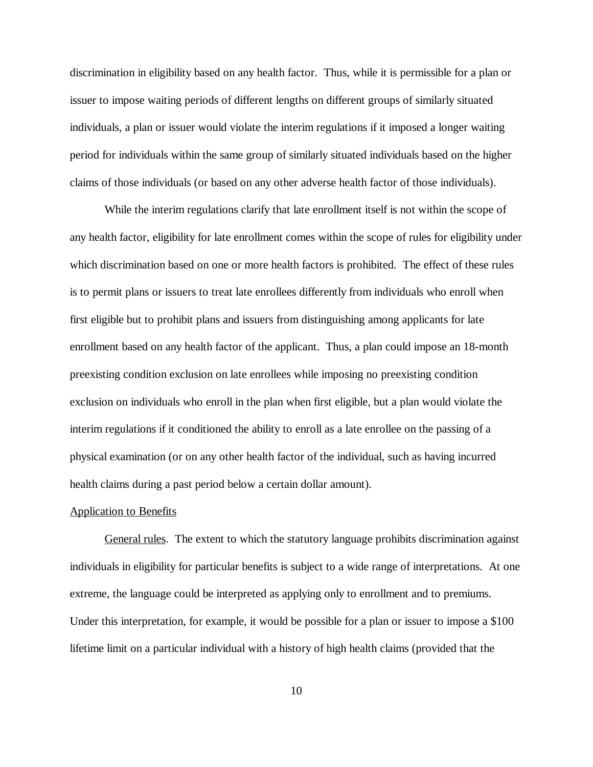discrimination in eligibility based on any health factor. Thus, while it is permissible for a plan or issuer to impose waiting periods of different lengths on different groups of similarly situated individuals, a plan or issuer would violate the interim regulations if it imposed a longer waiting period for individuals within the same group of similarly situated individuals based on the higher claims of those individuals (or based on any other adverse health factor of those individuals).

While the interim regulations clarify that late enrollment itself is not within the scope of any health factor, eligibility for late enrollment comes within the scope of rules for eligibility under which discrimination based on one or more health factors is prohibited. The effect of these rules is to permit plans or issuers to treat late enrollees differently from individuals who enroll when first eligible but to prohibit plans and issuers from distinguishing among applicants for late enrollment based on any health factor of the applicant. Thus, a plan could impose an 18-month preexisting condition exclusion on late enrollees while imposing no preexisting condition exclusion on individuals who enroll in the plan when first eligible, but a plan would violate the interim regulations if it conditioned the ability to enroll as a late enrollee on the passing of a physical examination (or on any other health factor of the individual, such as having incurred health claims during a past period below a certain dollar amount).

<u>Application to Benefits</u>

<u>General rules</u>. The extent to which the statutory language prohibits discrimination against individuals in eligibility for particular benefits is subject to a wide range of interpretations. At one extreme, the language could be interpreted as applying only to enrollment and to premiums. Under this interpretation, for example, it would be possible for a plan or issuer to impose a $100 lifetime limit on a particular individual with a history of high health claims (provided that the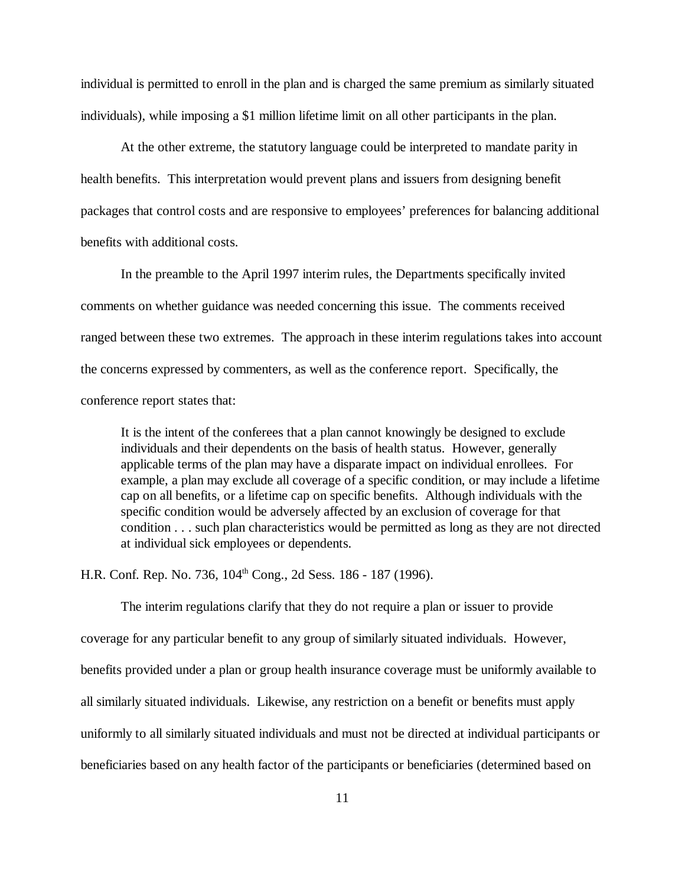individual is permitted to enroll in the plan and is charged the same premium as similarly situated individuals), while imposing a $1 million lifetime limit on all other participants in the plan.

At the other extreme, the statutory language could be interpreted to mandate parity in health benefits. This interpretation would prevent plans and issuers from designing benefit packages that control costs and are responsive to employees' preferences for balancing additional benefits with additional costs.

In the preamble to the April 1997 interim rules, the Departments specifically invited comments on whether guidance was needed concerning this issue. The comments received ranged between these two extremes. The approach in these interim regulations takes into account the concerns expressed by commenters, as well as the conference report. Specifically, the conference report states that:

> It is the intent of the conferees that a plan cannot knowingly be designed to exclude individuals and their dependents on the basis of health status. However, generally applicable terms of the plan may have a disparate impact on individual enrollees. For example, a plan may exclude all coverage of a specific condition, or may include a lifetime cap on all benefits, or a lifetime cap on specific benefits. Although individuals with the specific condition would be adversely affected by an exclusion of coverage for that condition . . . such plan characteristics would be permitted as long as they are not directed at individual sick employees or dependents.

H.R. Conf. Rep. No. 736, 104th Cong., 2d Sess. 186 - 187 (1996).

The interim regulations clarify that they do not require a plan or issuer to provide coverage for any particular benefit to any group of similarly situated individuals. However, benefits provided under a plan or group health insurance coverage must be uniformly available to all similarly situated individuals. Likewise, any restriction on a benefit or benefits must apply uniformly to all similarly situated individuals and must not be directed at individual participants or beneficiaries based on any health factor of the participants or beneficiaries (determined based on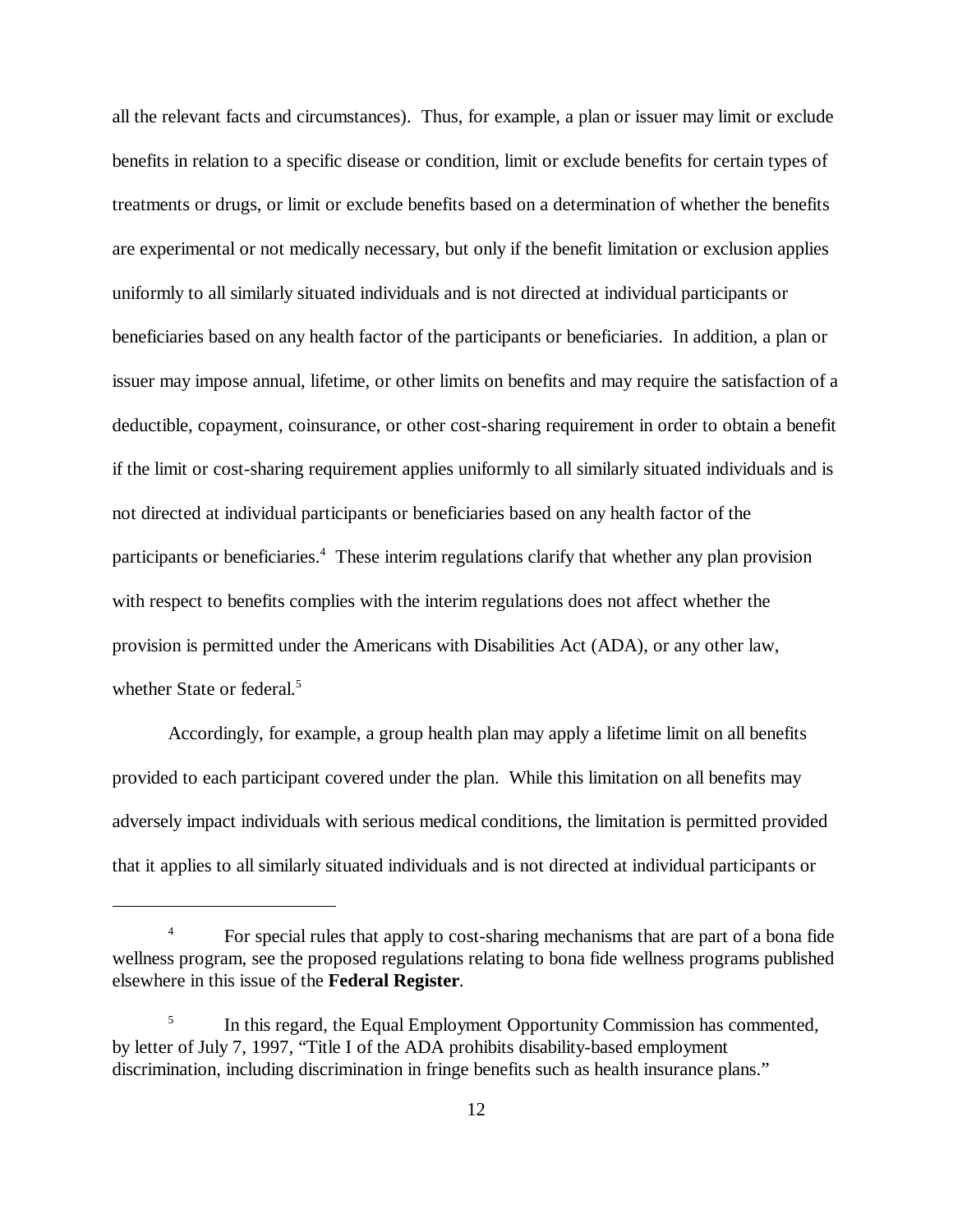all the relevant facts and circumstances). Thus, for example, a plan or issuer may limit or exclude benefits in relation to a specific disease or condition, limit or exclude benefits for certain types of treatments or drugs, or limit or exclude benefits based on a determination of whether the benefits are experimental or not medically necessary, but only if the benefit limitation or exclusion applies uniformly to all similarly situated individuals and is not directed at individual participants or beneficiaries based on any health factor of the participants or beneficiaries. In addition, a plan or issuer may impose annual, lifetime, or other limits on benefits and may require the satisfaction of a deductible, copayment, coinsurance, or other cost-sharing requirement in order to obtain a benefit if the limit or cost-sharing requirement applies uniformly to all similarly situated individuals and is not directed at individual participants or beneficiaries based on any health factor of the participants or beneficiaries.[4] These interim regulations clarify that whether any plan provision with respect to benefits complies with the interim regulations does not affect whether the provision is permitted under the Americans with Disabilities Act (ADA), or any other law, whether State or federal.[5]

Accordingly, for example, a group health plan may apply a lifetime limit on all benefits provided to each participant covered under the plan. While this limitation on all benefits may adversely impact individuals with serious medical conditions, the limitation is permitted provided that it applies to all similarly situated individuals and is not directed at individual participants or

---

[4] For special rules that apply to cost-sharing mechanisms that are part of a bona fide wellness program, see the proposed regulations relating to bona fide wellness programs published elsewhere in this issue of the **Federal Register**.

[5] In this regard, the Equal Employment Opportunity Commission has commented, by letter of July 7, 1997, "Title I of the ADA prohibits disability-based employment discrimination, including discrimination in fringe benefits such as health insurance plans."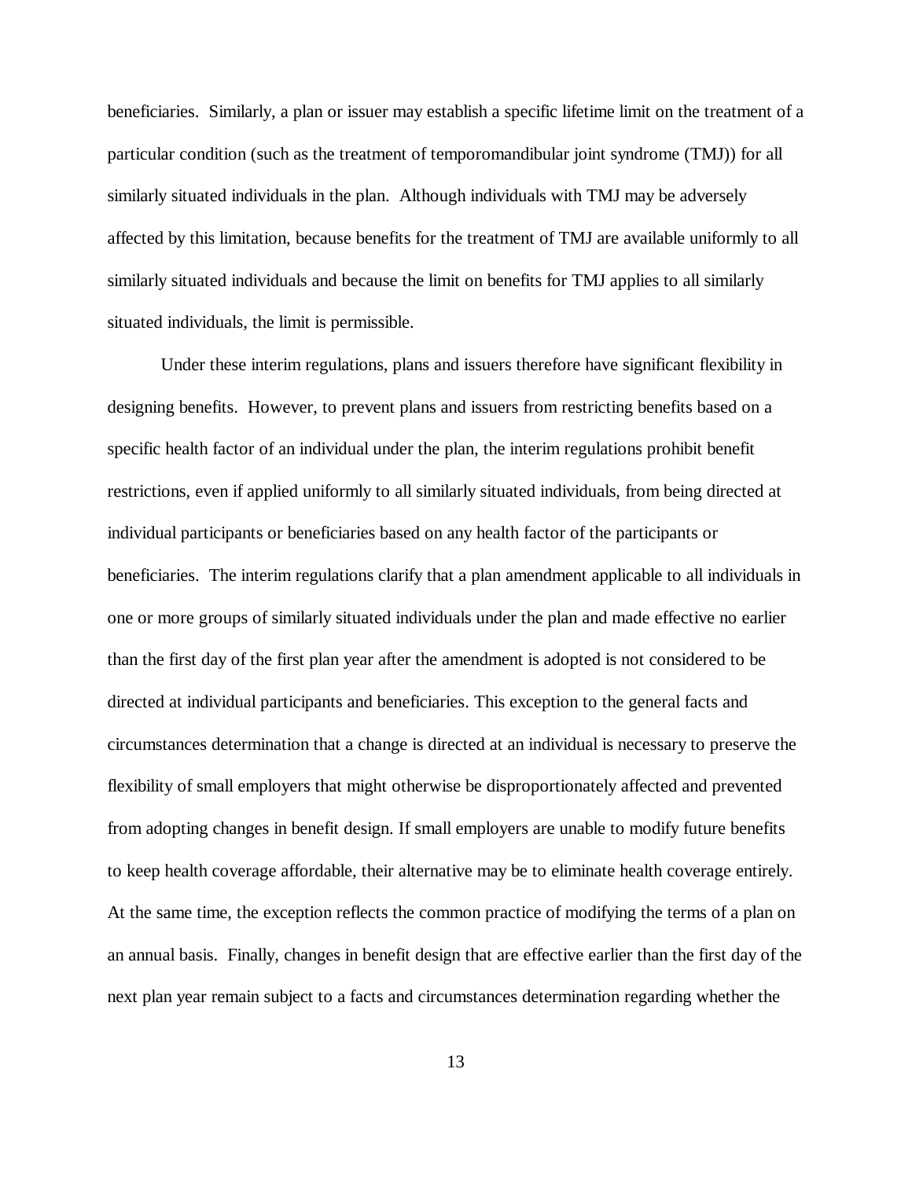beneficiaries. Similarly, a plan or issuer may establish a specific lifetime limit on the treatment of a particular condition (such as the treatment of temporomandibular joint syndrome (TMJ)) for all similarly situated individuals in the plan. Although individuals with TMJ may be adversely affected by this limitation, because benefits for the treatment of TMJ are available uniformly to all similarly situated individuals and because the limit on benefits for TMJ applies to all similarly situated individuals, the limit is permissible.

Under these interim regulations, plans and issuers therefore have significant flexibility in designing benefits. However, to prevent plans and issuers from restricting benefits based on a specific health factor of an individual under the plan, the interim regulations prohibit benefit restrictions, even if applied uniformly to all similarly situated individuals, from being directed at individual participants or beneficiaries based on any health factor of the participants or beneficiaries. The interim regulations clarify that a plan amendment applicable to all individuals in one or more groups of similarly situated individuals under the plan and made effective no earlier than the first day of the first plan year after the amendment is adopted is not considered to be directed at individual participants and beneficiaries. This exception to the general facts and circumstances determination that a change is directed at an individual is necessary to preserve the flexibility of small employers that might otherwise be disproportionately affected and prevented from adopting changes in benefit design. If small employers are unable to modify future benefits to keep health coverage affordable, their alternative may be to eliminate health coverage entirely. At the same time, the exception reflects the common practice of modifying the terms of a plan on an annual basis. Finally, changes in benefit design that are effective earlier than the first day of the next plan year remain subject to a facts and circumstances determination regarding whether the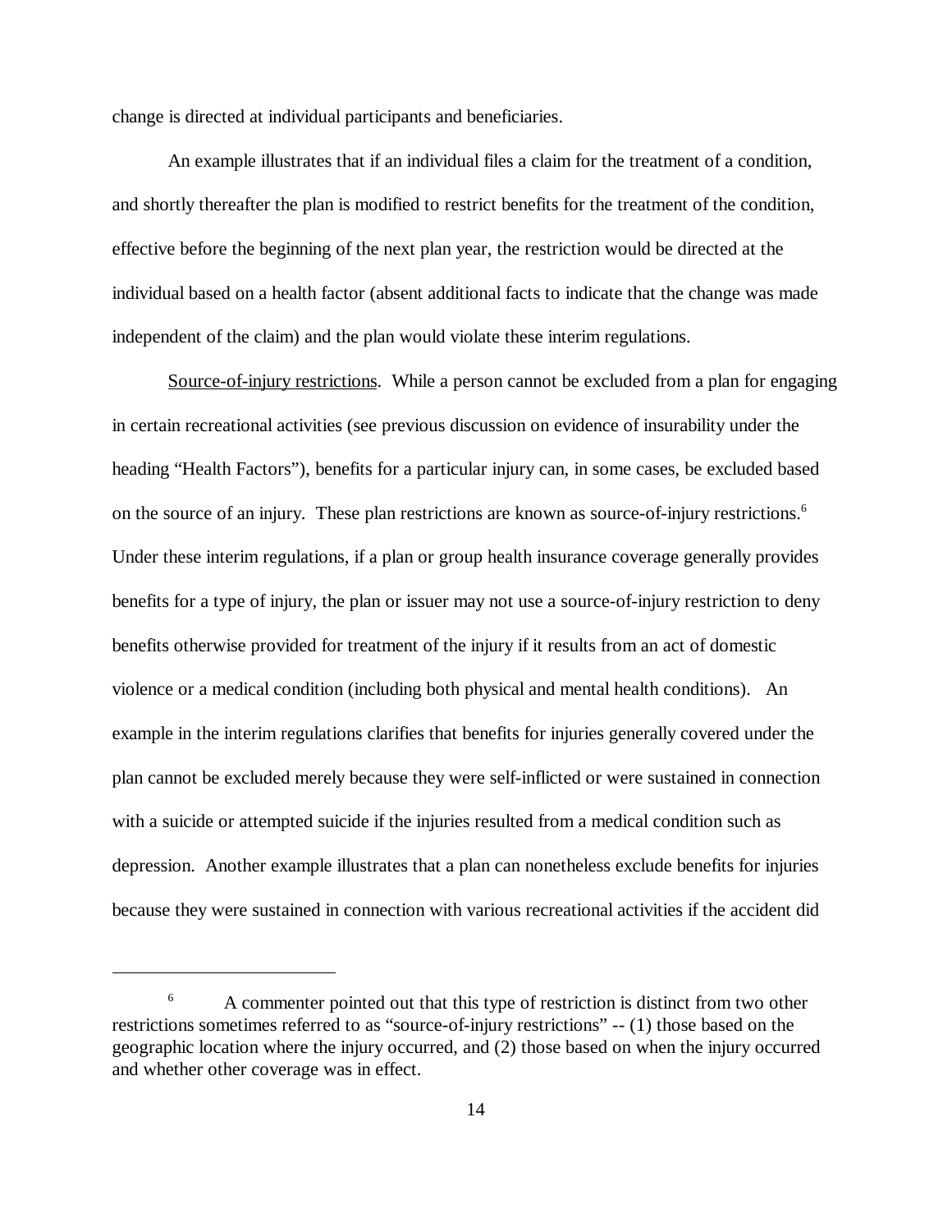change is directed at individual participants and beneficiaries.

An example illustrates that if an individual files a claim for the treatment of a condition, and shortly thereafter the plan is modified to restrict benefits for the treatment of the condition, effective before the beginning of the next plan year, the restriction would be directed at the individual based on a health factor (absent additional facts to indicate that the change was made independent of the claim) and the plan would violate these interim regulations.

Source-of-injury restrictions. While a person cannot be excluded from a plan for engaging in certain recreational activities (see previous discussion on evidence of insurability under the heading "Health Factors"), benefits for a particular injury can, in some cases, be excluded based on the source of an injury. These plan restrictions are known as source-of-injury restrictions.[6] Under these interim regulations, if a plan or group health insurance coverage generally provides benefits for a type of injury, the plan or issuer may not use a source-of-injury restriction to deny benefits otherwise provided for treatment of the injury if it results from an act of domestic violence or a medical condition (including both physical and mental health conditions). An example in the interim regulations clarifies that benefits for injuries generally covered under the plan cannot be excluded merely because they were self-inflicted or were sustained in connection with a suicide or attempted suicide if the injuries resulted from a medical condition such as depression. Another example illustrates that a plan can nonetheless exclude benefits for injuries because they were sustained in connection with various recreational activities if the accident did

---

[6] A commenter pointed out that this type of restriction is distinct from two other restrictions sometimes referred to as "source-of-injury restrictions" -- (1) those based on the geographic location where the injury occurred, and (2) those based on when the injury occurred and whether other coverage was in effect.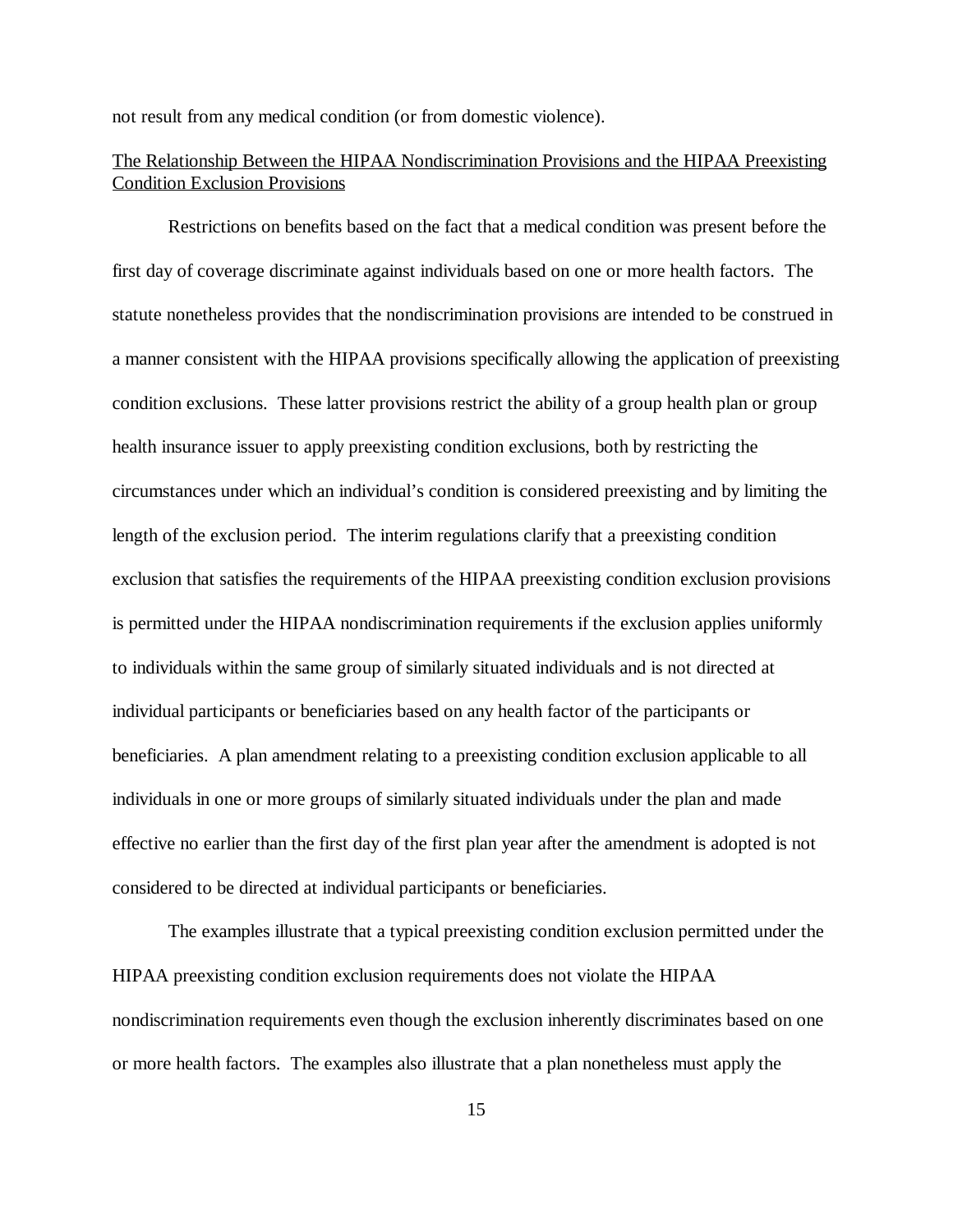not result from any medical condition (or from domestic violence).

The Relationship Between the HIPAA Nondiscrimination Provisions and the HIPAA Preexisting Condition Exclusion Provisions

Restrictions on benefits based on the fact that a medical condition was present before the first day of coverage discriminate against individuals based on one or more health factors. The statute nonetheless provides that the nondiscrimination provisions are intended to be construed in a manner consistent with the HIPAA provisions specifically allowing the application of preexisting condition exclusions. These latter provisions restrict the ability of a group health plan or group health insurance issuer to apply preexisting condition exclusions, both by restricting the circumstances under which an individual's condition is considered preexisting and by limiting the length of the exclusion period. The interim regulations clarify that a preexisting condition exclusion that satisfies the requirements of the HIPAA preexisting condition exclusion provisions is permitted under the HIPAA nondiscrimination requirements if the exclusion applies uniformly to individuals within the same group of similarly situated individuals and is not directed at individual participants or beneficiaries based on any health factor of the participants or beneficiaries. A plan amendment relating to a preexisting condition exclusion applicable to all individuals in one or more groups of similarly situated individuals under the plan and made effective no earlier than the first day of the first plan year after the amendment is adopted is not considered to be directed at individual participants or beneficiaries.

The examples illustrate that a typical preexisting condition exclusion permitted under the HIPAA preexisting condition exclusion requirements does not violate the HIPAA nondiscrimination requirements even though the exclusion inherently discriminates based on one or more health factors. The examples also illustrate that a plan nonetheless must apply the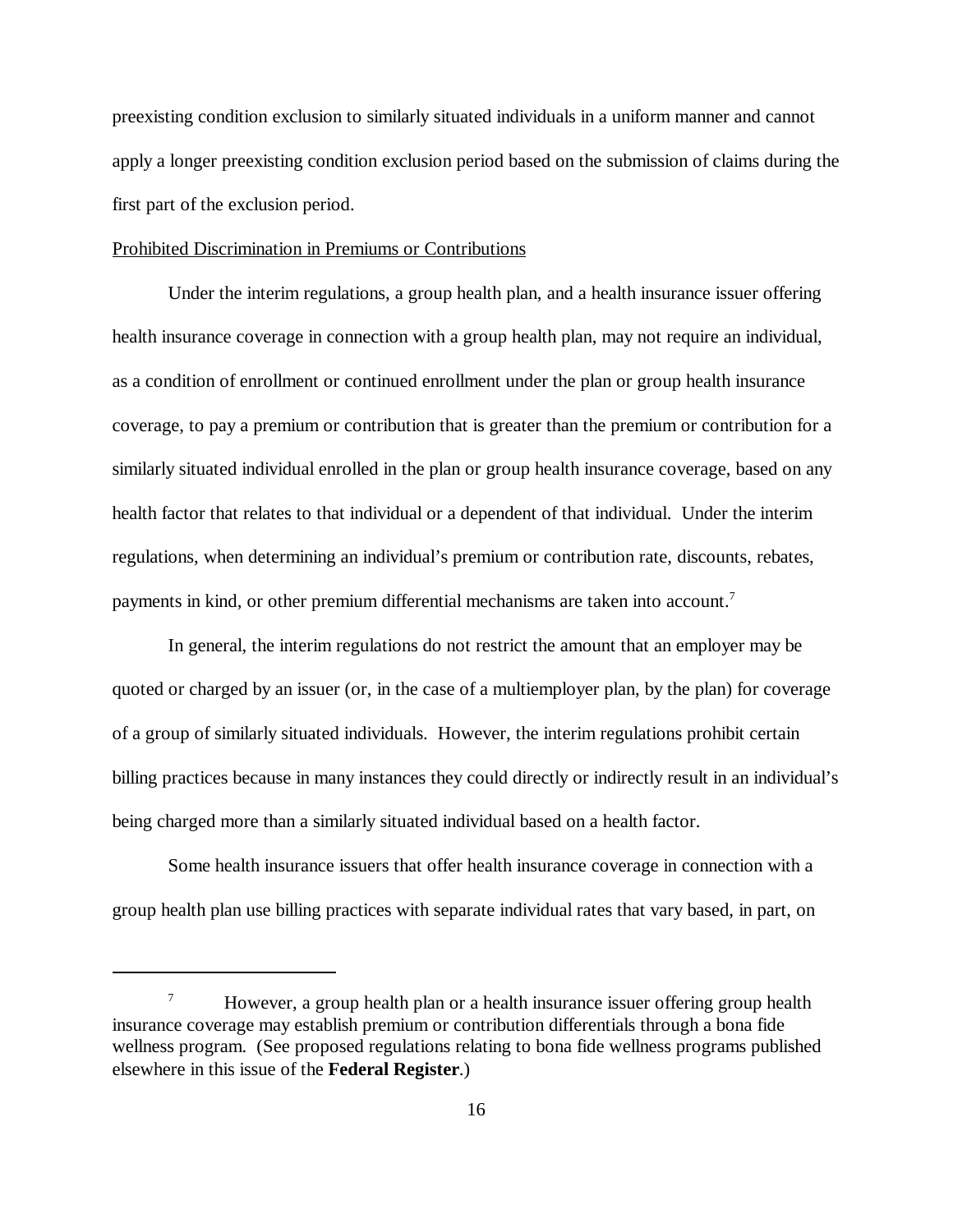preexisting condition exclusion to similarly situated individuals in a uniform manner and cannot apply a longer preexisting condition exclusion period based on the submission of claims during the first part of the exclusion period.

Prohibited Discrimination in Premiums or Contributions

Under the interim regulations, a group health plan, and a health insurance issuer offering health insurance coverage in connection with a group health plan, may not require an individual, as a condition of enrollment or continued enrollment under the plan or group health insurance coverage, to pay a premium or contribution that is greater than the premium or contribution for a similarly situated individual enrolled in the plan or group health insurance coverage, based on any health factor that relates to that individual or a dependent of that individual. Under the interim regulations, when determining an individual's premium or contribution rate, discounts, rebates, payments in kind, or other premium differential mechanisms are taken into account.[7]

In general, the interim regulations do not restrict the amount that an employer may be quoted or charged by an issuer (or, in the case of a multiemployer plan, by the plan) for coverage of a group of similarly situated individuals. However, the interim regulations prohibit certain billing practices because in many instances they could directly or indirectly result in an individual's being charged more than a similarly situated individual based on a health factor.

Some health insurance issuers that offer health insurance coverage in connection with a group health plan use billing practices with separate individual rates that vary based, in part, on

---

[7] However, a group health plan or a health insurance issuer offering group health insurance coverage may establish premium or contribution differentials through a bona fide wellness program. (See proposed regulations relating to bona fide wellness programs published elsewhere in this issue of the **Federal Register**.)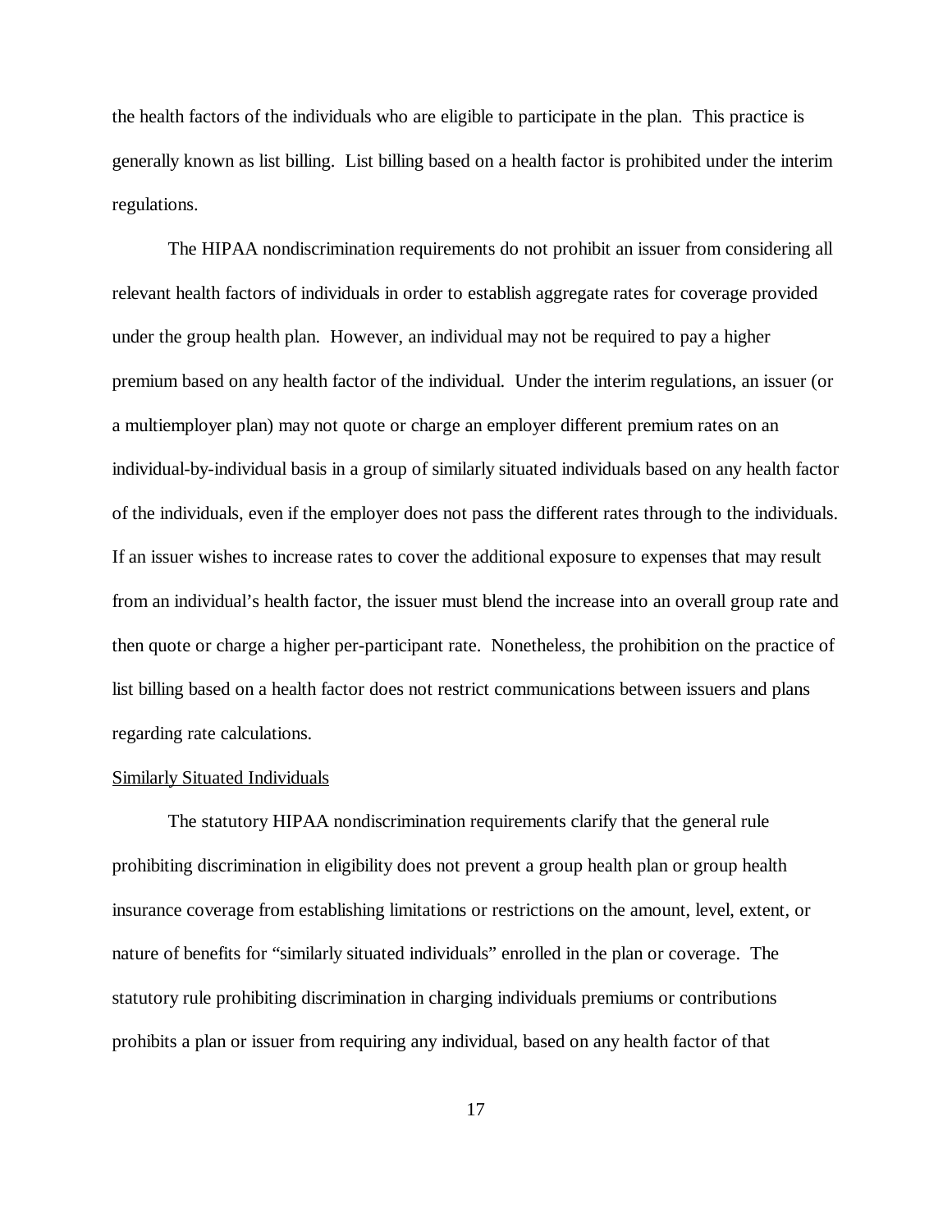the health factors of the individuals who are eligible to participate in the plan. This practice is generally known as list billing. List billing based on a health factor is prohibited under the interim regulations.

The HIPAA nondiscrimination requirements do not prohibit an issuer from considering all relevant health factors of individuals in order to establish aggregate rates for coverage provided under the group health plan. However, an individual may not be required to pay a higher premium based on any health factor of the individual. Under the interim regulations, an issuer (or a multiemployer plan) may not quote or charge an employer different premium rates on an individual-by-individual basis in a group of similarly situated individuals based on any health factor of the individuals, even if the employer does not pass the different rates through to the individuals. If an issuer wishes to increase rates to cover the additional exposure to expenses that may result from an individual's health factor, the issuer must blend the increase into an overall group rate and then quote or charge a higher per-participant rate. Nonetheless, the prohibition on the practice of list billing based on a health factor does not restrict communications between issuers and plans regarding rate calculations.

Similarly Situated Individuals

The statutory HIPAA nondiscrimination requirements clarify that the general rule prohibiting discrimination in eligibility does not prevent a group health plan or group health insurance coverage from establishing limitations or restrictions on the amount, level, extent, or nature of benefits for "similarly situated individuals" enrolled in the plan or coverage. The statutory rule prohibiting discrimination in charging individuals premiums or contributions prohibits a plan or issuer from requiring any individual, based on any health factor of that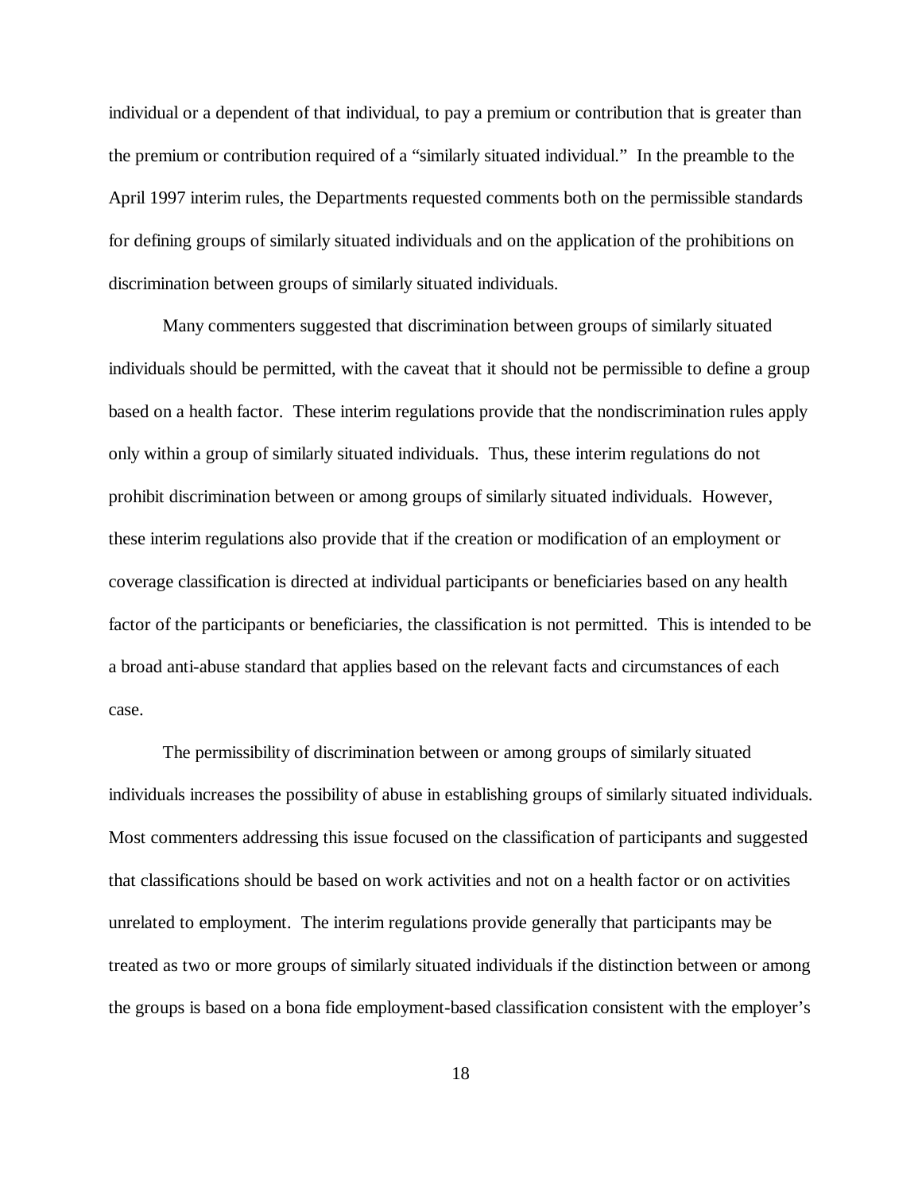individual or a dependent of that individual, to pay a premium or contribution that is greater than the premium or contribution required of a "similarly situated individual." In the preamble to the April 1997 interim rules, the Departments requested comments both on the permissible standards for defining groups of similarly situated individuals and on the application of the prohibitions on discrimination between groups of similarly situated individuals.

Many commenters suggested that discrimination between groups of similarly situated individuals should be permitted, with the caveat that it should not be permissible to define a group based on a health factor. These interim regulations provide that the nondiscrimination rules apply only within a group of similarly situated individuals. Thus, these interim regulations do not prohibit discrimination between or among groups of similarly situated individuals. However, these interim regulations also provide that if the creation or modification of an employment or coverage classification is directed at individual participants or beneficiaries based on any health factor of the participants or beneficiaries, the classification is not permitted. This is intended to be a broad anti-abuse standard that applies based on the relevant facts and circumstances of each case.

The permissibility of discrimination between or among groups of similarly situated individuals increases the possibility of abuse in establishing groups of similarly situated individuals. Most commenters addressing this issue focused on the classification of participants and suggested that classifications should be based on work activities and not on a health factor or on activities unrelated to employment. The interim regulations provide generally that participants may be treated as two or more groups of similarly situated individuals if the distinction between or among the groups is based on a bona fide employment-based classification consistent with the employer's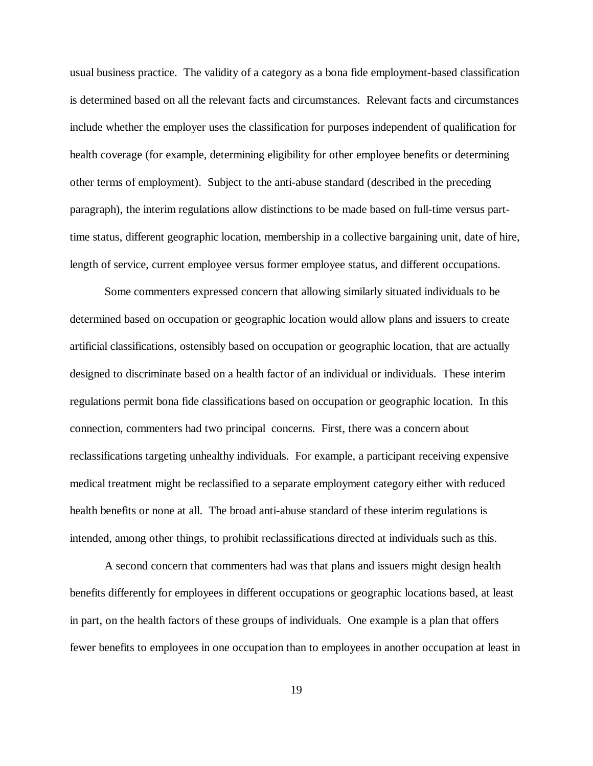usual business practice. The validity of a category as a bona fide employment-based classification is determined based on all the relevant facts and circumstances. Relevant facts and circumstances include whether the employer uses the classification for purposes independent of qualification for health coverage (for example, determining eligibility for other employee benefits or determining other terms of employment). Subject to the anti-abuse standard (described in the preceding paragraph), the interim regulations allow distinctions to be made based on full-time versus part-time status, different geographic location, membership in a collective bargaining unit, date of hire, length of service, current employee versus former employee status, and different occupations.

Some commenters expressed concern that allowing similarly situated individuals to be determined based on occupation or geographic location would allow plans and issuers to create artificial classifications, ostensibly based on occupation or geographic location, that are actually designed to discriminate based on a health factor of an individual or individuals. These interim regulations permit bona fide classifications based on occupation or geographic location. In this connection, commenters had two principal concerns. First, there was a concern about reclassifications targeting unhealthy individuals. For example, a participant receiving expensive medical treatment might be reclassified to a separate employment category either with reduced health benefits or none at all. The broad anti-abuse standard of these interim regulations is intended, among other things, to prohibit reclassifications directed at individuals such as this.

A second concern that commenters had was that plans and issuers might design health benefits differently for employees in different occupations or geographic locations based, at least in part, on the health factors of these groups of individuals. One example is a plan that offers fewer benefits to employees in one occupation than to employees in another occupation at least in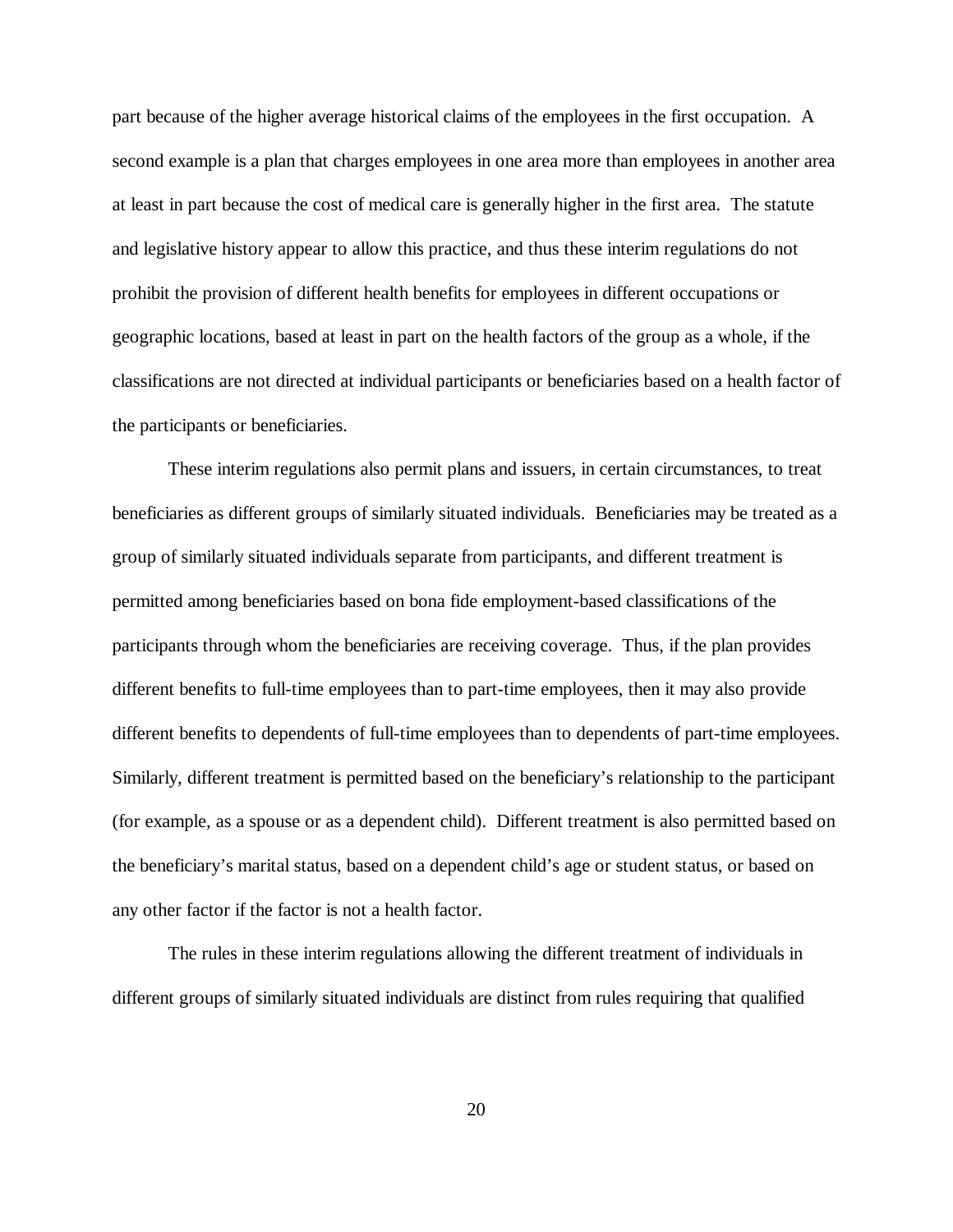part because of the higher average historical claims of the employees in the first occupation. A second example is a plan that charges employees in one area more than employees in another area at least in part because the cost of medical care is generally higher in the first area. The statute and legislative history appear to allow this practice, and thus these interim regulations do not prohibit the provision of different health benefits for employees in different occupations or geographic locations, based at least in part on the health factors of the group as a whole, if the classifications are not directed at individual participants or beneficiaries based on a health factor of the participants or beneficiaries.

These interim regulations also permit plans and issuers, in certain circumstances, to treat beneficiaries as different groups of similarly situated individuals. Beneficiaries may be treated as a group of similarly situated individuals separate from participants, and different treatment is permitted among beneficiaries based on bona fide employment-based classifications of the participants through whom the beneficiaries are receiving coverage. Thus, if the plan provides different benefits to full-time employees than to part-time employees, then it may also provide different benefits to dependents of full-time employees than to dependents of part-time employees. Similarly, different treatment is permitted based on the beneficiary's relationship to the participant (for example, as a spouse or as a dependent child). Different treatment is also permitted based on the beneficiary's marital status, based on a dependent child's age or student status, or based on any other factor if the factor is not a health factor.

The rules in these interim regulations allowing the different treatment of individuals in different groups of similarly situated individuals are distinct from rules requiring that qualified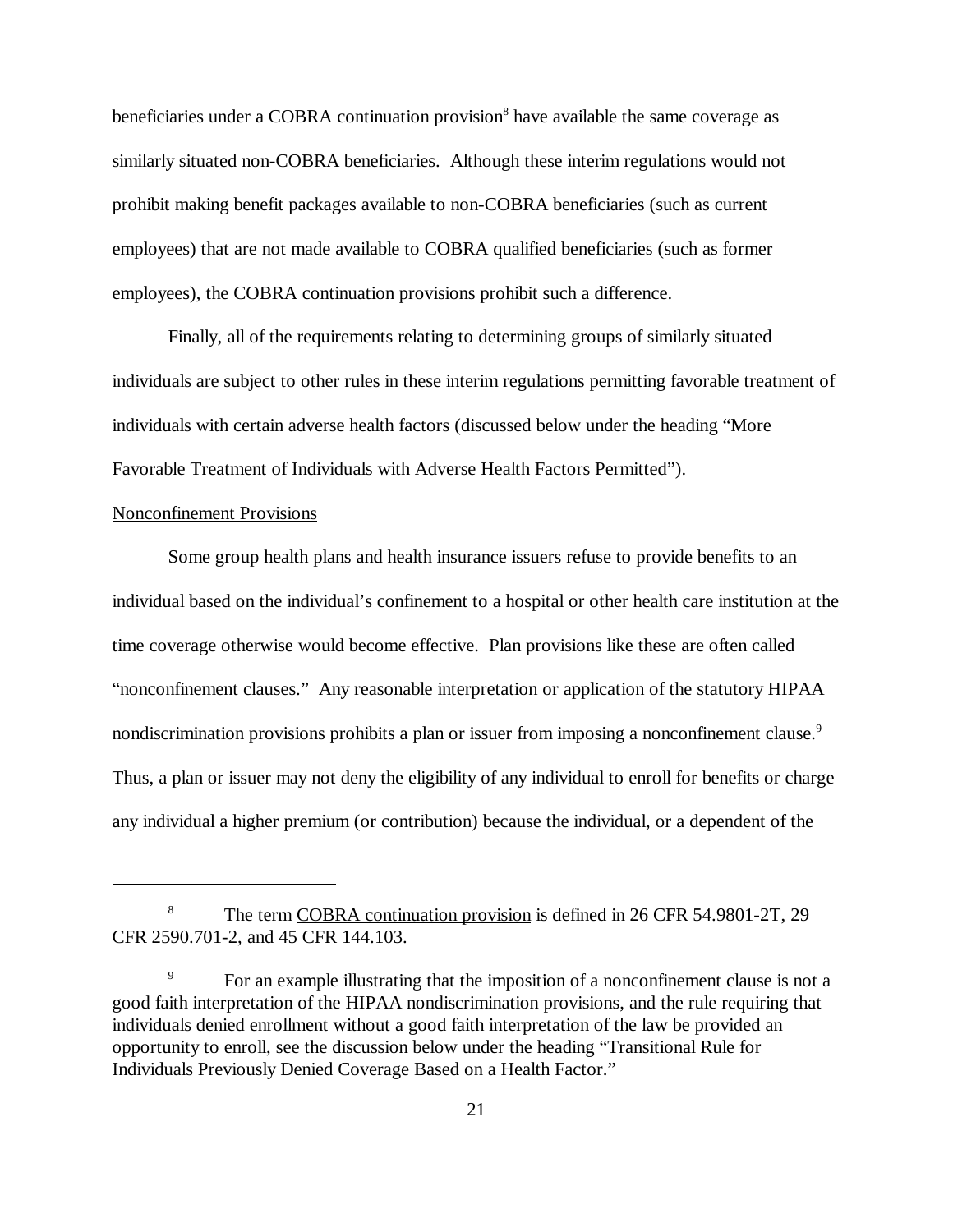beneficiaries under a COBRA continuation provision[8] have available the same coverage as similarly situated non-COBRA beneficiaries. Although these interim regulations would not prohibit making benefit packages available to non-COBRA beneficiaries (such as current employees) that are not made available to COBRA qualified beneficiaries (such as former employees), the COBRA continuation provisions prohibit such a difference.

Finally, all of the requirements relating to determining groups of similarly situated individuals are subject to other rules in these interim regulations permitting favorable treatment of individuals with certain adverse health factors (discussed below under the heading "More Favorable Treatment of Individuals with Adverse Health Factors Permitted").

Nonconfinement Provisions

Some group health plans and health insurance issuers refuse to provide benefits to an individual based on the individual's confinement to a hospital or other health care institution at the time coverage otherwise would become effective. Plan provisions like these are often called "nonconfinement clauses." Any reasonable interpretation or application of the statutory HIPAA nondiscrimination provisions prohibits a plan or issuer from imposing a nonconfinement clause.[9] Thus, a plan or issuer may not deny the eligibility of any individual to enroll for benefits or charge any individual a higher premium (or contribution) because the individual, or a dependent of the

---

[8] The term COBRA continuation provision is defined in 26 CFR 54.9801-2T, 29 CFR 2590.701-2, and 45 CFR 144.103.

[9] For an example illustrating that the imposition of a nonconfinement clause is not a good faith interpretation of the HIPAA nondiscrimination provisions, and the rule requiring that individuals denied enrollment without a good faith interpretation of the law be provided an opportunity to enroll, see the discussion below under the heading "Transitional Rule for Individuals Previously Denied Coverage Based on a Health Factor."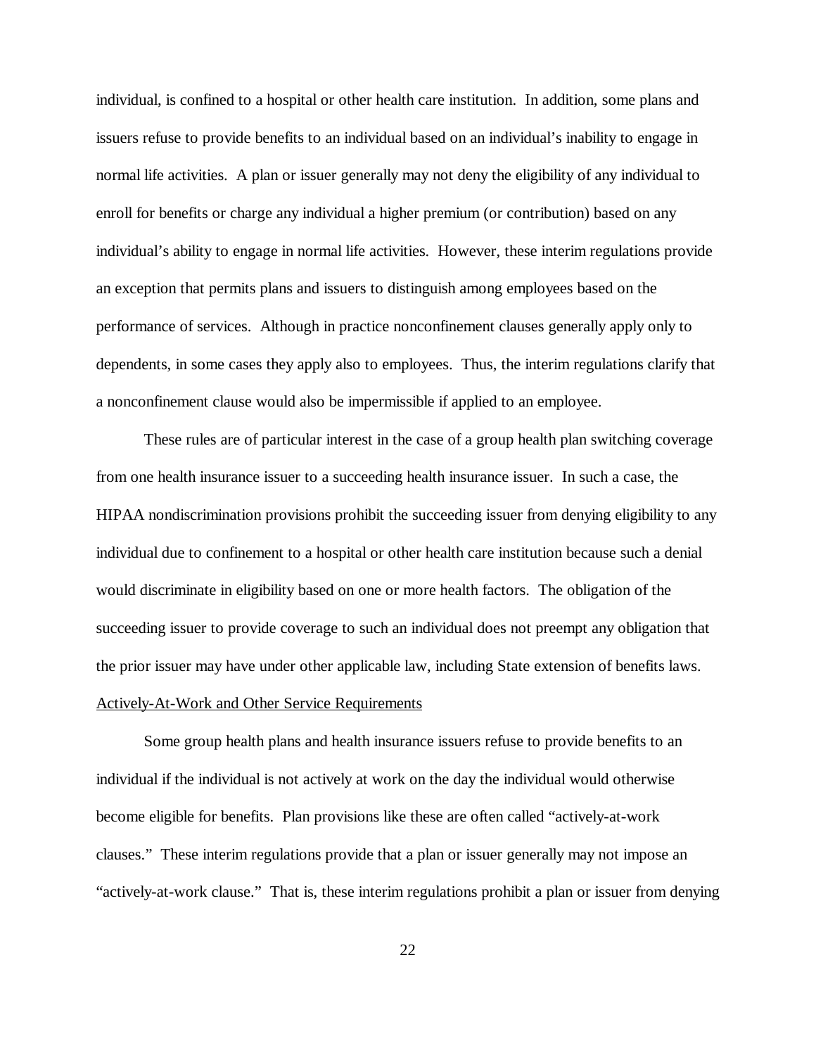individual, is confined to a hospital or other health care institution. In addition, some plans and issuers refuse to provide benefits to an individual based on an individual's inability to engage in normal life activities. A plan or issuer generally may not deny the eligibility of any individual to enroll for benefits or charge any individual a higher premium (or contribution) based on any individual's ability to engage in normal life activities. However, these interim regulations provide an exception that permits plans and issuers to distinguish among employees based on the performance of services. Although in practice nonconfinement clauses generally apply only to dependents, in some cases they apply also to employees. Thus, the interim regulations clarify that a nonconfinement clause would also be impermissible if applied to an employee.

These rules are of particular interest in the case of a group health plan switching coverage from one health insurance issuer to a succeeding health insurance issuer. In such a case, the HIPAA nondiscrimination provisions prohibit the succeeding issuer from denying eligibility to any individual due to confinement to a hospital or other health care institution because such a denial would discriminate in eligibility based on one or more health factors. The obligation of the succeeding issuer to provide coverage to such an individual does not preempt any obligation that the prior issuer may have under other applicable law, including State extension of benefits laws.

<u>Actively-At-Work and Other Service Requirements</u>

Some group health plans and health insurance issuers refuse to provide benefits to an individual if the individual is not actively at work on the day the individual would otherwise become eligible for benefits. Plan provisions like these are often called "actively-at-work clauses." These interim regulations provide that a plan or issuer generally may not impose an "actively-at-work clause." That is, these interim regulations prohibit a plan or issuer from denying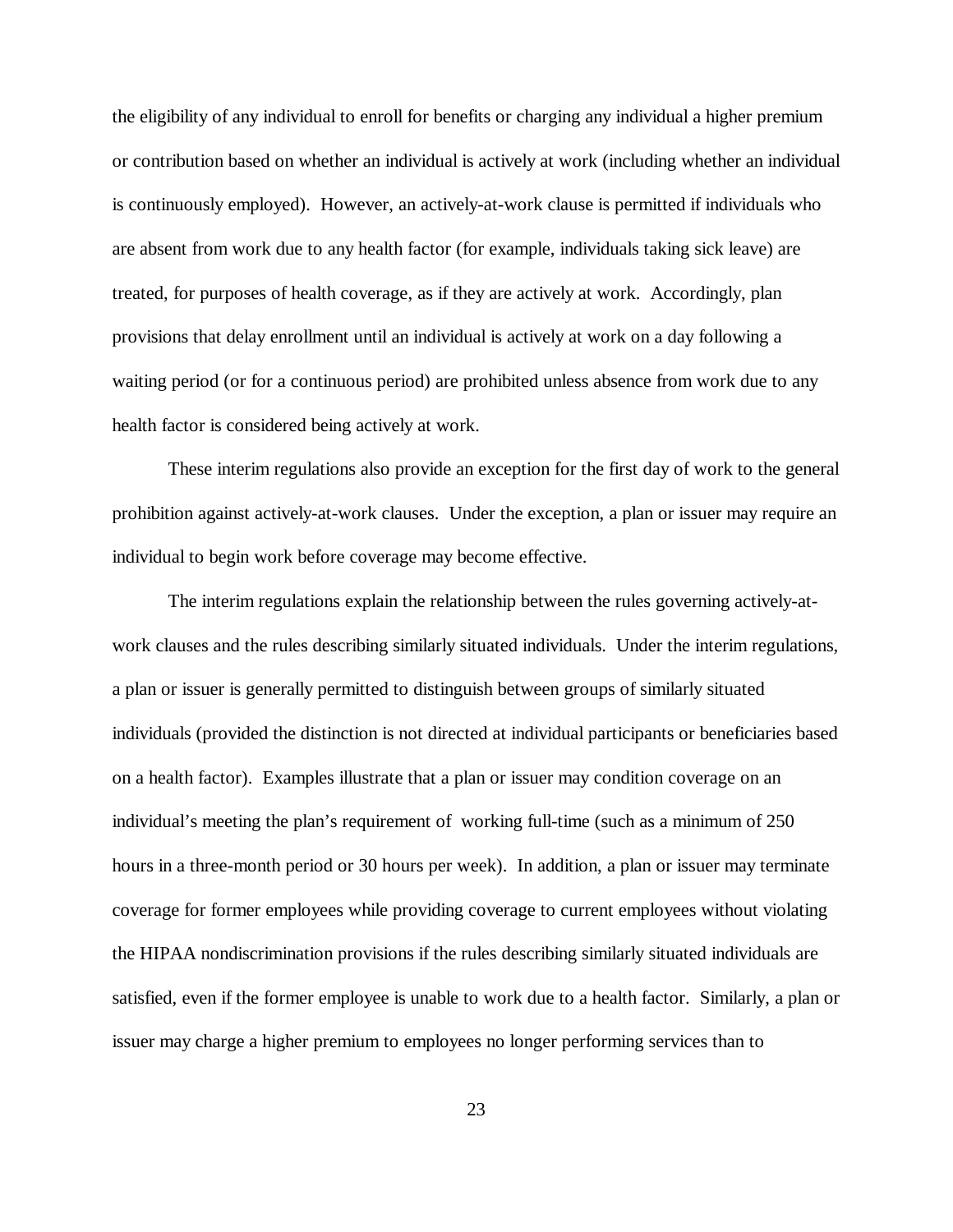the eligibility of any individual to enroll for benefits or charging any individual a higher premium or contribution based on whether an individual is actively at work (including whether an individual is continuously employed). However, an actively-at-work clause is permitted if individuals who are absent from work due to any health factor (for example, individuals taking sick leave) are treated, for purposes of health coverage, as if they are actively at work. Accordingly, plan provisions that delay enrollment until an individual is actively at work on a day following a waiting period (or for a continuous period) are prohibited unless absence from work due to any health factor is considered being actively at work.

These interim regulations also provide an exception for the first day of work to the general prohibition against actively-at-work clauses. Under the exception, a plan or issuer may require an individual to begin work before coverage may become effective.

The interim regulations explain the relationship between the rules governing actively-at-work clauses and the rules describing similarly situated individuals. Under the interim regulations, a plan or issuer is generally permitted to distinguish between groups of similarly situated individuals (provided the distinction is not directed at individual participants or beneficiaries based on a health factor). Examples illustrate that a plan or issuer may condition coverage on an individual's meeting the plan's requirement of working full-time (such as a minimum of 250 hours in a three-month period or 30 hours per week). In addition, a plan or issuer may terminate coverage for former employees while providing coverage to current employees without violating the HIPAA nondiscrimination provisions if the rules describing similarly situated individuals are satisfied, even if the former employee is unable to work due to a health factor. Similarly, a plan or issuer may charge a higher premium to employees no longer performing services than to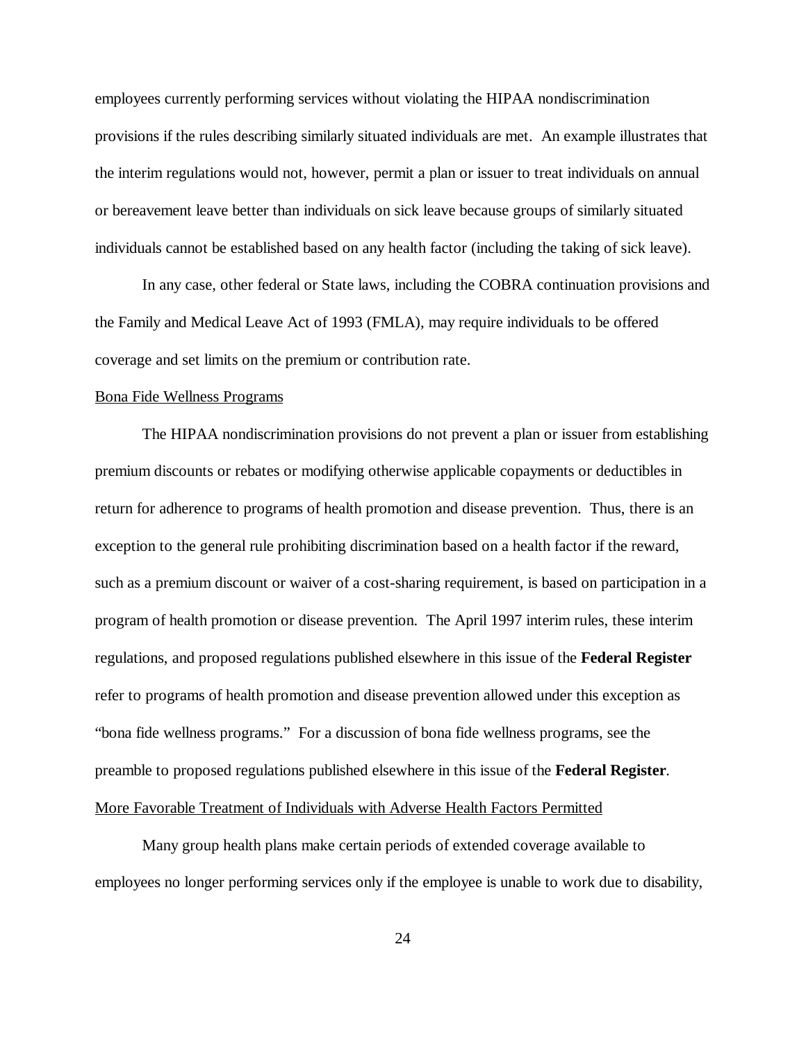employees currently performing services without violating the HIPAA nondiscrimination provisions if the rules describing similarly situated individuals are met. An example illustrates that the interim regulations would not, however, permit a plan or issuer to treat individuals on annual or bereavement leave better than individuals on sick leave because groups of similarly situated individuals cannot be established based on any health factor (including the taking of sick leave).

In any case, other federal or State laws, including the COBRA continuation provisions and the Family and Medical Leave Act of 1993 (FMLA), may require individuals to be offered coverage and set limits on the premium or contribution rate.

Bona Fide Wellness Programs

The HIPAA nondiscrimination provisions do not prevent a plan or issuer from establishing premium discounts or rebates or modifying otherwise applicable copayments or deductibles in return for adherence to programs of health promotion and disease prevention. Thus, there is an exception to the general rule prohibiting discrimination based on a health factor if the reward, such as a premium discount or waiver of a cost-sharing requirement, is based on participation in a program of health promotion or disease prevention. The April 1997 interim rules, these interim regulations, and proposed regulations published elsewhere in this issue of the **Federal Register** refer to programs of health promotion and disease prevention allowed under this exception as "bona fide wellness programs." For a discussion of bona fide wellness programs, see the preamble to proposed regulations published elsewhere in this issue of the **Federal Register**.

More Favorable Treatment of Individuals with Adverse Health Factors Permitted

Many group health plans make certain periods of extended coverage available to employees no longer performing services only if the employee is unable to work due to disability,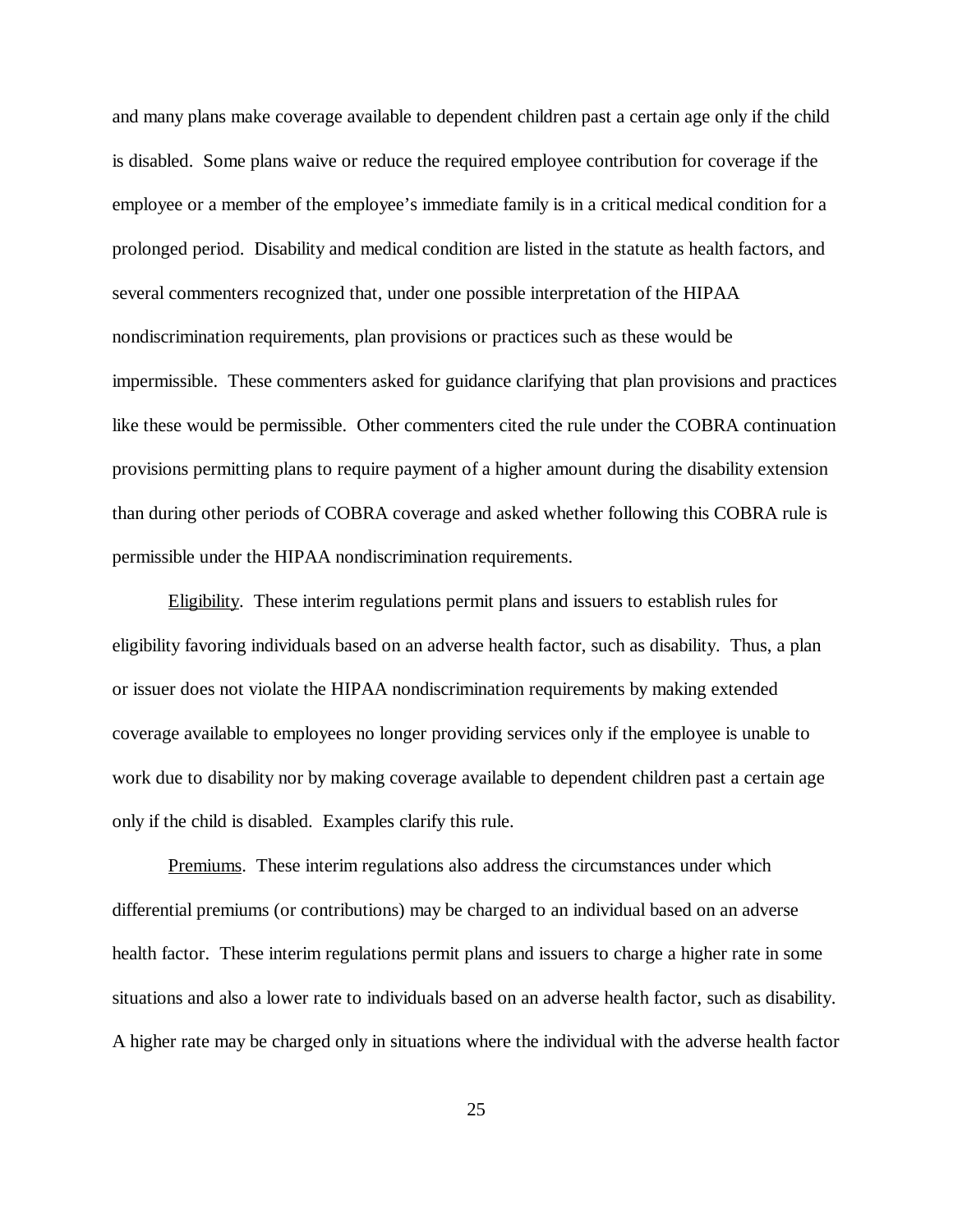and many plans make coverage available to dependent children past a certain age only if the child is disabled. Some plans waive or reduce the required employee contribution for coverage if the employee or a member of the employee's immediate family is in a critical medical condition for a prolonged period. Disability and medical condition are listed in the statute as health factors, and several commenters recognized that, under one possible interpretation of the HIPAA nondiscrimination requirements, plan provisions or practices such as these would be impermissible. These commenters asked for guidance clarifying that plan provisions and practices like these would be permissible. Other commenters cited the rule under the COBRA continuation provisions permitting plans to require payment of a higher amount during the disability extension than during other periods of COBRA coverage and asked whether following this COBRA rule is permissible under the HIPAA nondiscrimination requirements.

Eligibility. These interim regulations permit plans and issuers to establish rules for eligibility favoring individuals based on an adverse health factor, such as disability. Thus, a plan or issuer does not violate the HIPAA nondiscrimination requirements by making extended coverage available to employees no longer providing services only if the employee is unable to work due to disability nor by making coverage available to dependent children past a certain age only if the child is disabled. Examples clarify this rule.

Premiums. These interim regulations also address the circumstances under which differential premiums (or contributions) may be charged to an individual based on an adverse health factor. These interim regulations permit plans and issuers to charge a higher rate in some situations and also a lower rate to individuals based on an adverse health factor, such as disability. A higher rate may be charged only in situations where the individual with the adverse health factor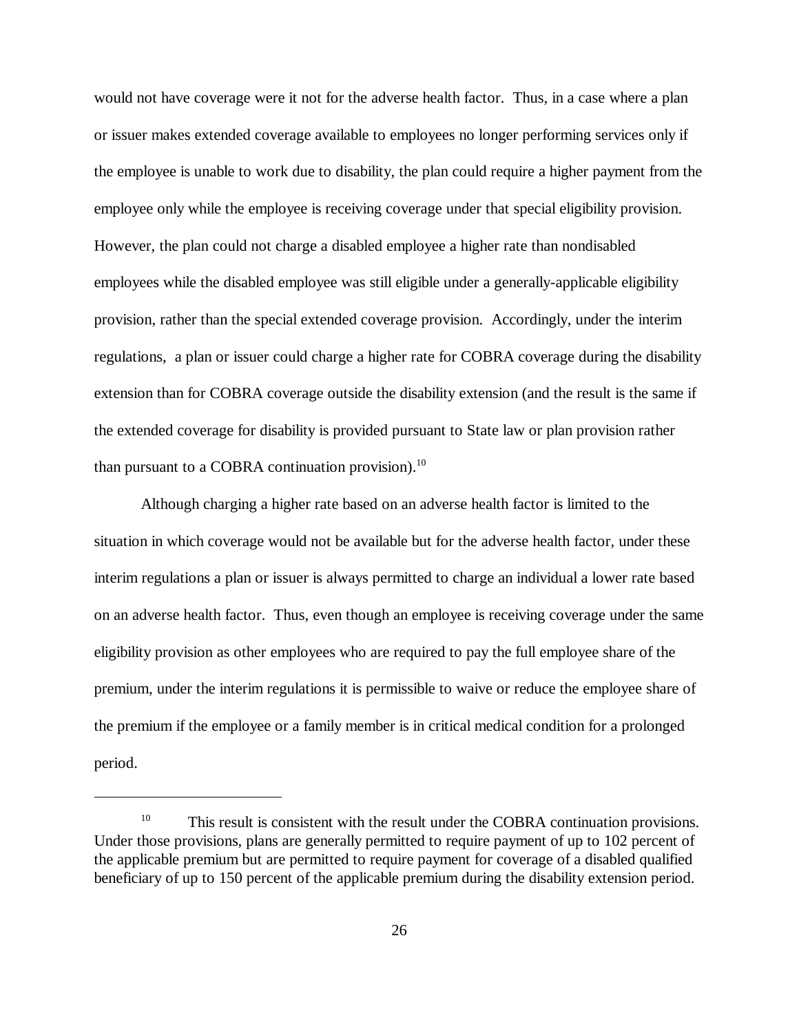would not have coverage were it not for the adverse health factor. Thus, in a case where a plan or issuer makes extended coverage available to employees no longer performing services only if the employee is unable to work due to disability, the plan could require a higher payment from the employee only while the employee is receiving coverage under that special eligibility provision. However, the plan could not charge a disabled employee a higher rate than nondisabled employees while the disabled employee was still eligible under a generally-applicable eligibility provision, rather than the special extended coverage provision. Accordingly, under the interim regulations, a plan or issuer could charge a higher rate for COBRA coverage during the disability extension than for COBRA coverage outside the disability extension (and the result is the same if the extended coverage for disability is provided pursuant to State law or plan provision rather than pursuant to a COBRA continuation provision).[10]

Although charging a higher rate based on an adverse health factor is limited to the situation in which coverage would not be available but for the adverse health factor, under these interim regulations a plan or issuer is always permitted to charge an individual a lower rate based on an adverse health factor. Thus, even though an employee is receiving coverage under the same eligibility provision as other employees who are required to pay the full employee share of the premium, under the interim regulations it is permissible to waive or reduce the employee share of the premium if the employee or a family member is in critical medical condition for a prolonged period.

---

[10] This result is consistent with the result under the COBRA continuation provisions. Under those provisions, plans are generally permitted to require payment of up to 102 percent of the applicable premium but are permitted to require payment for coverage of a disabled qualified beneficiary of up to 150 percent of the applicable premium during the disability extension period.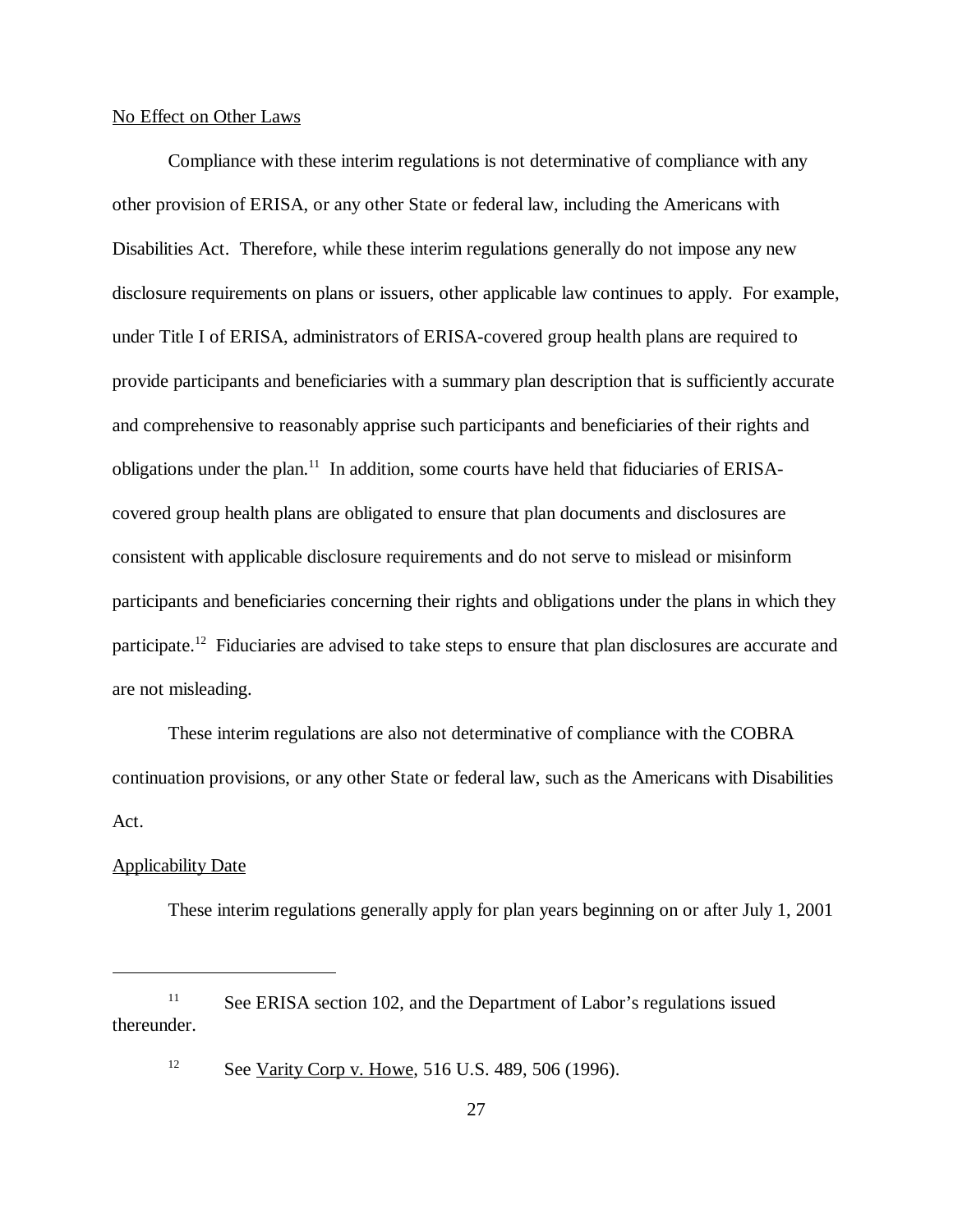<u>No Effect on Other Laws</u>

Compliance with these interim regulations is not determinative of compliance with any other provision of ERISA, or any other State or federal law, including the Americans with Disabilities Act. Therefore, while these interim regulations generally do not impose any new disclosure requirements on plans or issuers, other applicable law continues to apply. For example, under Title I of ERISA, administrators of ERISA-covered group health plans are required to provide participants and beneficiaries with a summary plan description that is sufficiently accurate and comprehensive to reasonably apprise such participants and beneficiaries of their rights and obligations under the plan.[11] In addition, some courts have held that fiduciaries of ERISA-covered group health plans are obligated to ensure that plan documents and disclosures are consistent with applicable disclosure requirements and do not serve to mislead or misinform participants and beneficiaries concerning their rights and obligations under the plans in which they participate.[12] Fiduciaries are advised to take steps to ensure that plan disclosures are accurate and are not misleading.

These interim regulations are also not determinative of compliance with the COBRA continuation provisions, or any other State or federal law, such as the Americans with Disabilities Act.

<u>Applicability Date</u>

These interim regulations generally apply for plan years beginning on or after July 1, 2001

---

[11] See ERISA section 102, and the Department of Labor's regulations issued thereunder.

[12] See <u>Varity Corp v. Howe</u>, 516 U.S. 489, 506 (1996).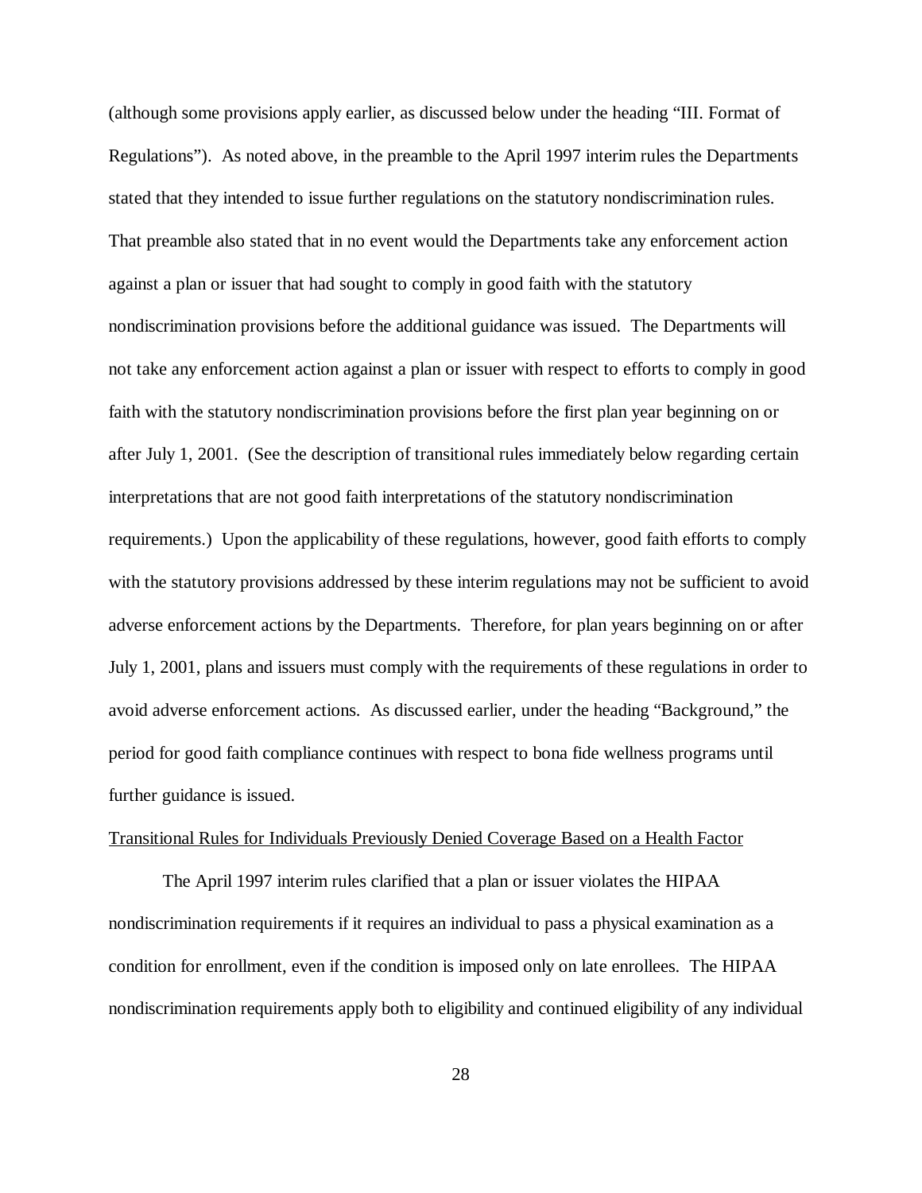(although some provisions apply earlier, as discussed below under the heading "III. Format of Regulations"). As noted above, in the preamble to the April 1997 interim rules the Departments stated that they intended to issue further regulations on the statutory nondiscrimination rules. That preamble also stated that in no event would the Departments take any enforcement action against a plan or issuer that had sought to comply in good faith with the statutory nondiscrimination provisions before the additional guidance was issued. The Departments will not take any enforcement action against a plan or issuer with respect to efforts to comply in good faith with the statutory nondiscrimination provisions before the first plan year beginning on or after July 1, 2001. (See the description of transitional rules immediately below regarding certain interpretations that are not good faith interpretations of the statutory nondiscrimination requirements.) Upon the applicability of these regulations, however, good faith efforts to comply with the statutory provisions addressed by these interim regulations may not be sufficient to avoid adverse enforcement actions by the Departments. Therefore, for plan years beginning on or after July 1, 2001, plans and issuers must comply with the requirements of these regulations in order to avoid adverse enforcement actions. As discussed earlier, under the heading "Background," the period for good faith compliance continues with respect to bona fide wellness programs until further guidance is issued.

Transitional Rules for Individuals Previously Denied Coverage Based on a Health Factor

The April 1997 interim rules clarified that a plan or issuer violates the HIPAA nondiscrimination requirements if it requires an individual to pass a physical examination as a condition for enrollment, even if the condition is imposed only on late enrollees. The HIPAA nondiscrimination requirements apply both to eligibility and continued eligibility of any individual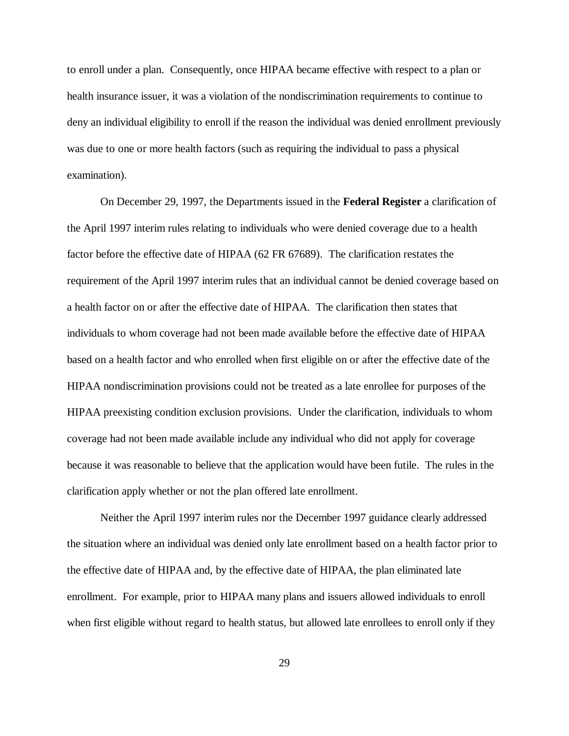to enroll under a plan. Consequently, once HIPAA became effective with respect to a plan or health insurance issuer, it was a violation of the nondiscrimination requirements to continue to deny an individual eligibility to enroll if the reason the individual was denied enrollment previously was due to one or more health factors (such as requiring the individual to pass a physical examination).

On December 29, 1997, the Departments issued in the **Federal Register** a clarification of the April 1997 interim rules relating to individuals who were denied coverage due to a health factor before the effective date of HIPAA (62 FR 67689). The clarification restates the requirement of the April 1997 interim rules that an individual cannot be denied coverage based on a health factor on or after the effective date of HIPAA. The clarification then states that individuals to whom coverage had not been made available before the effective date of HIPAA based on a health factor and who enrolled when first eligible on or after the effective date of the HIPAA nondiscrimination provisions could not be treated as a late enrollee for purposes of the HIPAA preexisting condition exclusion provisions. Under the clarification, individuals to whom coverage had not been made available include any individual who did not apply for coverage because it was reasonable to believe that the application would have been futile. The rules in the clarification apply whether or not the plan offered late enrollment.

Neither the April 1997 interim rules nor the December 1997 guidance clearly addressed the situation where an individual was denied only late enrollment based on a health factor prior to the effective date of HIPAA and, by the effective date of HIPAA, the plan eliminated late enrollment. For example, prior to HIPAA many plans and issuers allowed individuals to enroll when first eligible without regard to health status, but allowed late enrollees to enroll only if they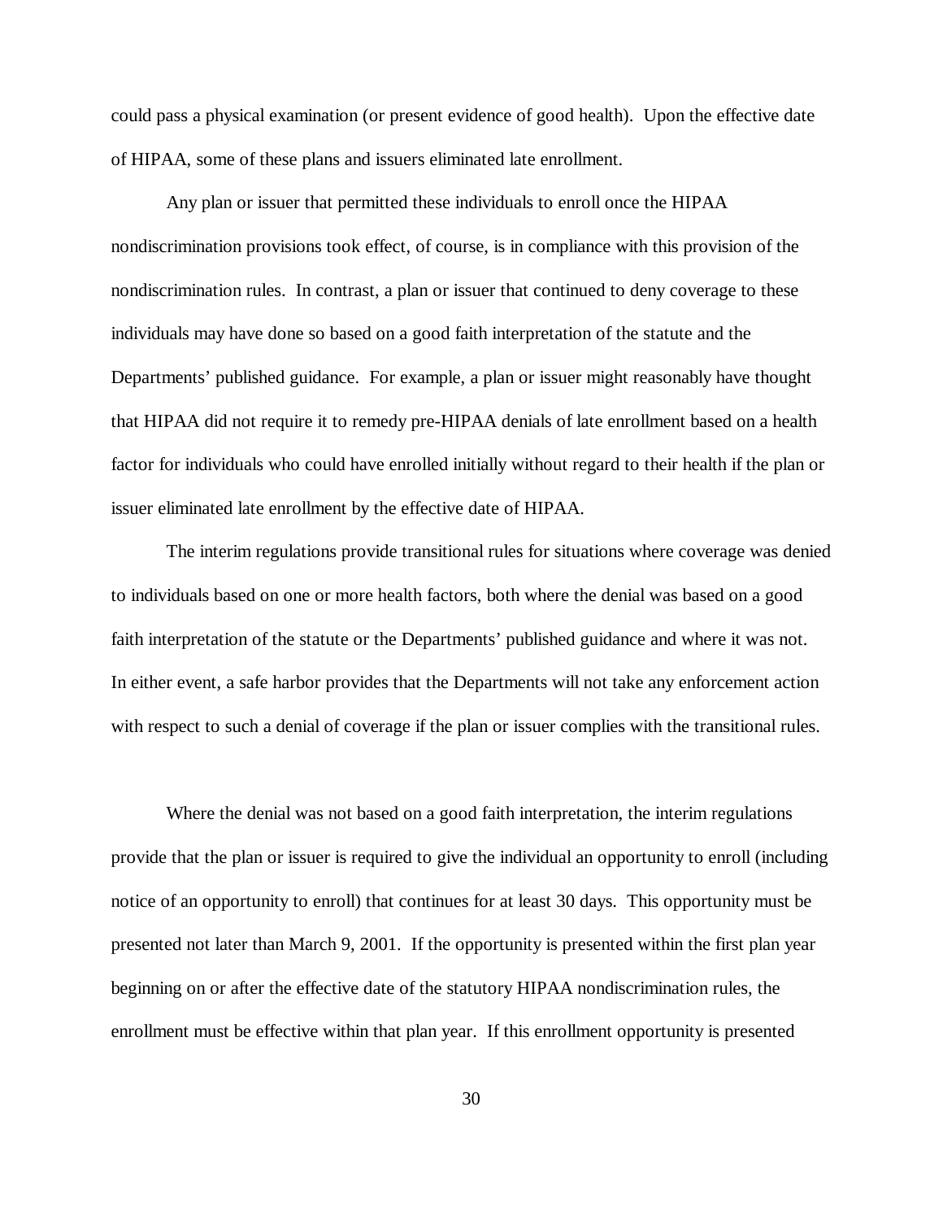could pass a physical examination (or present evidence of good health). Upon the effective date of HIPAA, some of these plans and issuers eliminated late enrollment.

Any plan or issuer that permitted these individuals to enroll once the HIPAA nondiscrimination provisions took effect, of course, is in compliance with this provision of the nondiscrimination rules. In contrast, a plan or issuer that continued to deny coverage to these individuals may have done so based on a good faith interpretation of the statute and the Departments' published guidance. For example, a plan or issuer might reasonably have thought that HIPAA did not require it to remedy pre-HIPAA denials of late enrollment based on a health factor for individuals who could have enrolled initially without regard to their health if the plan or issuer eliminated late enrollment by the effective date of HIPAA.

The interim regulations provide transitional rules for situations where coverage was denied to individuals based on one or more health factors, both where the denial was based on a good faith interpretation of the statute or the Departments' published guidance and where it was not. In either event, a safe harbor provides that the Departments will not take any enforcement action with respect to such a denial of coverage if the plan or issuer complies with the transitional rules.

Where the denial was not based on a good faith interpretation, the interim regulations provide that the plan or issuer is required to give the individual an opportunity to enroll (including notice of an opportunity to enroll) that continues for at least 30 days. This opportunity must be presented not later than March 9, 2001. If the opportunity is presented within the first plan year beginning on or after the effective date of the statutory HIPAA nondiscrimination rules, the enrollment must be effective within that plan year. If this enrollment opportunity is presented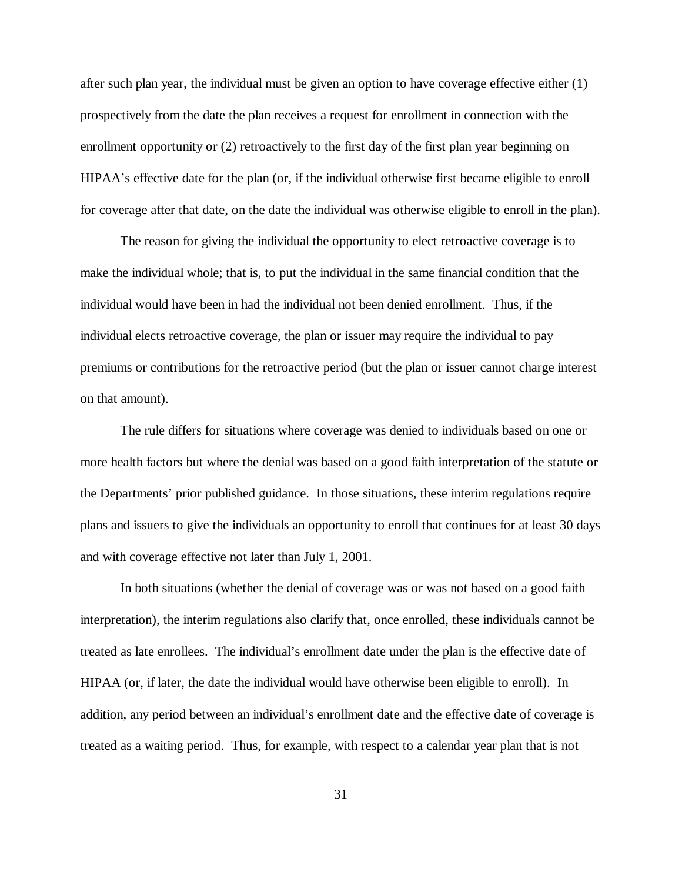after such plan year, the individual must be given an option to have coverage effective either (1) prospectively from the date the plan receives a request for enrollment in connection with the enrollment opportunity or (2) retroactively to the first day of the first plan year beginning on HIPAA's effective date for the plan (or, if the individual otherwise first became eligible to enroll for coverage after that date, on the date the individual was otherwise eligible to enroll in the plan).

The reason for giving the individual the opportunity to elect retroactive coverage is to make the individual whole; that is, to put the individual in the same financial condition that the individual would have been in had the individual not been denied enrollment. Thus, if the individual elects retroactive coverage, the plan or issuer may require the individual to pay premiums or contributions for the retroactive period (but the plan or issuer cannot charge interest on that amount).

The rule differs for situations where coverage was denied to individuals based on one or more health factors but where the denial was based on a good faith interpretation of the statute or the Departments' prior published guidance. In those situations, these interim regulations require plans and issuers to give the individuals an opportunity to enroll that continues for at least 30 days and with coverage effective not later than July 1, 2001.

In both situations (whether the denial of coverage was or was not based on a good faith interpretation), the interim regulations also clarify that, once enrolled, these individuals cannot be treated as late enrollees. The individual's enrollment date under the plan is the effective date of HIPAA (or, if later, the date the individual would have otherwise been eligible to enroll). In addition, any period between an individual's enrollment date and the effective date of coverage is treated as a waiting period. Thus, for example, with respect to a calendar year plan that is not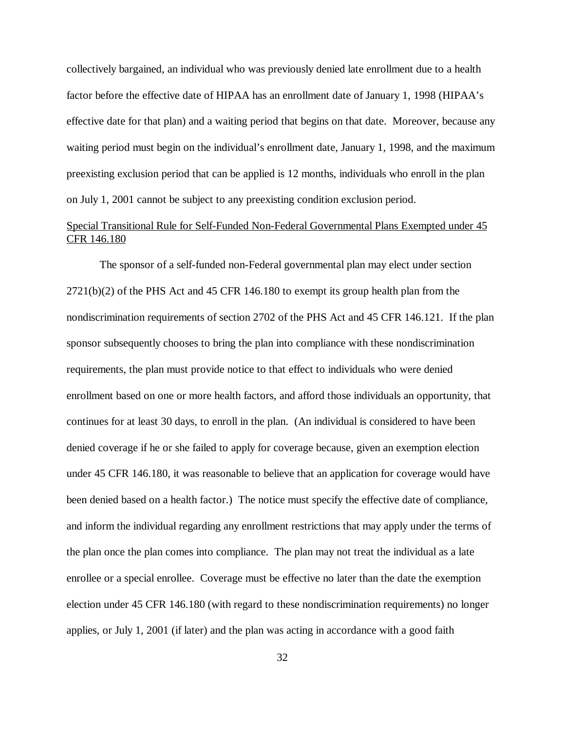collectively bargained, an individual who was previously denied late enrollment due to a health factor before the effective date of HIPAA has an enrollment date of January 1, 1998 (HIPAA's effective date for that plan) and a waiting period that begins on that date. Moreover, because any waiting period must begin on the individual's enrollment date, January 1, 1998, and the maximum preexisting exclusion period that can be applied is 12 months, individuals who enroll in the plan on July 1, 2001 cannot be subject to any preexisting condition exclusion period.

<u>Special Transitional Rule for Self-Funded Non-Federal Governmental Plans Exempted under 45 CFR 146.180</u>

The sponsor of a self-funded non-Federal governmental plan may elect under section 2721(b)(2) of the PHS Act and 45 CFR 146.180 to exempt its group health plan from the nondiscrimination requirements of section 2702 of the PHS Act and 45 CFR 146.121. If the plan sponsor subsequently chooses to bring the plan into compliance with these nondiscrimination requirements, the plan must provide notice to that effect to individuals who were denied enrollment based on one or more health factors, and afford those individuals an opportunity, that continues for at least 30 days, to enroll in the plan. (An individual is considered to have been denied coverage if he or she failed to apply for coverage because, given an exemption election under 45 CFR 146.180, it was reasonable to believe that an application for coverage would have been denied based on a health factor.) The notice must specify the effective date of compliance, and inform the individual regarding any enrollment restrictions that may apply under the terms of the plan once the plan comes into compliance. The plan may not treat the individual as a late enrollee or a special enrollee. Coverage must be effective no later than the date the exemption election under 45 CFR 146.180 (with regard to these nondiscrimination requirements) no longer applies, or July 1, 2001 (if later) and the plan was acting in accordance with a good faith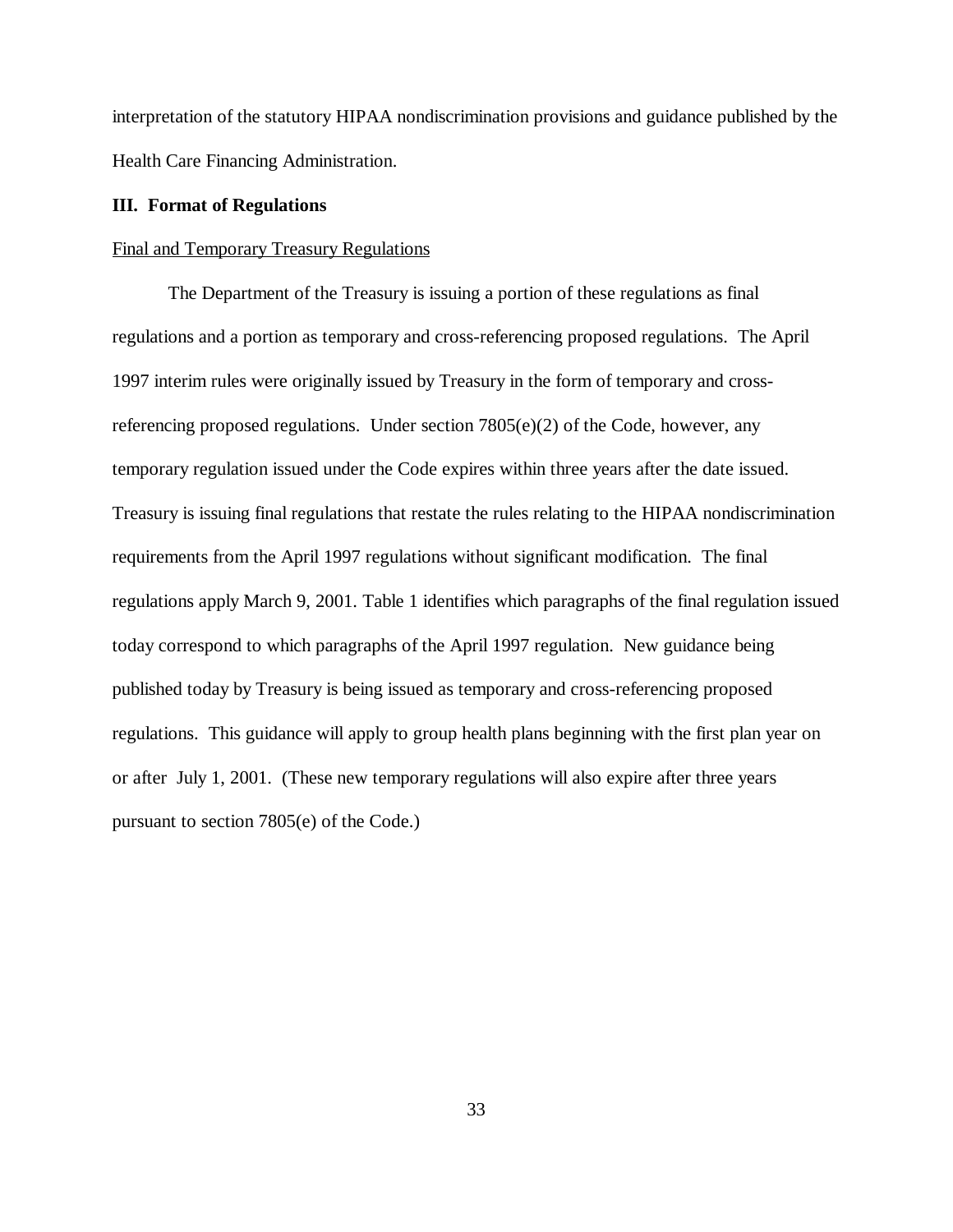interpretation of the statutory HIPAA nondiscrimination provisions and guidance published by the Health Care Financing Administration.

## III. Format of Regulations

Final and Temporary Treasury Regulations

The Department of the Treasury is issuing a portion of these regulations as final regulations and a portion as temporary and cross-referencing proposed regulations. The April 1997 interim rules were originally issued by Treasury in the form of temporary and cross-referencing proposed regulations. Under section 7805(e)(2) of the Code, however, any temporary regulation issued under the Code expires within three years after the date issued. Treasury is issuing final regulations that restate the rules relating to the HIPAA nondiscrimination requirements from the April 1997 regulations without significant modification. The final regulations apply March 9, 2001. Table 1 identifies which paragraphs of the final regulation issued today correspond to which paragraphs of the April 1997 regulation. New guidance being published today by Treasury is being issued as temporary and cross-referencing proposed regulations. This guidance will apply to group health plans beginning with the first plan year on or after July 1, 2001. (These new temporary regulations will also expire after three years pursuant to section 7805(e) of the Code.)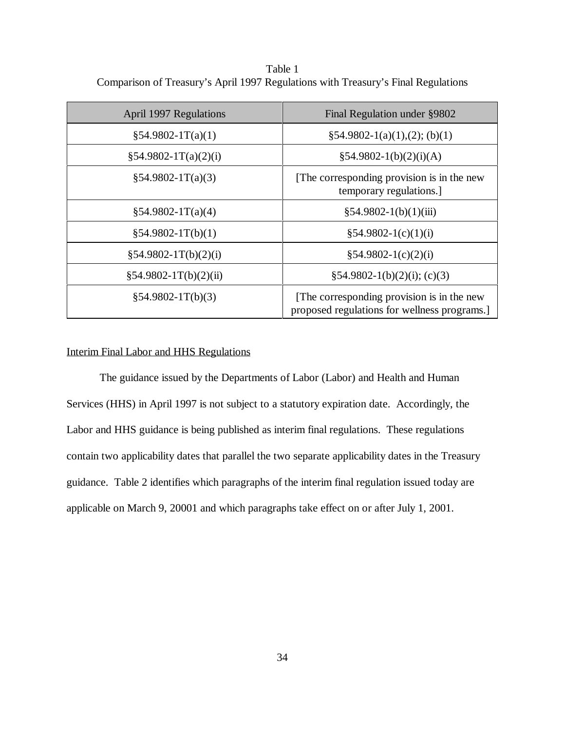Table 1
Comparison of Treasury's April 1997 Regulations with Treasury's Final Regulations

| April 1997 Regulations | Final Regulation under §9802 |
|---|---|
| §54.9802-1T(a)(1) | §54.9802-1(a)(1),(2); (b)(1) |
| §54.9802-1T(a)(2)(i) | §54.9802-1(b)(2)(i)(A) |
| §54.9802-1T(a)(3) | [The corresponding provision is in the new temporary regulations.] |
| §54.9802-1T(a)(4) | §54.9802-1(b)(1)(iii) |
| §54.9802-1T(b)(1) | §54.9802-1(c)(1)(i) |
| §54.9802-1T(b)(2)(i) | §54.9802-1(c)(2)(i) |
| §54.9802-1T(b)(2)(ii) | §54.9802-1(b)(2)(i); (c)(3) |
| §54.9802-1T(b)(3) | [The corresponding provision is in the new proposed regulations for wellness programs.] |

Interim Final Labor and HHS Regulations

The guidance issued by the Departments of Labor (Labor) and Health and Human Services (HHS) in April 1997 is not subject to a statutory expiration date. Accordingly, the Labor and HHS guidance is being published as interim final regulations. These regulations contain two applicability dates that parallel the two separate applicability dates in the Treasury guidance. Table 2 identifies which paragraphs of the interim final regulation issued today are applicable on March 9, 20001 and which paragraphs take effect on or after July 1, 2001.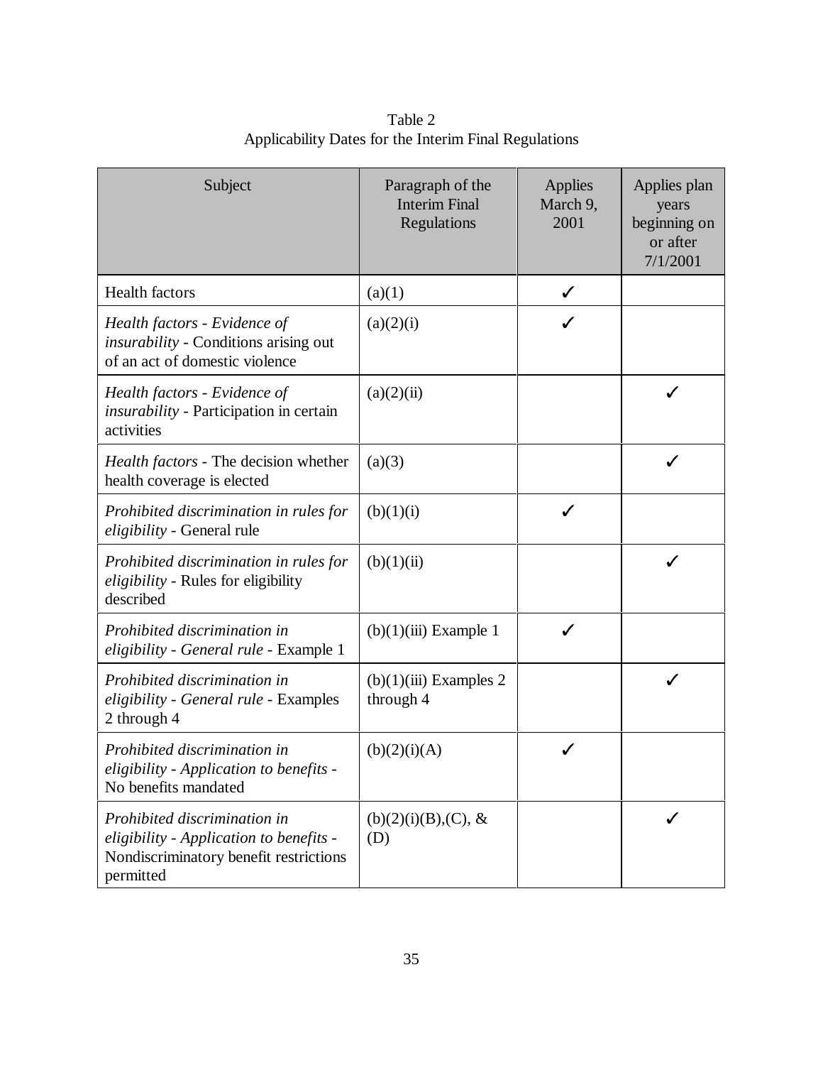Table 2
Applicability Dates for the Interim Final Regulations

| Subject | Paragraph of the Interim Final Regulations | Applies March 9, 2001 | Applies plan years beginning on or after 7/1/2001 |
|---|---|---|---|
| Health factors | (a)(1) | ✓ | |
| *Health factors - Evidence of insurability* - Conditions arising out of an act of domestic violence | (a)(2)(i) | ✓ | |
| *Health factors - Evidence of insurability* - Participation in certain activities | (a)(2)(ii) | | ✓ |
| *Health factors* - The decision whether health coverage is elected | (a)(3) | | ✓ |
| *Prohibited discrimination in rules for eligibility* - General rule | (b)(1)(i) | ✓ | |
| *Prohibited discrimination in rules for eligibility* - Rules for eligibility described | (b)(1)(ii) | | ✓ |
| *Prohibited discrimination in eligibility - General rule* - Example 1 | (b)(1)(iii) Example 1 | ✓ | |
| *Prohibited discrimination in eligibility - General rule* - Examples 2 through 4 | (b)(1)(iii) Examples 2 through 4 | | ✓ |
| *Prohibited discrimination in eligibility - Application to benefits* - No benefits mandated | (b)(2)(i)(A) | ✓ | |
| *Prohibited discrimination in eligibility - Application to benefits* - Nondiscriminatory benefit restrictions permitted | (b)(2)(i)(B),(C), & (D) | | ✓ |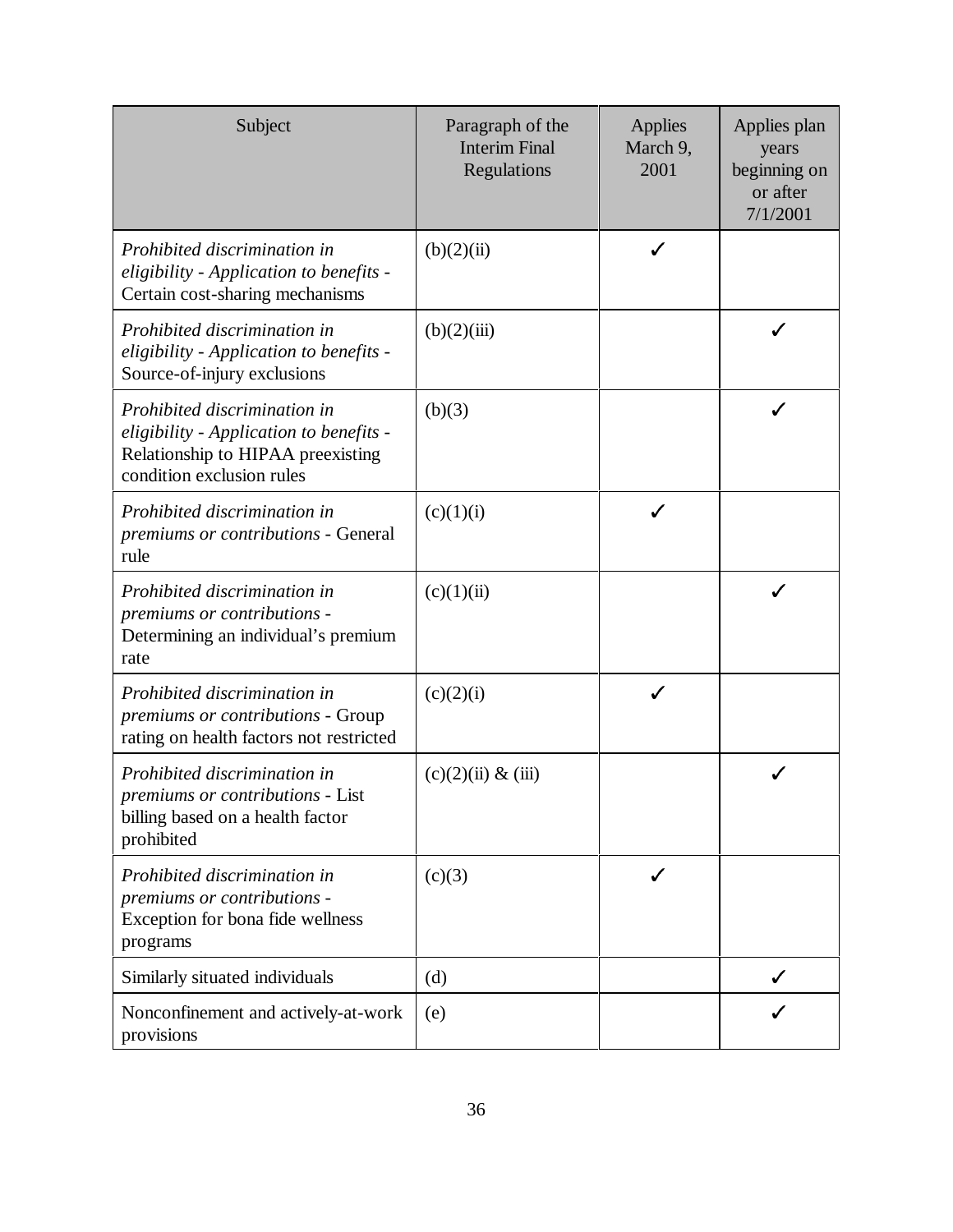| Subject | Paragraph of the Interim Final Regulations | Applies March 9, 2001 | Applies plan years beginning on or after 7/1/2001 |
|---|---|---|---|
| *Prohibited discrimination in eligibility - Application to benefits -* Certain cost-sharing mechanisms | (b)(2)(ii) | ✓ | |
| *Prohibited discrimination in eligibility - Application to benefits -* Source-of-injury exclusions | (b)(2)(iii) | | ✓ |
| *Prohibited discrimination in eligibility - Application to benefits -* Relationship to HIPAA preexisting condition exclusion rules | (b)(3) | | ✓ |
| *Prohibited discrimination in premiums or contributions -* General rule | (c)(1)(i) | ✓ | |
| *Prohibited discrimination in premiums or contributions -* Determining an individual's premium rate | (c)(1)(ii) | | ✓ |
| *Prohibited discrimination in premiums or contributions -* Group rating on health factors not restricted | (c)(2)(i) | ✓ | |
| *Prohibited discrimination in premiums or contributions -* List billing based on a health factor prohibited | (c)(2)(ii) & (iii) | | ✓ |
| *Prohibited discrimination in premiums or contributions -* Exception for bona fide wellness programs | (c)(3) | ✓ | |
| Similarly situated individuals | (d) | | ✓ |
| Nonconfinement and actively-at-work provisions | (e) | | ✓ |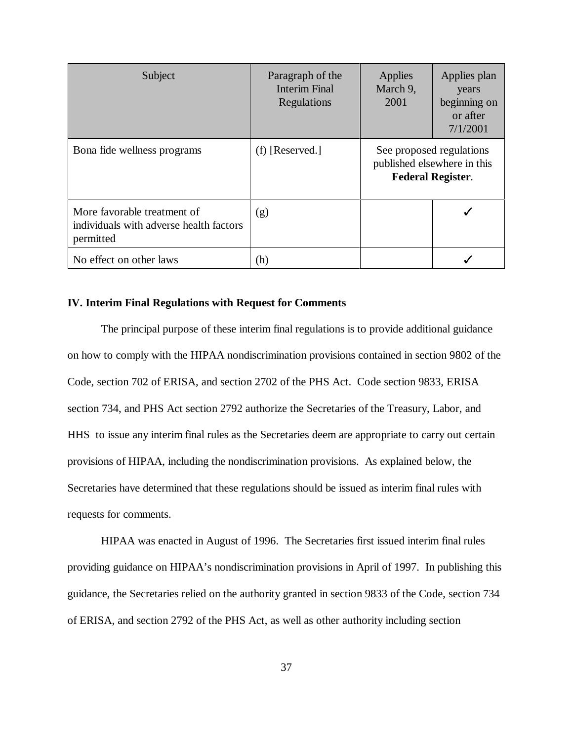| Subject | Paragraph of the Interim Final Regulations | Applies March 9, 2001 | Applies plan years beginning on or after 7/1/2001 |
|---|---|---|---|
| Bona fide wellness programs | (f) [Reserved.] | See proposed regulations published elsewhere in this **Federal Register**. | |
| More favorable treatment of individuals with adverse health factors permitted | (g) | | ✓ |
| No effect on other laws | (h) | | ✓ |

**IV. Interim Final Regulations with Request for Comments**

The principal purpose of these interim final regulations is to provide additional guidance on how to comply with the HIPAA nondiscrimination provisions contained in section 9802 of the Code, section 702 of ERISA, and section 2702 of the PHS Act. Code section 9833, ERISA section 734, and PHS Act section 2792 authorize the Secretaries of the Treasury, Labor, and HHS to issue any interim final rules as the Secretaries deem are appropriate to carry out certain provisions of HIPAA, including the nondiscrimination provisions. As explained below, the Secretaries have determined that these regulations should be issued as interim final rules with requests for comments.

HIPAA was enacted in August of 1996. The Secretaries first issued interim final rules providing guidance on HIPAA's nondiscrimination provisions in April of 1997. In publishing this guidance, the Secretaries relied on the authority granted in section 9833 of the Code, section 734 of ERISA, and section 2792 of the PHS Act, as well as other authority including section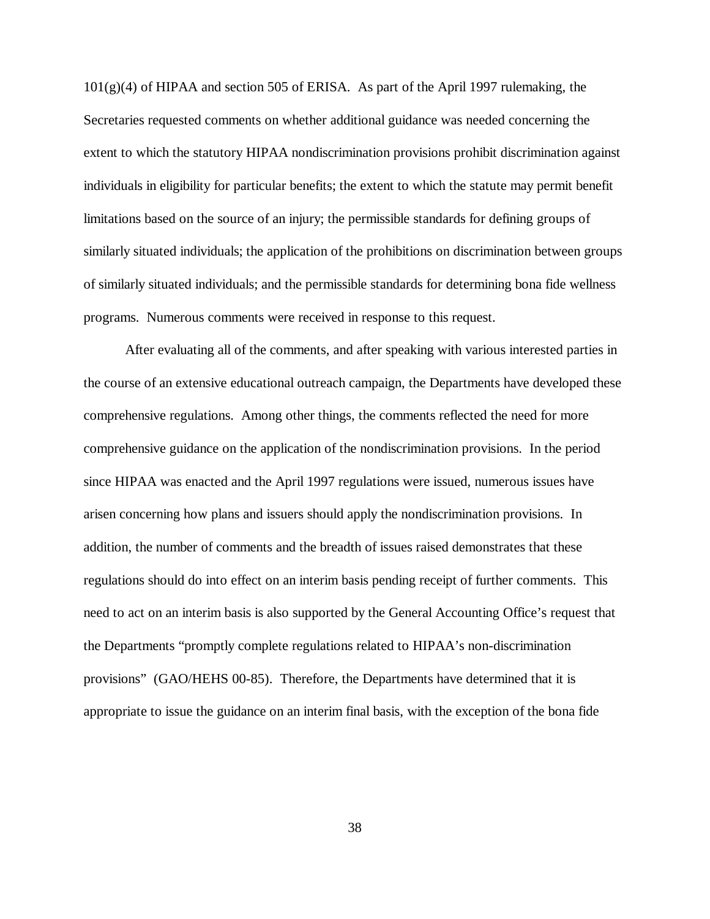101(g)(4) of HIPAA and section 505 of ERISA. As part of the April 1997 rulemaking, the Secretaries requested comments on whether additional guidance was needed concerning the extent to which the statutory HIPAA nondiscrimination provisions prohibit discrimination against individuals in eligibility for particular benefits; the extent to which the statute may permit benefit limitations based on the source of an injury; the permissible standards for defining groups of similarly situated individuals; the application of the prohibitions on discrimination between groups of similarly situated individuals; and the permissible standards for determining bona fide wellness programs. Numerous comments were received in response to this request.

After evaluating all of the comments, and after speaking with various interested parties in the course of an extensive educational outreach campaign, the Departments have developed these comprehensive regulations. Among other things, the comments reflected the need for more comprehensive guidance on the application of the nondiscrimination provisions. In the period since HIPAA was enacted and the April 1997 regulations were issued, numerous issues have arisen concerning how plans and issuers should apply the nondiscrimination provisions. In addition, the number of comments and the breadth of issues raised demonstrates that these regulations should do into effect on an interim basis pending receipt of further comments. This need to act on an interim basis is also supported by the General Accounting Office's request that the Departments "promptly complete regulations related to HIPAA's non-discrimination provisions" (GAO/HEHS 00-85). Therefore, the Departments have determined that it is appropriate to issue the guidance on an interim final basis, with the exception of the bona fide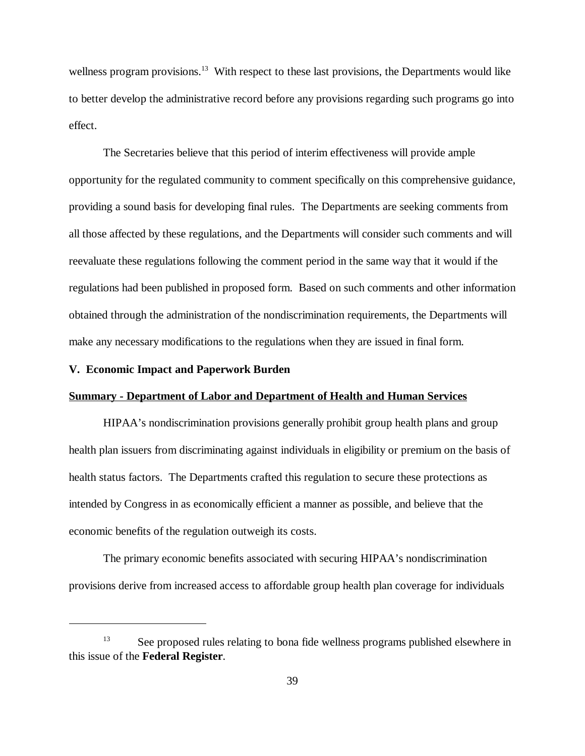wellness program provisions.[13] With respect to these last provisions, the Departments would like to better develop the administrative record before any provisions regarding such programs go into effect.

The Secretaries believe that this period of interim effectiveness will provide ample opportunity for the regulated community to comment specifically on this comprehensive guidance, providing a sound basis for developing final rules. The Departments are seeking comments from all those affected by these regulations, and the Departments will consider such comments and will reevaluate these regulations following the comment period in the same way that it would if the regulations had been published in proposed form. Based on such comments and other information obtained through the administration of the nondiscrimination requirements, the Departments will make any necessary modifications to the regulations when they are issued in final form.

**V. Economic Impact and Paperwork Burden**

**Summary - Department of Labor and Department of Health and Human Services**

HIPAA's nondiscrimination provisions generally prohibit group health plans and group health plan issuers from discriminating against individuals in eligibility or premium on the basis of health status factors. The Departments crafted this regulation to secure these protections as intended by Congress in as economically efficient a manner as possible, and believe that the economic benefits of the regulation outweigh its costs.

The primary economic benefits associated with securing HIPAA's nondiscrimination provisions derive from increased access to affordable group health plan coverage for individuals

---

[13] See proposed rules relating to bona fide wellness programs published elsewhere in this issue of the **Federal Register**.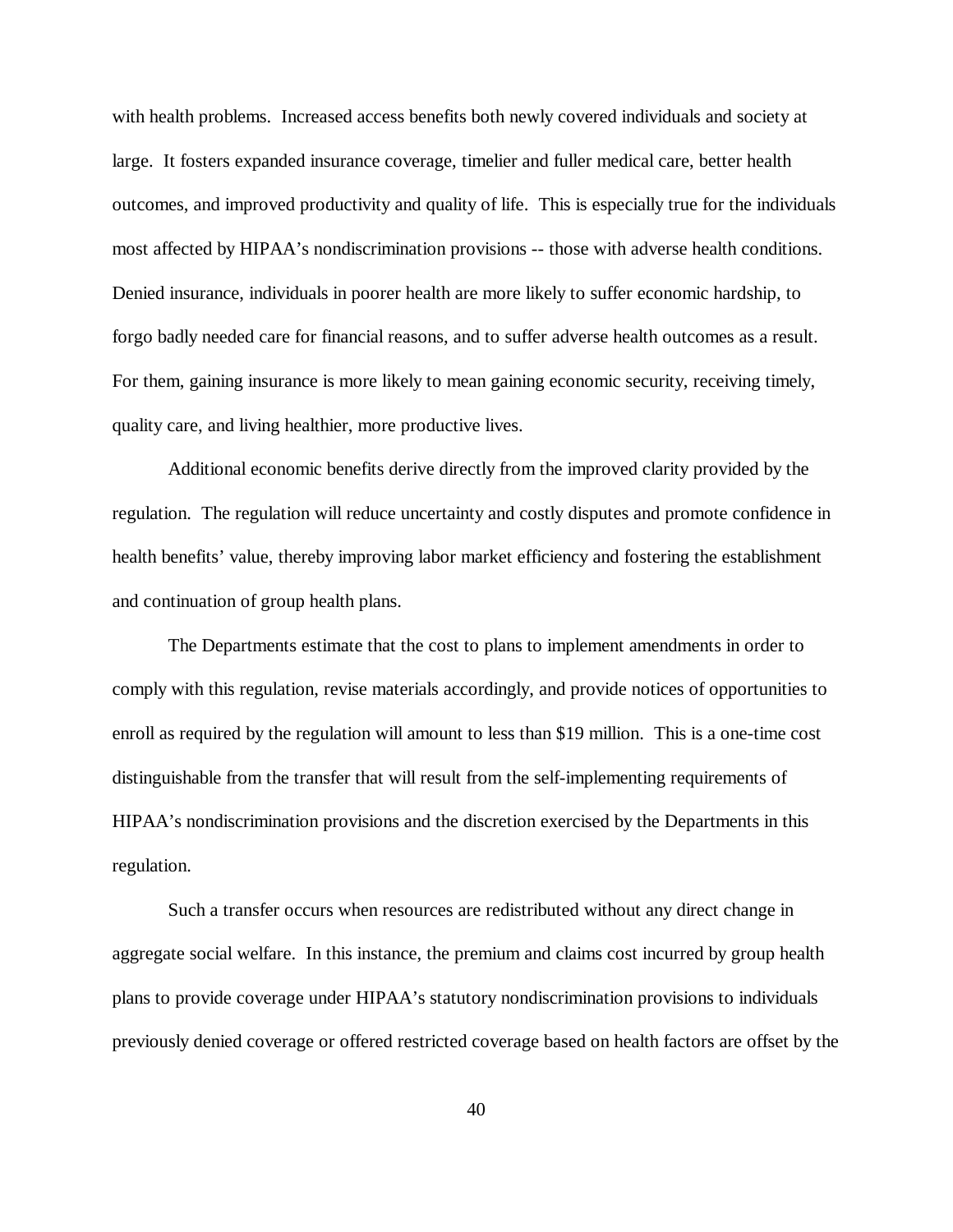with health problems. Increased access benefits both newly covered individuals and society at large. It fosters expanded insurance coverage, timelier and fuller medical care, better health outcomes, and improved productivity and quality of life. This is especially true for the individuals most affected by HIPAA's nondiscrimination provisions -- those with adverse health conditions. Denied insurance, individuals in poorer health are more likely to suffer economic hardship, to forgo badly needed care for financial reasons, and to suffer adverse health outcomes as a result. For them, gaining insurance is more likely to mean gaining economic security, receiving timely, quality care, and living healthier, more productive lives.

Additional economic benefits derive directly from the improved clarity provided by the regulation. The regulation will reduce uncertainty and costly disputes and promote confidence in health benefits' value, thereby improving labor market efficiency and fostering the establishment and continuation of group health plans.

The Departments estimate that the cost to plans to implement amendments in order to comply with this regulation, revise materials accordingly, and provide notices of opportunities to enroll as required by the regulation will amount to less than $19 million. This is a one-time cost distinguishable from the transfer that will result from the self-implementing requirements of HIPAA's nondiscrimination provisions and the discretion exercised by the Departments in this regulation.

Such a transfer occurs when resources are redistributed without any direct change in aggregate social welfare. In this instance, the premium and claims cost incurred by group health plans to provide coverage under HIPAA's statutory nondiscrimination provisions to individuals previously denied coverage or offered restricted coverage based on health factors are offset by the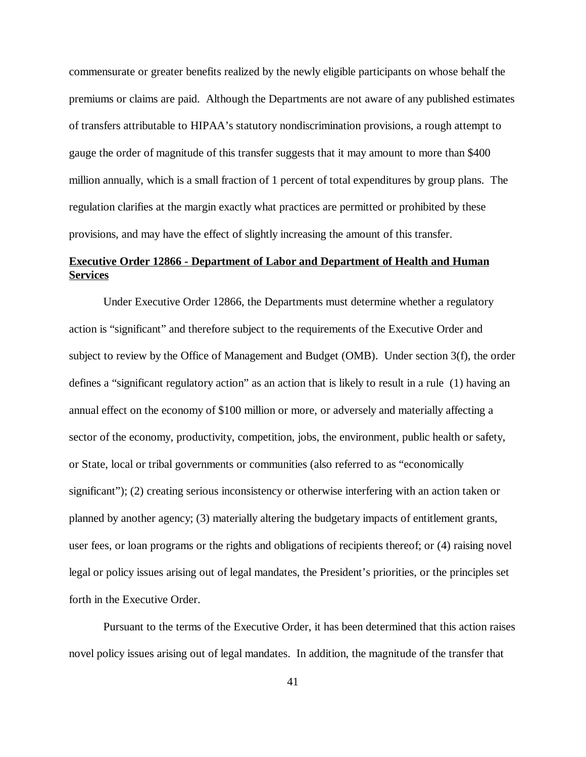commensurate or greater benefits realized by the newly eligible participants on whose behalf the premiums or claims are paid. Although the Departments are not aware of any published estimates of transfers attributable to HIPAA's statutory nondiscrimination provisions, a rough attempt to gauge the order of magnitude of this transfer suggests that it may amount to more than $400 million annually, which is a small fraction of 1 percent of total expenditures by group plans. The regulation clarifies at the margin exactly what practices are permitted or prohibited by these provisions, and may have the effect of slightly increasing the amount of this transfer.

**Executive Order 12866 - Department of Labor and Department of Health and Human Services**

Under Executive Order 12866, the Departments must determine whether a regulatory action is "significant" and therefore subject to the requirements of the Executive Order and subject to review by the Office of Management and Budget (OMB). Under section 3(f), the order defines a "significant regulatory action" as an action that is likely to result in a rule (1) having an annual effect on the economy of $100 million or more, or adversely and materially affecting a sector of the economy, productivity, competition, jobs, the environment, public health or safety, or State, local or tribal governments or communities (also referred to as "economically significant"); (2) creating serious inconsistency or otherwise interfering with an action taken or planned by another agency; (3) materially altering the budgetary impacts of entitlement grants, user fees, or loan programs or the rights and obligations of recipients thereof; or (4) raising novel legal or policy issues arising out of legal mandates, the President's priorities, or the principles set forth in the Executive Order.

Pursuant to the terms of the Executive Order, it has been determined that this action raises novel policy issues arising out of legal mandates. In addition, the magnitude of the transfer that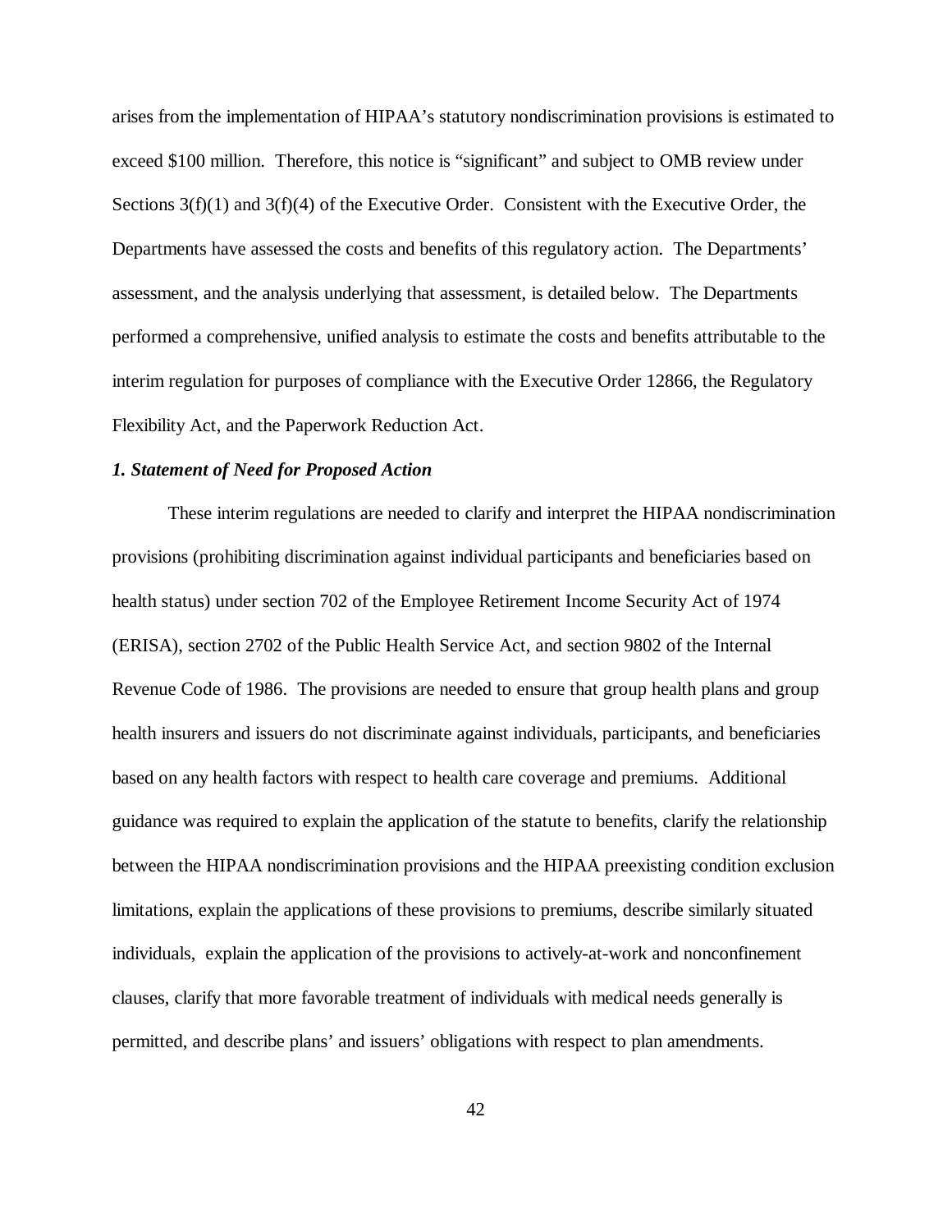arises from the implementation of HIPAA's statutory nondiscrimination provisions is estimated to exceed $100 million. Therefore, this notice is "significant" and subject to OMB review under Sections 3(f)(1) and 3(f)(4) of the Executive Order. Consistent with the Executive Order, the Departments have assessed the costs and benefits of this regulatory action. The Departments' assessment, and the analysis underlying that assessment, is detailed below. The Departments performed a comprehensive, unified analysis to estimate the costs and benefits attributable to the interim regulation for purposes of compliance with the Executive Order 12866, the Regulatory Flexibility Act, and the Paperwork Reduction Act.

***1. Statement of Need for Proposed Action***

These interim regulations are needed to clarify and interpret the HIPAA nondiscrimination provisions (prohibiting discrimination against individual participants and beneficiaries based on health status) under section 702 of the Employee Retirement Income Security Act of 1974 (ERISA), section 2702 of the Public Health Service Act, and section 9802 of the Internal Revenue Code of 1986. The provisions are needed to ensure that group health plans and group health insurers and issuers do not discriminate against individuals, participants, and beneficiaries based on any health factors with respect to health care coverage and premiums. Additional guidance was required to explain the application of the statute to benefits, clarify the relationship between the HIPAA nondiscrimination provisions and the HIPAA preexisting condition exclusion limitations, explain the applications of these provisions to premiums, describe similarly situated individuals, explain the application of the provisions to actively-at-work and nonconfinement clauses, clarify that more favorable treatment of individuals with medical needs generally is permitted, and describe plans' and issuers' obligations with respect to plan amendments.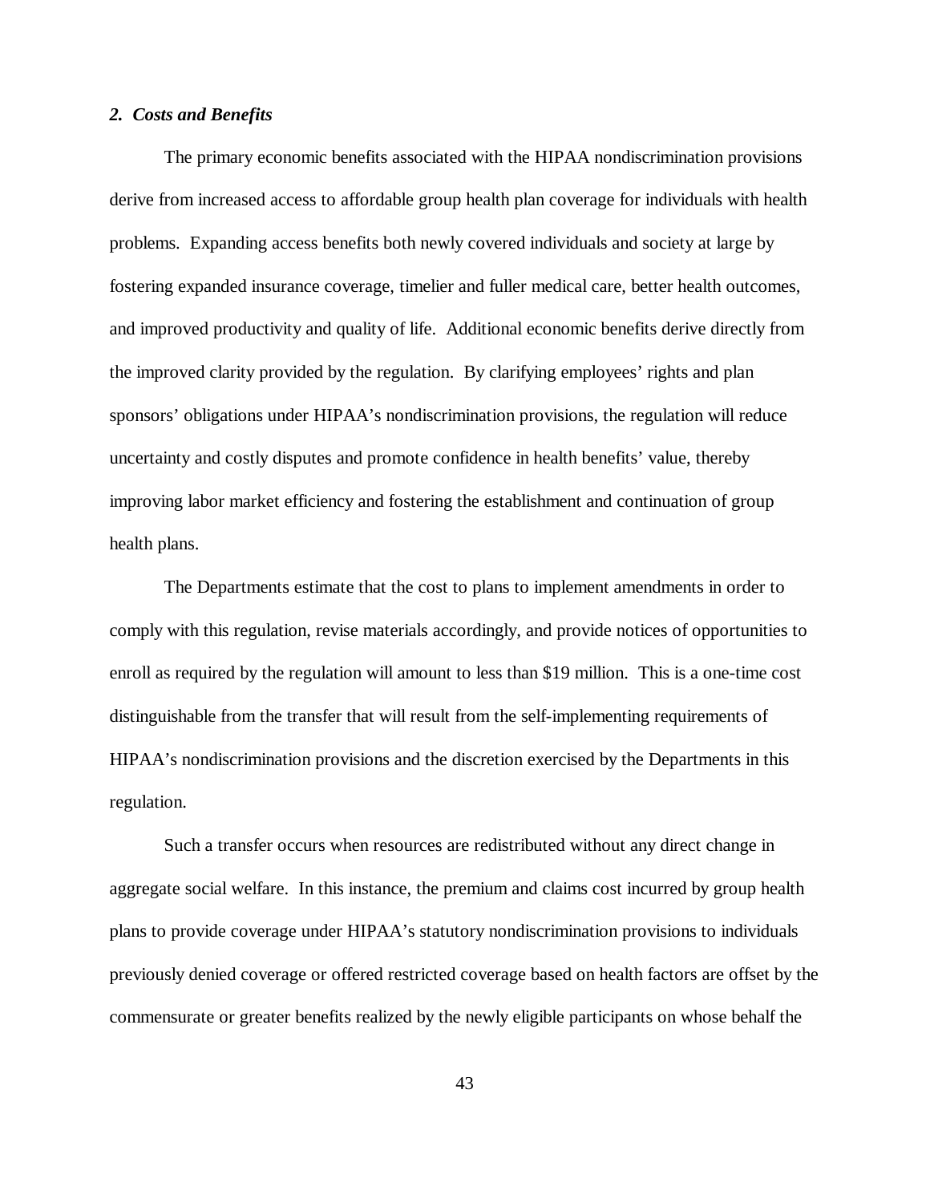### *2. Costs and Benefits*

The primary economic benefits associated with the HIPAA nondiscrimination provisions derive from increased access to affordable group health plan coverage for individuals with health problems. Expanding access benefits both newly covered individuals and society at large by fostering expanded insurance coverage, timelier and fuller medical care, better health outcomes, and improved productivity and quality of life. Additional economic benefits derive directly from the improved clarity provided by the regulation. By clarifying employees' rights and plan sponsors' obligations under HIPAA's nondiscrimination provisions, the regulation will reduce uncertainty and costly disputes and promote confidence in health benefits' value, thereby improving labor market efficiency and fostering the establishment and continuation of group health plans.

The Departments estimate that the cost to plans to implement amendments in order to comply with this regulation, revise materials accordingly, and provide notices of opportunities to enroll as required by the regulation will amount to less than $19 million. This is a one-time cost distinguishable from the transfer that will result from the self-implementing requirements of HIPAA's nondiscrimination provisions and the discretion exercised by the Departments in this regulation.

Such a transfer occurs when resources are redistributed without any direct change in aggregate social welfare. In this instance, the premium and claims cost incurred by group health plans to provide coverage under HIPAA's statutory nondiscrimination provisions to individuals previously denied coverage or offered restricted coverage based on health factors are offset by the commensurate or greater benefits realized by the newly eligible participants on whose behalf the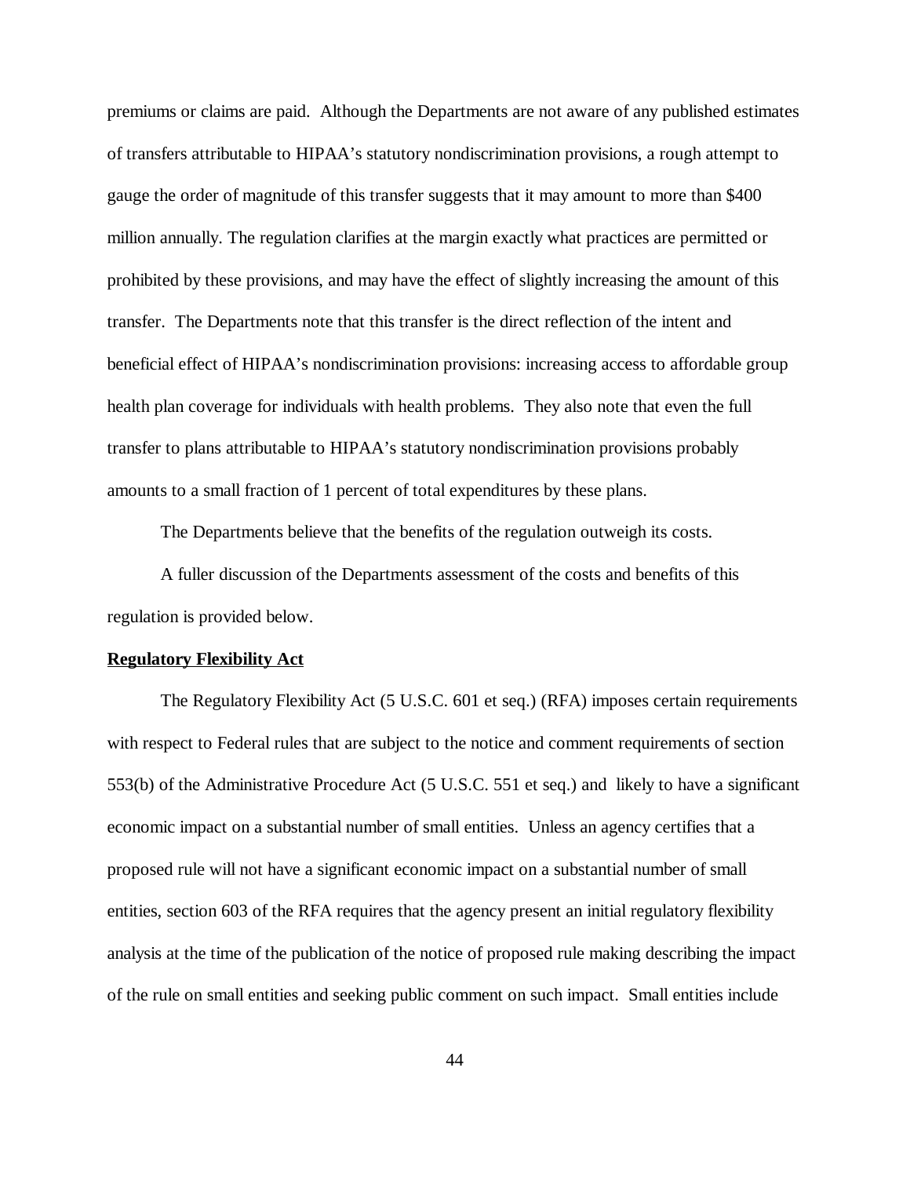premiums or claims are paid. Although the Departments are not aware of any published estimates of transfers attributable to HIPAA's statutory nondiscrimination provisions, a rough attempt to gauge the order of magnitude of this transfer suggests that it may amount to more than $400 million annually. The regulation clarifies at the margin exactly what practices are permitted or prohibited by these provisions, and may have the effect of slightly increasing the amount of this transfer. The Departments note that this transfer is the direct reflection of the intent and beneficial effect of HIPAA's nondiscrimination provisions: increasing access to affordable group health plan coverage for individuals with health problems. They also note that even the full transfer to plans attributable to HIPAA's statutory nondiscrimination provisions probably amounts to a small fraction of 1 percent of total expenditures by these plans.

The Departments believe that the benefits of the regulation outweigh its costs.

A fuller discussion of the Departments assessment of the costs and benefits of this regulation is provided below.

**Regulatory Flexibility Act**

The Regulatory Flexibility Act (5 U.S.C. 601 et seq.) (RFA) imposes certain requirements with respect to Federal rules that are subject to the notice and comment requirements of section 553(b) of the Administrative Procedure Act (5 U.S.C. 551 et seq.) and likely to have a significant economic impact on a substantial number of small entities. Unless an agency certifies that a proposed rule will not have a significant economic impact on a substantial number of small entities, section 603 of the RFA requires that the agency present an initial regulatory flexibility analysis at the time of the publication of the notice of proposed rule making describing the impact of the rule on small entities and seeking public comment on such impact. Small entities include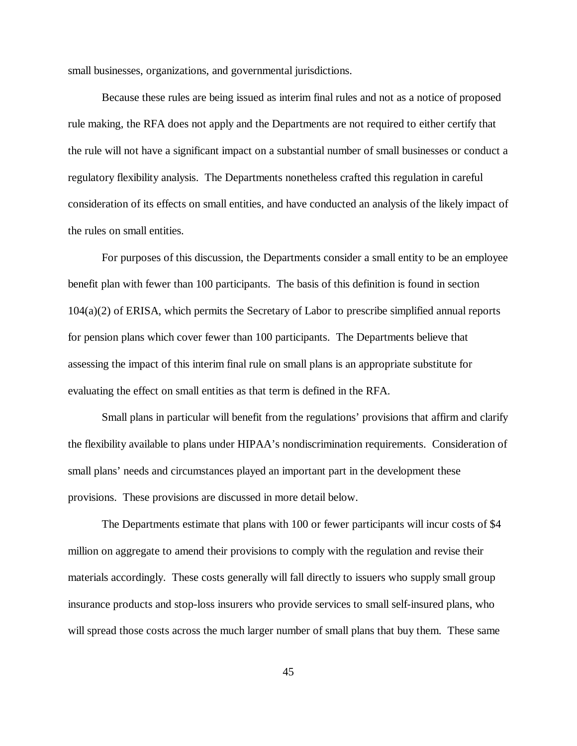small businesses, organizations, and governmental jurisdictions.

Because these rules are being issued as interim final rules and not as a notice of proposed rule making, the RFA does not apply and the Departments are not required to either certify that the rule will not have a significant impact on a substantial number of small businesses or conduct a regulatory flexibility analysis. The Departments nonetheless crafted this regulation in careful consideration of its effects on small entities, and have conducted an analysis of the likely impact of the rules on small entities.

For purposes of this discussion, the Departments consider a small entity to be an employee benefit plan with fewer than 100 participants. The basis of this definition is found in section 104(a)(2) of ERISA, which permits the Secretary of Labor to prescribe simplified annual reports for pension plans which cover fewer than 100 participants. The Departments believe that assessing the impact of this interim final rule on small plans is an appropriate substitute for evaluating the effect on small entities as that term is defined in the RFA.

Small plans in particular will benefit from the regulations' provisions that affirm and clarify the flexibility available to plans under HIPAA's nondiscrimination requirements. Consideration of small plans' needs and circumstances played an important part in the development these provisions. These provisions are discussed in more detail below.

The Departments estimate that plans with 100 or fewer participants will incur costs of $4 million on aggregate to amend their provisions to comply with the regulation and revise their materials accordingly. These costs generally will fall directly to issuers who supply small group insurance products and stop-loss insurers who provide services to small self-insured plans, who will spread those costs across the much larger number of small plans that buy them. These same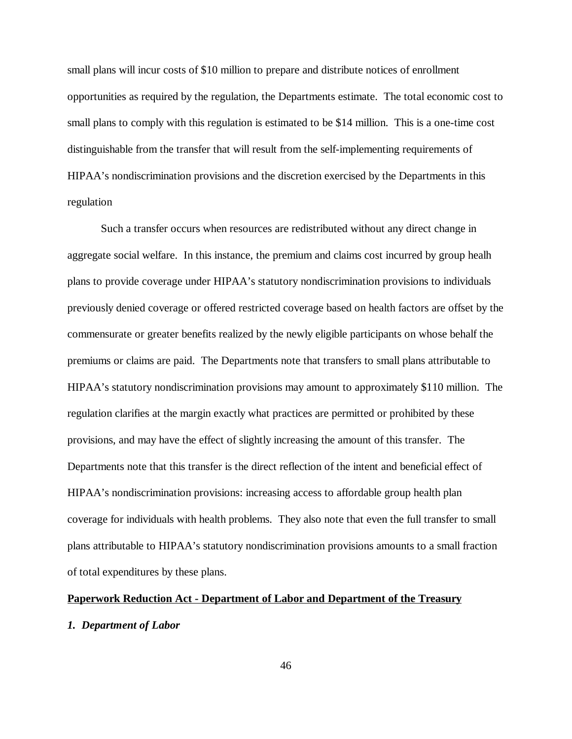small plans will incur costs of $10 million to prepare and distribute notices of enrollment opportunities as required by the regulation, the Departments estimate. The total economic cost to small plans to comply with this regulation is estimated to be $14 million. This is a one-time cost distinguishable from the transfer that will result from the self-implementing requirements of HIPAA's nondiscrimination provisions and the discretion exercised by the Departments in this regulation

Such a transfer occurs when resources are redistributed without any direct change in aggregate social welfare. In this instance, the premium and claims cost incurred by group healh plans to provide coverage under HIPAA's statutory nondiscrimination provisions to individuals previously denied coverage or offered restricted coverage based on health factors are offset by the commensurate or greater benefits realized by the newly eligible participants on whose behalf the premiums or claims are paid. The Departments note that transfers to small plans attributable to HIPAA's statutory nondiscrimination provisions may amount to approximately $110 million. The regulation clarifies at the margin exactly what practices are permitted or prohibited by these provisions, and may have the effect of slightly increasing the amount of this transfer. The Departments note that this transfer is the direct reflection of the intent and beneficial effect of HIPAA's nondiscrimination provisions: increasing access to affordable group health plan coverage for individuals with health problems. They also note that even the full transfer to small plans attributable to HIPAA's statutory nondiscrimination provisions amounts to a small fraction of total expenditures by these plans.

**Paperwork Reduction Act - Department of Labor and Department of the Treasury**

***1. Department of Labor***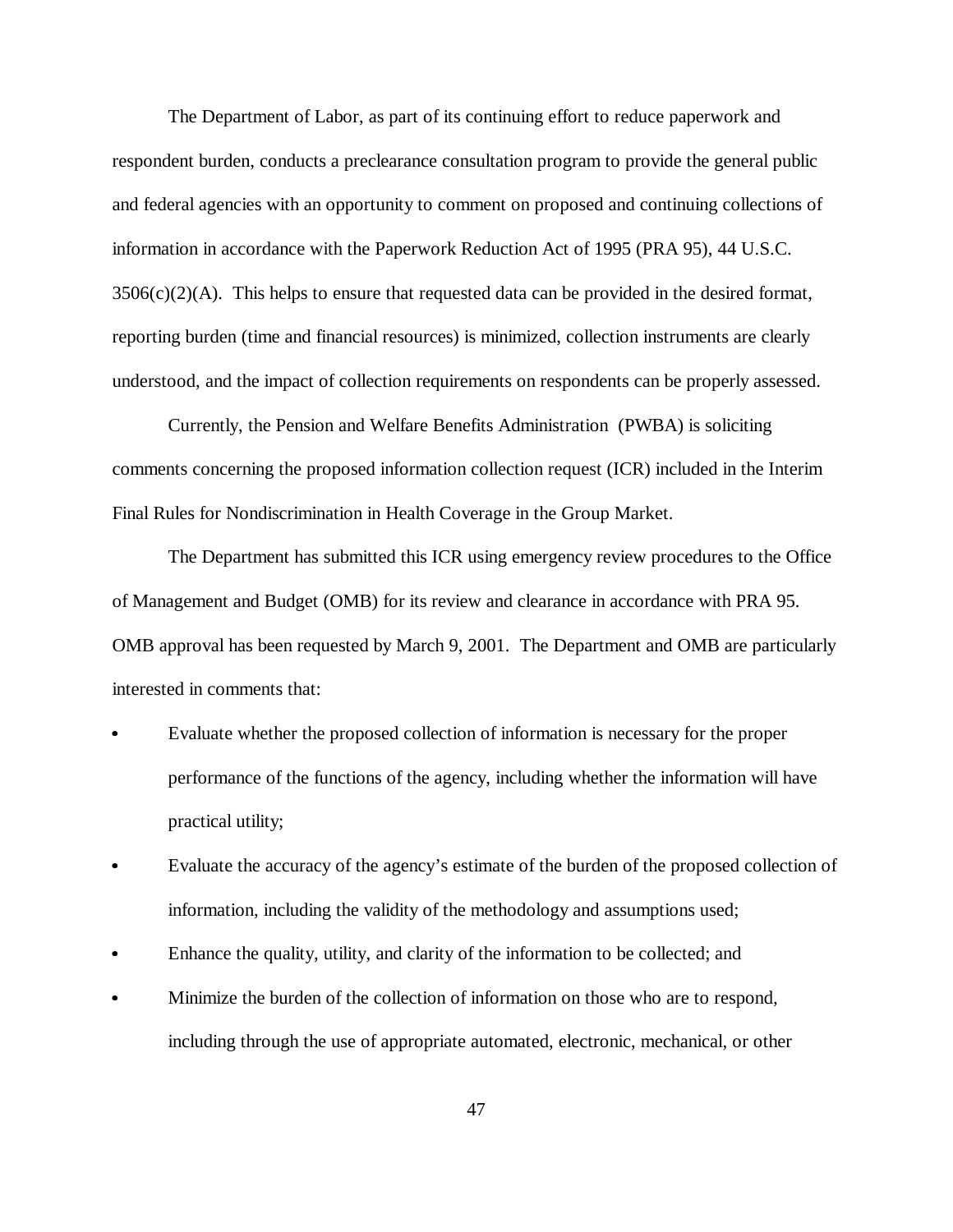The Department of Labor, as part of its continuing effort to reduce paperwork and respondent burden, conducts a preclearance consultation program to provide the general public and federal agencies with an opportunity to comment on proposed and continuing collections of information in accordance with the Paperwork Reduction Act of 1995 (PRA 95), 44 U.S.C. 3506(c)(2)(A). This helps to ensure that requested data can be provided in the desired format, reporting burden (time and financial resources) is minimized, collection instruments are clearly understood, and the impact of collection requirements on respondents can be properly assessed.

Currently, the Pension and Welfare Benefits Administration (PWBA) is soliciting comments concerning the proposed information collection request (ICR) included in the Interim Final Rules for Nondiscrimination in Health Coverage in the Group Market.

The Department has submitted this ICR using emergency review procedures to the Office of Management and Budget (OMB) for its review and clearance in accordance with PRA 95. OMB approval has been requested by March 9, 2001. The Department and OMB are particularly interested in comments that:

- Evaluate whether the proposed collection of information is necessary for the proper performance of the functions of the agency, including whether the information will have practical utility;
- Evaluate the accuracy of the agency's estimate of the burden of the proposed collection of information, including the validity of the methodology and assumptions used;
- Enhance the quality, utility, and clarity of the information to be collected; and
- Minimize the burden of the collection of information on those who are to respond, including through the use of appropriate automated, electronic, mechanical, or other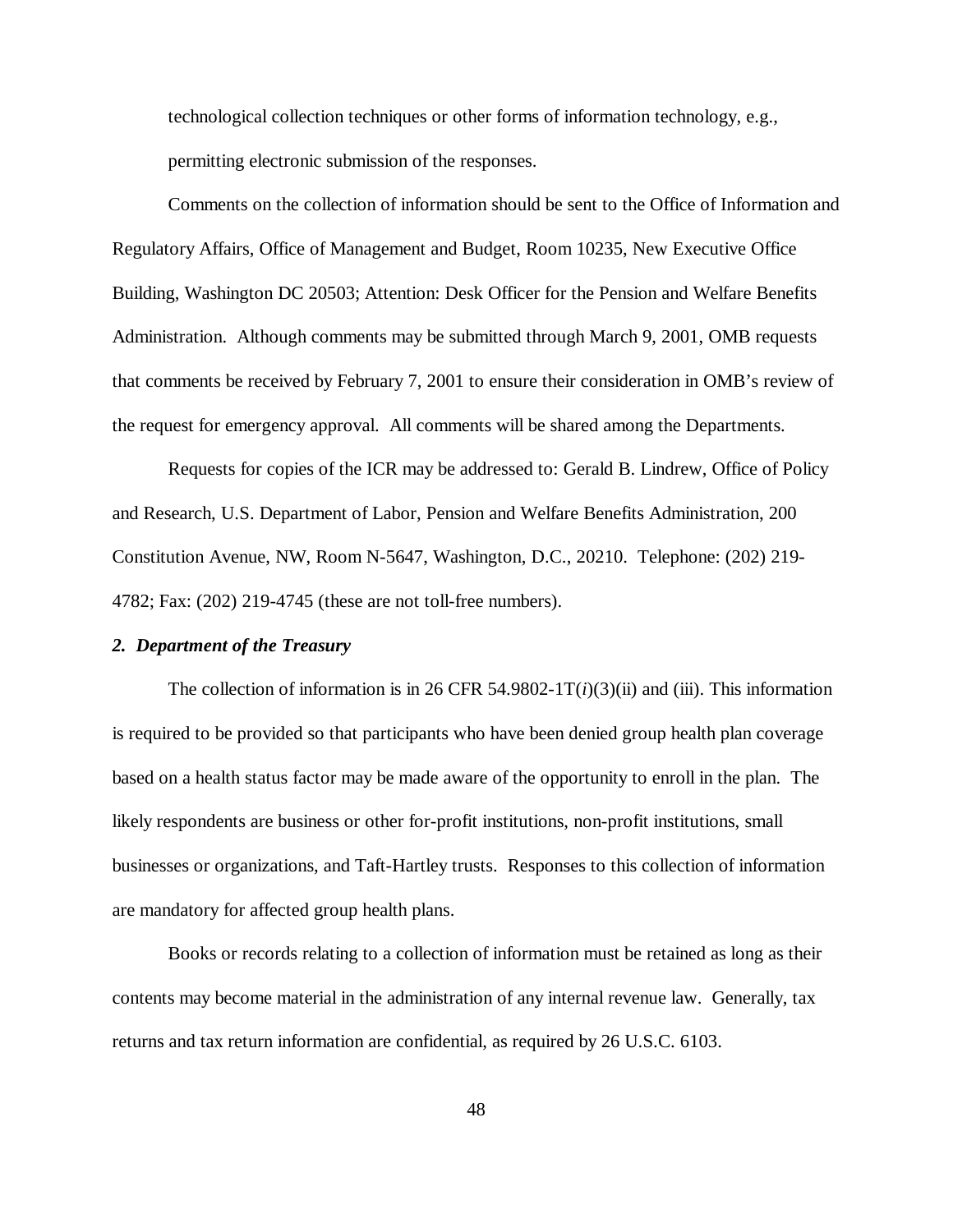technological collection techniques or other forms of information technology, e.g., permitting electronic submission of the responses.

Comments on the collection of information should be sent to the Office of Information and Regulatory Affairs, Office of Management and Budget, Room 10235, New Executive Office Building, Washington DC 20503; Attention: Desk Officer for the Pension and Welfare Benefits Administration. Although comments may be submitted through March 9, 2001, OMB requests that comments be received by February 7, 2001 to ensure their consideration in OMB's review of the request for emergency approval. All comments will be shared among the Departments.

Requests for copies of the ICR may be addressed to: Gerald B. Lindrew, Office of Policy and Research, U.S. Department of Labor, Pension and Welfare Benefits Administration, 200 Constitution Avenue, NW, Room N-5647, Washington, D.C., 20210. Telephone: (202) 219-4782; Fax: (202) 219-4745 (these are not toll-free numbers).

***2. Department of the Treasury***

The collection of information is in 26 CFR 54.9802-1T(*i*)(3)(ii) and (iii). This information is required to be provided so that participants who have been denied group health plan coverage based on a health status factor may be made aware of the opportunity to enroll in the plan. The likely respondents are business or other for-profit institutions, non-profit institutions, small businesses or organizations, and Taft-Hartley trusts. Responses to this collection of information are mandatory for affected group health plans.

Books or records relating to a collection of information must be retained as long as their contents may become material in the administration of any internal revenue law. Generally, tax returns and tax return information are confidential, as required by 26 U.S.C. 6103.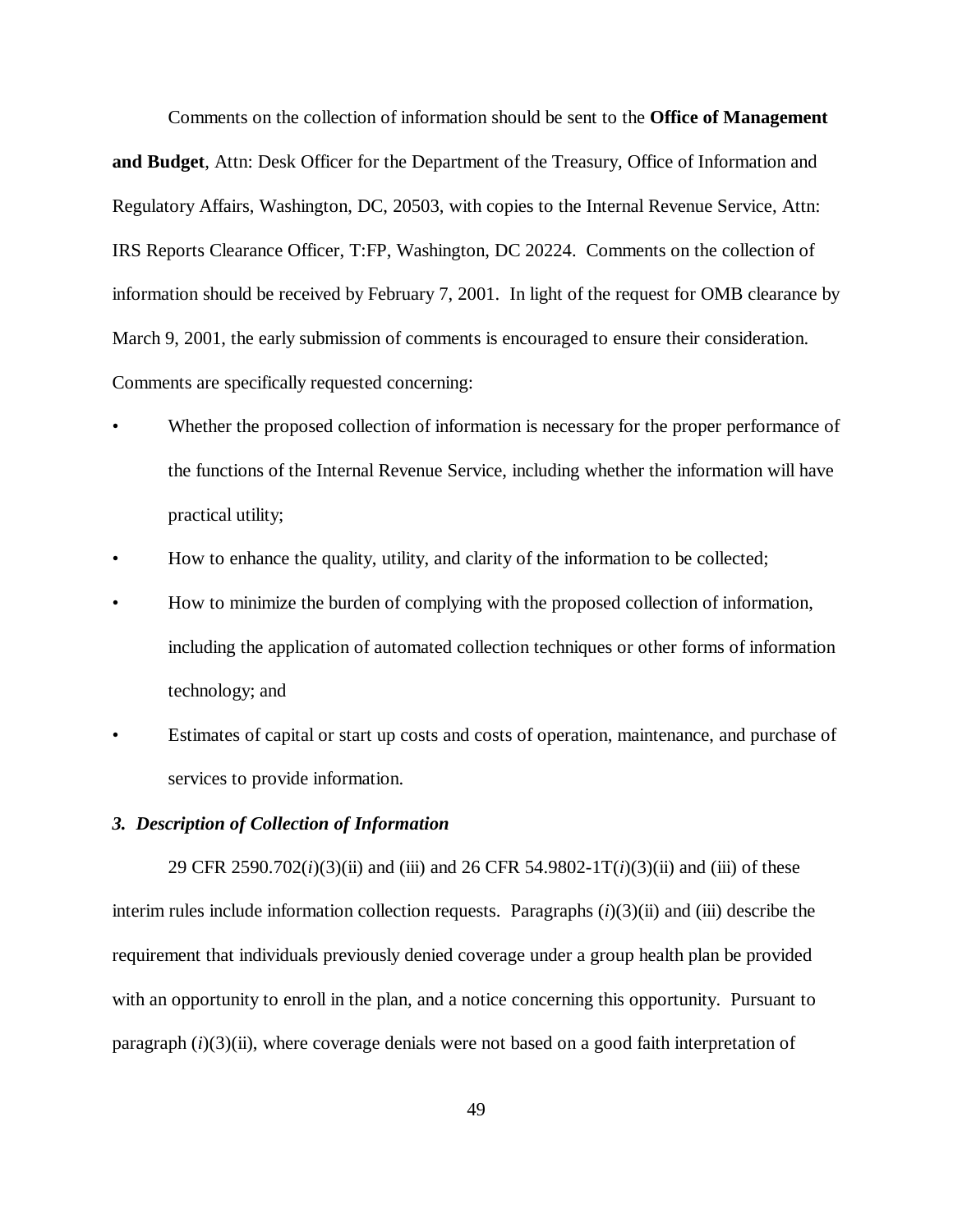Comments on the collection of information should be sent to the **Office of Management and Budget**, Attn: Desk Officer for the Department of the Treasury, Office of Information and Regulatory Affairs, Washington, DC, 20503, with copies to the Internal Revenue Service, Attn: IRS Reports Clearance Officer, T:FP, Washington, DC 20224. Comments on the collection of information should be received by February 7, 2001. In light of the request for OMB clearance by March 9, 2001, the early submission of comments is encouraged to ensure their consideration. Comments are specifically requested concerning:

- Whether the proposed collection of information is necessary for the proper performance of the functions of the Internal Revenue Service, including whether the information will have practical utility;
- How to enhance the quality, utility, and clarity of the information to be collected;
- How to minimize the burden of complying with the proposed collection of information, including the application of automated collection techniques or other forms of information technology; and
- Estimates of capital or start up costs and costs of operation, maintenance, and purchase of services to provide information.

### *3. Description of Collection of Information*

29 CFR 2590.702(*i*)(3)(ii) and (iii) and 26 CFR 54.9802-1T(*i*)(3)(ii) and (iii) of these interim rules include information collection requests. Paragraphs (*i*)(3)(ii) and (iii) describe the requirement that individuals previously denied coverage under a group health plan be provided with an opportunity to enroll in the plan, and a notice concerning this opportunity. Pursuant to paragraph (*i*)(3)(ii), where coverage denials were not based on a good faith interpretation of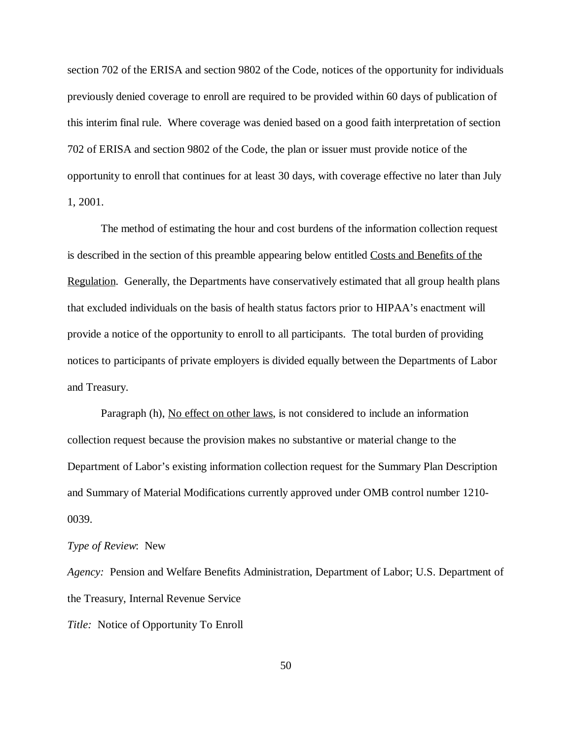section 702 of the ERISA and section 9802 of the Code, notices of the opportunity for individuals previously denied coverage to enroll are required to be provided within 60 days of publication of this interim final rule. Where coverage was denied based on a good faith interpretation of section 702 of ERISA and section 9802 of the Code, the plan or issuer must provide notice of the opportunity to enroll that continues for at least 30 days, with coverage effective no later than July 1, 2001.

The method of estimating the hour and cost burdens of the information collection request is described in the section of this preamble appearing below entitled Costs and Benefits of the Regulation. Generally, the Departments have conservatively estimated that all group health plans that excluded individuals on the basis of health status factors prior to HIPAA's enactment will provide a notice of the opportunity to enroll to all participants. The total burden of providing notices to participants of private employers is divided equally between the Departments of Labor and Treasury.

Paragraph (h), No effect on other laws, is not considered to include an information collection request because the provision makes no substantive or material change to the Department of Labor's existing information collection request for the Summary Plan Description and Summary of Material Modifications currently approved under OMB control number 1210-0039.

*Type of Review*: New

*Agency:* Pension and Welfare Benefits Administration, Department of Labor; U.S. Department of the Treasury, Internal Revenue Service

*Title:* Notice of Opportunity To Enroll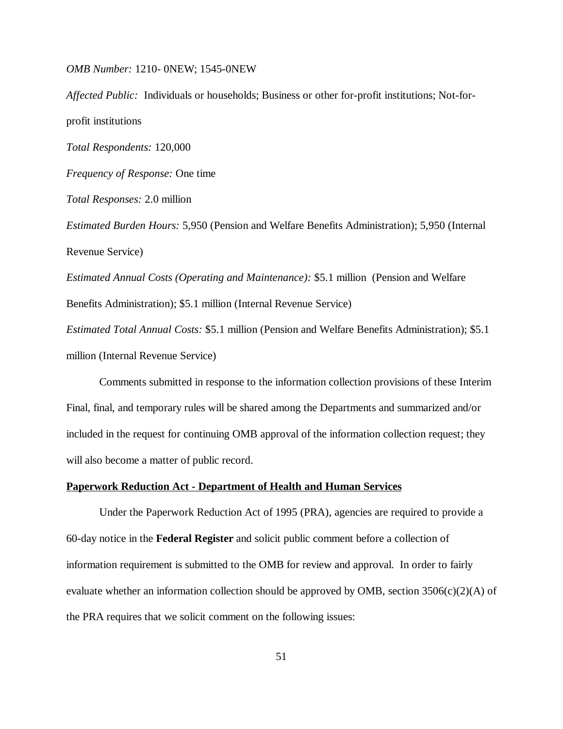*OMB Number:* 1210- 0NEW; 1545-0NEW

*Affected Public:* Individuals or households; Business or other for-profit institutions; Not-for-profit institutions

*Total Respondents:* 120,000

*Frequency of Response:* One time

*Total Responses:* 2.0 million

*Estimated Burden Hours:* 5,950 (Pension and Welfare Benefits Administration); 5,950 (Internal Revenue Service)

*Estimated Annual Costs (Operating and Maintenance):* $5.1 million (Pension and Welfare Benefits Administration); $5.1 million (Internal Revenue Service)

*Estimated Total Annual Costs:* $5.1 million (Pension and Welfare Benefits Administration); $5.1 million (Internal Revenue Service)

Comments submitted in response to the information collection provisions of these Interim Final, final, and temporary rules will be shared among the Departments and summarized and/or included in the request for continuing OMB approval of the information collection request; they will also become a matter of public record.

**Paperwork Reduction Act - Department of Health and Human Services**

Under the Paperwork Reduction Act of 1995 (PRA), agencies are required to provide a 60-day notice in the **Federal Register** and solicit public comment before a collection of information requirement is submitted to the OMB for review and approval. In order to fairly evaluate whether an information collection should be approved by OMB, section 3506(c)(2)(A) of the PRA requires that we solicit comment on the following issues: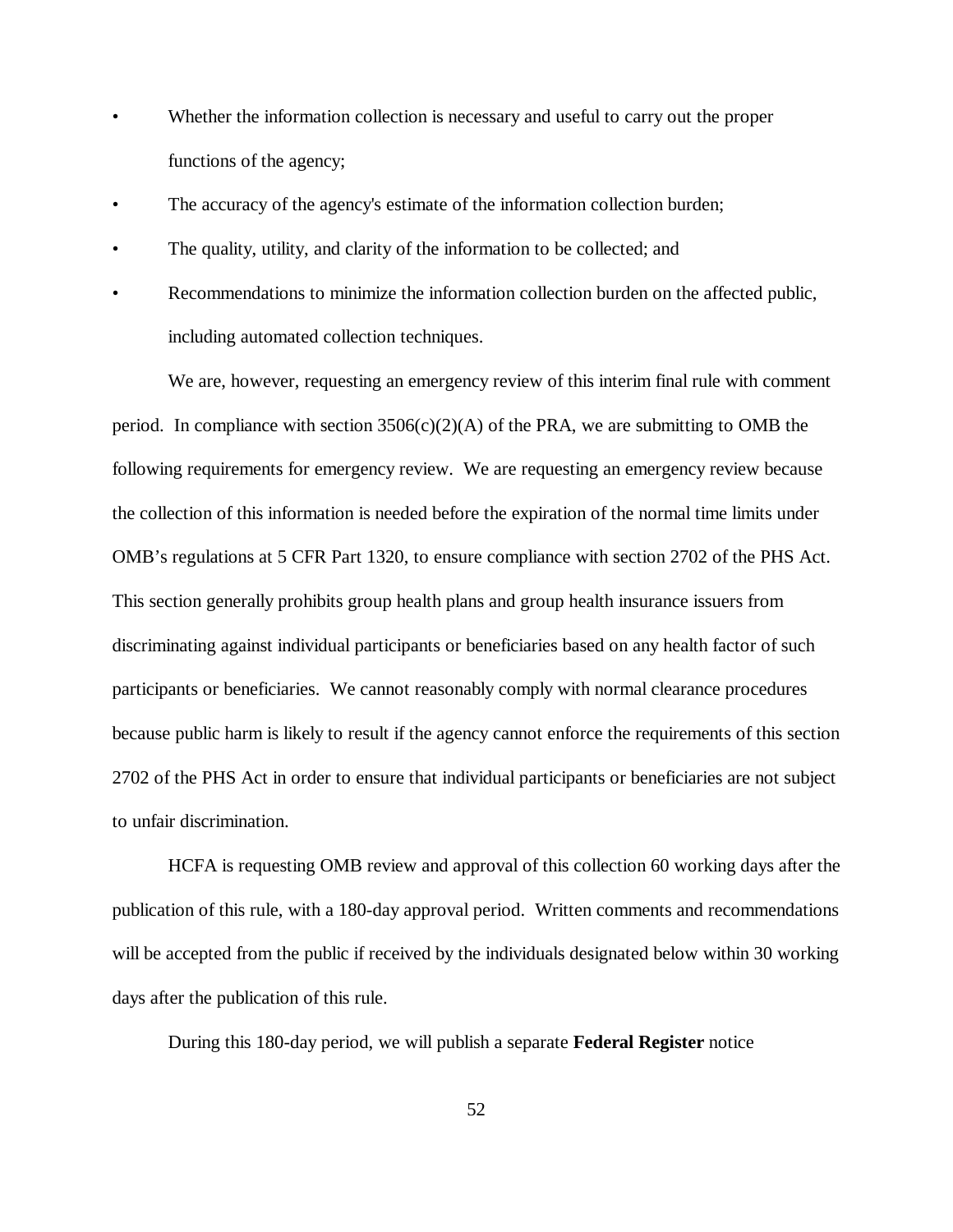- Whether the information collection is necessary and useful to carry out the proper functions of the agency;
- The accuracy of the agency's estimate of the information collection burden;
- The quality, utility, and clarity of the information to be collected; and
- Recommendations to minimize the information collection burden on the affected public, including automated collection techniques.

We are, however, requesting an emergency review of this interim final rule with comment period. In compliance with section 3506(c)(2)(A) of the PRA, we are submitting to OMB the following requirements for emergency review. We are requesting an emergency review because the collection of this information is needed before the expiration of the normal time limits under OMB's regulations at 5 CFR Part 1320, to ensure compliance with section 2702 of the PHS Act. This section generally prohibits group health plans and group health insurance issuers from discriminating against individual participants or beneficiaries based on any health factor of such participants or beneficiaries. We cannot reasonably comply with normal clearance procedures because public harm is likely to result if the agency cannot enforce the requirements of this section 2702 of the PHS Act in order to ensure that individual participants or beneficiaries are not subject to unfair discrimination.

HCFA is requesting OMB review and approval of this collection 60 working days after the publication of this rule, with a 180-day approval period. Written comments and recommendations will be accepted from the public if received by the individuals designated below within 30 working days after the publication of this rule.

During this 180-day period, we will publish a separate **Federal Register** notice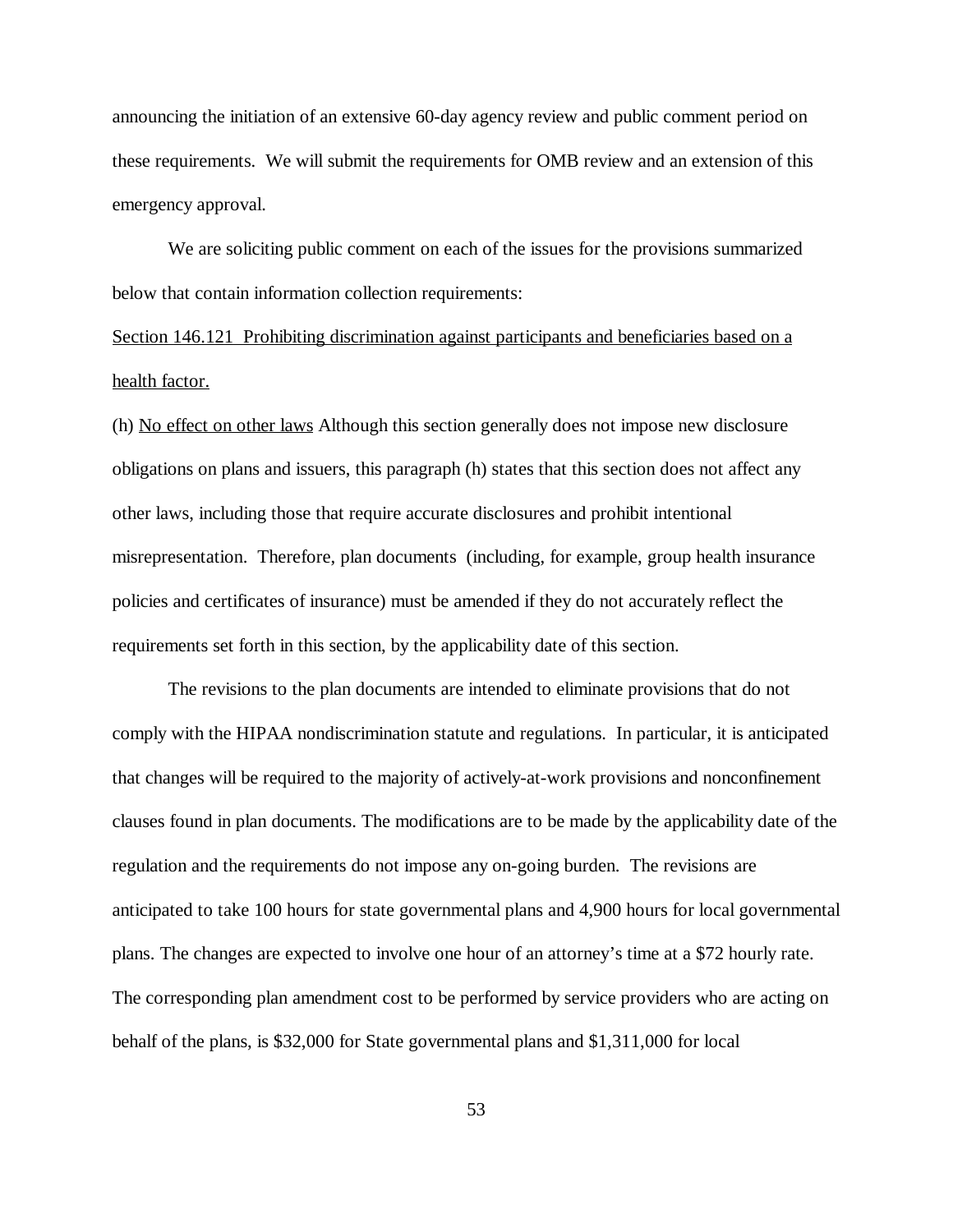announcing the initiation of an extensive 60-day agency review and public comment period on these requirements. We will submit the requirements for OMB review and an extension of this emergency approval.

We are soliciting public comment on each of the issues for the provisions summarized below that contain information collection requirements:

<u>Section 146.121 Prohibiting discrimination against participants and beneficiaries based on a health factor.</u>

(h) <u>No effect on other laws</u> Although this section generally does not impose new disclosure obligations on plans and issuers, this paragraph (h) states that this section does not affect any other laws, including those that require accurate disclosures and prohibit intentional misrepresentation. Therefore, plan documents (including, for example, group health insurance policies and certificates of insurance) must be amended if they do not accurately reflect the requirements set forth in this section, by the applicability date of this section.

The revisions to the plan documents are intended to eliminate provisions that do not comply with the HIPAA nondiscrimination statute and regulations. In particular, it is anticipated that changes will be required to the majority of actively-at-work provisions and nonconfinement clauses found in plan documents. The modifications are to be made by the applicability date of the regulation and the requirements do not impose any on-going burden. The revisions are anticipated to take 100 hours for state governmental plans and 4,900 hours for local governmental plans. The changes are expected to involve one hour of an attorney's time at a $72 hourly rate. The corresponding plan amendment cost to be performed by service providers who are acting on behalf of the plans, is $32,000 for State governmental plans and $1,311,000 for local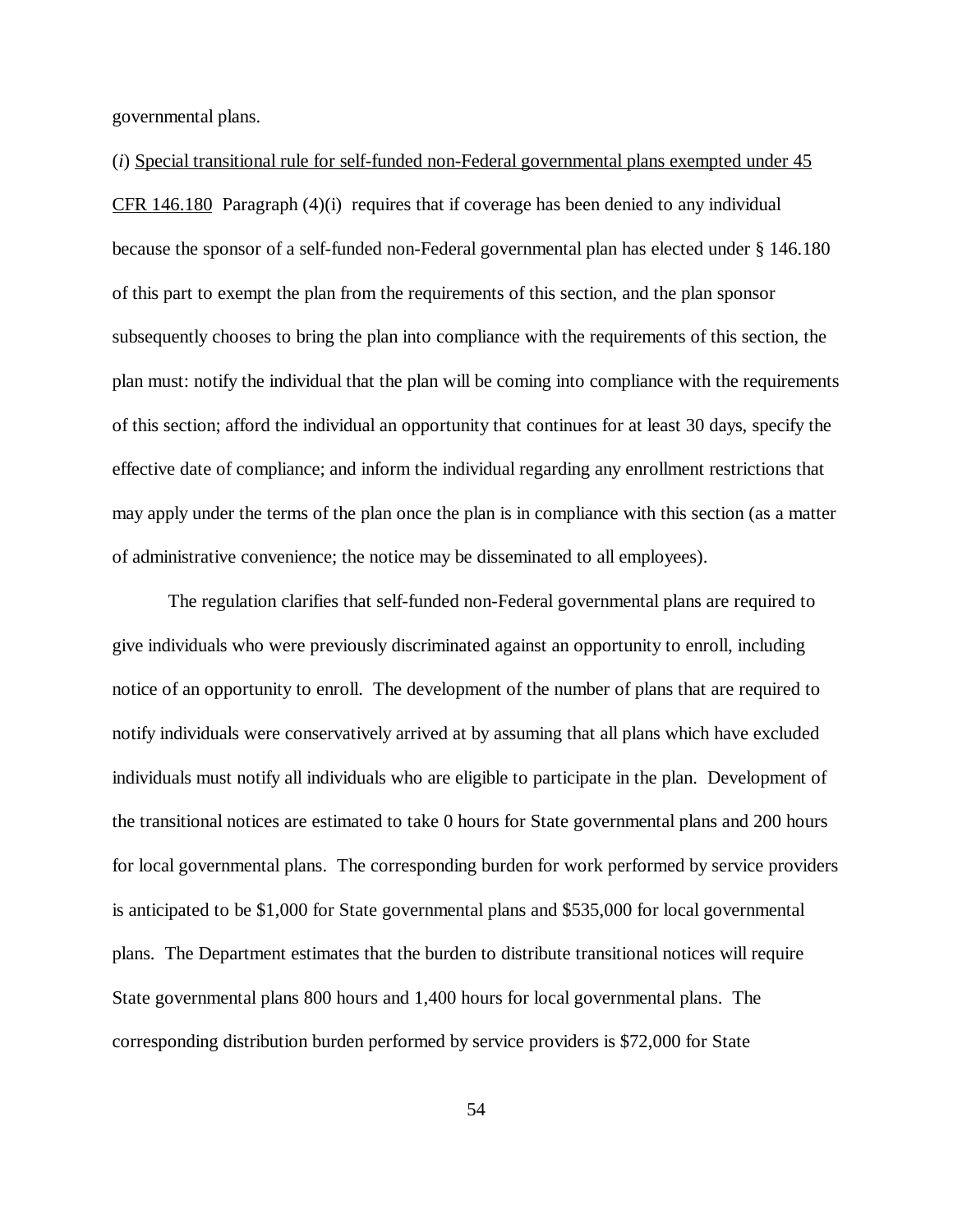governmental plans.

(*i*) <u>Special transitional rule for self-funded non-Federal governmental plans exempted under 45 CFR 146.180</u>  Paragraph (4)(i)  requires that if coverage has been denied to any individual because the sponsor of a self-funded non-Federal governmental plan has elected under § 146.180 of this part to exempt the plan from the requirements of this section, and the plan sponsor subsequently chooses to bring the plan into compliance with the requirements of this section, the plan must: notify the individual that the plan will be coming into compliance with the requirements of this section; afford the individual an opportunity that continues for at least 30 days, specify the effective date of compliance; and inform the individual regarding any enrollment restrictions that may apply under the terms of the plan once the plan is in compliance with this section (as a matter of administrative convenience; the notice may be disseminated to all employees).

The regulation clarifies that self-funded non-Federal governmental plans are required to give individuals who were previously discriminated against an opportunity to enroll, including notice of an opportunity to enroll.  The development of the number of plans that are required to notify individuals were conservatively arrived at by assuming that all plans which have excluded individuals must notify all individuals who are eligible to participate in the plan.  Development of the transitional notices are estimated to take 0 hours for State governmental plans and 200 hours for local governmental plans.  The corresponding burden for work performed by service providers is anticipated to be $1,000 for State governmental plans and $535,000 for local governmental plans.  The Department estimates that the burden to distribute transitional notices will require State governmental plans 800 hours and 1,400 hours for local governmental plans.  The corresponding distribution burden performed by service providers is $72,000 for State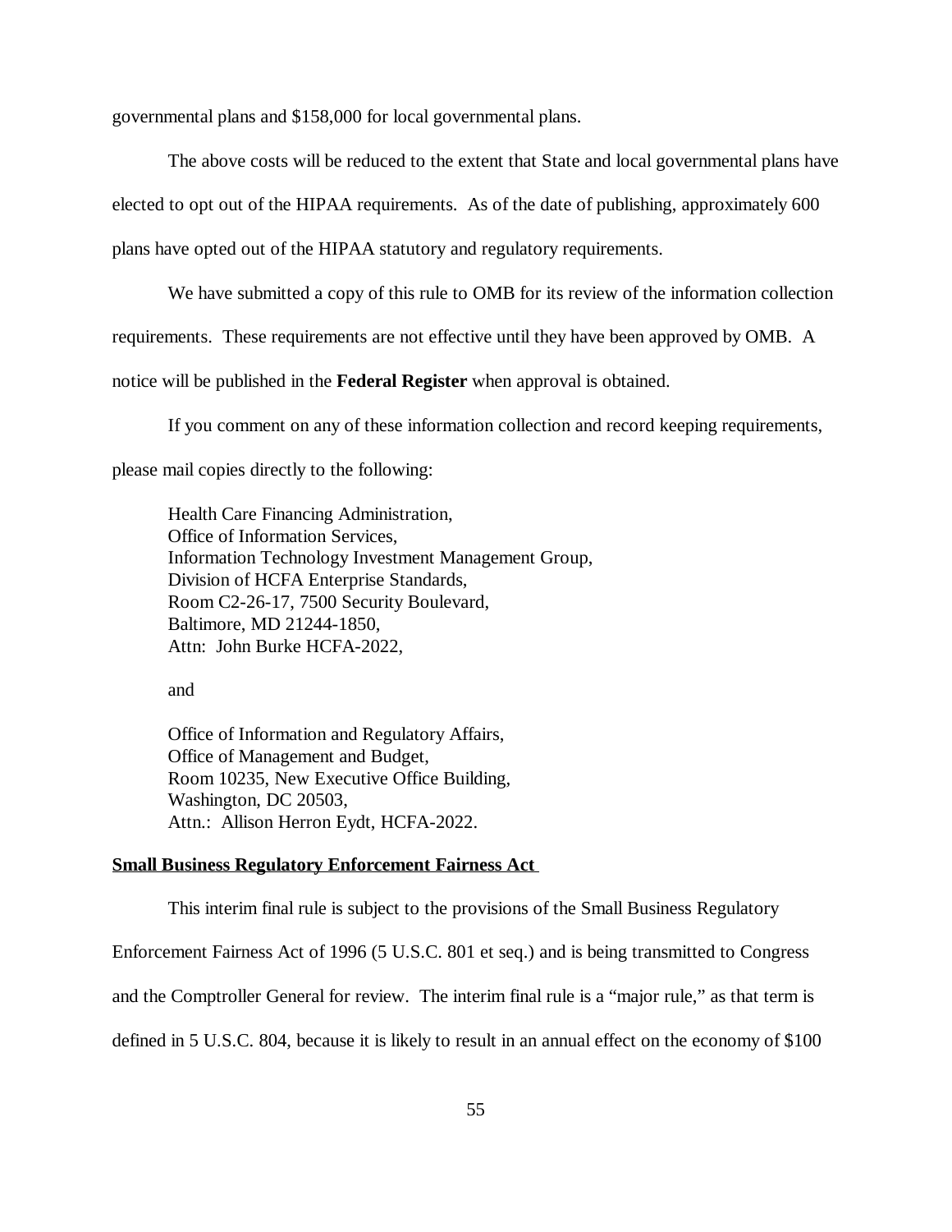governmental plans and $158,000 for local governmental plans.

The above costs will be reduced to the extent that State and local governmental plans have elected to opt out of the HIPAA requirements. As of the date of publishing, approximately 600 plans have opted out of the HIPAA statutory and regulatory requirements.

We have submitted a copy of this rule to OMB for its review of the information collection requirements. These requirements are not effective until they have been approved by OMB. A notice will be published in the **Federal Register** when approval is obtained.

If you comment on any of these information collection and record keeping requirements, please mail copies directly to the following:

Health Care Financing Administration,
Office of Information Services,
Information Technology Investment Management Group,
Division of HCFA Enterprise Standards,
Room C2-26-17, 7500 Security Boulevard,
Baltimore, MD 21244-1850,
Attn: John Burke HCFA-2022,

and

Office of Information and Regulatory Affairs,
Office of Management and Budget,
Room 10235, New Executive Office Building,
Washington, DC 20503,
Attn.: Allison Herron Eydt, HCFA-2022.

**Small Business Regulatory Enforcement Fairness Act**

This interim final rule is subject to the provisions of the Small Business Regulatory Enforcement Fairness Act of 1996 (5 U.S.C. 801 et seq.) and is being transmitted to Congress and the Comptroller General for review. The interim final rule is a "major rule," as that term is defined in 5 U.S.C. 804, because it is likely to result in an annual effect on the economy of $100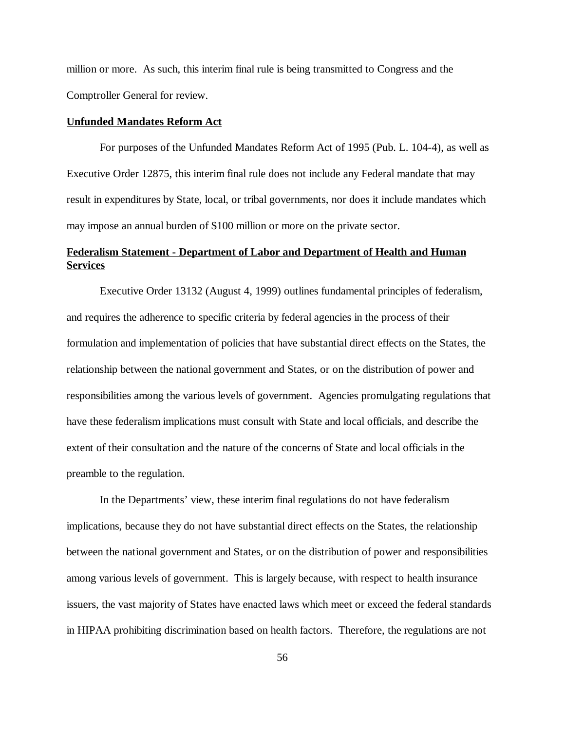million or more. As such, this interim final rule is being transmitted to Congress and the Comptroller General for review.

**Unfunded Mandates Reform Act**

For purposes of the Unfunded Mandates Reform Act of 1995 (Pub. L. 104-4), as well as Executive Order 12875, this interim final rule does not include any Federal mandate that may result in expenditures by State, local, or tribal governments, nor does it include mandates which may impose an annual burden of $100 million or more on the private sector.

**Federalism Statement - Department of Labor and Department of Health and Human Services**

Executive Order 13132 (August 4, 1999) outlines fundamental principles of federalism, and requires the adherence to specific criteria by federal agencies in the process of their formulation and implementation of policies that have substantial direct effects on the States, the relationship between the national government and States, or on the distribution of power and responsibilities among the various levels of government. Agencies promulgating regulations that have these federalism implications must consult with State and local officials, and describe the extent of their consultation and the nature of the concerns of State and local officials in the preamble to the regulation.

In the Departments' view, these interim final regulations do not have federalism implications, because they do not have substantial direct effects on the States, the relationship between the national government and States, or on the distribution of power and responsibilities among various levels of government. This is largely because, with respect to health insurance issuers, the vast majority of States have enacted laws which meet or exceed the federal standards in HIPAA prohibiting discrimination based on health factors. Therefore, the regulations are not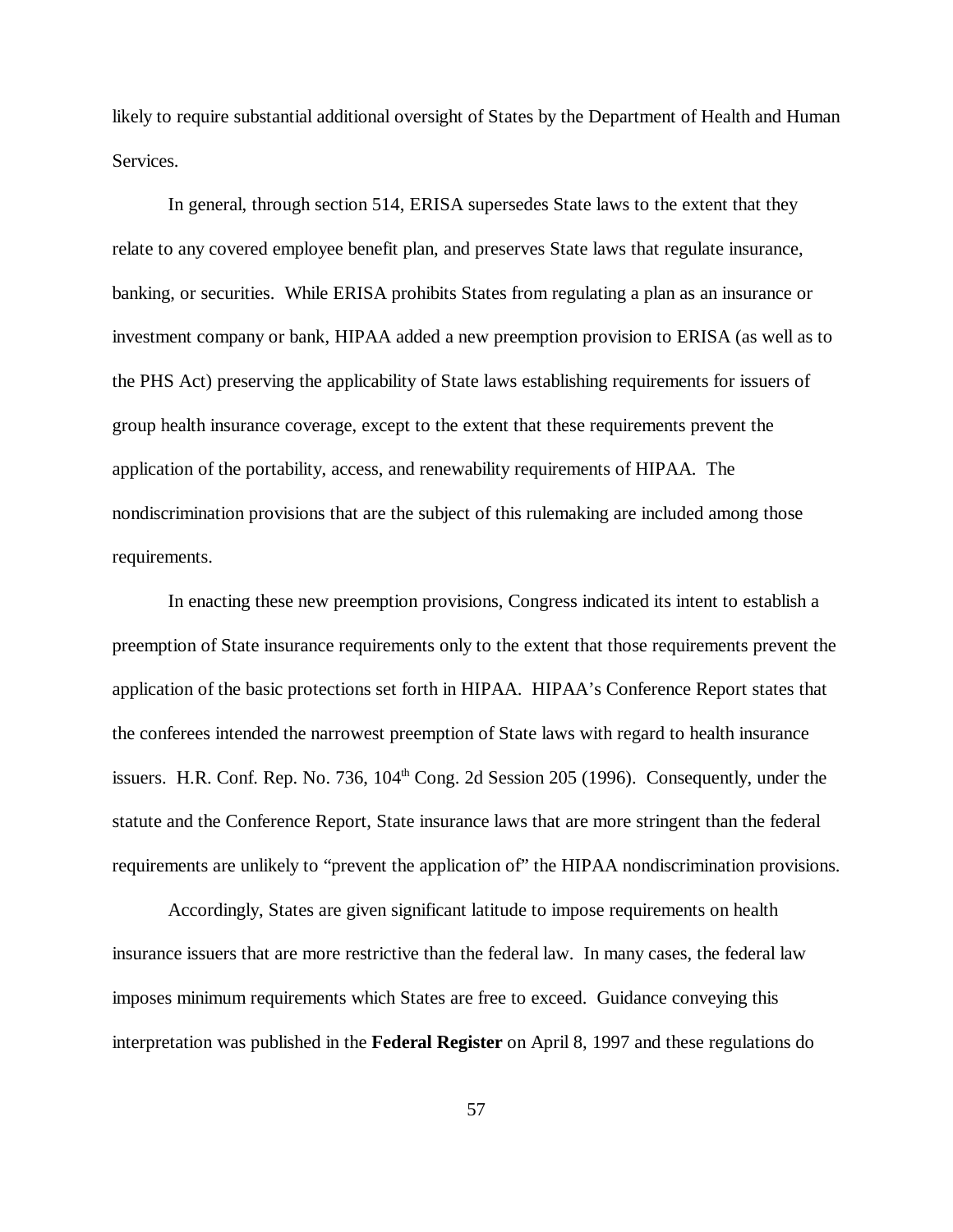likely to require substantial additional oversight of States by the Department of Health and Human Services.

In general, through section 514, ERISA supersedes State laws to the extent that they relate to any covered employee benefit plan, and preserves State laws that regulate insurance, banking, or securities. While ERISA prohibits States from regulating a plan as an insurance or investment company or bank, HIPAA added a new preemption provision to ERISA (as well as to the PHS Act) preserving the applicability of State laws establishing requirements for issuers of group health insurance coverage, except to the extent that these requirements prevent the application of the portability, access, and renewability requirements of HIPAA. The nondiscrimination provisions that are the subject of this rulemaking are included among those requirements.

In enacting these new preemption provisions, Congress indicated its intent to establish a preemption of State insurance requirements only to the extent that those requirements prevent the application of the basic protections set forth in HIPAA. HIPAA's Conference Report states that the conferees intended the narrowest preemption of State laws with regard to health insurance issuers. H.R. Conf. Rep. No. 736, 104th Cong. 2d Session 205 (1996). Consequently, under the statute and the Conference Report, State insurance laws that are more stringent than the federal requirements are unlikely to "prevent the application of" the HIPAA nondiscrimination provisions.

Accordingly, States are given significant latitude to impose requirements on health insurance issuers that are more restrictive than the federal law. In many cases, the federal law imposes minimum requirements which States are free to exceed. Guidance conveying this interpretation was published in the **Federal Register** on April 8, 1997 and these regulations do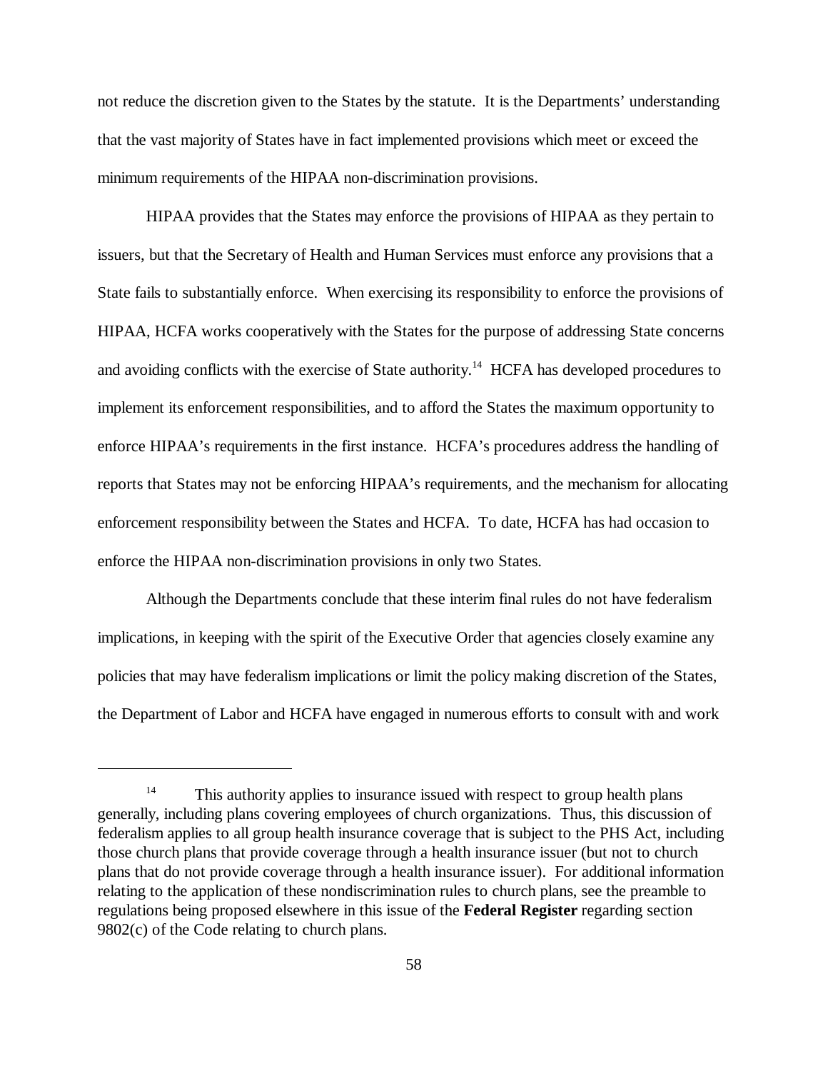not reduce the discretion given to the States by the statute. It is the Departments' understanding that the vast majority of States have in fact implemented provisions which meet or exceed the minimum requirements of the HIPAA non-discrimination provisions.

HIPAA provides that the States may enforce the provisions of HIPAA as they pertain to issuers, but that the Secretary of Health and Human Services must enforce any provisions that a State fails to substantially enforce. When exercising its responsibility to enforce the provisions of HIPAA, HCFA works cooperatively with the States for the purpose of addressing State concerns and avoiding conflicts with the exercise of State authority.[14] HCFA has developed procedures to implement its enforcement responsibilities, and to afford the States the maximum opportunity to enforce HIPAA's requirements in the first instance. HCFA's procedures address the handling of reports that States may not be enforcing HIPAA's requirements, and the mechanism for allocating enforcement responsibility between the States and HCFA. To date, HCFA has had occasion to enforce the HIPAA non-discrimination provisions in only two States.

Although the Departments conclude that these interim final rules do not have federalism implications, in keeping with the spirit of the Executive Order that agencies closely examine any policies that may have federalism implications or limit the policy making discretion of the States, the Department of Labor and HCFA have engaged in numerous efforts to consult with and work

---

[14] This authority applies to insurance issued with respect to group health plans generally, including plans covering employees of church organizations. Thus, this discussion of federalism applies to all group health insurance coverage that is subject to the PHS Act, including those church plans that provide coverage through a health insurance issuer (but not to church plans that do not provide coverage through a health insurance issuer). For additional information relating to the application of these nondiscrimination rules to church plans, see the preamble to regulations being proposed elsewhere in this issue of the **Federal Register** regarding section 9802(c) of the Code relating to church plans.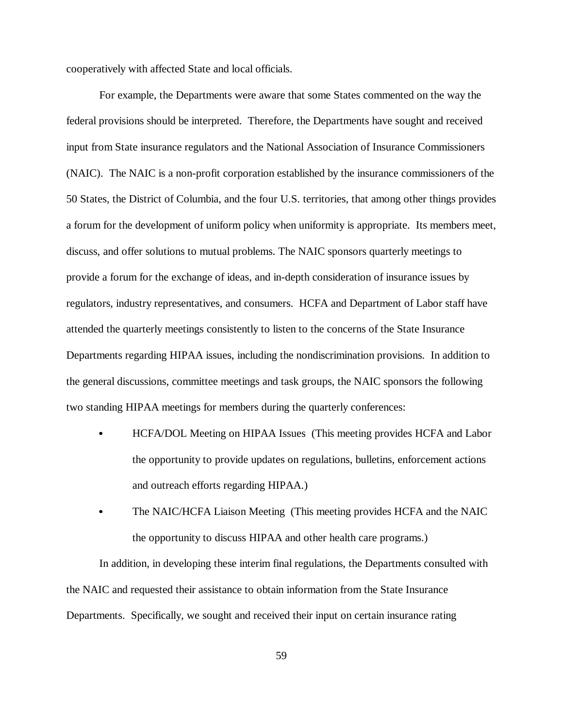cooperatively with affected State and local officials.

For example, the Departments were aware that some States commented on the way the federal provisions should be interpreted. Therefore, the Departments have sought and received input from State insurance regulators and the National Association of Insurance Commissioners (NAIC). The NAIC is a non-profit corporation established by the insurance commissioners of the 50 States, the District of Columbia, and the four U.S. territories, that among other things provides a forum for the development of uniform policy when uniformity is appropriate. Its members meet, discuss, and offer solutions to mutual problems. The NAIC sponsors quarterly meetings to provide a forum for the exchange of ideas, and in-depth consideration of insurance issues by regulators, industry representatives, and consumers. HCFA and Department of Labor staff have attended the quarterly meetings consistently to listen to the concerns of the State Insurance Departments regarding HIPAA issues, including the nondiscrimination provisions. In addition to the general discussions, committee meetings and task groups, the NAIC sponsors the following two standing HIPAA meetings for members during the quarterly conferences:

- HCFA/DOL Meeting on HIPAA Issues (This meeting provides HCFA and Labor the opportunity to provide updates on regulations, bulletins, enforcement actions and outreach efforts regarding HIPAA.)
- The NAIC/HCFA Liaison Meeting (This meeting provides HCFA and the NAIC the opportunity to discuss HIPAA and other health care programs.)

In addition, in developing these interim final regulations, the Departments consulted with the NAIC and requested their assistance to obtain information from the State Insurance Departments. Specifically, we sought and received their input on certain insurance rating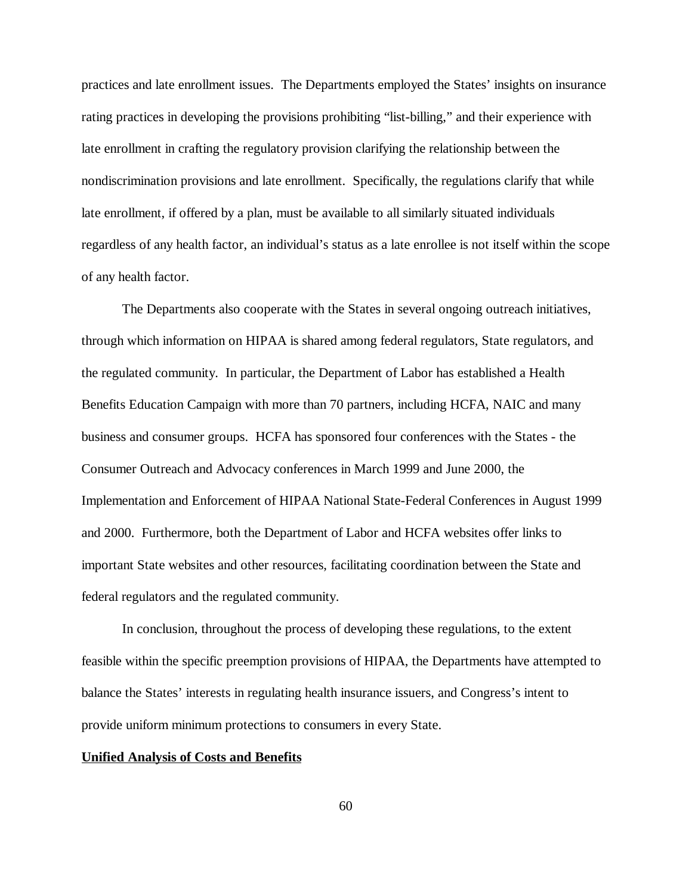practices and late enrollment issues. The Departments employed the States' insights on insurance rating practices in developing the provisions prohibiting "list-billing," and their experience with late enrollment in crafting the regulatory provision clarifying the relationship between the nondiscrimination provisions and late enrollment. Specifically, the regulations clarify that while late enrollment, if offered by a plan, must be available to all similarly situated individuals regardless of any health factor, an individual's status as a late enrollee is not itself within the scope of any health factor.

The Departments also cooperate with the States in several ongoing outreach initiatives, through which information on HIPAA is shared among federal regulators, State regulators, and the regulated community. In particular, the Department of Labor has established a Health Benefits Education Campaign with more than 70 partners, including HCFA, NAIC and many business and consumer groups. HCFA has sponsored four conferences with the States - the Consumer Outreach and Advocacy conferences in March 1999 and June 2000, the Implementation and Enforcement of HIPAA National State-Federal Conferences in August 1999 and 2000. Furthermore, both the Department of Labor and HCFA websites offer links to important State websites and other resources, facilitating coordination between the State and federal regulators and the regulated community.

In conclusion, throughout the process of developing these regulations, to the extent feasible within the specific preemption provisions of HIPAA, the Departments have attempted to balance the States' interests in regulating health insurance issuers, and Congress's intent to provide uniform minimum protections to consumers in every State.

**Unified Analysis of Costs and Benefits**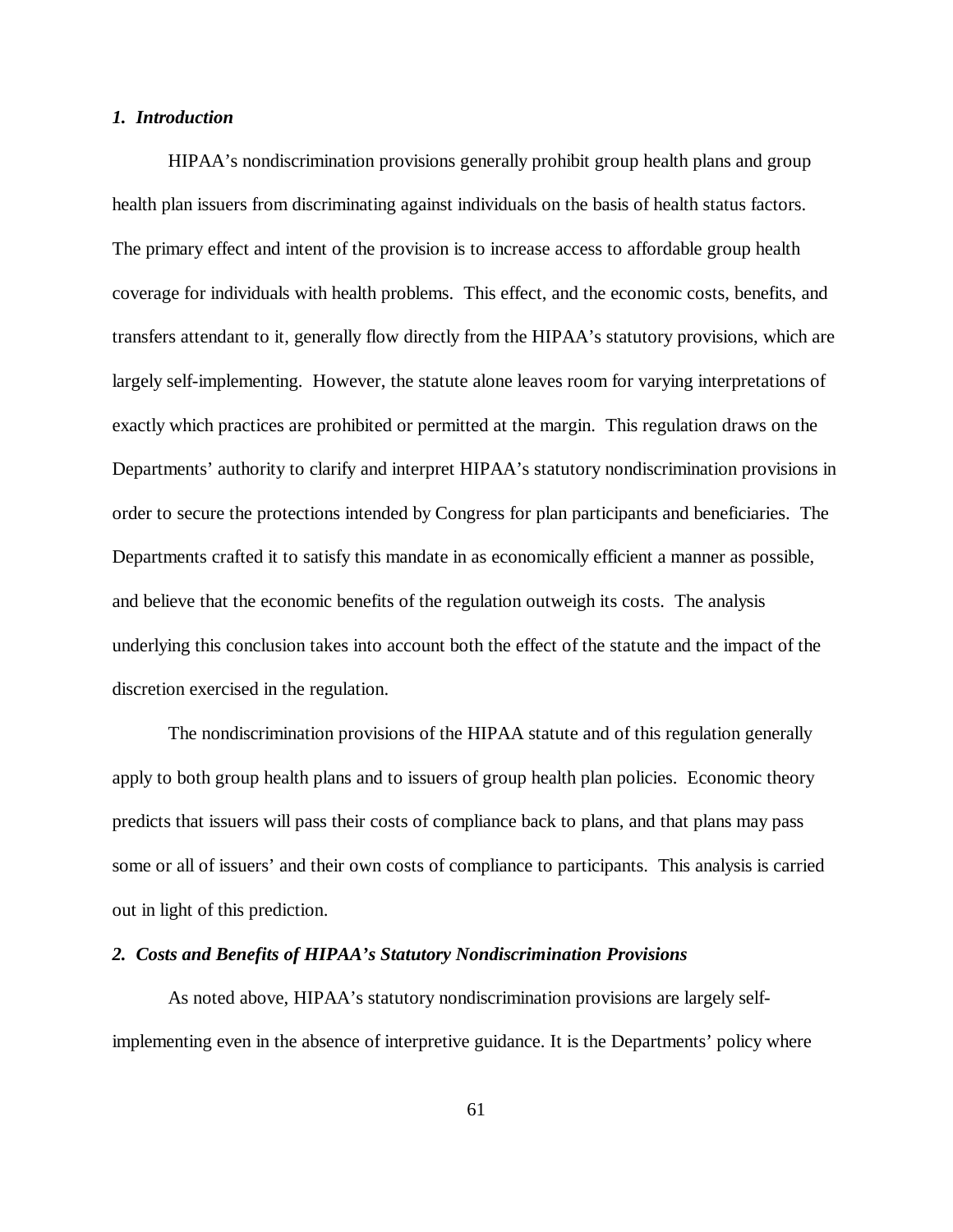### *1. Introduction*

HIPAA's nondiscrimination provisions generally prohibit group health plans and group health plan issuers from discriminating against individuals on the basis of health status factors. The primary effect and intent of the provision is to increase access to affordable group health coverage for individuals with health problems. This effect, and the economic costs, benefits, and transfers attendant to it, generally flow directly from the HIPAA's statutory provisions, which are largely self-implementing. However, the statute alone leaves room for varying interpretations of exactly which practices are prohibited or permitted at the margin. This regulation draws on the Departments' authority to clarify and interpret HIPAA's statutory nondiscrimination provisions in order to secure the protections intended by Congress for plan participants and beneficiaries. The Departments crafted it to satisfy this mandate in as economically efficient a manner as possible, and believe that the economic benefits of the regulation outweigh its costs. The analysis underlying this conclusion takes into account both the effect of the statute and the impact of the discretion exercised in the regulation.

The nondiscrimination provisions of the HIPAA statute and of this regulation generally apply to both group health plans and to issuers of group health plan policies. Economic theory predicts that issuers will pass their costs of compliance back to plans, and that plans may pass some or all of issuers' and their own costs of compliance to participants. This analysis is carried out in light of this prediction.

### *2. Costs and Benefits of HIPAA's Statutory Nondiscrimination Provisions*

As noted above, HIPAA's statutory nondiscrimination provisions are largely self-implementing even in the absence of interpretive guidance. It is the Departments' policy where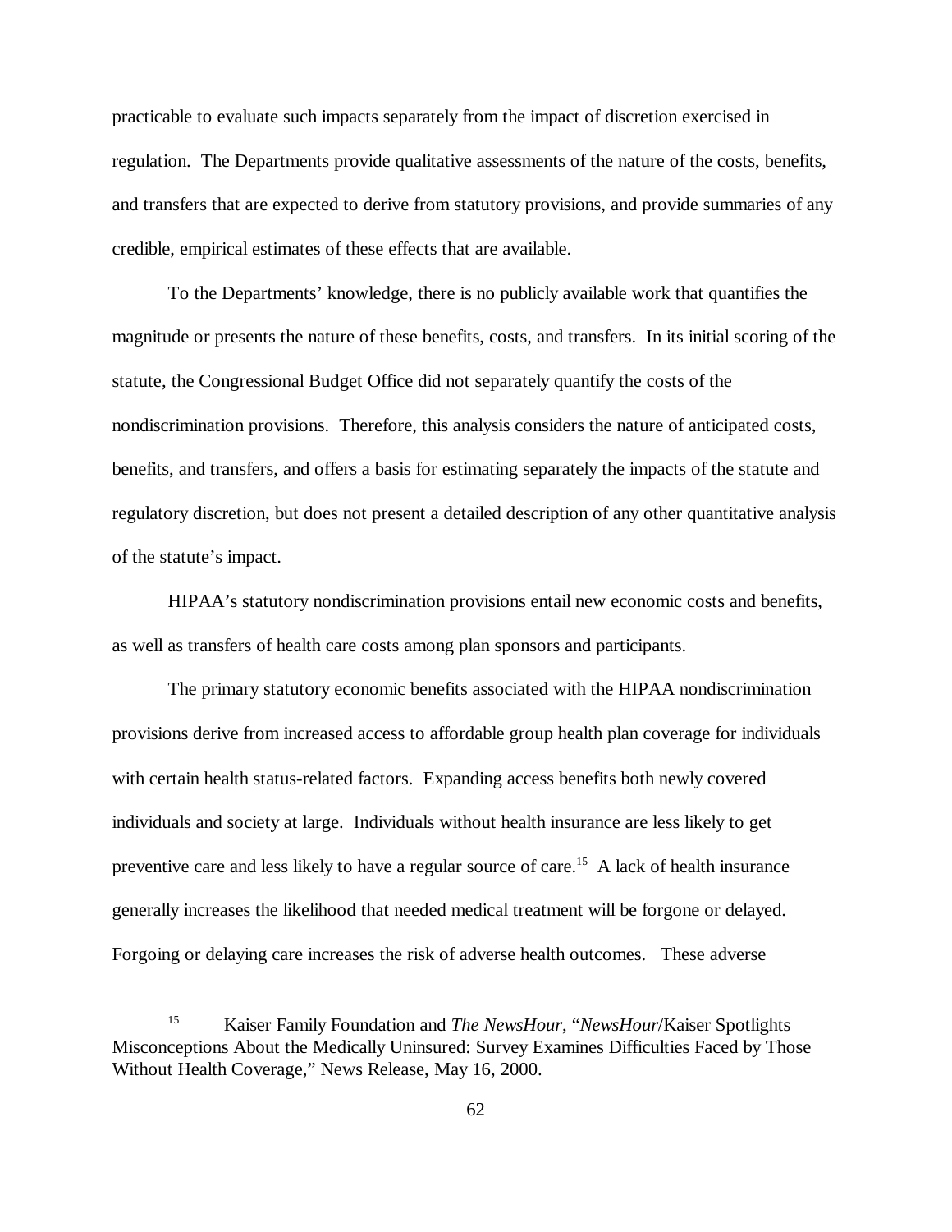practicable to evaluate such impacts separately from the impact of discretion exercised in regulation. The Departments provide qualitative assessments of the nature of the costs, benefits, and transfers that are expected to derive from statutory provisions, and provide summaries of any credible, empirical estimates of these effects that are available.

To the Departments' knowledge, there is no publicly available work that quantifies the magnitude or presents the nature of these benefits, costs, and transfers. In its initial scoring of the statute, the Congressional Budget Office did not separately quantify the costs of the nondiscrimination provisions. Therefore, this analysis considers the nature of anticipated costs, benefits, and transfers, and offers a basis for estimating separately the impacts of the statute and regulatory discretion, but does not present a detailed description of any other quantitative analysis of the statute's impact.

HIPAA's statutory nondiscrimination provisions entail new economic costs and benefits, as well as transfers of health care costs among plan sponsors and participants.

The primary statutory economic benefits associated with the HIPAA nondiscrimination provisions derive from increased access to affordable group health plan coverage for individuals with certain health status-related factors. Expanding access benefits both newly covered individuals and society at large. Individuals without health insurance are less likely to get preventive care and less likely to have a regular source of care.[15] A lack of health insurance generally increases the likelihood that needed medical treatment will be forgone or delayed. Forgoing or delaying care increases the risk of adverse health outcomes. These adverse

---

[15] Kaiser Family Foundation and *The NewsHour*, "*NewsHour*/Kaiser Spotlights Misconceptions About the Medically Uninsured: Survey Examines Difficulties Faced by Those Without Health Coverage," News Release, May 16, 2000.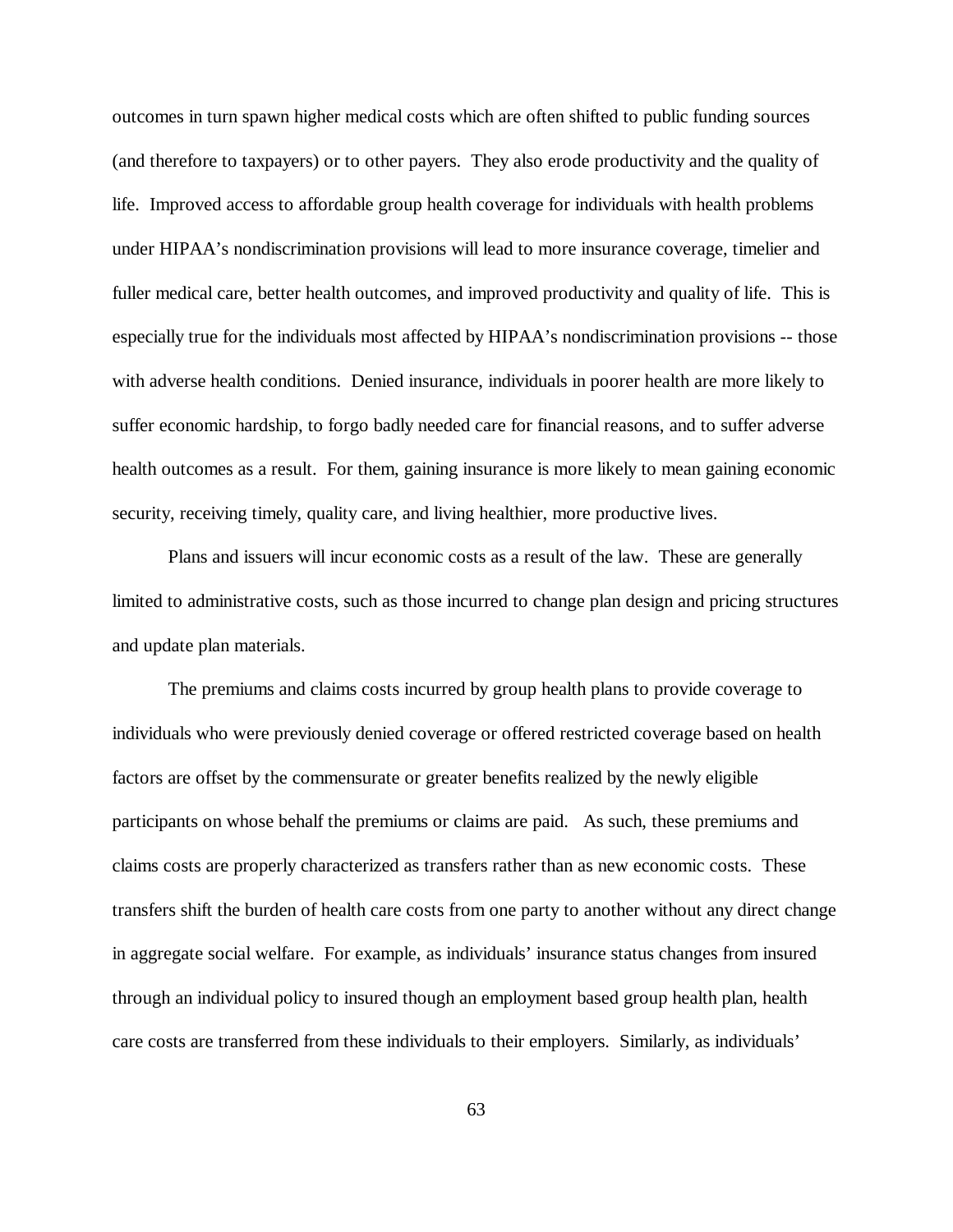outcomes in turn spawn higher medical costs which are often shifted to public funding sources (and therefore to taxpayers) or to other payers. They also erode productivity and the quality of life. Improved access to affordable group health coverage for individuals with health problems under HIPAA's nondiscrimination provisions will lead to more insurance coverage, timelier and fuller medical care, better health outcomes, and improved productivity and quality of life. This is especially true for the individuals most affected by HIPAA's nondiscrimination provisions -- those with adverse health conditions. Denied insurance, individuals in poorer health are more likely to suffer economic hardship, to forgo badly needed care for financial reasons, and to suffer adverse health outcomes as a result. For them, gaining insurance is more likely to mean gaining economic security, receiving timely, quality care, and living healthier, more productive lives.

Plans and issuers will incur economic costs as a result of the law. These are generally limited to administrative costs, such as those incurred to change plan design and pricing structures and update plan materials.

The premiums and claims costs incurred by group health plans to provide coverage to individuals who were previously denied coverage or offered restricted coverage based on health factors are offset by the commensurate or greater benefits realized by the newly eligible participants on whose behalf the premiums or claims are paid. As such, these premiums and claims costs are properly characterized as transfers rather than as new economic costs. These transfers shift the burden of health care costs from one party to another without any direct change in aggregate social welfare. For example, as individuals' insurance status changes from insured through an individual policy to insured though an employment based group health plan, health care costs are transferred from these individuals to their employers. Similarly, as individuals'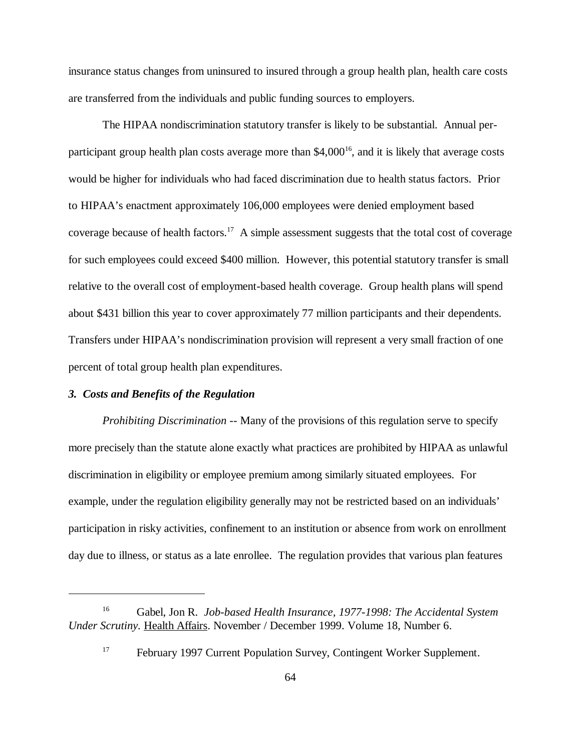insurance status changes from uninsured to insured through a group health plan, health care costs are transferred from the individuals and public funding sources to employers.

The HIPAA nondiscrimination statutory transfer is likely to be substantial. Annual per-participant group health plan costs average more than $4,000[16], and it is likely that average costs would be higher for individuals who had faced discrimination due to health status factors. Prior to HIPAA's enactment approximately 106,000 employees were denied employment based coverage because of health factors.[17] A simple assessment suggests that the total cost of coverage for such employees could exceed $400 million. However, this potential statutory transfer is small relative to the overall cost of employment-based health coverage. Group health plans will spend about $431 billion this year to cover approximately 77 million participants and their dependents. Transfers under HIPAA's nondiscrimination provision will represent a very small fraction of one percent of total group health plan expenditures.

### *3. Costs and Benefits of the Regulation*

*Prohibiting Discrimination* -- Many of the provisions of this regulation serve to specify more precisely than the statute alone exactly what practices are prohibited by HIPAA as unlawful discrimination in eligibility or employee premium among similarly situated employees. For example, under the regulation eligibility generally may not be restricted based on an individuals' participation in risky activities, confinement to an institution or absence from work on enrollment day due to illness, or status as a late enrollee. The regulation provides that various plan features

---

[16] Gabel, Jon R. *Job-based Health Insurance, 1977-1998: The Accidental System Under Scrutiny.* Health Affairs. November / December 1999. Volume 18, Number 6.

[17] February 1997 Current Population Survey, Contingent Worker Supplement.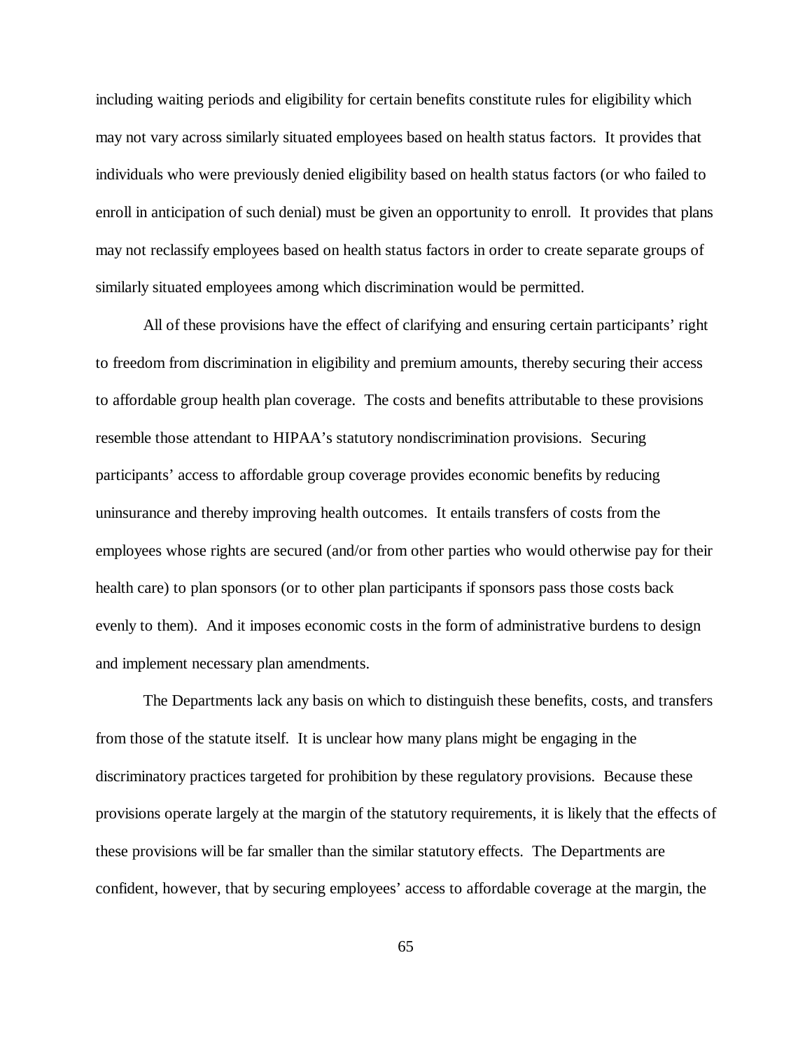including waiting periods and eligibility for certain benefits constitute rules for eligibility which may not vary across similarly situated employees based on health status factors. It provides that individuals who were previously denied eligibility based on health status factors (or who failed to enroll in anticipation of such denial) must be given an opportunity to enroll. It provides that plans may not reclassify employees based on health status factors in order to create separate groups of similarly situated employees among which discrimination would be permitted.

All of these provisions have the effect of clarifying and ensuring certain participants' right to freedom from discrimination in eligibility and premium amounts, thereby securing their access to affordable group health plan coverage. The costs and benefits attributable to these provisions resemble those attendant to HIPAA's statutory nondiscrimination provisions. Securing participants' access to affordable group coverage provides economic benefits by reducing uninsurance and thereby improving health outcomes. It entails transfers of costs from the employees whose rights are secured (and/or from other parties who would otherwise pay for their health care) to plan sponsors (or to other plan participants if sponsors pass those costs back evenly to them). And it imposes economic costs in the form of administrative burdens to design and implement necessary plan amendments.

The Departments lack any basis on which to distinguish these benefits, costs, and transfers from those of the statute itself. It is unclear how many plans might be engaging in the discriminatory practices targeted for prohibition by these regulatory provisions. Because these provisions operate largely at the margin of the statutory requirements, it is likely that the effects of these provisions will be far smaller than the similar statutory effects. The Departments are confident, however, that by securing employees' access to affordable coverage at the margin, the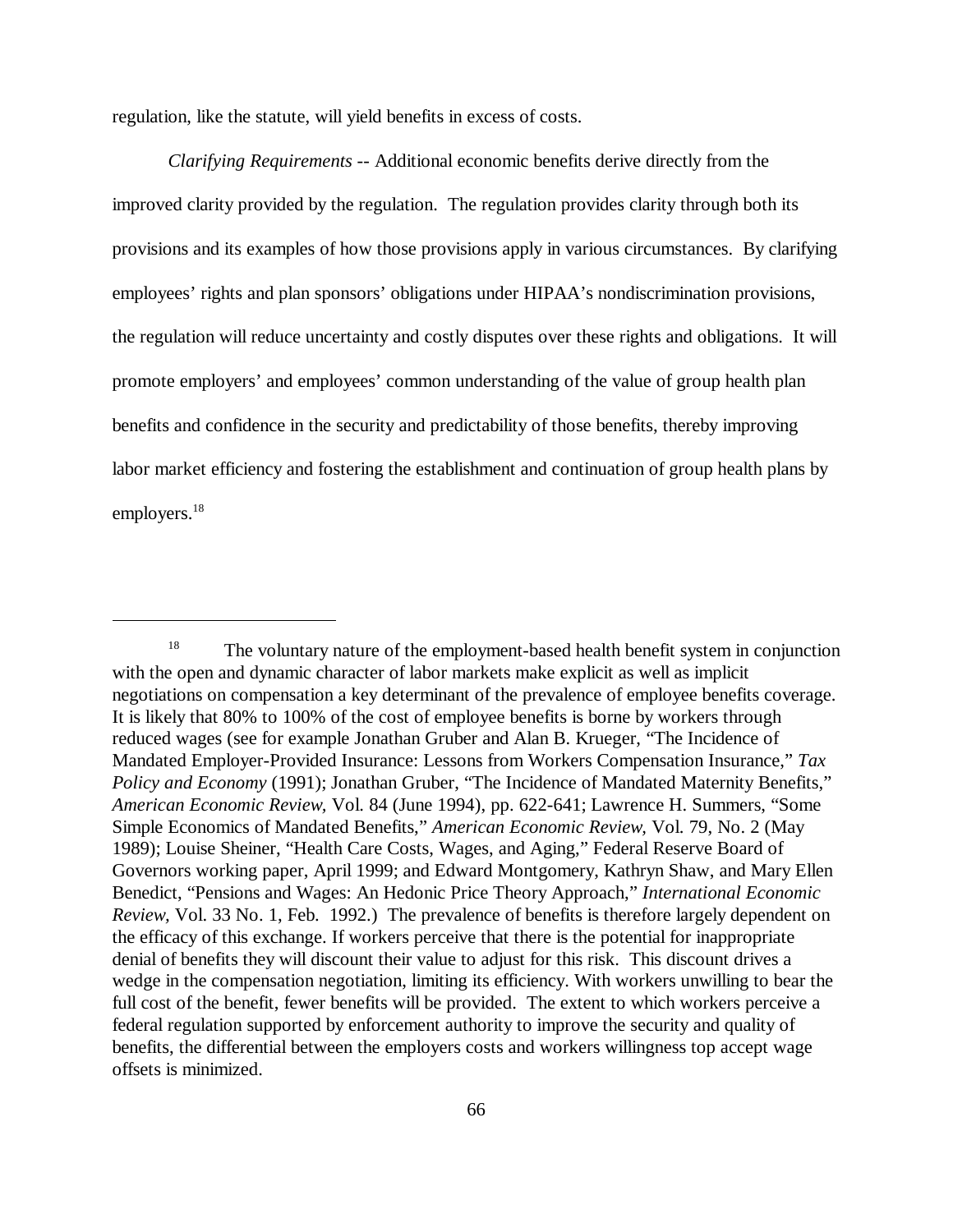regulation, like the statute, will yield benefits in excess of costs.

*Clarifying Requirements* -- Additional economic benefits derive directly from the improved clarity provided by the regulation. The regulation provides clarity through both its provisions and its examples of how those provisions apply in various circumstances. By clarifying employees' rights and plan sponsors' obligations under HIPAA's nondiscrimination provisions, the regulation will reduce uncertainty and costly disputes over these rights and obligations. It will promote employers' and employees' common understanding of the value of group health plan benefits and confidence in the security and predictability of those benefits, thereby improving labor market efficiency and fostering the establishment and continuation of group health plans by employers.[18]

---

[18] The voluntary nature of the employment-based health benefit system in conjunction with the open and dynamic character of labor markets make explicit as well as implicit negotiations on compensation a key determinant of the prevalence of employee benefits coverage. It is likely that 80% to 100% of the cost of employee benefits is borne by workers through reduced wages (see for example Jonathan Gruber and Alan B. Krueger, "The Incidence of Mandated Employer-Provided Insurance: Lessons from Workers Compensation Insurance," *Tax Policy and Economy* (1991); Jonathan Gruber, "The Incidence of Mandated Maternity Benefits," *American Economic Review*, Vol. 84 (June 1994), pp. 622-641; Lawrence H. Summers, "Some Simple Economics of Mandated Benefits," *American Economic Review*, Vol. 79, No. 2 (May 1989); Louise Sheiner, "Health Care Costs, Wages, and Aging," Federal Reserve Board of Governors working paper, April 1999; and Edward Montgomery, Kathryn Shaw, and Mary Ellen Benedict, "Pensions and Wages: An Hedonic Price Theory Approach," *International Economic Review*, Vol. 33 No. 1, Feb. 1992.) The prevalence of benefits is therefore largely dependent on the efficacy of this exchange. If workers perceive that there is the potential for inappropriate denial of benefits they will discount their value to adjust for this risk. This discount drives a wedge in the compensation negotiation, limiting its efficiency. With workers unwilling to bear the full cost of the benefit, fewer benefits will be provided. The extent to which workers perceive a federal regulation supported by enforcement authority to improve the security and quality of benefits, the differential between the employers costs and workers willingness top accept wage offsets is minimized.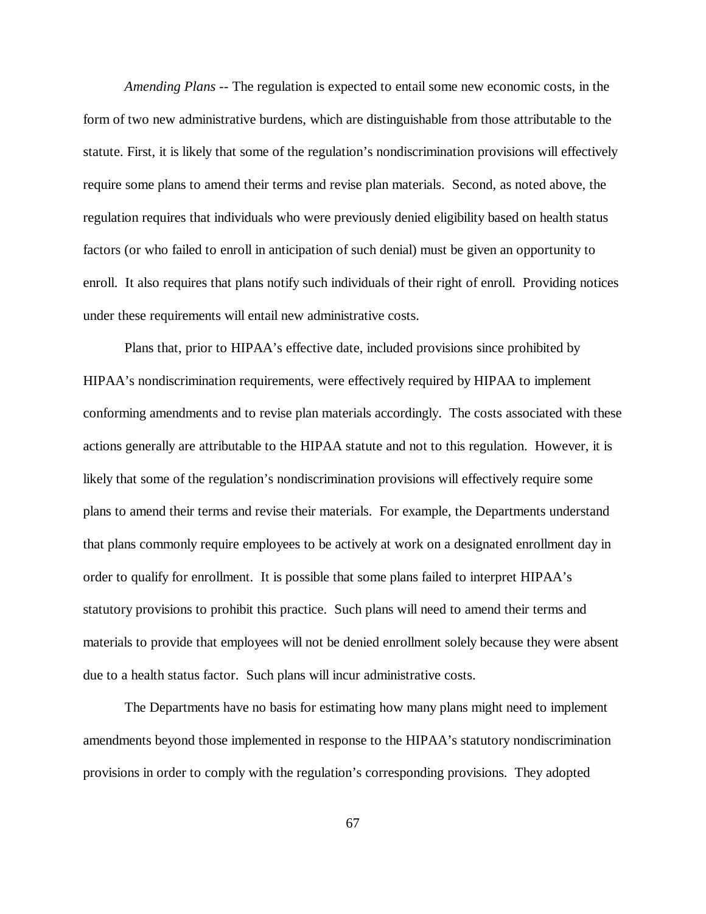*Amending Plans* -- The regulation is expected to entail some new economic costs, in the form of two new administrative burdens, which are distinguishable from those attributable to the statute. First, it is likely that some of the regulation's nondiscrimination provisions will effectively require some plans to amend their terms and revise plan materials. Second, as noted above, the regulation requires that individuals who were previously denied eligibility based on health status factors (or who failed to enroll in anticipation of such denial) must be given an opportunity to enroll. It also requires that plans notify such individuals of their right of enroll. Providing notices under these requirements will entail new administrative costs.

Plans that, prior to HIPAA's effective date, included provisions since prohibited by HIPAA's nondiscrimination requirements, were effectively required by HIPAA to implement conforming amendments and to revise plan materials accordingly. The costs associated with these actions generally are attributable to the HIPAA statute and not to this regulation. However, it is likely that some of the regulation's nondiscrimination provisions will effectively require some plans to amend their terms and revise their materials. For example, the Departments understand that plans commonly require employees to be actively at work on a designated enrollment day in order to qualify for enrollment. It is possible that some plans failed to interpret HIPAA's statutory provisions to prohibit this practice. Such plans will need to amend their terms and materials to provide that employees will not be denied enrollment solely because they were absent due to a health status factor. Such plans will incur administrative costs.

The Departments have no basis for estimating how many plans might need to implement amendments beyond those implemented in response to the HIPAA's statutory nondiscrimination provisions in order to comply with the regulation's corresponding provisions. They adopted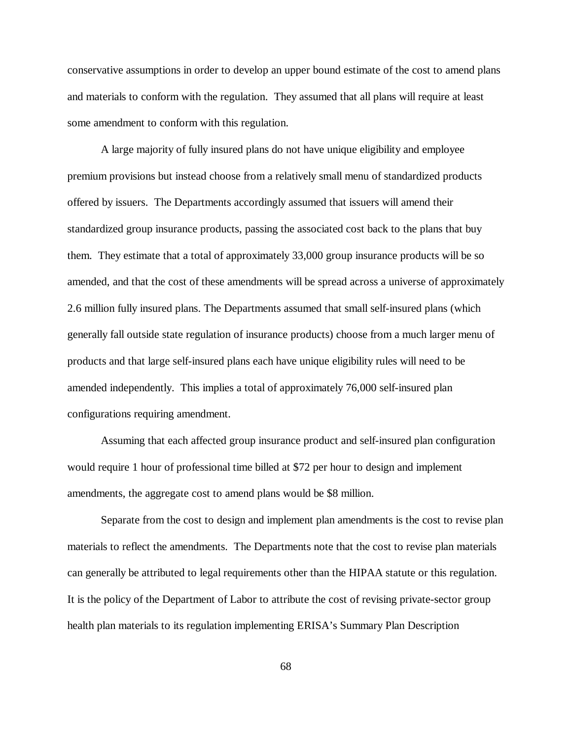conservative assumptions in order to develop an upper bound estimate of the cost to amend plans and materials to conform with the regulation. They assumed that all plans will require at least some amendment to conform with this regulation.

A large majority of fully insured plans do not have unique eligibility and employee premium provisions but instead choose from a relatively small menu of standardized products offered by issuers. The Departments accordingly assumed that issuers will amend their standardized group insurance products, passing the associated cost back to the plans that buy them. They estimate that a total of approximately 33,000 group insurance products will be so amended, and that the cost of these amendments will be spread across a universe of approximately 2.6 million fully insured plans. The Departments assumed that small self-insured plans (which generally fall outside state regulation of insurance products) choose from a much larger menu of products and that large self-insured plans each have unique eligibility rules will need to be amended independently. This implies a total of approximately 76,000 self-insured plan configurations requiring amendment.

Assuming that each affected group insurance product and self-insured plan configuration would require 1 hour of professional time billed at $72 per hour to design and implement amendments, the aggregate cost to amend plans would be $8 million.

Separate from the cost to design and implement plan amendments is the cost to revise plan materials to reflect the amendments. The Departments note that the cost to revise plan materials can generally be attributed to legal requirements other than the HIPAA statute or this regulation. It is the policy of the Department of Labor to attribute the cost of revising private-sector group health plan materials to its regulation implementing ERISA's Summary Plan Description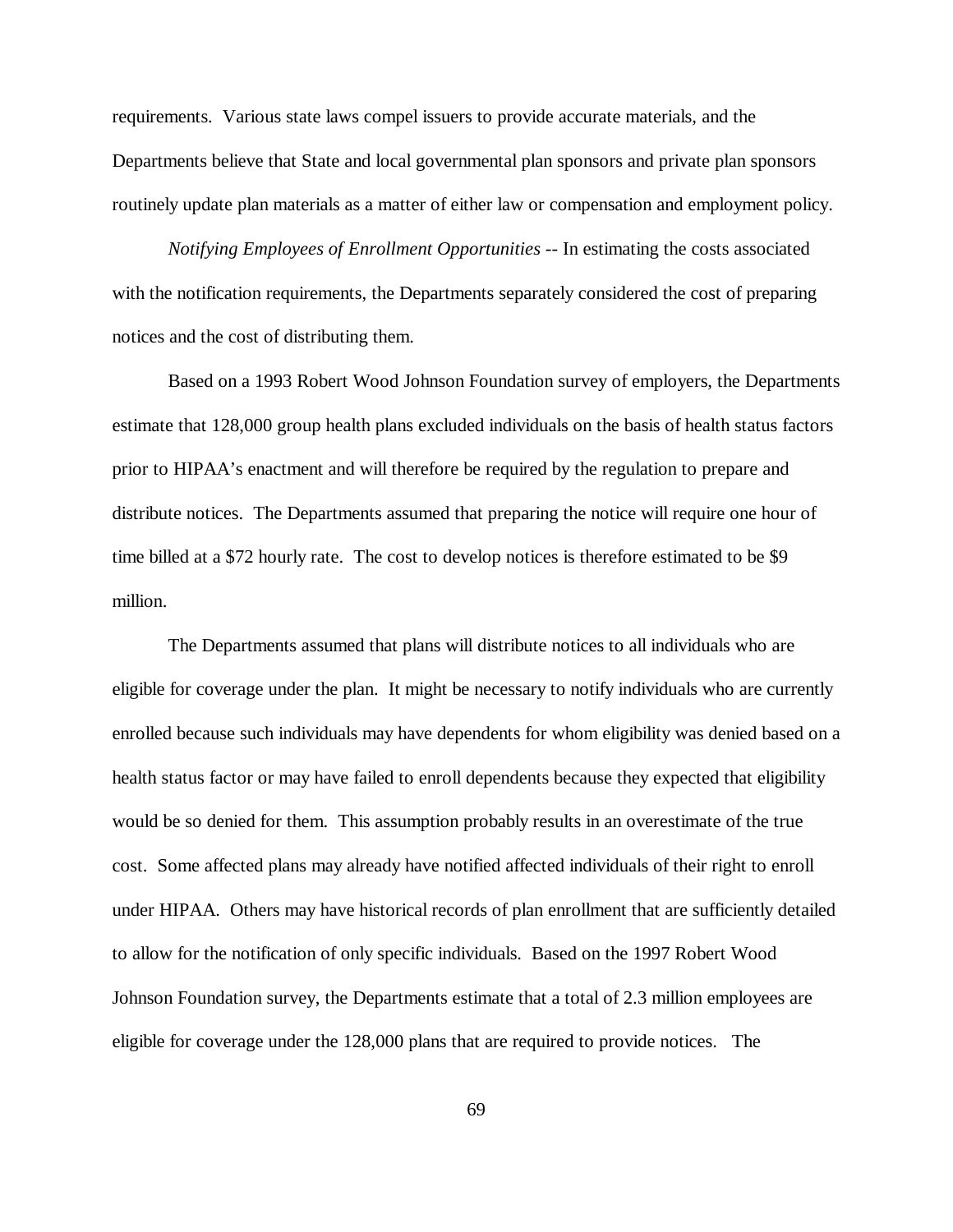requirements. Various state laws compel issuers to provide accurate materials, and the Departments believe that State and local governmental plan sponsors and private plan sponsors routinely update plan materials as a matter of either law or compensation and employment policy.

*Notifying Employees of Enrollment Opportunities* -- In estimating the costs associated with the notification requirements, the Departments separately considered the cost of preparing notices and the cost of distributing them.

Based on a 1993 Robert Wood Johnson Foundation survey of employers, the Departments estimate that 128,000 group health plans excluded individuals on the basis of health status factors prior to HIPAA's enactment and will therefore be required by the regulation to prepare and distribute notices. The Departments assumed that preparing the notice will require one hour of time billed at a $72 hourly rate. The cost to develop notices is therefore estimated to be $9 million.

The Departments assumed that plans will distribute notices to all individuals who are eligible for coverage under the plan. It might be necessary to notify individuals who are currently enrolled because such individuals may have dependents for whom eligibility was denied based on a health status factor or may have failed to enroll dependents because they expected that eligibility would be so denied for them. This assumption probably results in an overestimate of the true cost. Some affected plans may already have notified affected individuals of their right to enroll under HIPAA. Others may have historical records of plan enrollment that are sufficiently detailed to allow for the notification of only specific individuals. Based on the 1997 Robert Wood Johnson Foundation survey, the Departments estimate that a total of 2.3 million employees are eligible for coverage under the 128,000 plans that are required to provide notices. The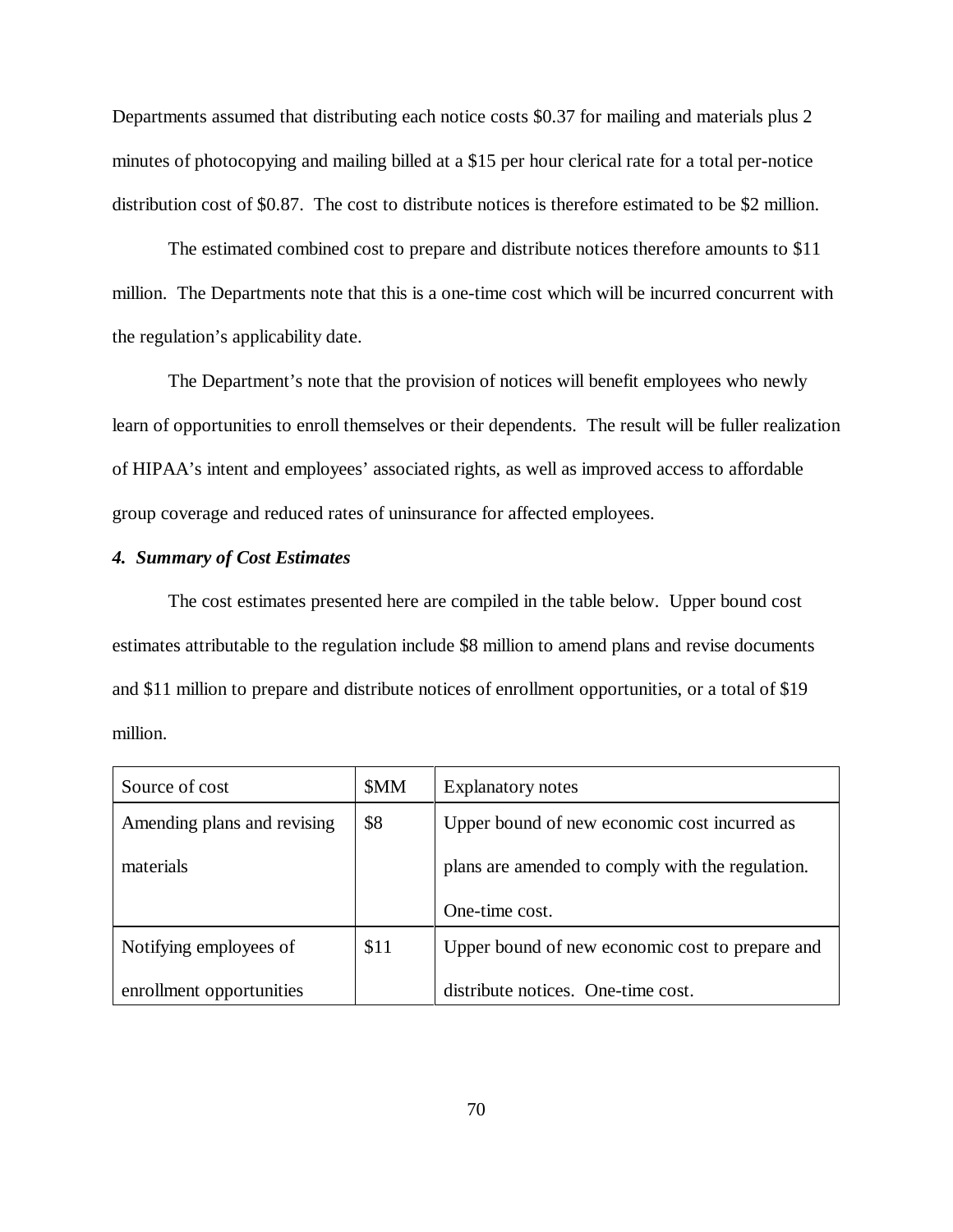Departments assumed that distributing each notice costs $0.37 for mailing and materials plus 2 minutes of photocopying and mailing billed at a $15 per hour clerical rate for a total per-notice distribution cost of $0.87. The cost to distribute notices is therefore estimated to be $2 million.

The estimated combined cost to prepare and distribute notices therefore amounts to $11 million. The Departments note that this is a one-time cost which will be incurred concurrent with the regulation's applicability date.

The Department's note that the provision of notices will benefit employees who newly learn of opportunities to enroll themselves or their dependents. The result will be fuller realization of HIPAA's intent and employees' associated rights, as well as improved access to affordable group coverage and reduced rates of uninsurance for affected employees.

***4. Summary of Cost Estimates***

The cost estimates presented here are compiled in the table below. Upper bound cost estimates attributable to the regulation include $8 million to amend plans and revise documents and $11 million to prepare and distribute notices of enrollment opportunities, or a total of $19 million.

| Source of cost | $MM | Explanatory notes |
|---|---|---|
| Amending plans and revising materials | $8 | Upper bound of new economic cost incurred as plans are amended to comply with the regulation. One-time cost. |
| Notifying employees of enrollment opportunities | $11 | Upper bound of new economic cost to prepare and distribute notices. One-time cost. |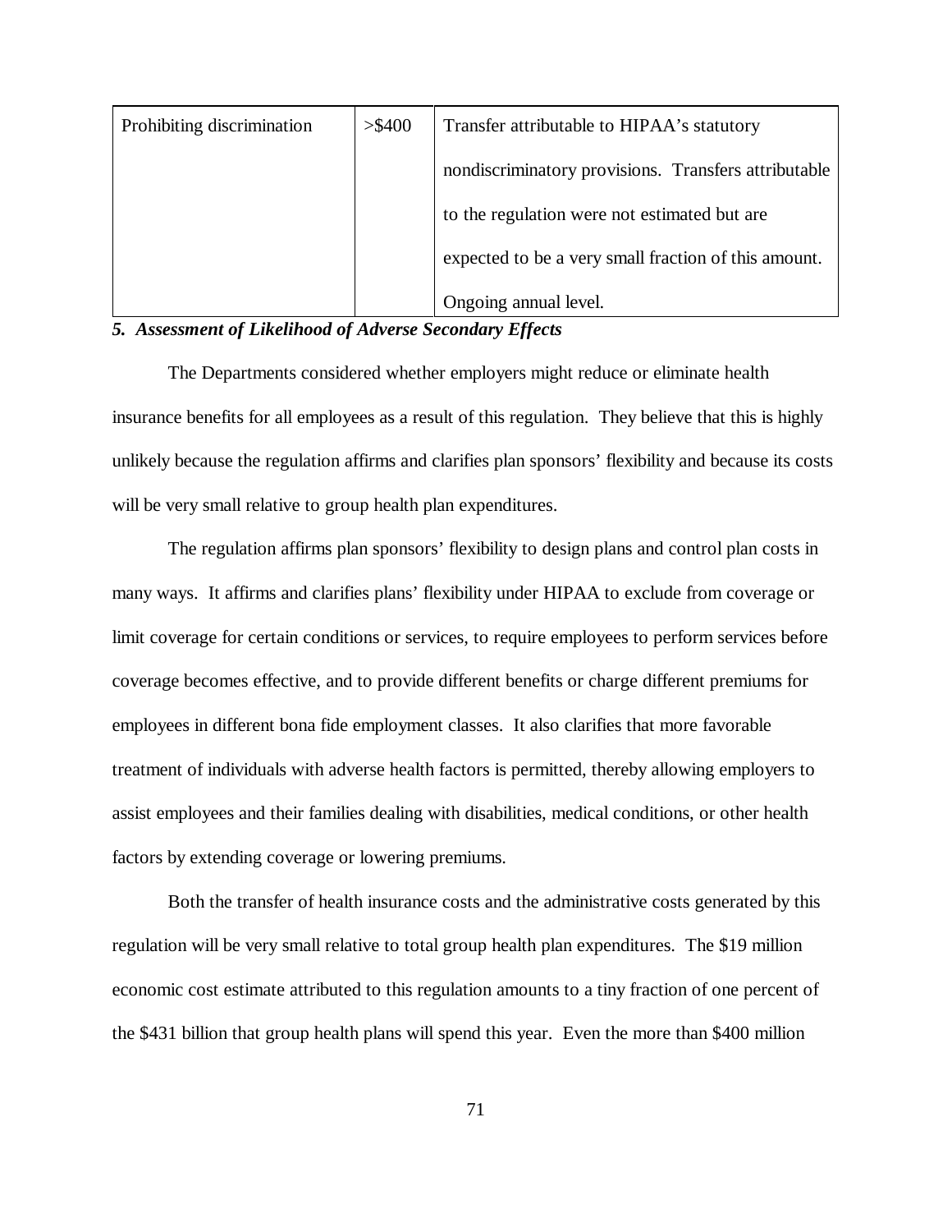| Prohibiting discrimination | >$400 | Transfer attributable to HIPAA's statutory nondiscriminatory provisions. Transfers attributable to the regulation were not estimated but are expected to be a very small fraction of this amount. Ongoing annual level. |
|---|---|---|

***5. Assessment of Likelihood of Adverse Secondary Effects***

The Departments considered whether employers might reduce or eliminate health insurance benefits for all employees as a result of this regulation. They believe that this is highly unlikely because the regulation affirms and clarifies plan sponsors' flexibility and because its costs will be very small relative to group health plan expenditures.

The regulation affirms plan sponsors' flexibility to design plans and control plan costs in many ways. It affirms and clarifies plans' flexibility under HIPAA to exclude from coverage or limit coverage for certain conditions or services, to require employees to perform services before coverage becomes effective, and to provide different benefits or charge different premiums for employees in different bona fide employment classes. It also clarifies that more favorable treatment of individuals with adverse health factors is permitted, thereby allowing employers to assist employees and their families dealing with disabilities, medical conditions, or other health factors by extending coverage or lowering premiums.

Both the transfer of health insurance costs and the administrative costs generated by this regulation will be very small relative to total group health plan expenditures. The $19 million economic cost estimate attributed to this regulation amounts to a tiny fraction of one percent of the $431 billion that group health plans will spend this year. Even the more than $400 million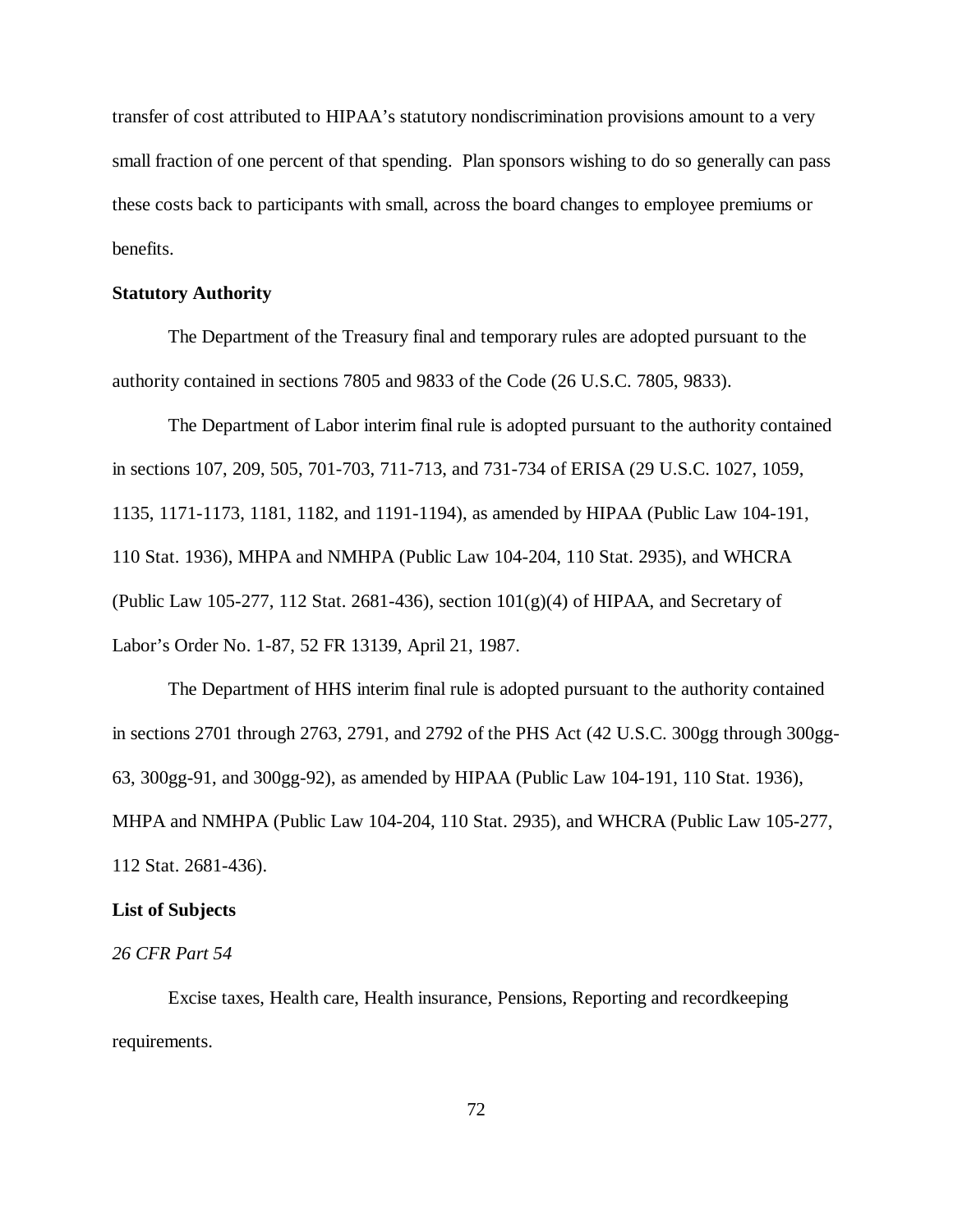transfer of cost attributed to HIPAA's statutory nondiscrimination provisions amount to a very small fraction of one percent of that spending. Plan sponsors wishing to do so generally can pass these costs back to participants with small, across the board changes to employee premiums or benefits.

**Statutory Authority**

The Department of the Treasury final and temporary rules are adopted pursuant to the authority contained in sections 7805 and 9833 of the Code (26 U.S.C. 7805, 9833).

The Department of Labor interim final rule is adopted pursuant to the authority contained in sections 107, 209, 505, 701-703, 711-713, and 731-734 of ERISA (29 U.S.C. 1027, 1059, 1135, 1171-1173, 1181, 1182, and 1191-1194), as amended by HIPAA (Public Law 104-191, 110 Stat. 1936), MHPA and NMHPA (Public Law 104-204, 110 Stat. 2935), and WHCRA (Public Law 105-277, 112 Stat. 2681-436), section 101(g)(4) of HIPAA, and Secretary of Labor's Order No. 1-87, 52 FR 13139, April 21, 1987.

The Department of HHS interim final rule is adopted pursuant to the authority contained in sections 2701 through 2763, 2791, and 2792 of the PHS Act (42 U.S.C. 300gg through 300gg-63, 300gg-91, and 300gg-92), as amended by HIPAA (Public Law 104-191, 110 Stat. 1936), MHPA and NMHPA (Public Law 104-204, 110 Stat. 2935), and WHCRA (Public Law 105-277, 112 Stat. 2681-436).

**List of Subjects**

*26 CFR Part 54*

Excise taxes, Health care, Health insurance, Pensions, Reporting and recordkeeping requirements.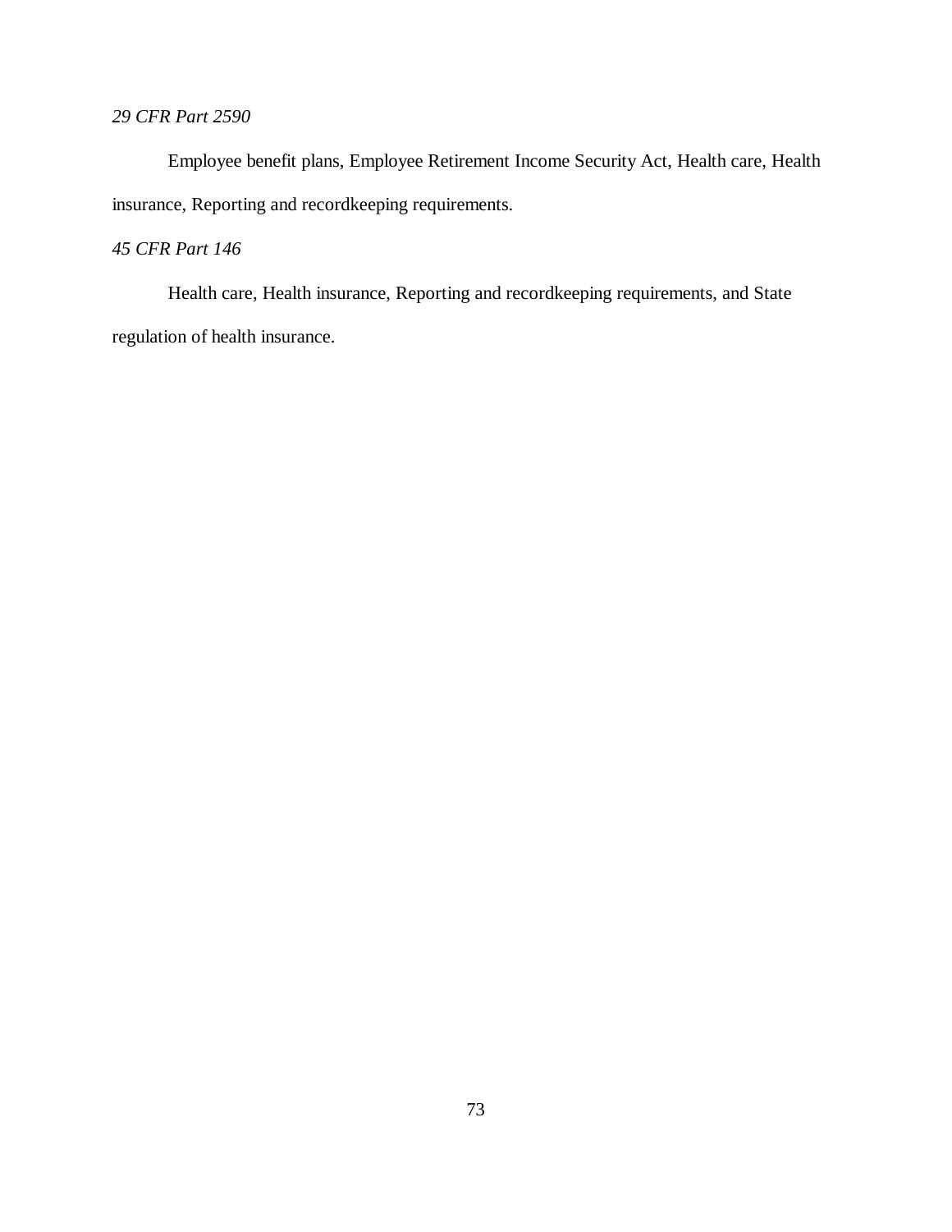*29 CFR Part 2590*

Employee benefit plans, Employee Retirement Income Security Act, Health care, Health insurance, Reporting and recordkeeping requirements.

*45 CFR Part 146*

Health care, Health insurance, Reporting and recordkeeping requirements, and State regulation of health insurance.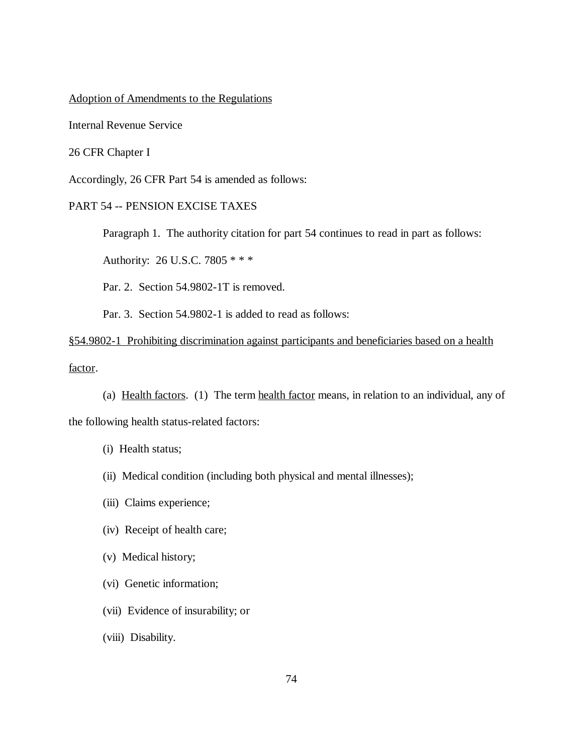Adoption of Amendments to the Regulations

Internal Revenue Service

26 CFR Chapter I

Accordingly, 26 CFR Part 54 is amended as follows:

PART 54 -- PENSION EXCISE TAXES

Paragraph 1. The authority citation for part 54 continues to read in part as follows:

Authority: 26 U.S.C. 7805 * * *

Par. 2. Section 54.9802-1T is removed.

Par. 3. Section 54.9802-1 is added to read as follows:

§54.9802-1 Prohibiting discrimination against participants and beneficiaries based on a health factor.

(a) Health factors. (1) The term health factor means, in relation to an individual, any of the following health status-related factors:

(i) Health status;

(ii) Medical condition (including both physical and mental illnesses);

(iii) Claims experience;

(iv) Receipt of health care;

(v) Medical history;

(vi) Genetic information;

(vii) Evidence of insurability; or

(viii) Disability.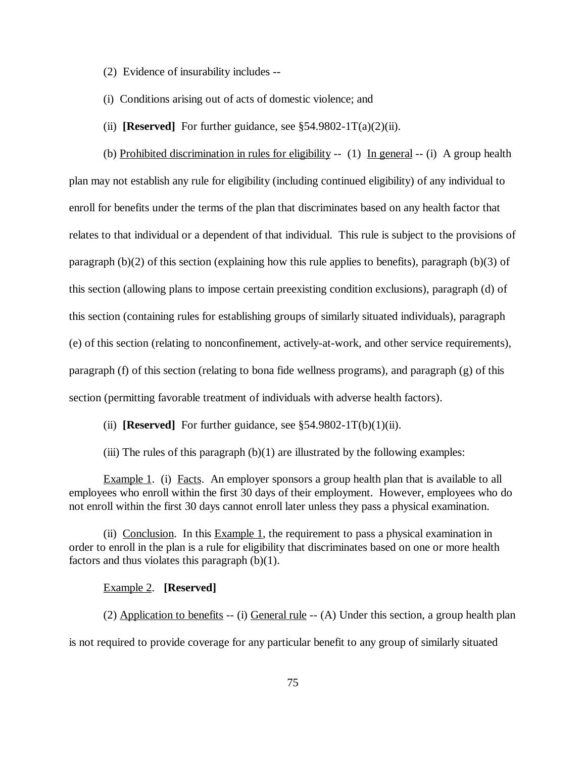(2) Evidence of insurability includes --

(i) Conditions arising out of acts of domestic violence; and

(ii) **[Reserved]** For further guidance, see §54.9802-1T(a)(2)(ii).

(b) Prohibited discrimination in rules for eligibility -- (1) In general -- (i) A group health plan may not establish any rule for eligibility (including continued eligibility) of any individual to enroll for benefits under the terms of the plan that discriminates based on any health factor that relates to that individual or a dependent of that individual. This rule is subject to the provisions of paragraph (b)(2) of this section (explaining how this rule applies to benefits), paragraph (b)(3) of this section (allowing plans to impose certain preexisting condition exclusions), paragraph (d) of this section (containing rules for establishing groups of similarly situated individuals), paragraph (e) of this section (relating to nonconfinement, actively-at-work, and other service requirements), paragraph (f) of this section (relating to bona fide wellness programs), and paragraph (g) of this section (permitting favorable treatment of individuals with adverse health factors).

(ii) **[Reserved]** For further guidance, see §54.9802-1T(b)(1)(ii).

(iii) The rules of this paragraph (b)(1) are illustrated by the following examples:

Example 1. (i) Facts. An employer sponsors a group health plan that is available to all employees who enroll within the first 30 days of their employment. However, employees who do not enroll within the first 30 days cannot enroll later unless they pass a physical examination.

(ii) Conclusion. In this Example 1, the requirement to pass a physical examination in order to enroll in the plan is a rule for eligibility that discriminates based on one or more health factors and thus violates this paragraph (b)(1).

Example 2. **[Reserved]**

(2) Application to benefits -- (i) General rule -- (A) Under this section, a group health plan is not required to provide coverage for any particular benefit to any group of similarly situated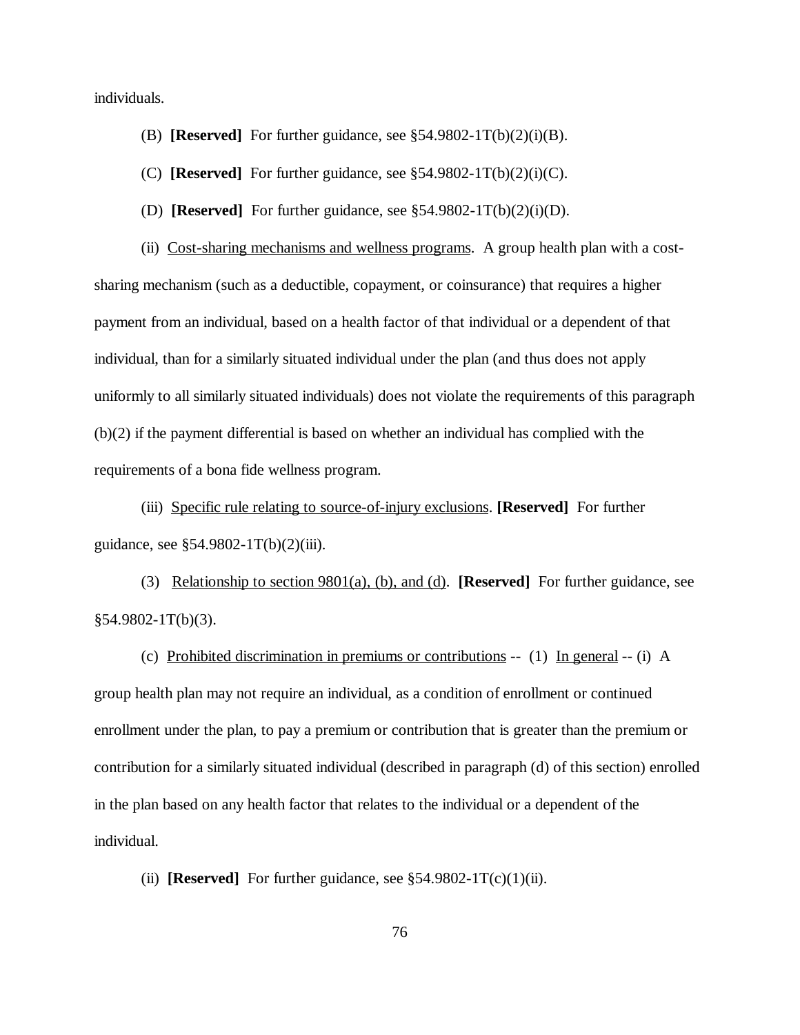individuals.

(B) **[Reserved]** For further guidance, see §54.9802-1T(b)(2)(i)(B).

(C) **[Reserved]** For further guidance, see §54.9802-1T(b)(2)(i)(C).

(D) **[Reserved]** For further guidance, see §54.9802-1T(b)(2)(i)(D).

(ii) Cost-sharing mechanisms and wellness programs. A group health plan with a cost-sharing mechanism (such as a deductible, copayment, or coinsurance) that requires a higher payment from an individual, based on a health factor of that individual or a dependent of that individual, than for a similarly situated individual under the plan (and thus does not apply uniformly to all similarly situated individuals) does not violate the requirements of this paragraph (b)(2) if the payment differential is based on whether an individual has complied with the requirements of a bona fide wellness program.

(iii) Specific rule relating to source-of-injury exclusions. **[Reserved]** For further guidance, see §54.9802-1T(b)(2)(iii).

(3) Relationship to section 9801(a), (b), and (d). **[Reserved]** For further guidance, see §54.9802-1T(b)(3).

(c) Prohibited discrimination in premiums or contributions -- (1) In general -- (i) A group health plan may not require an individual, as a condition of enrollment or continued enrollment under the plan, to pay a premium or contribution that is greater than the premium or contribution for a similarly situated individual (described in paragraph (d) of this section) enrolled in the plan based on any health factor that relates to the individual or a dependent of the individual.

(ii) **[Reserved]** For further guidance, see §54.9802-1T(c)(1)(ii).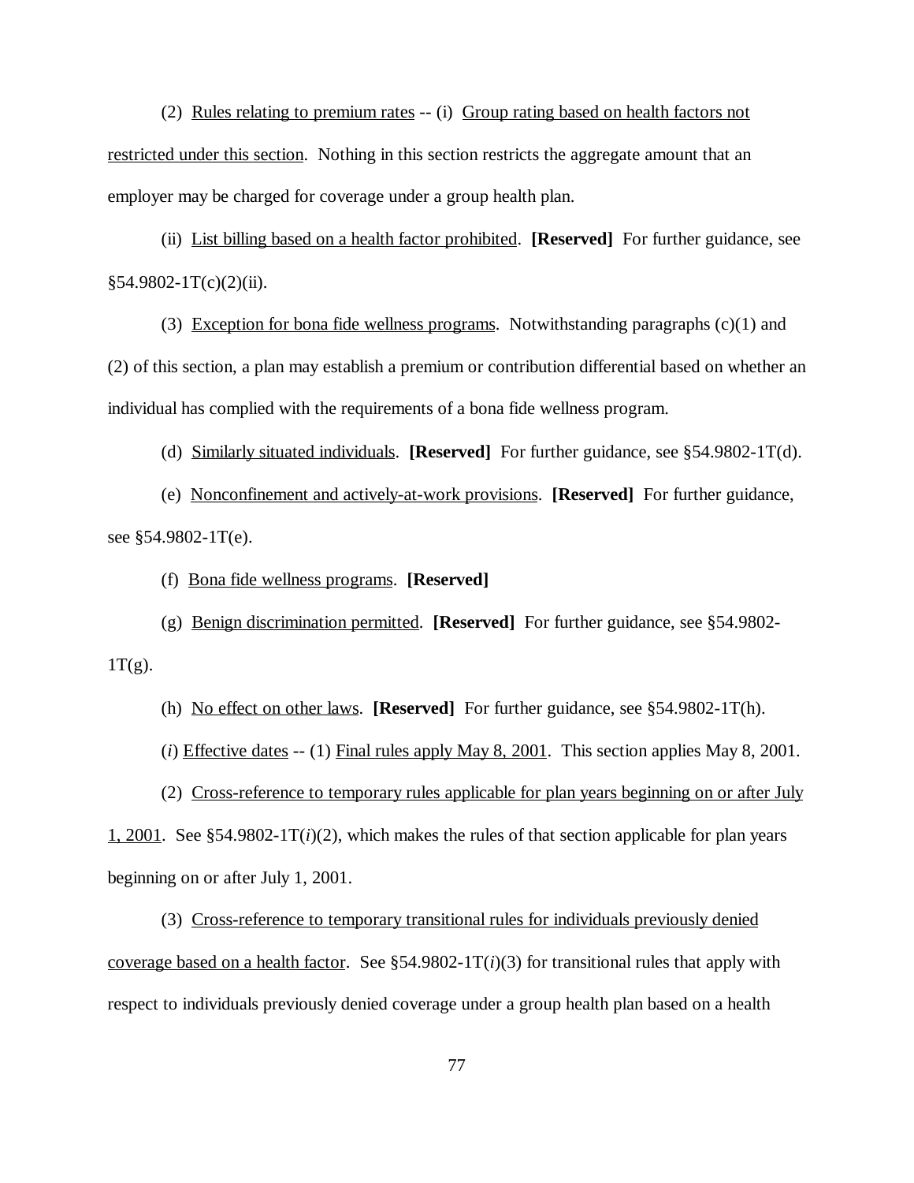(2) Rules relating to premium rates -- (i) Group rating based on health factors not restricted under this section. Nothing in this section restricts the aggregate amount that an employer may be charged for coverage under a group health plan.

(ii) List billing based on a health factor prohibited. **[Reserved]** For further guidance, see §54.9802-1T(c)(2)(ii).

(3) Exception for bona fide wellness programs. Notwithstanding paragraphs (c)(1) and (2) of this section, a plan may establish a premium or contribution differential based on whether an individual has complied with the requirements of a bona fide wellness program.

(d) Similarly situated individuals. **[Reserved]** For further guidance, see §54.9802-1T(d).

(e) Nonconfinement and actively-at-work provisions. **[Reserved]** For further guidance, see §54.9802-1T(e).

(f) Bona fide wellness programs. **[Reserved]**

(g) Benign discrimination permitted. **[Reserved]** For further guidance, see §54.9802-1T(g).

(h) No effect on other laws. **[Reserved]** For further guidance, see §54.9802-1T(h).

(*i*) Effective dates -- (1) Final rules apply May 8, 2001. This section applies May 8, 2001.

(2) Cross-reference to temporary rules applicable for plan years beginning on or after July 1, 2001. See §54.9802-1T(*i*)(2), which makes the rules of that section applicable for plan years beginning on or after July 1, 2001.

(3) Cross-reference to temporary transitional rules for individuals previously denied coverage based on a health factor. See §54.9802-1T(*i*)(3) for transitional rules that apply with respect to individuals previously denied coverage under a group health plan based on a health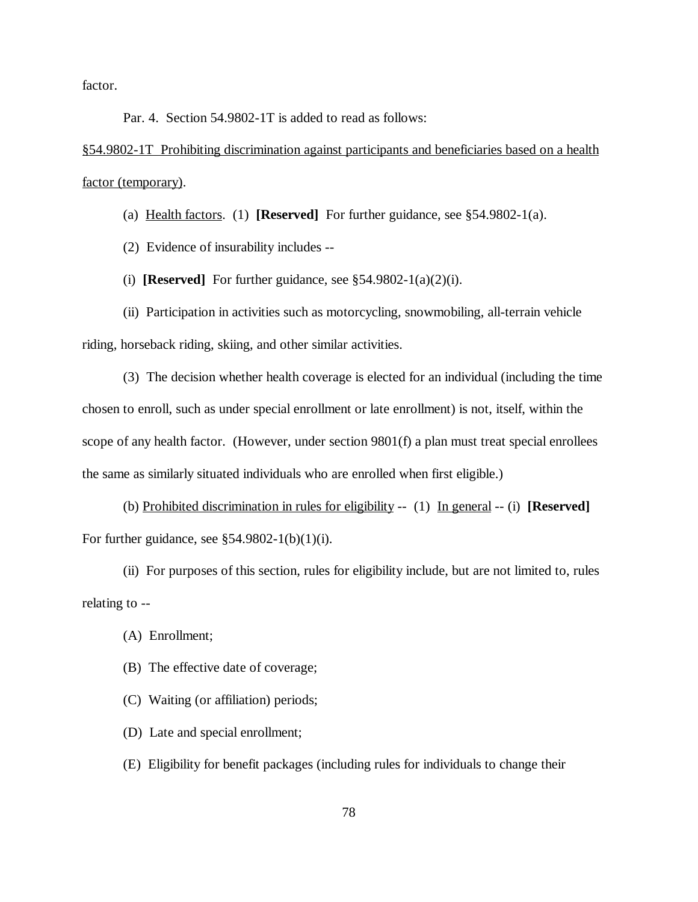factor.

Par. 4. Section 54.9802-1T is added to read as follows:

§54.9802-1T Prohibiting discrimination against participants and beneficiaries based on a health factor (temporary).

(a) Health factors. (1) **[Reserved]** For further guidance, see §54.9802-1(a).

(2) Evidence of insurability includes --

(i) **[Reserved]** For further guidance, see §54.9802-1(a)(2)(i).

(ii) Participation in activities such as motorcycling, snowmobiling, all-terrain vehicle riding, horseback riding, skiing, and other similar activities.

(3) The decision whether health coverage is elected for an individual (including the time chosen to enroll, such as under special enrollment or late enrollment) is not, itself, within the scope of any health factor. (However, under section 9801(f) a plan must treat special enrollees the same as similarly situated individuals who are enrolled when first eligible.)

(b) Prohibited discrimination in rules for eligibility -- (1) In general -- (i) **[Reserved]** For further guidance, see §54.9802-1(b)(1)(i).

(ii) For purposes of this section, rules for eligibility include, but are not limited to, rules relating to --

(A) Enrollment;

(B) The effective date of coverage;

(C) Waiting (or affiliation) periods;

(D) Late and special enrollment;

(E) Eligibility for benefit packages (including rules for individuals to change their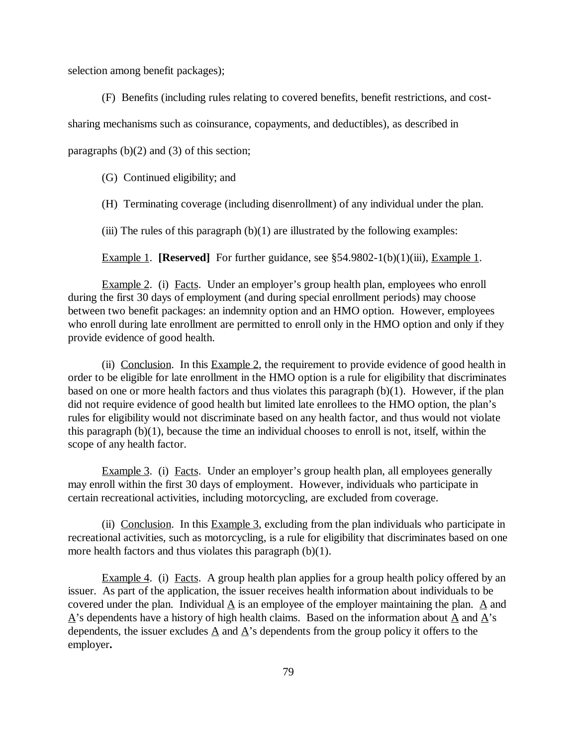selection among benefit packages);

(F) Benefits (including rules relating to covered benefits, benefit restrictions, and cost-sharing mechanisms such as coinsurance, copayments, and deductibles), as described in paragraphs (b)(2) and (3) of this section;

(G) Continued eligibility; and

(H) Terminating coverage (including disenrollment) of any individual under the plan.

(iii) The rules of this paragraph (b)(1) are illustrated by the following examples:

Example 1. **[Reserved]** For further guidance, see §54.9802-1(b)(1)(iii), Example 1.

Example 2. (i) Facts. Under an employer's group health plan, employees who enroll during the first 30 days of employment (and during special enrollment periods) may choose between two benefit packages: an indemnity option and an HMO option. However, employees who enroll during late enrollment are permitted to enroll only in the HMO option and only if they provide evidence of good health.

(ii) Conclusion. In this Example 2, the requirement to provide evidence of good health in order to be eligible for late enrollment in the HMO option is a rule for eligibility that discriminates based on one or more health factors and thus violates this paragraph (b)(1). However, if the plan did not require evidence of good health but limited late enrollees to the HMO option, the plan's rules for eligibility would not discriminate based on any health factor, and thus would not violate this paragraph (b)(1), because the time an individual chooses to enroll is not, itself, within the scope of any health factor.

Example 3. (i) Facts. Under an employer's group health plan, all employees generally may enroll within the first 30 days of employment. However, individuals who participate in certain recreational activities, including motorcycling, are excluded from coverage.

(ii) Conclusion. In this Example 3, excluding from the plan individuals who participate in recreational activities, such as motorcycling, is a rule for eligibility that discriminates based on one more health factors and thus violates this paragraph (b)(1).

Example 4. (i) Facts. A group health plan applies for a group health policy offered by an issuer. As part of the application, the issuer receives health information about individuals to be covered under the plan. Individual A is an employee of the employer maintaining the plan. A and A's dependents have a history of high health claims. Based on the information about A and A's dependents, the issuer excludes A and A's dependents from the group policy it offers to the employer.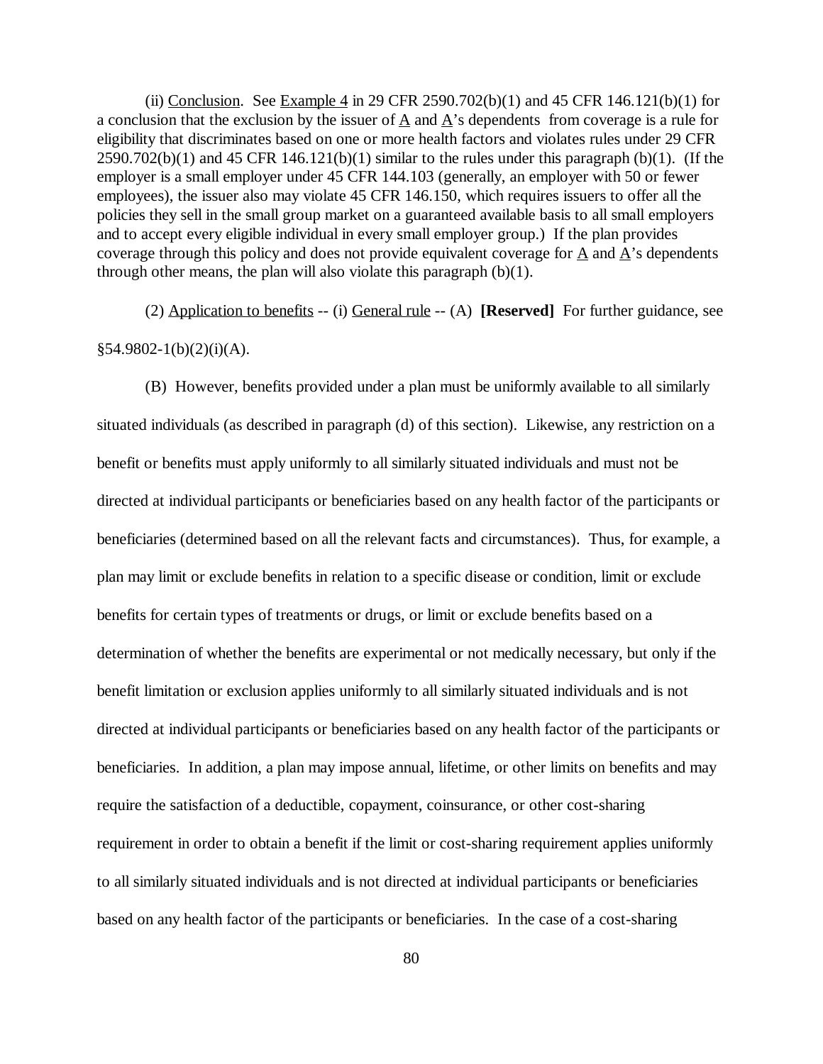(ii) Conclusion. See Example 4 in 29 CFR 2590.702(b)(1) and 45 CFR 146.121(b)(1) for a conclusion that the exclusion by the issuer of A and A's dependents from coverage is a rule for eligibility that discriminates based on one or more health factors and violates rules under 29 CFR 2590.702(b)(1) and 45 CFR 146.121(b)(1) similar to the rules under this paragraph (b)(1). (If the employer is a small employer under 45 CFR 144.103 (generally, an employer with 50 or fewer employees), the issuer also may violate 45 CFR 146.150, which requires issuers to offer all the policies they sell in the small group market on a guaranteed available basis to all small employers and to accept every eligible individual in every small employer group.) If the plan provides coverage through this policy and does not provide equivalent coverage for A and A's dependents through other means, the plan will also violate this paragraph (b)(1).

(2) Application to benefits -- (i) General rule -- (A) **[Reserved]** For further guidance, see §54.9802-1(b)(2)(i)(A).

(B) However, benefits provided under a plan must be uniformly available to all similarly situated individuals (as described in paragraph (d) of this section). Likewise, any restriction on a benefit or benefits must apply uniformly to all similarly situated individuals and must not be directed at individual participants or beneficiaries based on any health factor of the participants or beneficiaries (determined based on all the relevant facts and circumstances). Thus, for example, a plan may limit or exclude benefits in relation to a specific disease or condition, limit or exclude benefits for certain types of treatments or drugs, or limit or exclude benefits based on a determination of whether the benefits are experimental or not medically necessary, but only if the benefit limitation or exclusion applies uniformly to all similarly situated individuals and is not directed at individual participants or beneficiaries based on any health factor of the participants or beneficiaries. In addition, a plan may impose annual, lifetime, or other limits on benefits and may require the satisfaction of a deductible, copayment, coinsurance, or other cost-sharing requirement in order to obtain a benefit if the limit or cost-sharing requirement applies uniformly to all similarly situated individuals and is not directed at individual participants or beneficiaries based on any health factor of the participants or beneficiaries. In the case of a cost-sharing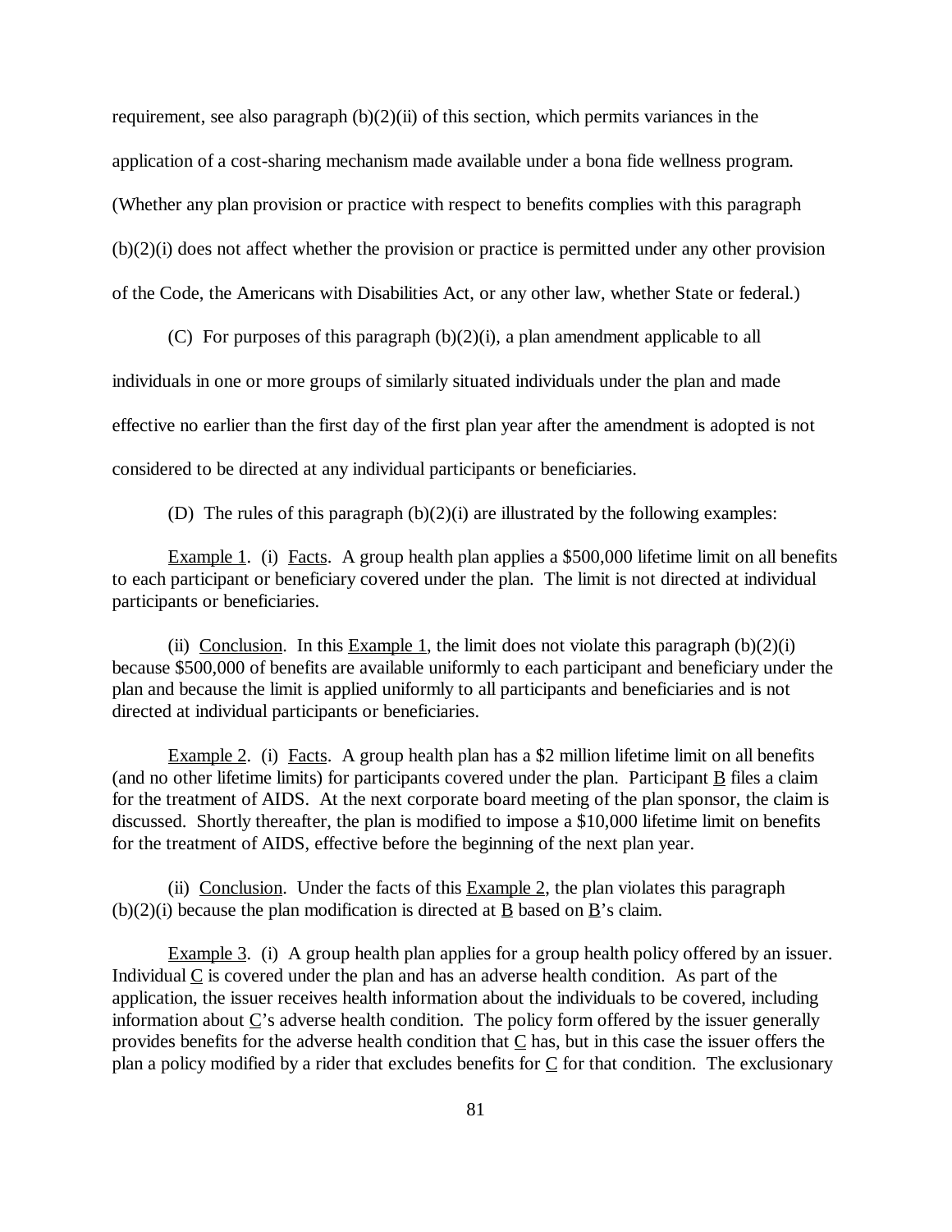requirement, see also paragraph (b)(2)(ii) of this section, which permits variances in the application of a cost-sharing mechanism made available under a bona fide wellness program. (Whether any plan provision or practice with respect to benefits complies with this paragraph (b)(2)(i) does not affect whether the provision or practice is permitted under any other provision of the Code, the Americans with Disabilities Act, or any other law, whether State or federal.)

(C) For purposes of this paragraph (b)(2)(i), a plan amendment applicable to all individuals in one or more groups of similarly situated individuals under the plan and made effective no earlier than the first day of the first plan year after the amendment is adopted is not considered to be directed at any individual participants or beneficiaries.

(D) The rules of this paragraph (b)(2)(i) are illustrated by the following examples:

Example 1. (i) Facts. A group health plan applies a $500,000 lifetime limit on all benefits to each participant or beneficiary covered under the plan. The limit is not directed at individual participants or beneficiaries.

(ii) Conclusion. In this Example 1, the limit does not violate this paragraph (b)(2)(i) because $500,000 of benefits are available uniformly to each participant and beneficiary under the plan and because the limit is applied uniformly to all participants and beneficiaries and is not directed at individual participants or beneficiaries.

Example 2. (i) Facts. A group health plan has a $2 million lifetime limit on all benefits (and no other lifetime limits) for participants covered under the plan. Participant B files a claim for the treatment of AIDS. At the next corporate board meeting of the plan sponsor, the claim is discussed. Shortly thereafter, the plan is modified to impose a $10,000 lifetime limit on benefits for the treatment of AIDS, effective before the beginning of the next plan year.

(ii) Conclusion. Under the facts of this Example 2, the plan violates this paragraph (b)(2)(i) because the plan modification is directed at B based on B's claim.

Example 3. (i) A group health plan applies for a group health policy offered by an issuer. Individual C is covered under the plan and has an adverse health condition. As part of the application, the issuer receives health information about the individuals to be covered, including information about C's adverse health condition. The policy form offered by the issuer generally provides benefits for the adverse health condition that C has, but in this case the issuer offers the plan a policy modified by a rider that excludes benefits for C for that condition. The exclusionary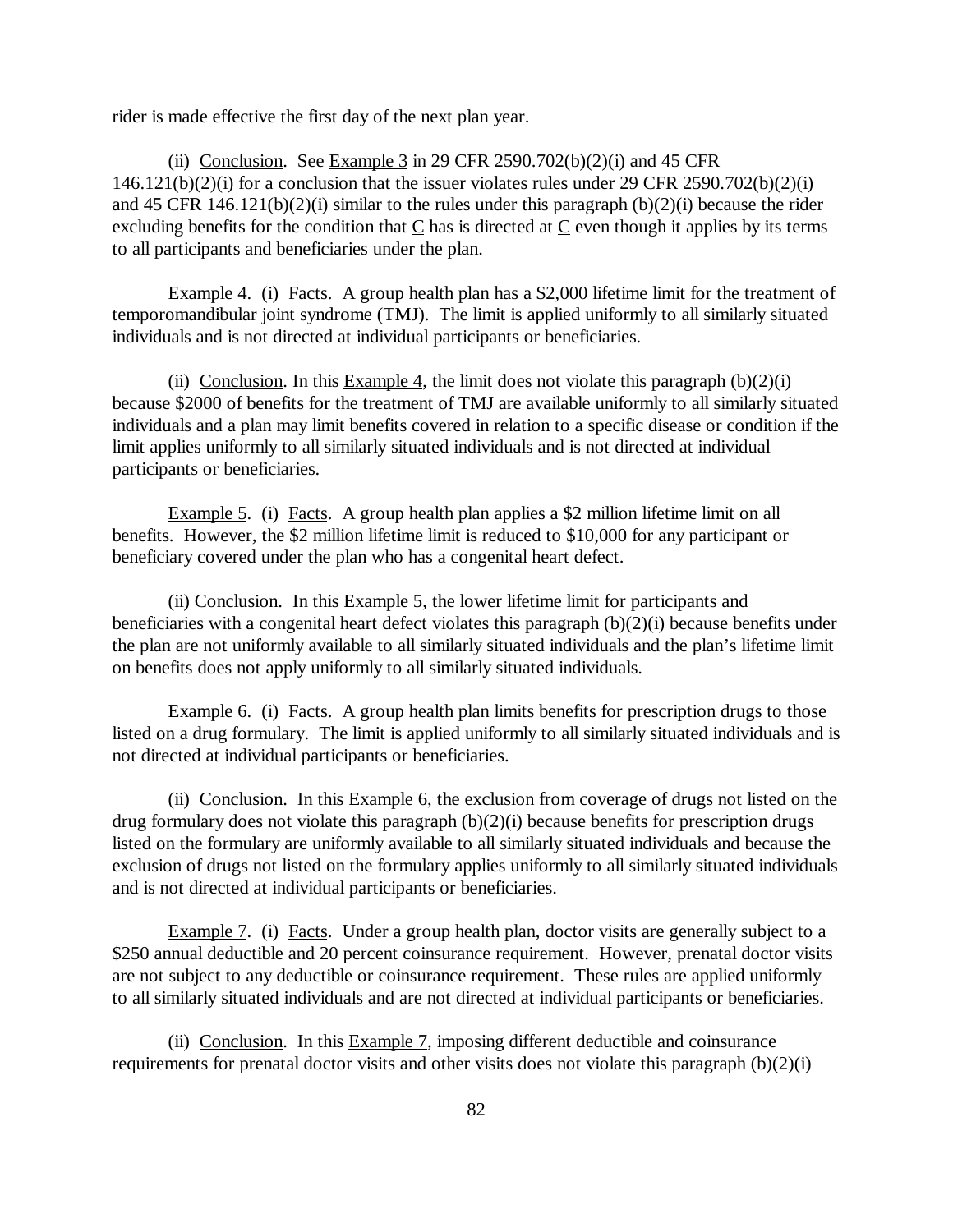rider is made effective the first day of the next plan year.

(ii) Conclusion. See Example 3 in 29 CFR 2590.702(b)(2)(i) and 45 CFR 146.121(b)(2)(i) for a conclusion that the issuer violates rules under 29 CFR 2590.702(b)(2)(i) and 45 CFR 146.121(b)(2)(i) similar to the rules under this paragraph (b)(2)(i) because the rider excluding benefits for the condition that C has is directed at C even though it applies by its terms to all participants and beneficiaries under the plan.

Example 4. (i) Facts. A group health plan has a $2,000 lifetime limit for the treatment of temporomandibular joint syndrome (TMJ). The limit is applied uniformly to all similarly situated individuals and is not directed at individual participants or beneficiaries.

(ii) Conclusion. In this Example 4, the limit does not violate this paragraph (b)(2)(i) because $2000 of benefits for the treatment of TMJ are available uniformly to all similarly situated individuals and a plan may limit benefits covered in relation to a specific disease or condition if the limit applies uniformly to all similarly situated individuals and is not directed at individual participants or beneficiaries.

Example 5. (i) Facts. A group health plan applies a $2 million lifetime limit on all benefits. However, the $2 million lifetime limit is reduced to $10,000 for any participant or beneficiary covered under the plan who has a congenital heart defect.

(ii) Conclusion. In this Example 5, the lower lifetime limit for participants and beneficiaries with a congenital heart defect violates this paragraph (b)(2)(i) because benefits under the plan are not uniformly available to all similarly situated individuals and the plan's lifetime limit on benefits does not apply uniformly to all similarly situated individuals.

Example 6. (i) Facts. A group health plan limits benefits for prescription drugs to those listed on a drug formulary. The limit is applied uniformly to all similarly situated individuals and is not directed at individual participants or beneficiaries.

(ii) Conclusion. In this Example 6, the exclusion from coverage of drugs not listed on the drug formulary does not violate this paragraph (b)(2)(i) because benefits for prescription drugs listed on the formulary are uniformly available to all similarly situated individuals and because the exclusion of drugs not listed on the formulary applies uniformly to all similarly situated individuals and is not directed at individual participants or beneficiaries.

Example 7. (i) Facts. Under a group health plan, doctor visits are generally subject to a $250 annual deductible and 20 percent coinsurance requirement. However, prenatal doctor visits are not subject to any deductible or coinsurance requirement. These rules are applied uniformly to all similarly situated individuals and are not directed at individual participants or beneficiaries.

(ii) Conclusion. In this Example 7, imposing different deductible and coinsurance requirements for prenatal doctor visits and other visits does not violate this paragraph (b)(2)(i)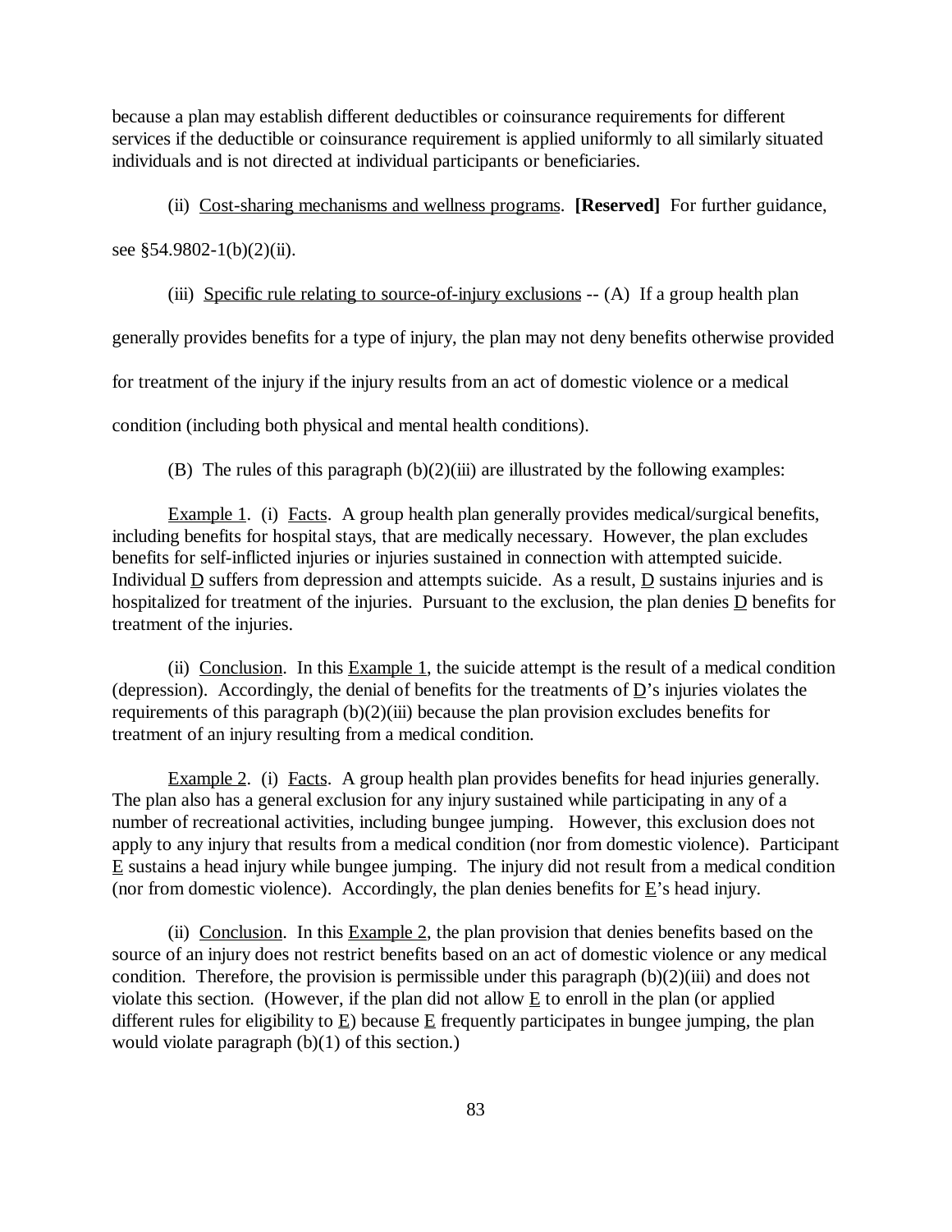because a plan may establish different deductibles or coinsurance requirements for different services if the deductible or coinsurance requirement is applied uniformly to all similarly situated individuals and is not directed at individual participants or beneficiaries.

(ii) Cost-sharing mechanisms and wellness programs. **[Reserved]** For further guidance, see §54.9802-1(b)(2)(ii).

(iii) Specific rule relating to source-of-injury exclusions -- (A) If a group health plan generally provides benefits for a type of injury, the plan may not deny benefits otherwise provided for treatment of the injury if the injury results from an act of domestic violence or a medical condition (including both physical and mental health conditions).

(B) The rules of this paragraph (b)(2)(iii) are illustrated by the following examples:

Example 1. (i) Facts. A group health plan generally provides medical/surgical benefits, including benefits for hospital stays, that are medically necessary. However, the plan excludes benefits for self-inflicted injuries or injuries sustained in connection with attempted suicide. Individual D suffers from depression and attempts suicide. As a result, D sustains injuries and is hospitalized for treatment of the injuries. Pursuant to the exclusion, the plan denies D benefits for treatment of the injuries.

(ii) Conclusion. In this Example 1, the suicide attempt is the result of a medical condition (depression). Accordingly, the denial of benefits for the treatments of D's injuries violates the requirements of this paragraph (b)(2)(iii) because the plan provision excludes benefits for treatment of an injury resulting from a medical condition.

Example 2. (i) Facts. A group health plan provides benefits for head injuries generally. The plan also has a general exclusion for any injury sustained while participating in any of a number of recreational activities, including bungee jumping. However, this exclusion does not apply to any injury that results from a medical condition (nor from domestic violence). Participant E sustains a head injury while bungee jumping. The injury did not result from a medical condition (nor from domestic violence). Accordingly, the plan denies benefits for E's head injury.

(ii) Conclusion. In this Example 2, the plan provision that denies benefits based on the source of an injury does not restrict benefits based on an act of domestic violence or any medical condition. Therefore, the provision is permissible under this paragraph (b)(2)(iii) and does not violate this section. (However, if the plan did not allow E to enroll in the plan (or applied different rules for eligibility to E) because E frequently participates in bungee jumping, the plan would violate paragraph (b)(1) of this section.)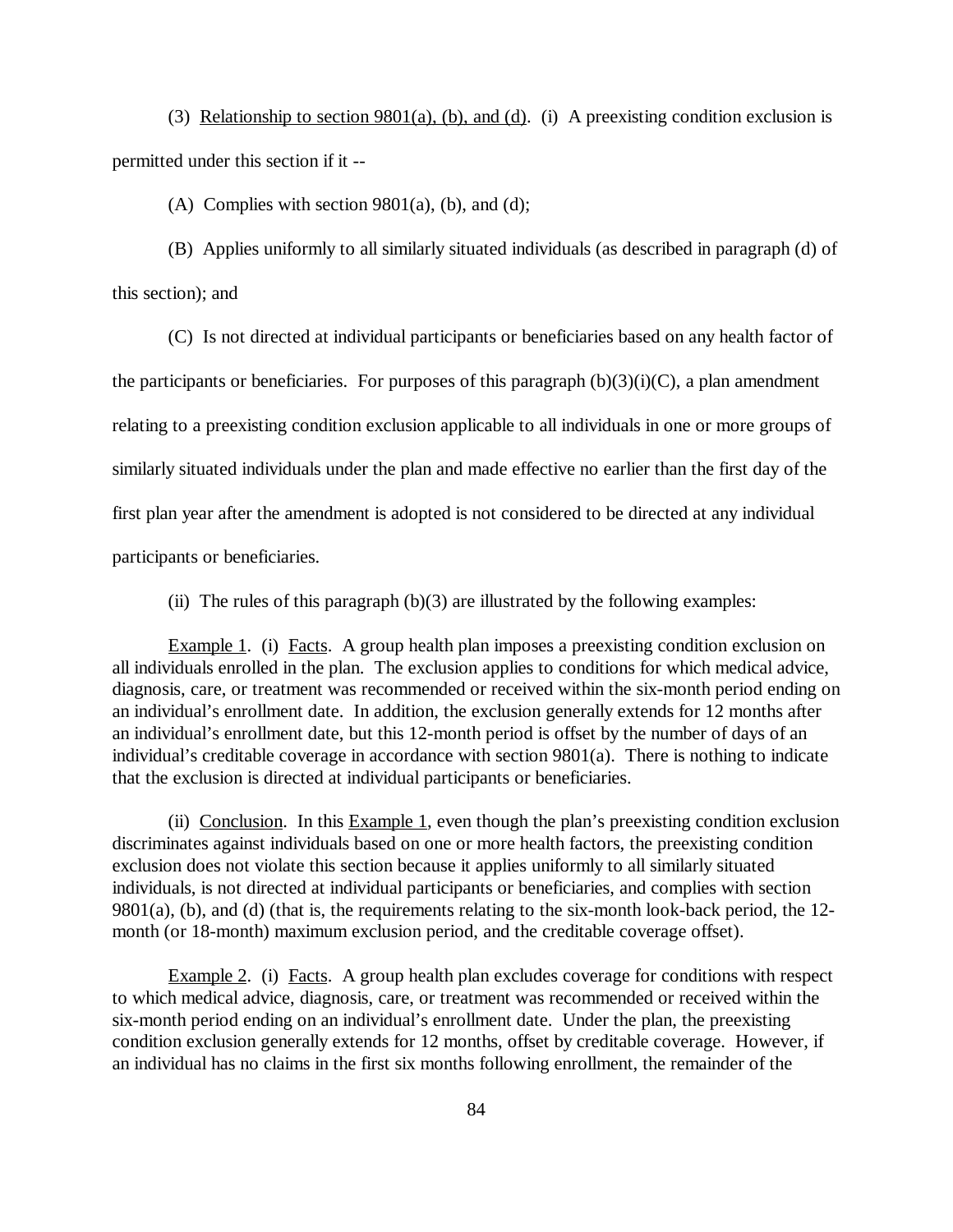(3) Relationship to section 9801(a), (b), and (d). (i) A preexisting condition exclusion is permitted under this section if it --

(A) Complies with section 9801(a), (b), and (d);

(B) Applies uniformly to all similarly situated individuals (as described in paragraph (d) of this section); and

(C) Is not directed at individual participants or beneficiaries based on any health factor of the participants or beneficiaries. For purposes of this paragraph (b)(3)(i)(C), a plan amendment relating to a preexisting condition exclusion applicable to all individuals in one or more groups of similarly situated individuals under the plan and made effective no earlier than the first day of the first plan year after the amendment is adopted is not considered to be directed at any individual participants or beneficiaries.

(ii) The rules of this paragraph (b)(3) are illustrated by the following examples:

Example 1. (i) Facts. A group health plan imposes a preexisting condition exclusion on all individuals enrolled in the plan. The exclusion applies to conditions for which medical advice, diagnosis, care, or treatment was recommended or received within the six-month period ending on an individual's enrollment date. In addition, the exclusion generally extends for 12 months after an individual's enrollment date, but this 12-month period is offset by the number of days of an individual's creditable coverage in accordance with section 9801(a). There is nothing to indicate that the exclusion is directed at individual participants or beneficiaries.

(ii) Conclusion. In this Example 1, even though the plan's preexisting condition exclusion discriminates against individuals based on one or more health factors, the preexisting condition exclusion does not violate this section because it applies uniformly to all similarly situated individuals, is not directed at individual participants or beneficiaries, and complies with section 9801(a), (b), and (d) (that is, the requirements relating to the six-month look-back period, the 12-month (or 18-month) maximum exclusion period, and the creditable coverage offset).

Example 2. (i) Facts. A group health plan excludes coverage for conditions with respect to which medical advice, diagnosis, care, or treatment was recommended or received within the six-month period ending on an individual's enrollment date. Under the plan, the preexisting condition exclusion generally extends for 12 months, offset by creditable coverage. However, if an individual has no claims in the first six months following enrollment, the remainder of the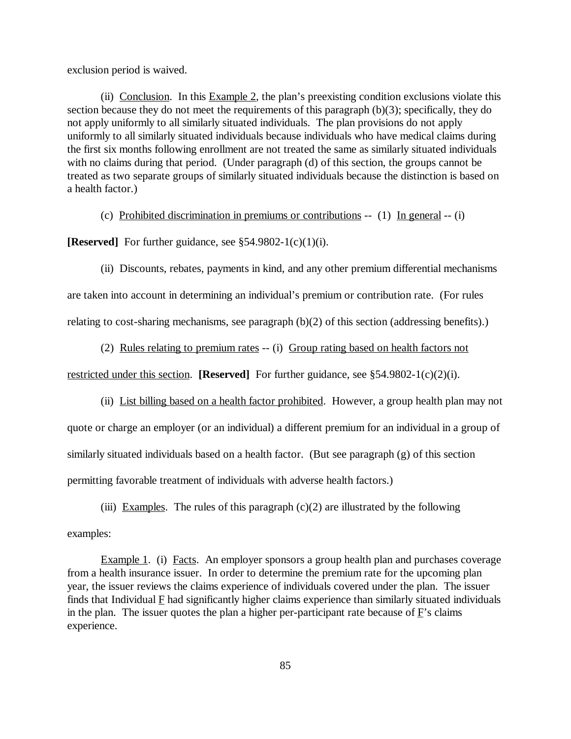exclusion period is waived.

(ii) Conclusion. In this Example 2, the plan's preexisting condition exclusions violate this section because they do not meet the requirements of this paragraph (b)(3); specifically, they do not apply uniformly to all similarly situated individuals. The plan provisions do not apply uniformly to all similarly situated individuals because individuals who have medical claims during the first six months following enrollment are not treated the same as similarly situated individuals with no claims during that period. (Under paragraph (d) of this section, the groups cannot be treated as two separate groups of similarly situated individuals because the distinction is based on a health factor.)

(c) Prohibited discrimination in premiums or contributions -- (1) In general -- (i) **[Reserved]** For further guidance, see §54.9802-1(c)(1)(i).

(ii) Discounts, rebates, payments in kind, and any other premium differential mechanisms are taken into account in determining an individual's premium or contribution rate. (For rules relating to cost-sharing mechanisms, see paragraph (b)(2) of this section (addressing benefits).)

(2) Rules relating to premium rates -- (i) Group rating based on health factors not restricted under this section. **[Reserved]** For further guidance, see §54.9802-1(c)(2)(i).

(ii) List billing based on a health factor prohibited. However, a group health plan may not quote or charge an employer (or an individual) a different premium for an individual in a group of similarly situated individuals based on a health factor. (But see paragraph (g) of this section permitting favorable treatment of individuals with adverse health factors.)

(iii) Examples. The rules of this paragraph (c)(2) are illustrated by the following examples:

Example 1. (i) Facts. An employer sponsors a group health plan and purchases coverage from a health insurance issuer. In order to determine the premium rate for the upcoming plan year, the issuer reviews the claims experience of individuals covered under the plan. The issuer finds that Individual F had significantly higher claims experience than similarly situated individuals in the plan. The issuer quotes the plan a higher per-participant rate because of F's claims experience.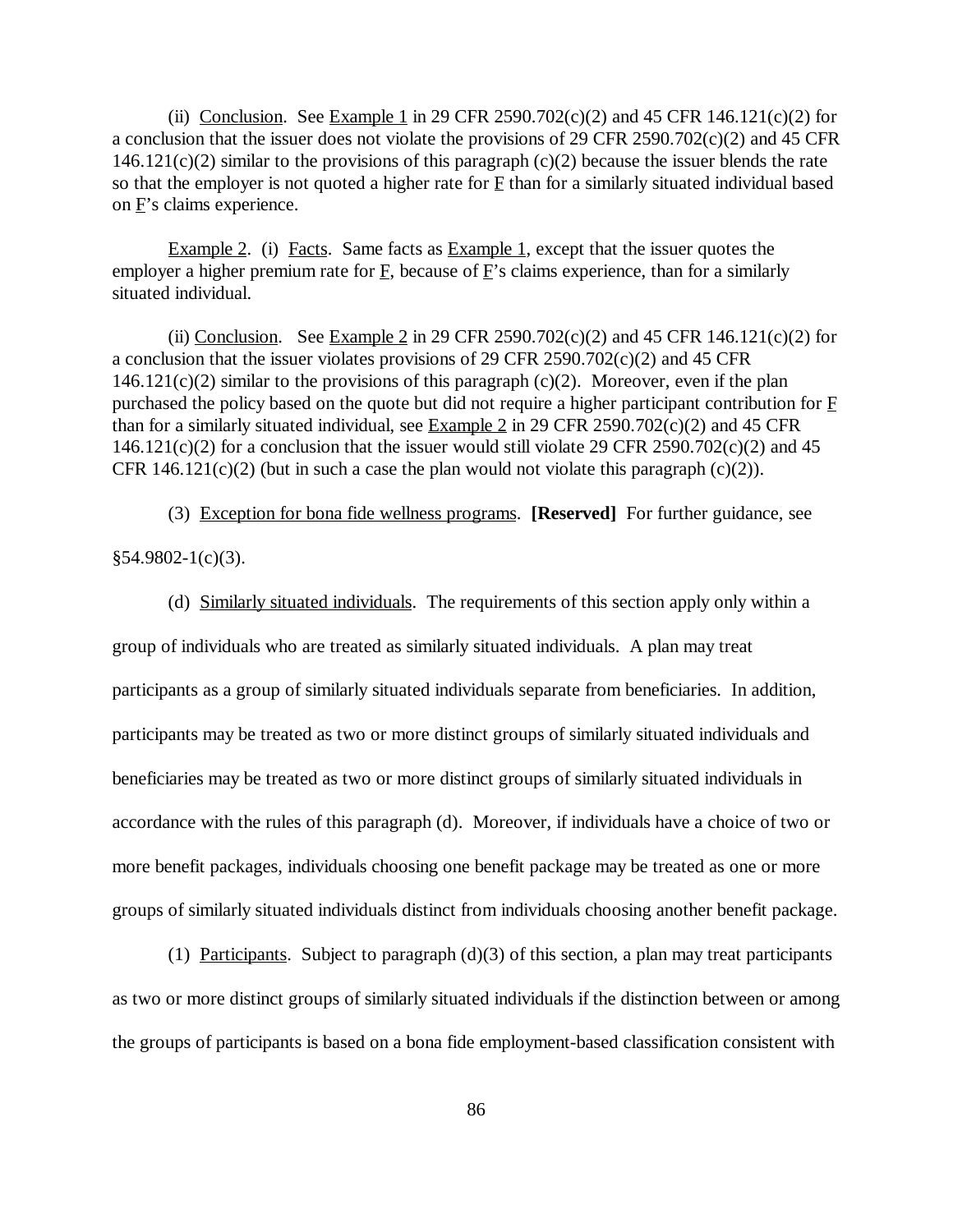(ii) Conclusion. See Example 1 in 29 CFR 2590.702(c)(2) and 45 CFR 146.121(c)(2) for a conclusion that the issuer does not violate the provisions of 29 CFR 2590.702(c)(2) and 45 CFR 146.121(c)(2) similar to the provisions of this paragraph (c)(2) because the issuer blends the rate so that the employer is not quoted a higher rate for F than for a similarly situated individual based on F's claims experience.

Example 2. (i) Facts. Same facts as Example 1, except that the issuer quotes the employer a higher premium rate for F, because of F's claims experience, than for a similarly situated individual.

(ii) Conclusion. See Example 2 in 29 CFR 2590.702(c)(2) and 45 CFR 146.121(c)(2) for a conclusion that the issuer violates provisions of 29 CFR 2590.702(c)(2) and 45 CFR 146.121(c)(2) similar to the provisions of this paragraph (c)(2). Moreover, even if the plan purchased the policy based on the quote but did not require a higher participant contribution for F than for a similarly situated individual, see Example 2 in 29 CFR 2590.702(c)(2) and 45 CFR 146.121(c)(2) for a conclusion that the issuer would still violate 29 CFR 2590.702(c)(2) and 45 CFR 146.121(c)(2) (but in such a case the plan would not violate this paragraph (c)(2)).

(3) Exception for bona fide wellness programs. **[Reserved]** For further guidance, see §54.9802-1(c)(3).

(d) Similarly situated individuals. The requirements of this section apply only within a group of individuals who are treated as similarly situated individuals. A plan may treat participants as a group of similarly situated individuals separate from beneficiaries. In addition, participants may be treated as two or more distinct groups of similarly situated individuals and beneficiaries may be treated as two or more distinct groups of similarly situated individuals in accordance with the rules of this paragraph (d). Moreover, if individuals have a choice of two or more benefit packages, individuals choosing one benefit package may be treated as one or more groups of similarly situated individuals distinct from individuals choosing another benefit package.

(1) Participants. Subject to paragraph (d)(3) of this section, a plan may treat participants as two or more distinct groups of similarly situated individuals if the distinction between or among the groups of participants is based on a bona fide employment-based classification consistent with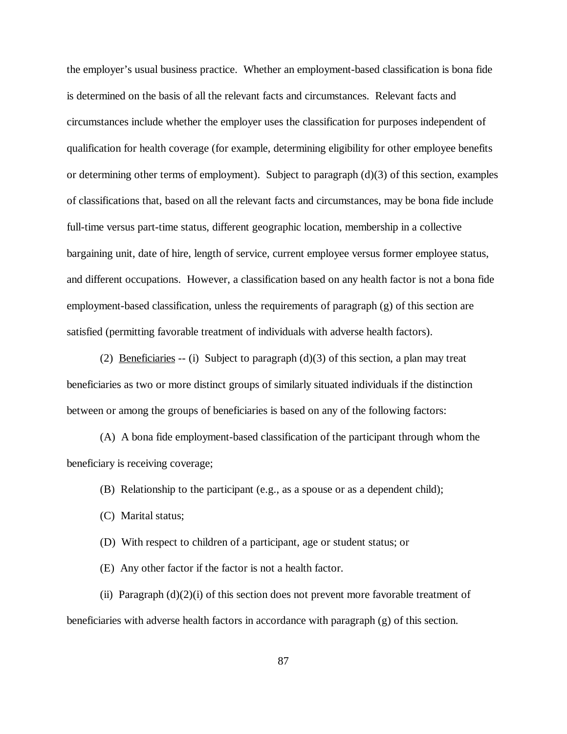the employer's usual business practice. Whether an employment-based classification is bona fide is determined on the basis of all the relevant facts and circumstances. Relevant facts and circumstances include whether the employer uses the classification for purposes independent of qualification for health coverage (for example, determining eligibility for other employee benefits or determining other terms of employment). Subject to paragraph (d)(3) of this section, examples of classifications that, based on all the relevant facts and circumstances, may be bona fide include full-time versus part-time status, different geographic location, membership in a collective bargaining unit, date of hire, length of service, current employee versus former employee status, and different occupations. However, a classification based on any health factor is not a bona fide employment-based classification, unless the requirements of paragraph (g) of this section are satisfied (permitting favorable treatment of individuals with adverse health factors).

(2) Beneficiaries -- (i) Subject to paragraph (d)(3) of this section, a plan may treat beneficiaries as two or more distinct groups of similarly situated individuals if the distinction between or among the groups of beneficiaries is based on any of the following factors:

(A) A bona fide employment-based classification of the participant through whom the beneficiary is receiving coverage;

(B) Relationship to the participant (e.g., as a spouse or as a dependent child);

(C) Marital status;

(D) With respect to children of a participant, age or student status; or

(E) Any other factor if the factor is not a health factor.

(ii) Paragraph (d)(2)(i) of this section does not prevent more favorable treatment of beneficiaries with adverse health factors in accordance with paragraph (g) of this section.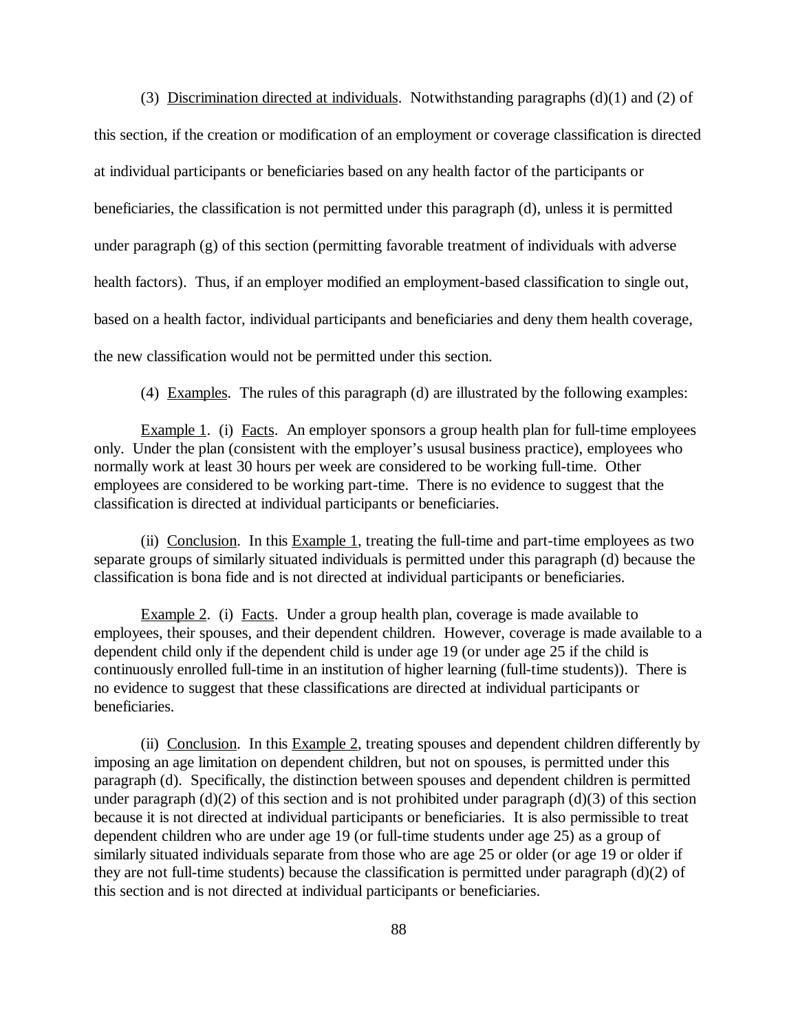(3) Discrimination directed at individuals. Notwithstanding paragraphs (d)(1) and (2) of this section, if the creation or modification of an employment or coverage classification is directed at individual participants or beneficiaries based on any health factor of the participants or beneficiaries, the classification is not permitted under this paragraph (d), unless it is permitted under paragraph (g) of this section (permitting favorable treatment of individuals with adverse health factors). Thus, if an employer modified an employment-based classification to single out, based on a health factor, individual participants and beneficiaries and deny them health coverage, the new classification would not be permitted under this section.

(4) Examples. The rules of this paragraph (d) are illustrated by the following examples:

Example 1. (i) Facts. An employer sponsors a group health plan for full-time employees only. Under the plan (consistent with the employer's ususal business practice), employees who normally work at least 30 hours per week are considered to be working full-time. Other employees are considered to be working part-time. There is no evidence to suggest that the classification is directed at individual participants or beneficiaries.

(ii) Conclusion. In this Example 1, treating the full-time and part-time employees as two separate groups of similarly situated individuals is permitted under this paragraph (d) because the classification is bona fide and is not directed at individual participants or beneficiaries.

Example 2. (i) Facts. Under a group health plan, coverage is made available to employees, their spouses, and their dependent children. However, coverage is made available to a dependent child only if the dependent child is under age 19 (or under age 25 if the child is continuously enrolled full-time in an institution of higher learning (full-time students)). There is no evidence to suggest that these classifications are directed at individual participants or beneficiaries.

(ii) Conclusion. In this Example 2, treating spouses and dependent children differently by imposing an age limitation on dependent children, but not on spouses, is permitted under this paragraph (d). Specifically, the distinction between spouses and dependent children is permitted under paragraph (d)(2) of this section and is not prohibited under paragraph (d)(3) of this section because it is not directed at individual participants or beneficiaries. It is also permissible to treat dependent children who are under age 19 (or full-time students under age 25) as a group of similarly situated individuals separate from those who are age 25 or older (or age 19 or older if they are not full-time students) because the classification is permitted under paragraph (d)(2) of this section and is not directed at individual participants or beneficiaries.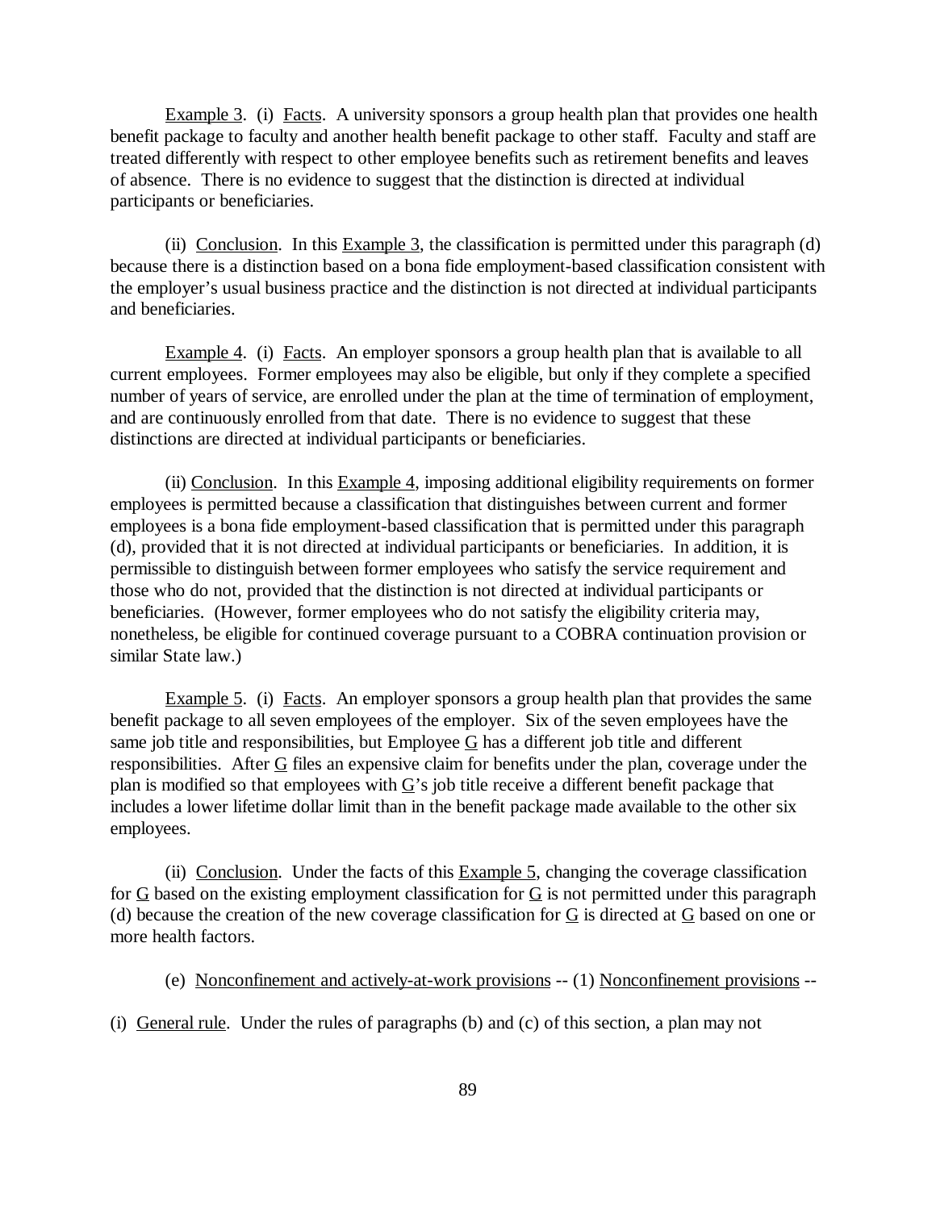Example 3. (i) Facts. A university sponsors a group health plan that provides one health benefit package to faculty and another health benefit package to other staff. Faculty and staff are treated differently with respect to other employee benefits such as retirement benefits and leaves of absence. There is no evidence to suggest that the distinction is directed at individual participants or beneficiaries.

(ii) Conclusion. In this Example 3, the classification is permitted under this paragraph (d) because there is a distinction based on a bona fide employment-based classification consistent with the employer's usual business practice and the distinction is not directed at individual participants and beneficiaries.

Example 4. (i) Facts. An employer sponsors a group health plan that is available to all current employees. Former employees may also be eligible, but only if they complete a specified number of years of service, are enrolled under the plan at the time of termination of employment, and are continuously enrolled from that date. There is no evidence to suggest that these distinctions are directed at individual participants or beneficiaries.

(ii) Conclusion. In this Example 4, imposing additional eligibility requirements on former employees is permitted because a classification that distinguishes between current and former employees is a bona fide employment-based classification that is permitted under this paragraph (d), provided that it is not directed at individual participants or beneficiaries. In addition, it is permissible to distinguish between former employees who satisfy the service requirement and those who do not, provided that the distinction is not directed at individual participants or beneficiaries. (However, former employees who do not satisfy the eligibility criteria may, nonetheless, be eligible for continued coverage pursuant to a COBRA continuation provision or similar State law.)

Example 5. (i) Facts. An employer sponsors a group health plan that provides the same benefit package to all seven employees of the employer. Six of the seven employees have the same job title and responsibilities, but Employee G has a different job title and different responsibilities. After G files an expensive claim for benefits under the plan, coverage under the plan is modified so that employees with G's job title receive a different benefit package that includes a lower lifetime dollar limit than in the benefit package made available to the other six employees.

(ii) Conclusion. Under the facts of this Example 5, changing the coverage classification for G based on the existing employment classification for G is not permitted under this paragraph (d) because the creation of the new coverage classification for G is directed at G based on one or more health factors.

(e) Nonconfinement and actively-at-work provisions -- (1) Nonconfinement provisions --

(i) General rule. Under the rules of paragraphs (b) and (c) of this section, a plan may not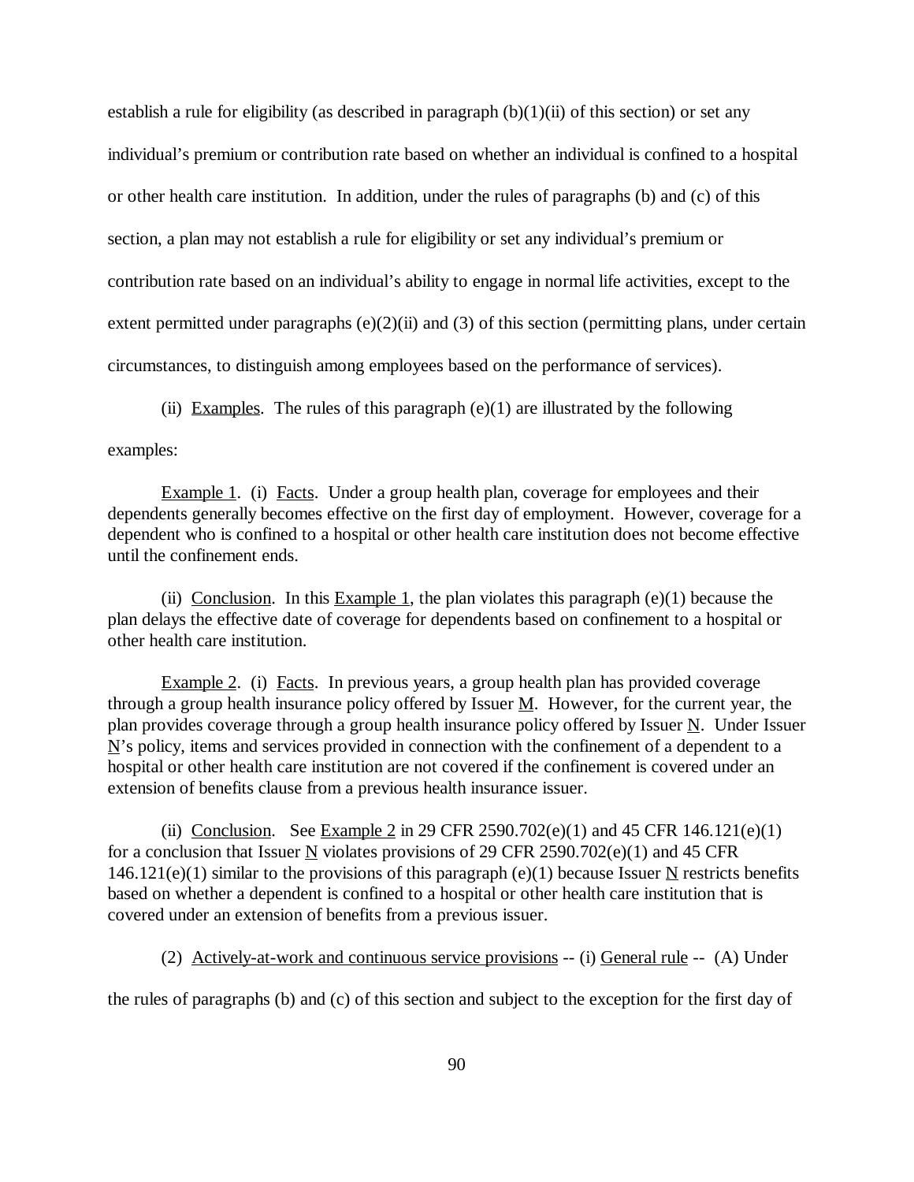establish a rule for eligibility (as described in paragraph (b)(1)(ii) of this section) or set any individual's premium or contribution rate based on whether an individual is confined to a hospital or other health care institution. In addition, under the rules of paragraphs (b) and (c) of this section, a plan may not establish a rule for eligibility or set any individual's premium or contribution rate based on an individual's ability to engage in normal life activities, except to the extent permitted under paragraphs (e)(2)(ii) and (3) of this section (permitting plans, under certain circumstances, to distinguish among employees based on the performance of services).

(ii) Examples. The rules of this paragraph (e)(1) are illustrated by the following examples:

Example 1. (i) Facts. Under a group health plan, coverage for employees and their dependents generally becomes effective on the first day of employment. However, coverage for a dependent who is confined to a hospital or other health care institution does not become effective until the confinement ends.

(ii) Conclusion. In this Example 1, the plan violates this paragraph (e)(1) because the plan delays the effective date of coverage for dependents based on confinement to a hospital or other health care institution.

Example 2. (i) Facts. In previous years, a group health plan has provided coverage through a group health insurance policy offered by Issuer M. However, for the current year, the plan provides coverage through a group health insurance policy offered by Issuer N. Under Issuer N's policy, items and services provided in connection with the confinement of a dependent to a hospital or other health care institution are not covered if the confinement is covered under an extension of benefits clause from a previous health insurance issuer.

(ii) Conclusion. See Example 2 in 29 CFR 2590.702(e)(1) and 45 CFR 146.121(e)(1) for a conclusion that Issuer N violates provisions of 29 CFR 2590.702(e)(1) and 45 CFR 146.121(e)(1) similar to the provisions of this paragraph (e)(1) because Issuer N restricts benefits based on whether a dependent is confined to a hospital or other health care institution that is covered under an extension of benefits from a previous issuer.

(2) Actively-at-work and continuous service provisions -- (i) General rule -- (A) Under the rules of paragraphs (b) and (c) of this section and subject to the exception for the first day of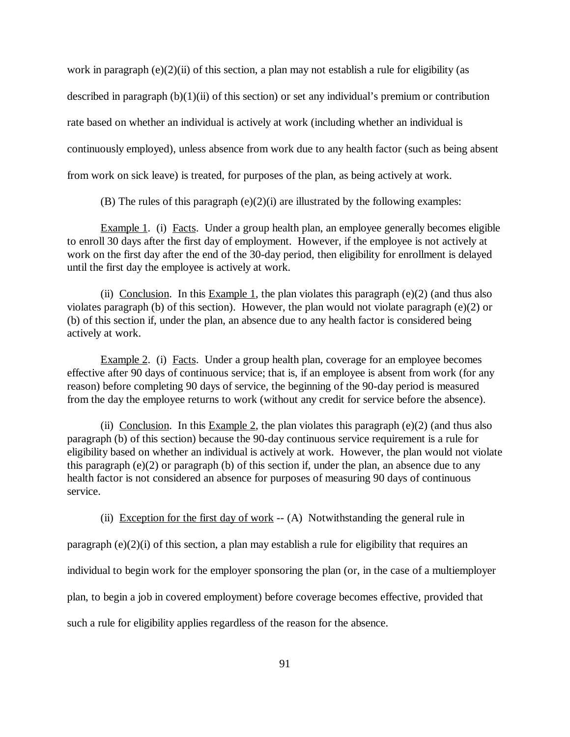work in paragraph (e)(2)(ii) of this section, a plan may not establish a rule for eligibility (as described in paragraph (b)(1)(ii) of this section) or set any individual's premium or contribution rate based on whether an individual is actively at work (including whether an individual is continuously employed), unless absence from work due to any health factor (such as being absent from work on sick leave) is treated, for purposes of the plan, as being actively at work.

(B) The rules of this paragraph (e)(2)(i) are illustrated by the following examples:

Example 1. (i) Facts. Under a group health plan, an employee generally becomes eligible to enroll 30 days after the first day of employment. However, if the employee is not actively at work on the first day after the end of the 30-day period, then eligibility for enrollment is delayed until the first day the employee is actively at work.

(ii) Conclusion. In this Example 1, the plan violates this paragraph (e)(2) (and thus also violates paragraph (b) of this section). However, the plan would not violate paragraph (e)(2) or (b) of this section if, under the plan, an absence due to any health factor is considered being actively at work.

Example 2. (i) Facts. Under a group health plan, coverage for an employee becomes effective after 90 days of continuous service; that is, if an employee is absent from work (for any reason) before completing 90 days of service, the beginning of the 90-day period is measured from the day the employee returns to work (without any credit for service before the absence).

(ii) Conclusion. In this Example 2, the plan violates this paragraph (e)(2) (and thus also paragraph (b) of this section) because the 90-day continuous service requirement is a rule for eligibility based on whether an individual is actively at work. However, the plan would not violate this paragraph (e)(2) or paragraph (b) of this section if, under the plan, an absence due to any health factor is not considered an absence for purposes of measuring 90 days of continuous service.

(ii) Exception for the first day of work -- (A) Notwithstanding the general rule in paragraph (e)(2)(i) of this section, a plan may establish a rule for eligibility that requires an individual to begin work for the employer sponsoring the plan (or, in the case of a multiemployer plan, to begin a job in covered employment) before coverage becomes effective, provided that such a rule for eligibility applies regardless of the reason for the absence.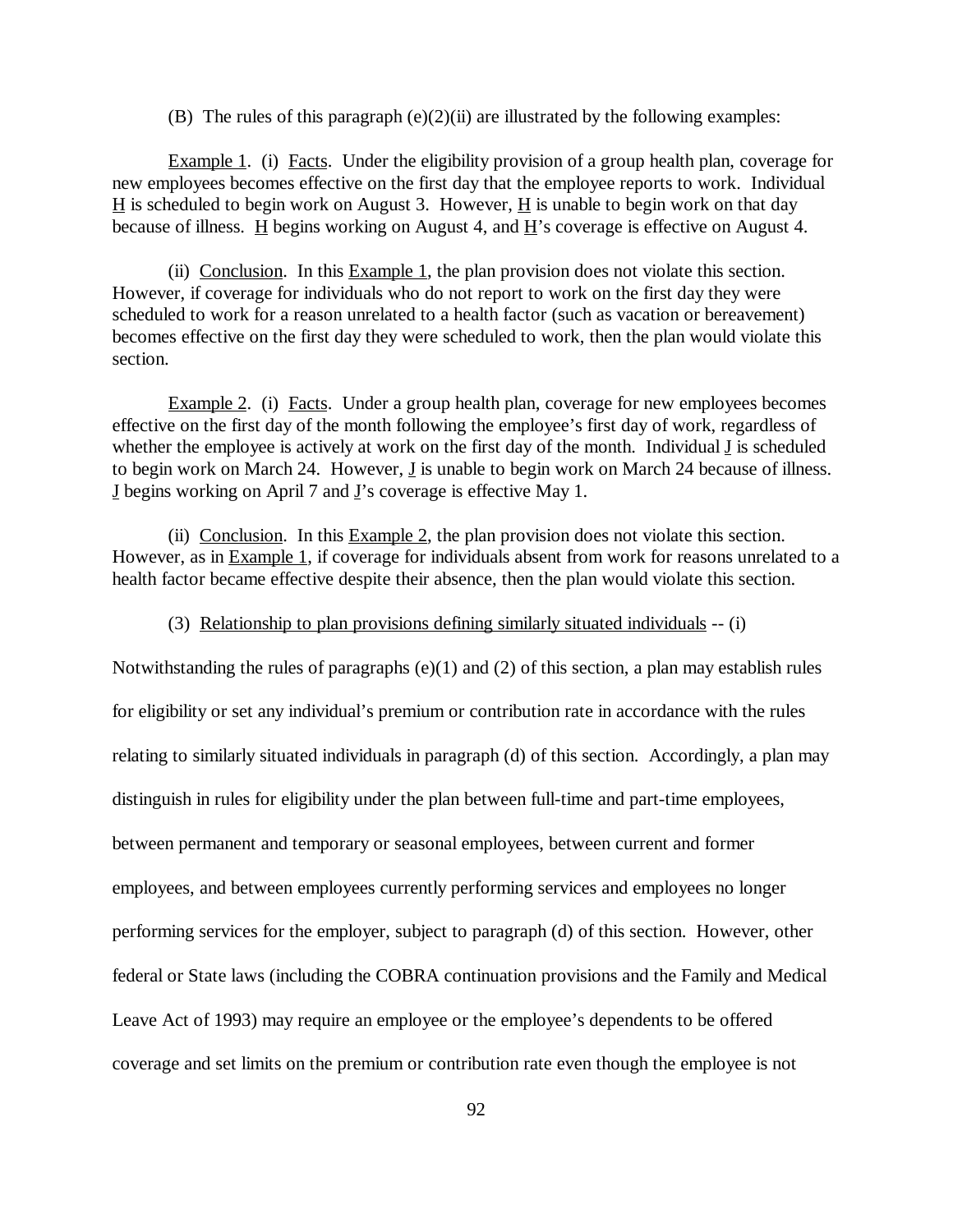(B) The rules of this paragraph (e)(2)(ii) are illustrated by the following examples:

Example 1. (i) Facts. Under the eligibility provision of a group health plan, coverage for new employees becomes effective on the first day that the employee reports to work. Individual H is scheduled to begin work on August 3. However, H is unable to begin work on that day because of illness. H begins working on August 4, and H's coverage is effective on August 4.

(ii) Conclusion. In this Example 1, the plan provision does not violate this section. However, if coverage for individuals who do not report to work on the first day they were scheduled to work for a reason unrelated to a health factor (such as vacation or bereavement) becomes effective on the first day they were scheduled to work, then the plan would violate this section.

Example 2. (i) Facts. Under a group health plan, coverage for new employees becomes effective on the first day of the month following the employee's first day of work, regardless of whether the employee is actively at work on the first day of the month. Individual J is scheduled to begin work on March 24. However, J is unable to begin work on March 24 because of illness. J begins working on April 7 and J's coverage is effective May 1.

(ii) Conclusion. In this Example 2, the plan provision does not violate this section. However, as in Example 1, if coverage for individuals absent from work for reasons unrelated to a health factor became effective despite their absence, then the plan would violate this section.

(3) Relationship to plan provisions defining similarly situated individuals -- (i) Notwithstanding the rules of paragraphs (e)(1) and (2) of this section, a plan may establish rules for eligibility or set any individual's premium or contribution rate in accordance with the rules relating to similarly situated individuals in paragraph (d) of this section. Accordingly, a plan may distinguish in rules for eligibility under the plan between full-time and part-time employees, between permanent and temporary or seasonal employees, between current and former employees, and between employees currently performing services and employees no longer performing services for the employer, subject to paragraph (d) of this section. However, other federal or State laws (including the COBRA continuation provisions and the Family and Medical Leave Act of 1993) may require an employee or the employee's dependents to be offered coverage and set limits on the premium or contribution rate even though the employee is not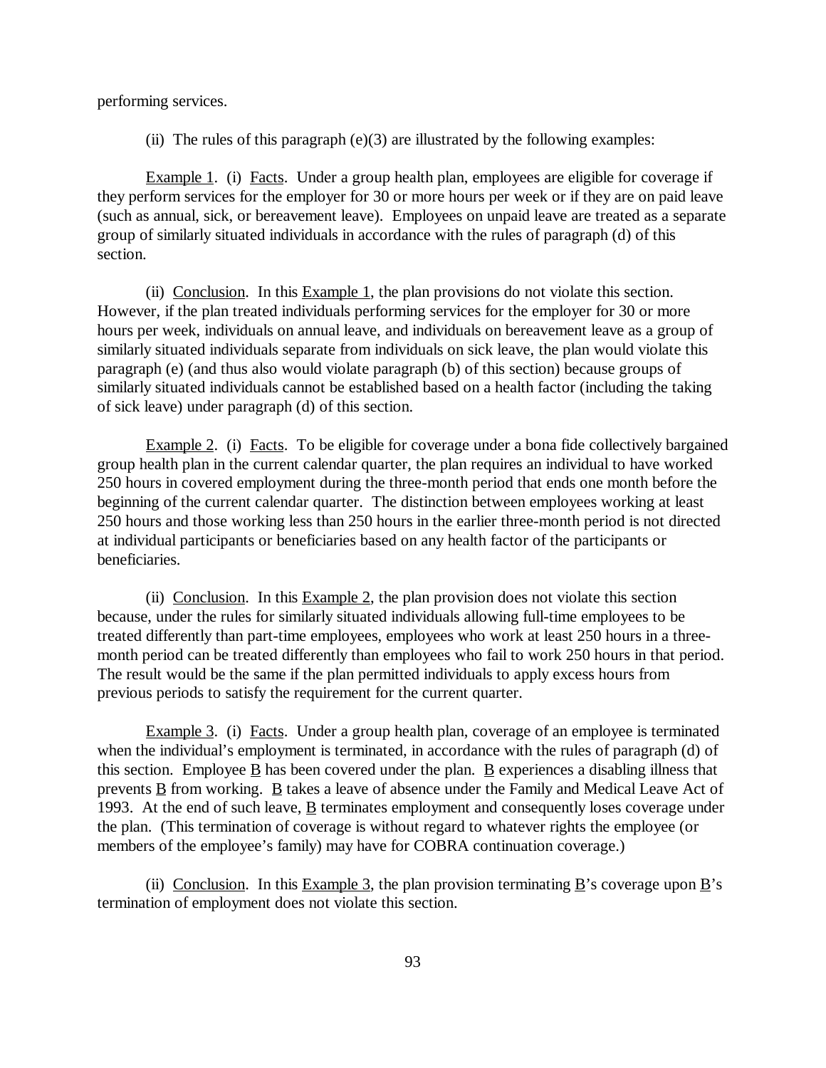performing services.

(ii) The rules of this paragraph (e)(3) are illustrated by the following examples:

Example 1. (i) Facts. Under a group health plan, employees are eligible for coverage if they perform services for the employer for 30 or more hours per week or if they are on paid leave (such as annual, sick, or bereavement leave). Employees on unpaid leave are treated as a separate group of similarly situated individuals in accordance with the rules of paragraph (d) of this section.

(ii) Conclusion. In this Example 1, the plan provisions do not violate this section. However, if the plan treated individuals performing services for the employer for 30 or more hours per week, individuals on annual leave, and individuals on bereavement leave as a group of similarly situated individuals separate from individuals on sick leave, the plan would violate this paragraph (e) (and thus also would violate paragraph (b) of this section) because groups of similarly situated individuals cannot be established based on a health factor (including the taking of sick leave) under paragraph (d) of this section.

Example 2. (i) Facts. To be eligible for coverage under a bona fide collectively bargained group health plan in the current calendar quarter, the plan requires an individual to have worked 250 hours in covered employment during the three-month period that ends one month before the beginning of the current calendar quarter. The distinction between employees working at least 250 hours and those working less than 250 hours in the earlier three-month period is not directed at individual participants or beneficiaries based on any health factor of the participants or beneficiaries.

(ii) Conclusion. In this Example 2, the plan provision does not violate this section because, under the rules for similarly situated individuals allowing full-time employees to be treated differently than part-time employees, employees who work at least 250 hours in a three-month period can be treated differently than employees who fail to work 250 hours in that period. The result would be the same if the plan permitted individuals to apply excess hours from previous periods to satisfy the requirement for the current quarter.

Example 3. (i) Facts. Under a group health plan, coverage of an employee is terminated when the individual's employment is terminated, in accordance with the rules of paragraph (d) of this section. Employee B has been covered under the plan. B experiences a disabling illness that prevents B from working. B takes a leave of absence under the Family and Medical Leave Act of 1993. At the end of such leave, B terminates employment and consequently loses coverage under the plan. (This termination of coverage is without regard to whatever rights the employee (or members of the employee's family) may have for COBRA continuation coverage.)

(ii) Conclusion. In this Example 3, the plan provision terminating B's coverage upon B's termination of employment does not violate this section.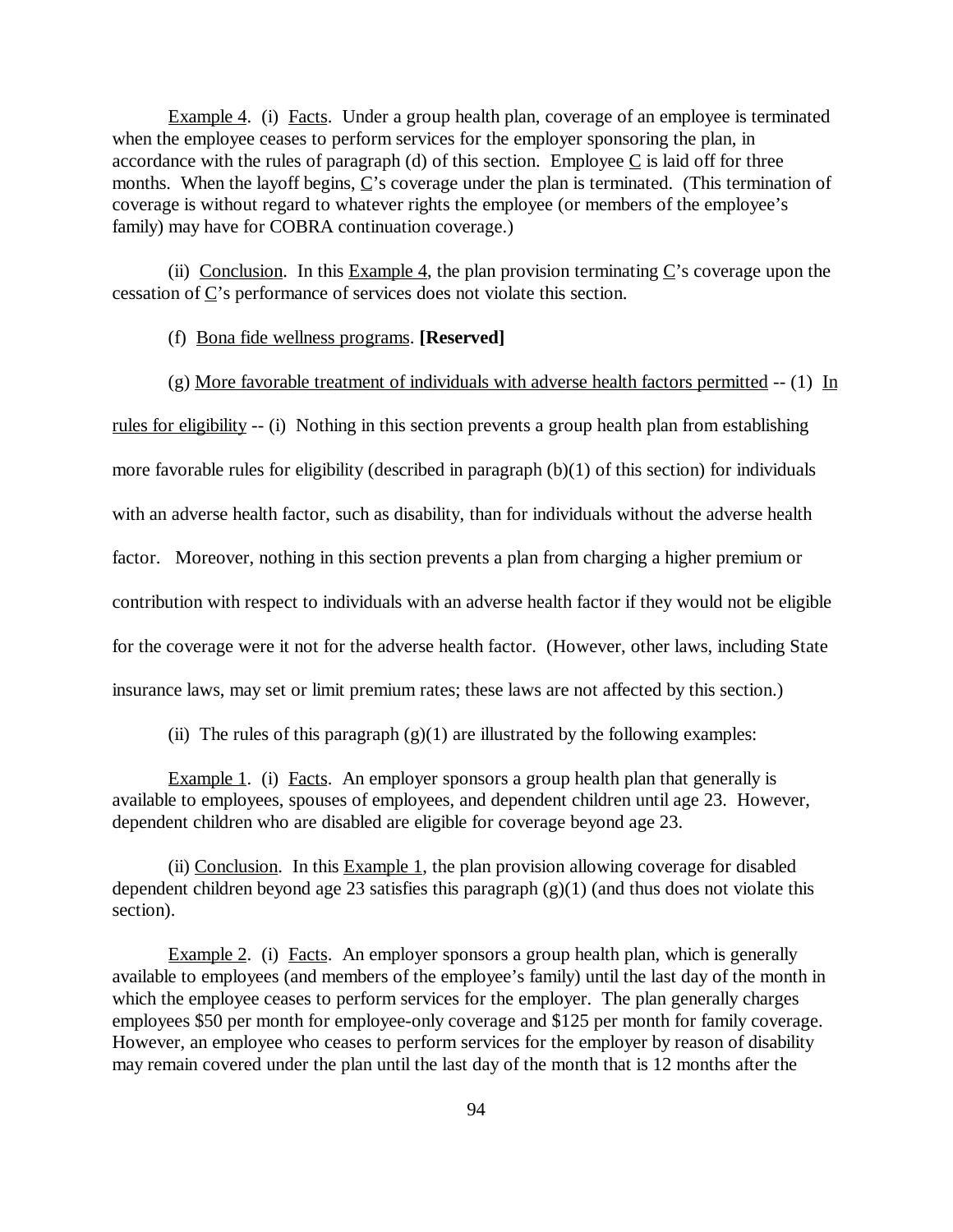Example 4. (i) Facts. Under a group health plan, coverage of an employee is terminated when the employee ceases to perform services for the employer sponsoring the plan, in accordance with the rules of paragraph (d) of this section. Employee C is laid off for three months. When the layoff begins, C's coverage under the plan is terminated. (This termination of coverage is without regard to whatever rights the employee (or members of the employee's family) may have for COBRA continuation coverage.)

(ii) Conclusion. In this Example 4, the plan provision terminating C's coverage upon the cessation of C's performance of services does not violate this section.

(f) Bona fide wellness programs. **[Reserved]**

(g) More favorable treatment of individuals with adverse health factors permitted -- (1) In rules for eligibility -- (i) Nothing in this section prevents a group health plan from establishing more favorable rules for eligibility (described in paragraph (b)(1) of this section) for individuals with an adverse health factor, such as disability, than for individuals without the adverse health factor. Moreover, nothing in this section prevents a plan from charging a higher premium or contribution with respect to individuals with an adverse health factor if they would not be eligible for the coverage were it not for the adverse health factor. (However, other laws, including State insurance laws, may set or limit premium rates; these laws are not affected by this section.)

(ii) The rules of this paragraph (g)(1) are illustrated by the following examples:

Example 1. (i) Facts. An employer sponsors a group health plan that generally is available to employees, spouses of employees, and dependent children until age 23. However, dependent children who are disabled are eligible for coverage beyond age 23.

(ii) Conclusion. In this Example 1, the plan provision allowing coverage for disabled dependent children beyond age 23 satisfies this paragraph (g)(1) (and thus does not violate this section).

Example 2. (i) Facts. An employer sponsors a group health plan, which is generally available to employees (and members of the employee's family) until the last day of the month in which the employee ceases to perform services for the employer. The plan generally charges employees $50 per month for employee-only coverage and $125 per month for family coverage. However, an employee who ceases to perform services for the employer by reason of disability may remain covered under the plan until the last day of the month that is 12 months after the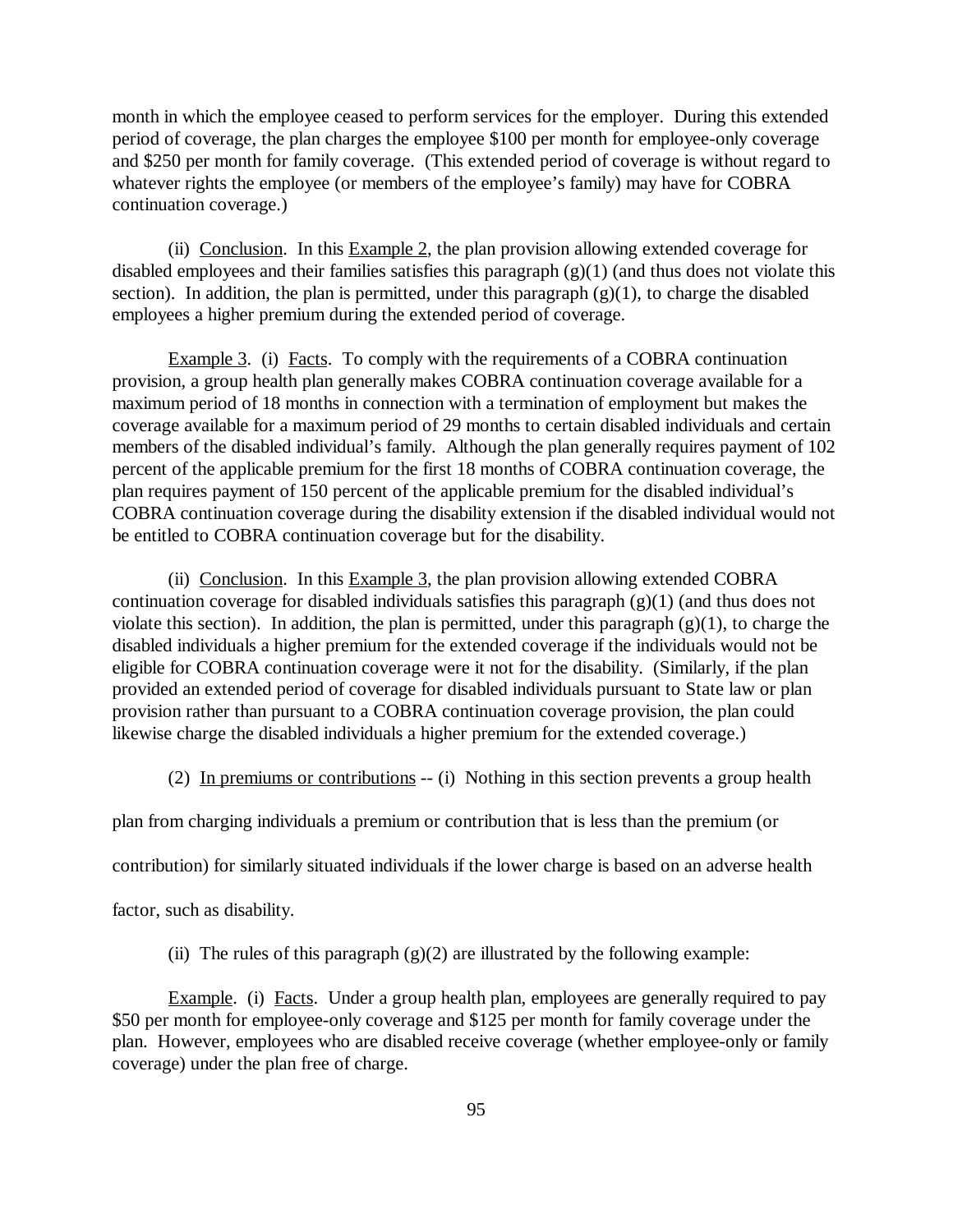month in which the employee ceased to perform services for the employer. During this extended period of coverage, the plan charges the employee $100 per month for employee-only coverage and $250 per month for family coverage. (This extended period of coverage is without regard to whatever rights the employee (or members of the employee's family) may have for COBRA continuation coverage.)

(ii) Conclusion. In this Example 2, the plan provision allowing extended coverage for disabled employees and their families satisfies this paragraph (g)(1) (and thus does not violate this section). In addition, the plan is permitted, under this paragraph (g)(1), to charge the disabled employees a higher premium during the extended period of coverage.

Example 3. (i) Facts. To comply with the requirements of a COBRA continuation provision, a group health plan generally makes COBRA continuation coverage available for a maximum period of 18 months in connection with a termination of employment but makes the coverage available for a maximum period of 29 months to certain disabled individuals and certain members of the disabled individual's family. Although the plan generally requires payment of 102 percent of the applicable premium for the first 18 months of COBRA continuation coverage, the plan requires payment of 150 percent of the applicable premium for the disabled individual's COBRA continuation coverage during the disability extension if the disabled individual would not be entitled to COBRA continuation coverage but for the disability.

(ii) Conclusion. In this Example 3, the plan provision allowing extended COBRA continuation coverage for disabled individuals satisfies this paragraph (g)(1) (and thus does not violate this section). In addition, the plan is permitted, under this paragraph (g)(1), to charge the disabled individuals a higher premium for the extended coverage if the individuals would not be eligible for COBRA continuation coverage were it not for the disability. (Similarly, if the plan provided an extended period of coverage for disabled individuals pursuant to State law or plan provision rather than pursuant to a COBRA continuation coverage provision, the plan could likewise charge the disabled individuals a higher premium for the extended coverage.)

(2) In premiums or contributions -- (i) Nothing in this section prevents a group health plan from charging individuals a premium or contribution that is less than the premium (or contribution) for similarly situated individuals if the lower charge is based on an adverse health factor, such as disability.

(ii) The rules of this paragraph (g)(2) are illustrated by the following example:

Example. (i) Facts. Under a group health plan, employees are generally required to pay $50 per month for employee-only coverage and $125 per month for family coverage under the plan. However, employees who are disabled receive coverage (whether employee-only or family coverage) under the plan free of charge.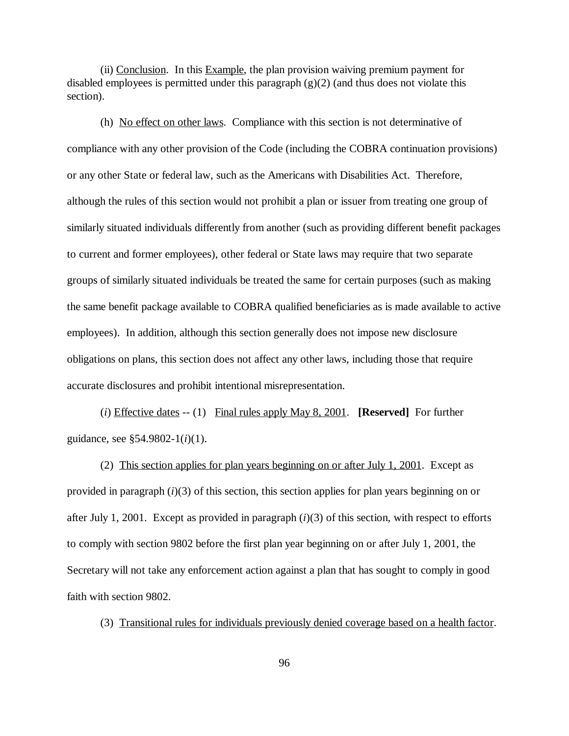(ii) Conclusion. In this Example, the plan provision waiving premium payment for disabled employees is permitted under this paragraph (g)(2) (and thus does not violate this section).

(h) No effect on other laws. Compliance with this section is not determinative of compliance with any other provision of the Code (including the COBRA continuation provisions) or any other State or federal law, such as the Americans with Disabilities Act. Therefore, although the rules of this section would not prohibit a plan or issuer from treating one group of similarly situated individuals differently from another (such as providing different benefit packages to current and former employees), other federal or State laws may require that two separate groups of similarly situated individuals be treated the same for certain purposes (such as making the same benefit package available to COBRA qualified beneficiaries as is made available to active employees). In addition, although this section generally does not impose new disclosure obligations on plans, this section does not affect any other laws, including those that require accurate disclosures and prohibit intentional misrepresentation.

(*i*) Effective dates -- (1) Final rules apply May 8, 2001. **[Reserved]** For further guidance, see §54.9802-1(*i*)(1).

(2) This section applies for plan years beginning on or after July 1, 2001. Except as provided in paragraph (*i*)(3) of this section, this section applies for plan years beginning on or after July 1, 2001. Except as provided in paragraph (*i*)(3) of this section, with respect to efforts to comply with section 9802 before the first plan year beginning on or after July 1, 2001, the Secretary will not take any enforcement action against a plan that has sought to comply in good faith with section 9802.

(3) Transitional rules for individuals previously denied coverage based on a health factor.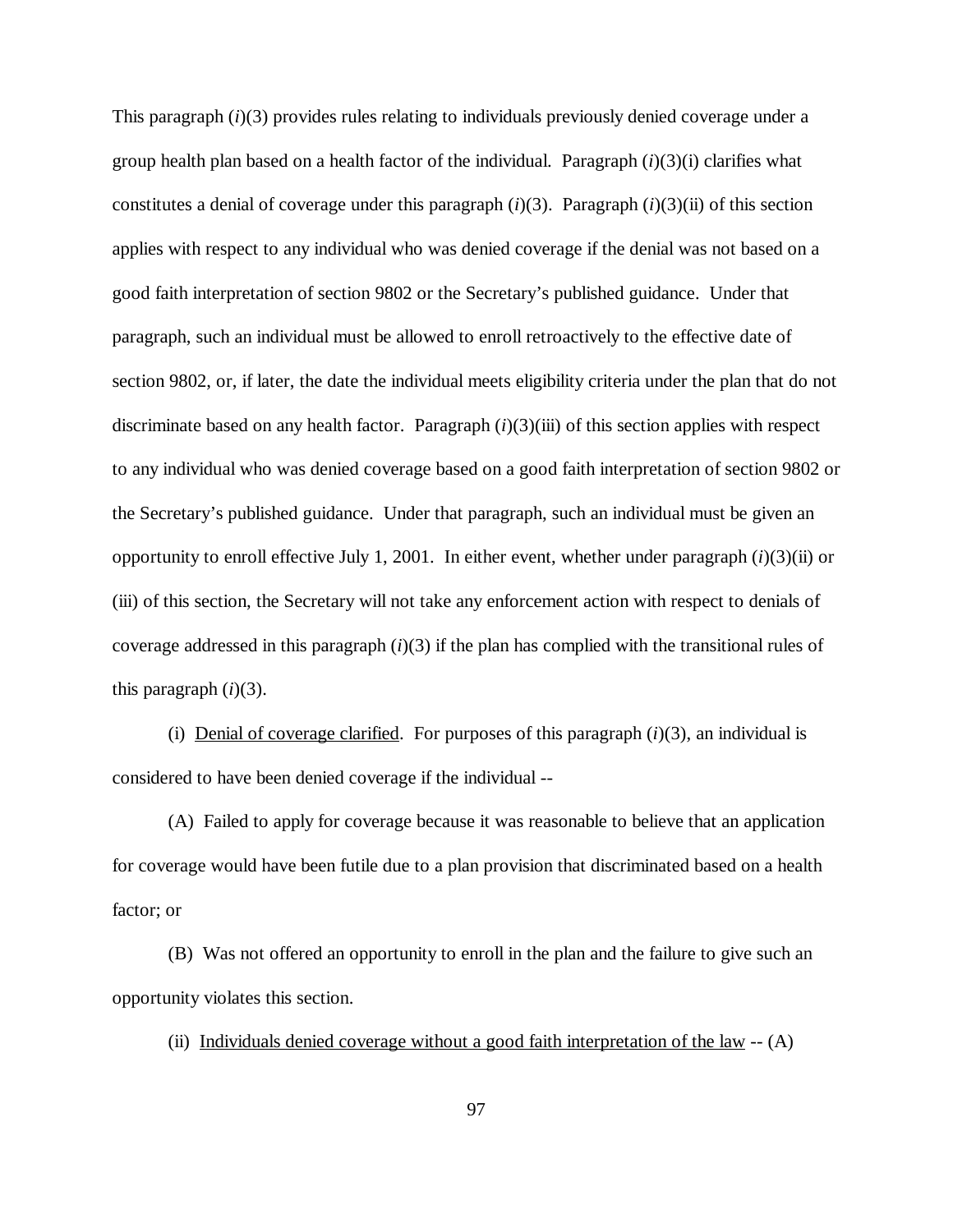This paragraph (*i*)(3) provides rules relating to individuals previously denied coverage under a group health plan based on a health factor of the individual. Paragraph (*i*)(3)(i) clarifies what constitutes a denial of coverage under this paragraph (*i*)(3). Paragraph (*i*)(3)(ii) of this section applies with respect to any individual who was denied coverage if the denial was not based on a good faith interpretation of section 9802 or the Secretary's published guidance. Under that paragraph, such an individual must be allowed to enroll retroactively to the effective date of section 9802, or, if later, the date the individual meets eligibility criteria under the plan that do not discriminate based on any health factor. Paragraph (*i*)(3)(iii) of this section applies with respect to any individual who was denied coverage based on a good faith interpretation of section 9802 or the Secretary's published guidance. Under that paragraph, such an individual must be given an opportunity to enroll effective July 1, 2001. In either event, whether under paragraph (*i*)(3)(ii) or (iii) of this section, the Secretary will not take any enforcement action with respect to denials of coverage addressed in this paragraph (*i*)(3) if the plan has complied with the transitional rules of this paragraph (*i*)(3).

(i) <u>Denial of coverage clarified</u>. For purposes of this paragraph (*i*)(3), an individual is considered to have been denied coverage if the individual --

(A) Failed to apply for coverage because it was reasonable to believe that an application for coverage would have been futile due to a plan provision that discriminated based on a health factor; or

(B) Was not offered an opportunity to enroll in the plan and the failure to give such an opportunity violates this section.

(ii) <u>Individuals denied coverage without a good faith interpretation of the law</u> -- (A)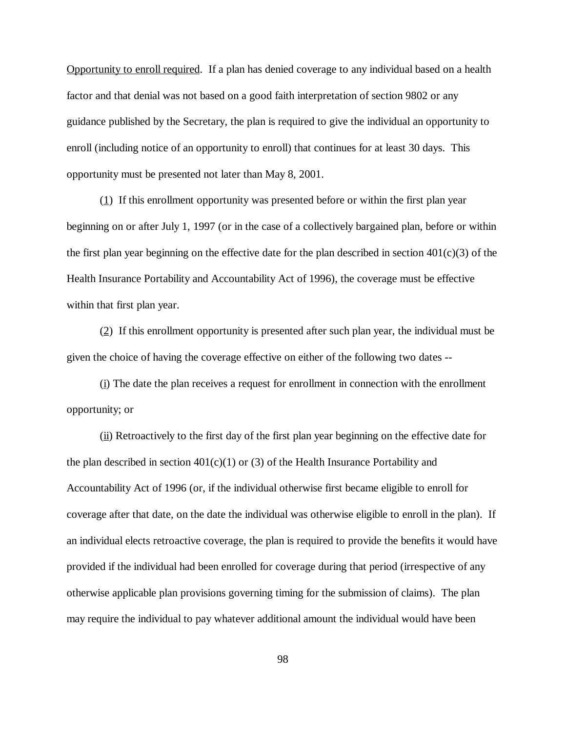Opportunity to enroll required. If a plan has denied coverage to any individual based on a health factor and that denial was not based on a good faith interpretation of section 9802 or any guidance published by the Secretary, the plan is required to give the individual an opportunity to enroll (including notice of an opportunity to enroll) that continues for at least 30 days. This opportunity must be presented not later than May 8, 2001.

(1) If this enrollment opportunity was presented before or within the first plan year beginning on or after July 1, 1997 (or in the case of a collectively bargained plan, before or within the first plan year beginning on the effective date for the plan described in section 401(c)(3) of the Health Insurance Portability and Accountability Act of 1996), the coverage must be effective within that first plan year.

(2) If this enrollment opportunity is presented after such plan year, the individual must be given the choice of having the coverage effective on either of the following two dates --

(i) The date the plan receives a request for enrollment in connection with the enrollment opportunity; or

(ii) Retroactively to the first day of the first plan year beginning on the effective date for the plan described in section 401(c)(1) or (3) of the Health Insurance Portability and Accountability Act of 1996 (or, if the individual otherwise first became eligible to enroll for coverage after that date, on the date the individual was otherwise eligible to enroll in the plan). If an individual elects retroactive coverage, the plan is required to provide the benefits it would have provided if the individual had been enrolled for coverage during that period (irrespective of any otherwise applicable plan provisions governing timing for the submission of claims). The plan may require the individual to pay whatever additional amount the individual would have been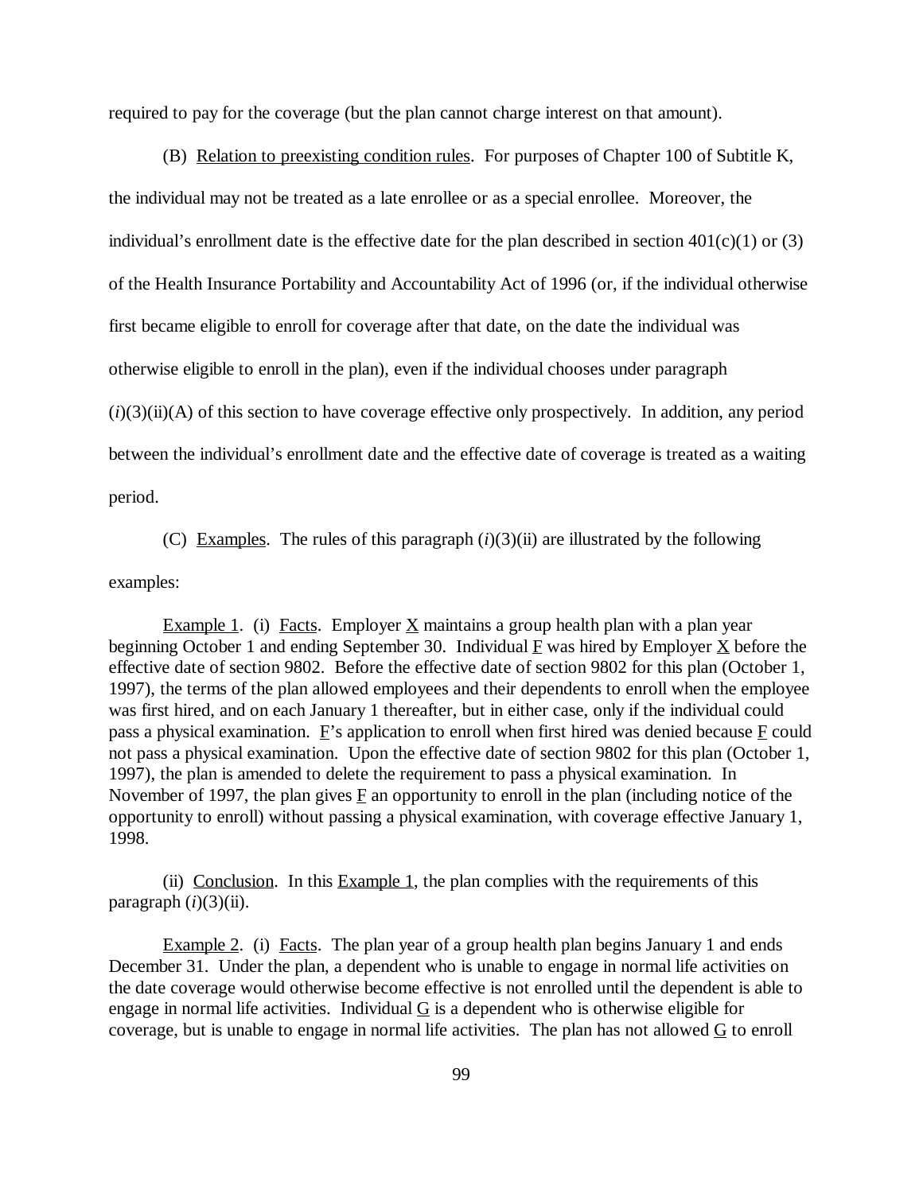required to pay for the coverage (but the plan cannot charge interest on that amount).

(B) Relation to preexisting condition rules. For purposes of Chapter 100 of Subtitle K, the individual may not be treated as a late enrollee or as a special enrollee. Moreover, the individual's enrollment date is the effective date for the plan described in section 401(c)(1) or (3) of the Health Insurance Portability and Accountability Act of 1996 (or, if the individual otherwise first became eligible to enroll for coverage after that date, on the date the individual was otherwise eligible to enroll in the plan), even if the individual chooses under paragraph (*i*)(3)(ii)(A) of this section to have coverage effective only prospectively. In addition, any period between the individual's enrollment date and the effective date of coverage is treated as a waiting period.

(C) Examples. The rules of this paragraph (*i*)(3)(ii) are illustrated by the following examples:

Example 1. (i) Facts. Employer X maintains a group health plan with a plan year beginning October 1 and ending September 30. Individual F was hired by Employer X before the effective date of section 9802. Before the effective date of section 9802 for this plan (October 1, 1997), the terms of the plan allowed employees and their dependents to enroll when the employee was first hired, and on each January 1 thereafter, but in either case, only if the individual could pass a physical examination. F's application to enroll when first hired was denied because F could not pass a physical examination. Upon the effective date of section 9802 for this plan (October 1, 1997), the plan is amended to delete the requirement to pass a physical examination. In November of 1997, the plan gives F an opportunity to enroll in the plan (including notice of the opportunity to enroll) without passing a physical examination, with coverage effective January 1, 1998.

(ii) Conclusion. In this Example 1, the plan complies with the requirements of this paragraph (*i*)(3)(ii).

Example 2. (i) Facts. The plan year of a group health plan begins January 1 and ends December 31. Under the plan, a dependent who is unable to engage in normal life activities on the date coverage would otherwise become effective is not enrolled until the dependent is able to engage in normal life activities. Individual G is a dependent who is otherwise eligible for coverage, but is unable to engage in normal life activities. The plan has not allowed G to enroll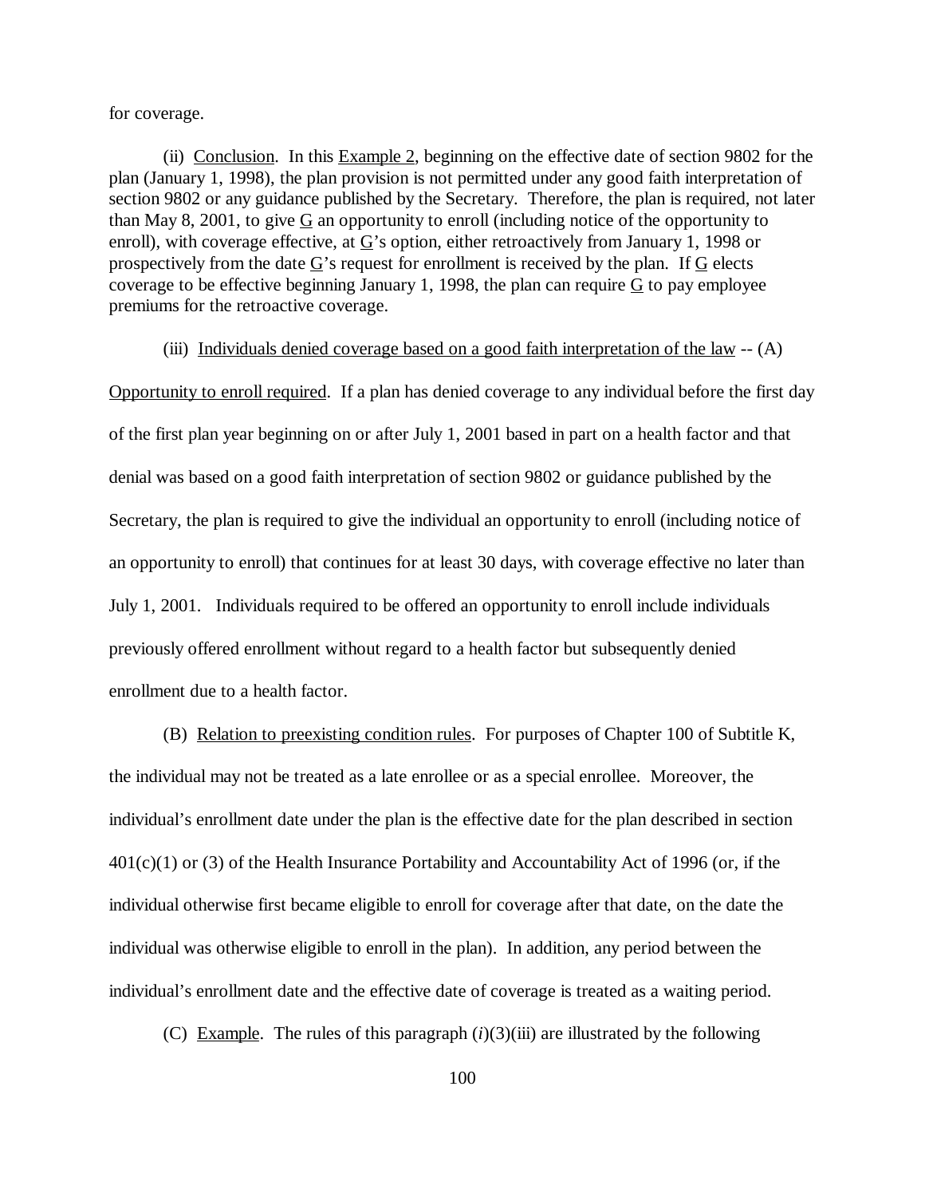for coverage.

(ii) Conclusion. In this Example 2, beginning on the effective date of section 9802 for the plan (January 1, 1998), the plan provision is not permitted under any good faith interpretation of section 9802 or any guidance published by the Secretary. Therefore, the plan is required, not later than May 8, 2001, to give G an opportunity to enroll (including notice of the opportunity to enroll), with coverage effective, at G's option, either retroactively from January 1, 1998 or prospectively from the date G's request for enrollment is received by the plan. If G elects coverage to be effective beginning January 1, 1998, the plan can require G to pay employee premiums for the retroactive coverage.

(iii) Individuals denied coverage based on a good faith interpretation of the law -- (A) Opportunity to enroll required. If a plan has denied coverage to any individual before the first day of the first plan year beginning on or after July 1, 2001 based in part on a health factor and that denial was based on a good faith interpretation of section 9802 or guidance published by the Secretary, the plan is required to give the individual an opportunity to enroll (including notice of an opportunity to enroll) that continues for at least 30 days, with coverage effective no later than July 1, 2001. Individuals required to be offered an opportunity to enroll include individuals previously offered enrollment without regard to a health factor but subsequently denied enrollment due to a health factor.

(B) Relation to preexisting condition rules. For purposes of Chapter 100 of Subtitle K, the individual may not be treated as a late enrollee or as a special enrollee. Moreover, the individual's enrollment date under the plan is the effective date for the plan described in section 401(c)(1) or (3) of the Health Insurance Portability and Accountability Act of 1996 (or, if the individual otherwise first became eligible to enroll for coverage after that date, on the date the individual was otherwise eligible to enroll in the plan). In addition, any period between the individual's enrollment date and the effective date of coverage is treated as a waiting period.

(C) Example. The rules of this paragraph (*i*)(3)(iii) are illustrated by the following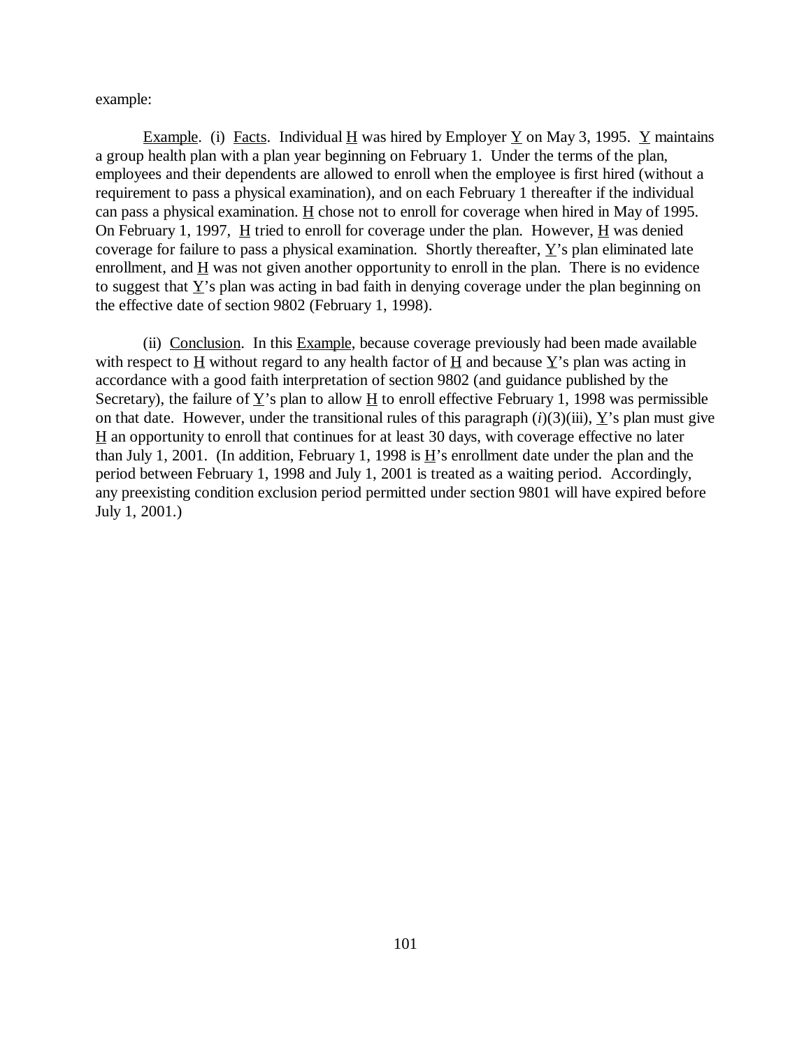example:

Example. (i) Facts. Individual H was hired by Employer Y on May 3, 1995. Y maintains a group health plan with a plan year beginning on February 1. Under the terms of the plan, employees and their dependents are allowed to enroll when the employee is first hired (without a requirement to pass a physical examination), and on each February 1 thereafter if the individual can pass a physical examination. H chose not to enroll for coverage when hired in May of 1995. On February 1, 1997, H tried to enroll for coverage under the plan. However, H was denied coverage for failure to pass a physical examination. Shortly thereafter, Y's plan eliminated late enrollment, and H was not given another opportunity to enroll in the plan. There is no evidence to suggest that Y's plan was acting in bad faith in denying coverage under the plan beginning on the effective date of section 9802 (February 1, 1998).

(ii) Conclusion. In this Example, because coverage previously had been made available with respect to H without regard to any health factor of H and because Y's plan was acting in accordance with a good faith interpretation of section 9802 (and guidance published by the Secretary), the failure of Y's plan to allow H to enroll effective February 1, 1998 was permissible on that date. However, under the transitional rules of this paragraph (*i*)(3)(iii), Y's plan must give H an opportunity to enroll that continues for at least 30 days, with coverage effective no later than July 1, 2001. (In addition, February 1, 1998 is H's enrollment date under the plan and the period between February 1, 1998 and July 1, 2001 is treated as a waiting period. Accordingly, any preexisting condition exclusion period permitted under section 9801 will have expired before July 1, 2001.)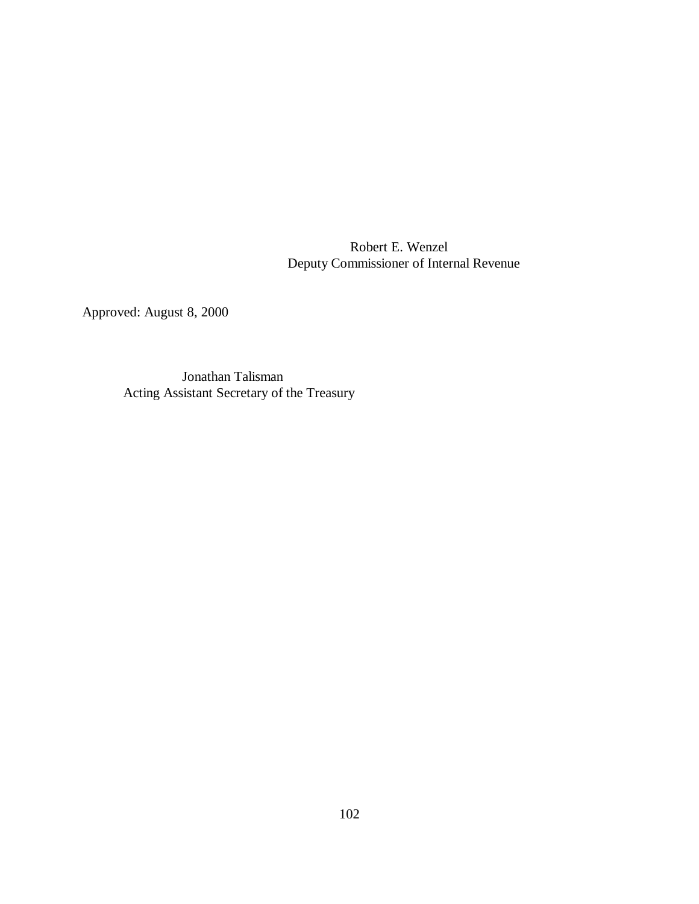Robert E. Wenzel
Deputy Commissioner of Internal Revenue

Approved: August 8, 2000

Jonathan Talisman
Acting Assistant Secretary of the Treasury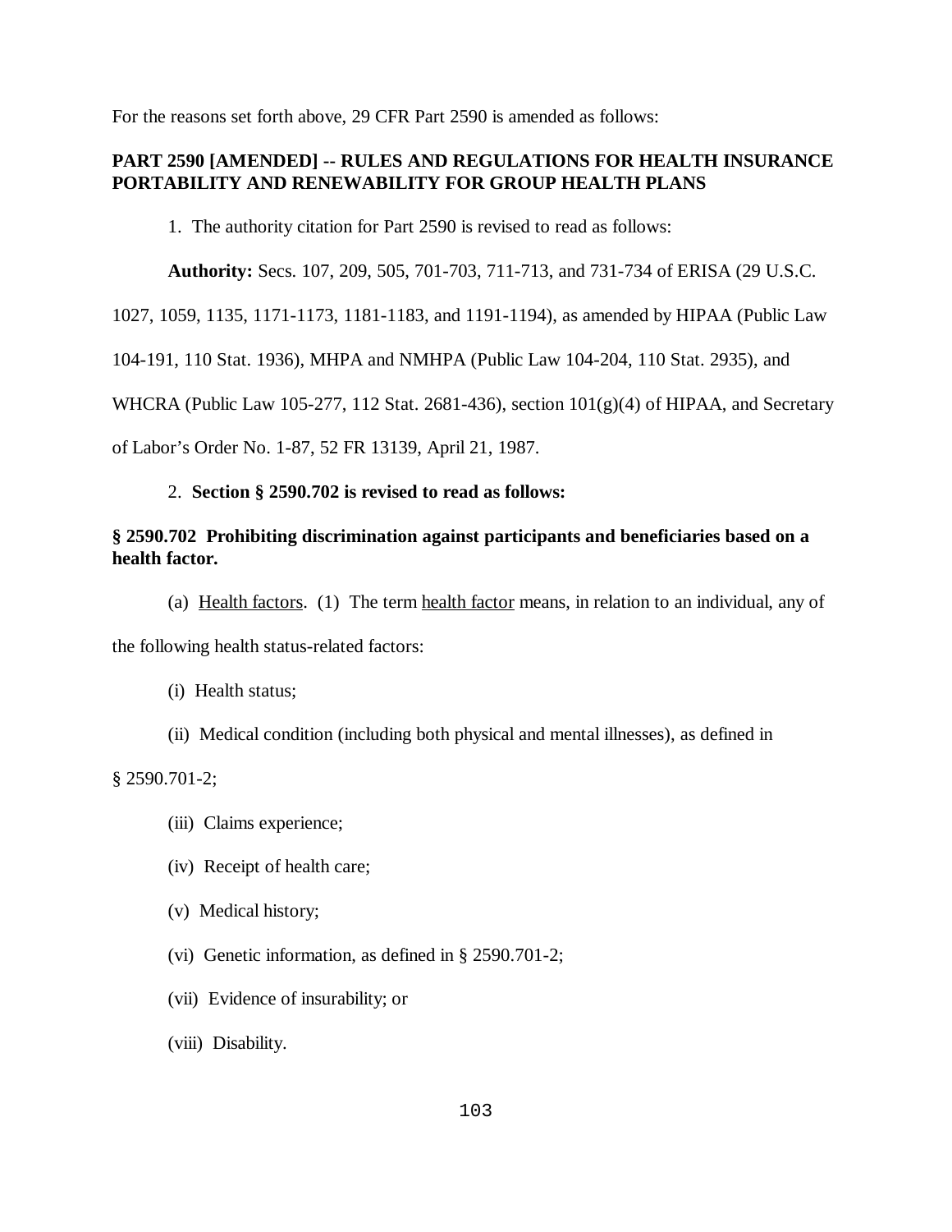For the reasons set forth above, 29 CFR Part 2590 is amended as follows:

**PART 2590 [AMENDED] -- RULES AND REGULATIONS FOR HEALTH INSURANCE PORTABILITY AND RENEWABILITY FOR GROUP HEALTH PLANS**

1. The authority citation for Part 2590 is revised to read as follows:

**Authority:** Secs. 107, 209, 505, 701-703, 711-713, and 731-734 of ERISA (29 U.S.C. 1027, 1059, 1135, 1171-1173, 1181-1183, and 1191-1194), as amended by HIPAA (Public Law 104-191, 110 Stat. 1936), MHPA and NMHPA (Public Law 104-204, 110 Stat. 2935), and WHCRA (Public Law 105-277, 112 Stat. 2681-436), section 101(g)(4) of HIPAA, and Secretary of Labor's Order No. 1-87, 52 FR 13139, April 21, 1987.

2. **Section § 2590.702 is revised to read as follows:**

**§ 2590.702 Prohibiting discrimination against participants and beneficiaries based on a health factor.**

(a) Health factors. (1) The term health factor means, in relation to an individual, any of the following health status-related factors:

(i) Health status;

(ii) Medical condition (including both physical and mental illnesses), as defined in § 2590.701-2;

(iii) Claims experience;

(iv) Receipt of health care;

(v) Medical history;

(vi) Genetic information, as defined in § 2590.701-2;

(vii) Evidence of insurability; or

(viii) Disability.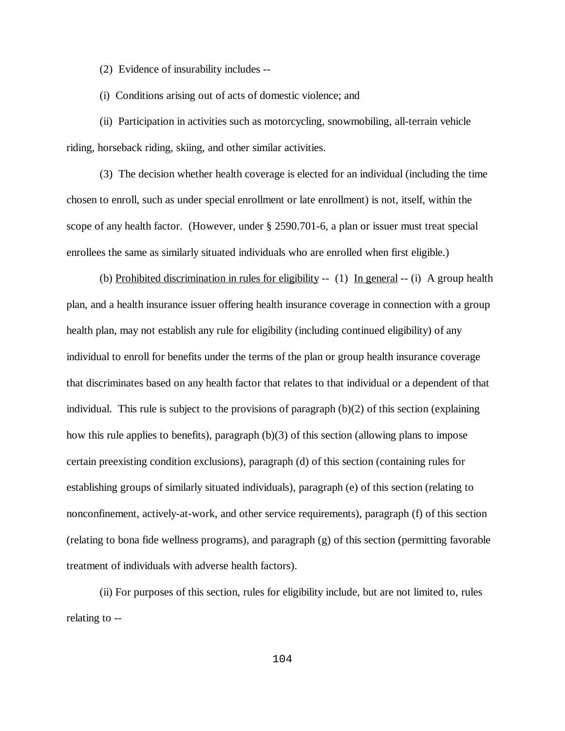(2) Evidence of insurability includes --

(i) Conditions arising out of acts of domestic violence; and

(ii) Participation in activities such as motorcycling, snowmobiling, all-terrain vehicle riding, horseback riding, skiing, and other similar activities.

(3) The decision whether health coverage is elected for an individual (including the time chosen to enroll, such as under special enrollment or late enrollment) is not, itself, within the scope of any health factor. (However, under § 2590.701-6, a plan or issuer must treat special enrollees the same as similarly situated individuals who are enrolled when first eligible.)

(b) Prohibited discrimination in rules for eligibility -- (1) In general -- (i) A group health plan, and a health insurance issuer offering health insurance coverage in connection with a group health plan, may not establish any rule for eligibility (including continued eligibility) of any individual to enroll for benefits under the terms of the plan or group health insurance coverage that discriminates based on any health factor that relates to that individual or a dependent of that individual. This rule is subject to the provisions of paragraph (b)(2) of this section (explaining how this rule applies to benefits), paragraph (b)(3) of this section (allowing plans to impose certain preexisting condition exclusions), paragraph (d) of this section (containing rules for establishing groups of similarly situated individuals), paragraph (e) of this section (relating to nonconfinement, actively-at-work, and other service requirements), paragraph (f) of this section (relating to bona fide wellness programs), and paragraph (g) of this section (permitting favorable treatment of individuals with adverse health factors).

(ii) For purposes of this section, rules for eligibility include, but are not limited to, rules relating to --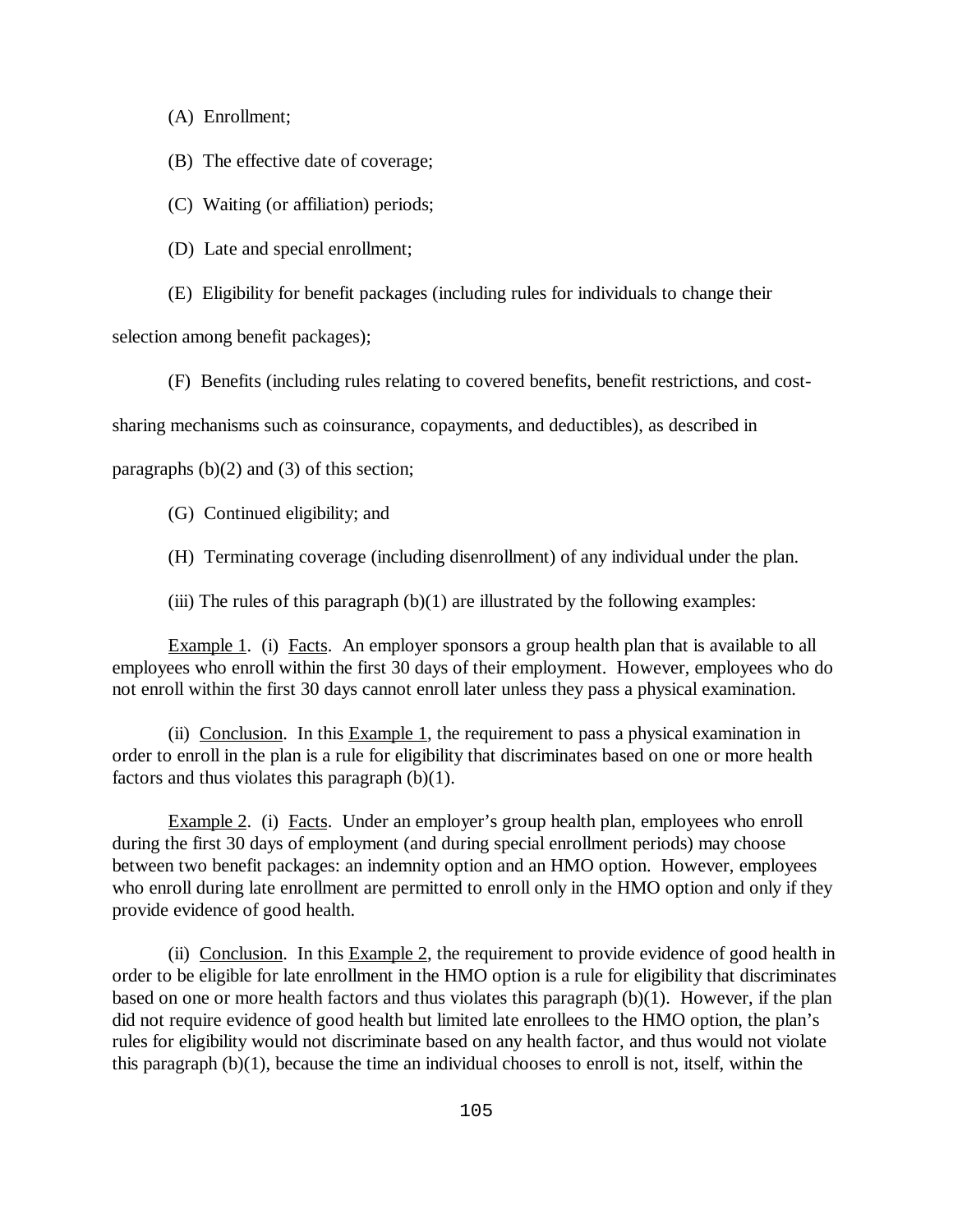(A) Enrollment;

(B) The effective date of coverage;

(C) Waiting (or affiliation) periods;

(D) Late and special enrollment;

(E) Eligibility for benefit packages (including rules for individuals to change their selection among benefit packages);

(F) Benefits (including rules relating to covered benefits, benefit restrictions, and cost-sharing mechanisms such as coinsurance, copayments, and deductibles), as described in paragraphs (b)(2) and (3) of this section;

(G) Continued eligibility; and

(H) Terminating coverage (including disenrollment) of any individual under the plan.

(iii) The rules of this paragraph (b)(1) are illustrated by the following examples:

Example 1. (i) Facts. An employer sponsors a group health plan that is available to all employees who enroll within the first 30 days of their employment. However, employees who do not enroll within the first 30 days cannot enroll later unless they pass a physical examination.

(ii) Conclusion. In this Example 1, the requirement to pass a physical examination in order to enroll in the plan is a rule for eligibility that discriminates based on one or more health factors and thus violates this paragraph (b)(1).

Example 2. (i) Facts. Under an employer's group health plan, employees who enroll during the first 30 days of employment (and during special enrollment periods) may choose between two benefit packages: an indemnity option and an HMO option. However, employees who enroll during late enrollment are permitted to enroll only in the HMO option and only if they provide evidence of good health.

(ii) Conclusion. In this Example 2, the requirement to provide evidence of good health in order to be eligible for late enrollment in the HMO option is a rule for eligibility that discriminates based on one or more health factors and thus violates this paragraph (b)(1). However, if the plan did not require evidence of good health but limited late enrollees to the HMO option, the plan's rules for eligibility would not discriminate based on any health factor, and thus would not violate this paragraph (b)(1), because the time an individual chooses to enroll is not, itself, within the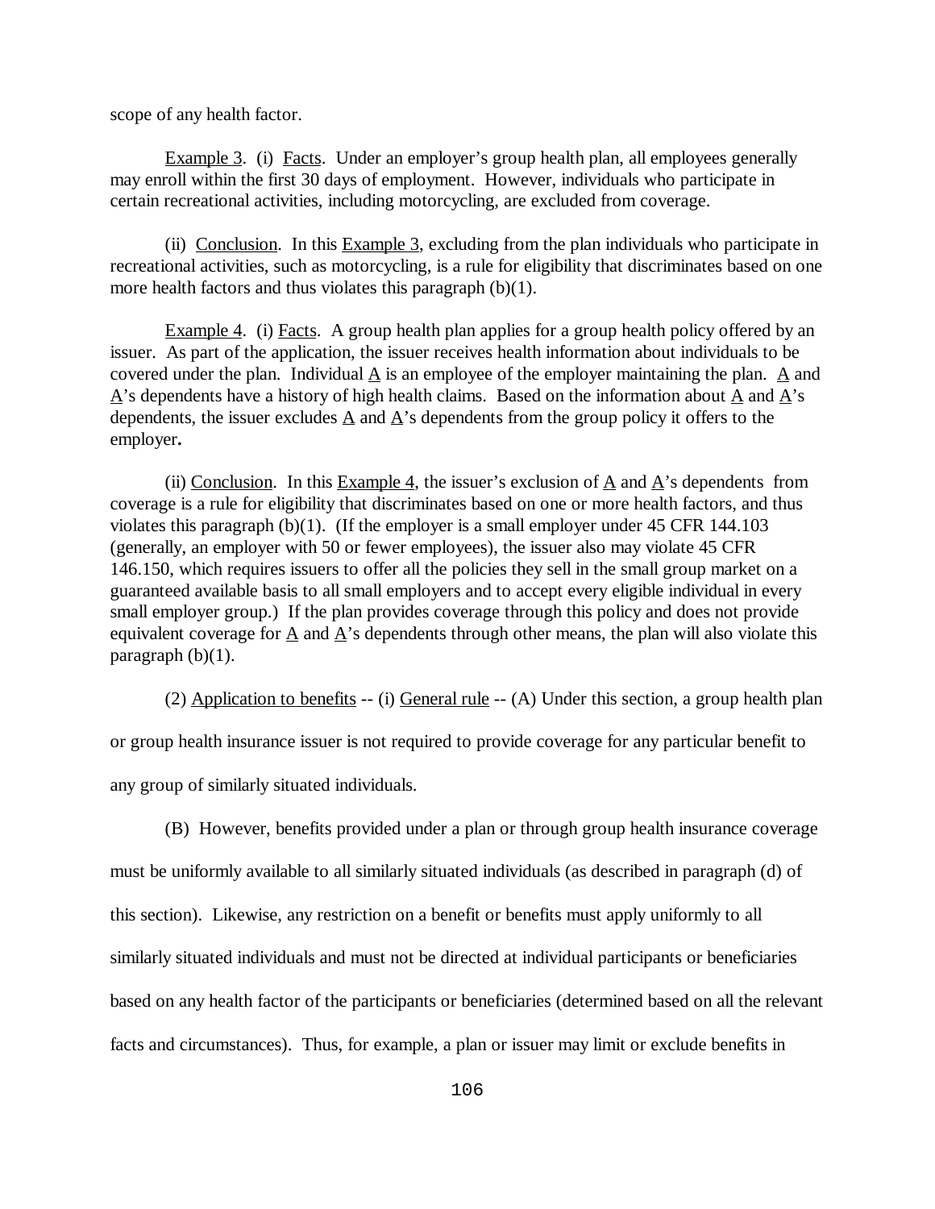scope of any health factor.

Example 3. (i) Facts. Under an employer's group health plan, all employees generally may enroll within the first 30 days of employment. However, individuals who participate in certain recreational activities, including motorcycling, are excluded from coverage.

(ii) Conclusion. In this Example 3, excluding from the plan individuals who participate in recreational activities, such as motorcycling, is a rule for eligibility that discriminates based on one more health factors and thus violates this paragraph (b)(1).

Example 4. (i) Facts. A group health plan applies for a group health policy offered by an issuer. As part of the application, the issuer receives health information about individuals to be covered under the plan. Individual A is an employee of the employer maintaining the plan. A and A's dependents have a history of high health claims. Based on the information about A and A's dependents, the issuer excludes A and A's dependents from the group policy it offers to the employer**.**

(ii) Conclusion. In this Example 4, the issuer's exclusion of A and A's dependents from coverage is a rule for eligibility that discriminates based on one or more health factors, and thus violates this paragraph (b)(1). (If the employer is a small employer under 45 CFR 144.103 (generally, an employer with 50 or fewer employees), the issuer also may violate 45 CFR 146.150, which requires issuers to offer all the policies they sell in the small group market on a guaranteed available basis to all small employers and to accept every eligible individual in every small employer group.) If the plan provides coverage through this policy and does not provide equivalent coverage for A and A's dependents through other means, the plan will also violate this paragraph (b)(1).

(2) Application to benefits -- (i) General rule -- (A) Under this section, a group health plan or group health insurance issuer is not required to provide coverage for any particular benefit to any group of similarly situated individuals.

(B) However, benefits provided under a plan or through group health insurance coverage must be uniformly available to all similarly situated individuals (as described in paragraph (d) of this section). Likewise, any restriction on a benefit or benefits must apply uniformly to all similarly situated individuals and must not be directed at individual participants or beneficiaries based on any health factor of the participants or beneficiaries (determined based on all the relevant facts and circumstances). Thus, for example, a plan or issuer may limit or exclude benefits in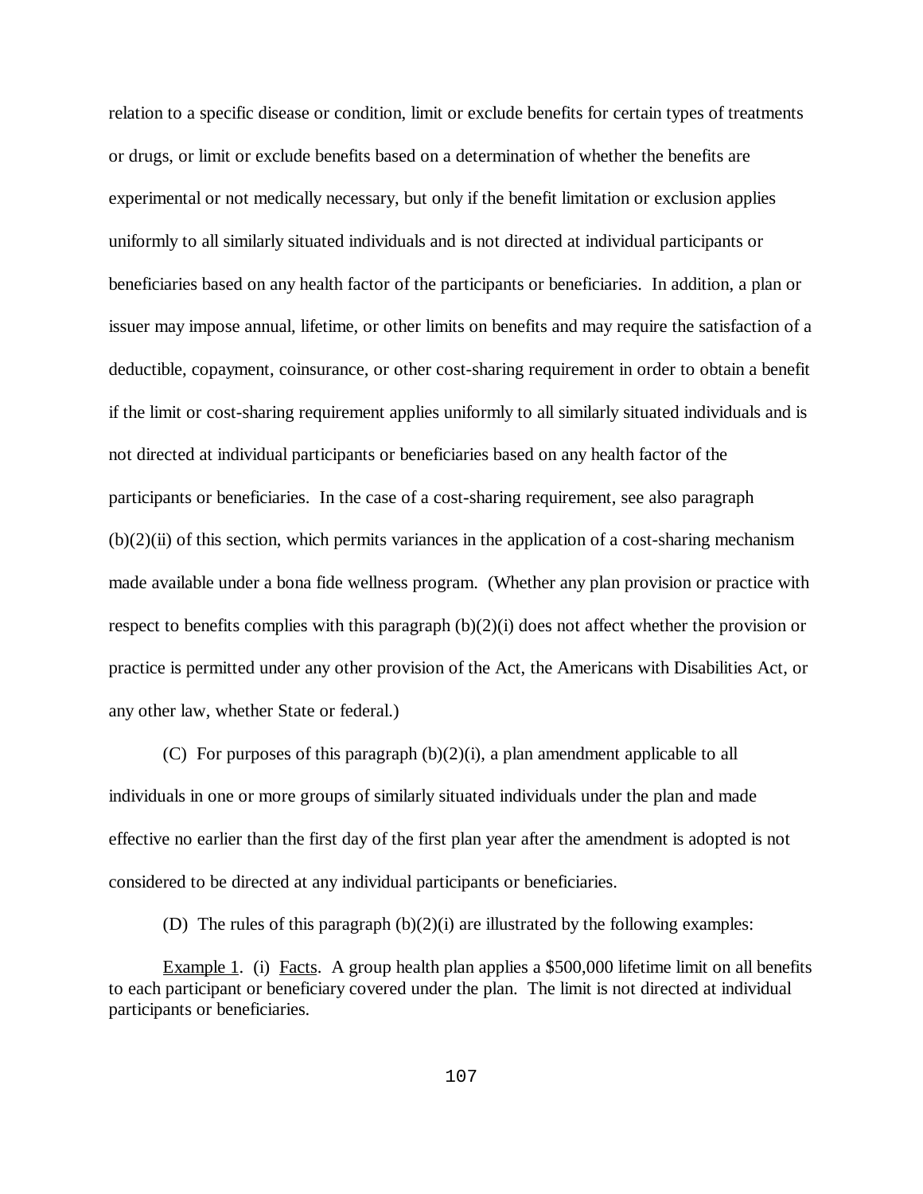relation to a specific disease or condition, limit or exclude benefits for certain types of treatments or drugs, or limit or exclude benefits based on a determination of whether the benefits are experimental or not medically necessary, but only if the benefit limitation or exclusion applies uniformly to all similarly situated individuals and is not directed at individual participants or beneficiaries based on any health factor of the participants or beneficiaries. In addition, a plan or issuer may impose annual, lifetime, or other limits on benefits and may require the satisfaction of a deductible, copayment, coinsurance, or other cost-sharing requirement in order to obtain a benefit if the limit or cost-sharing requirement applies uniformly to all similarly situated individuals and is not directed at individual participants or beneficiaries based on any health factor of the participants or beneficiaries. In the case of a cost-sharing requirement, see also paragraph (b)(2)(ii) of this section, which permits variances in the application of a cost-sharing mechanism made available under a bona fide wellness program. (Whether any plan provision or practice with respect to benefits complies with this paragraph (b)(2)(i) does not affect whether the provision or practice is permitted under any other provision of the Act, the Americans with Disabilities Act, or any other law, whether State or federal.)

(C) For purposes of this paragraph (b)(2)(i), a plan amendment applicable to all individuals in one or more groups of similarly situated individuals under the plan and made effective no earlier than the first day of the first plan year after the amendment is adopted is not considered to be directed at any individual participants or beneficiaries.

(D) The rules of this paragraph (b)(2)(i) are illustrated by the following examples:

Example 1. (i) Facts. A group health plan applies a $500,000 lifetime limit on all benefits to each participant or beneficiary covered under the plan. The limit is not directed at individual participants or beneficiaries.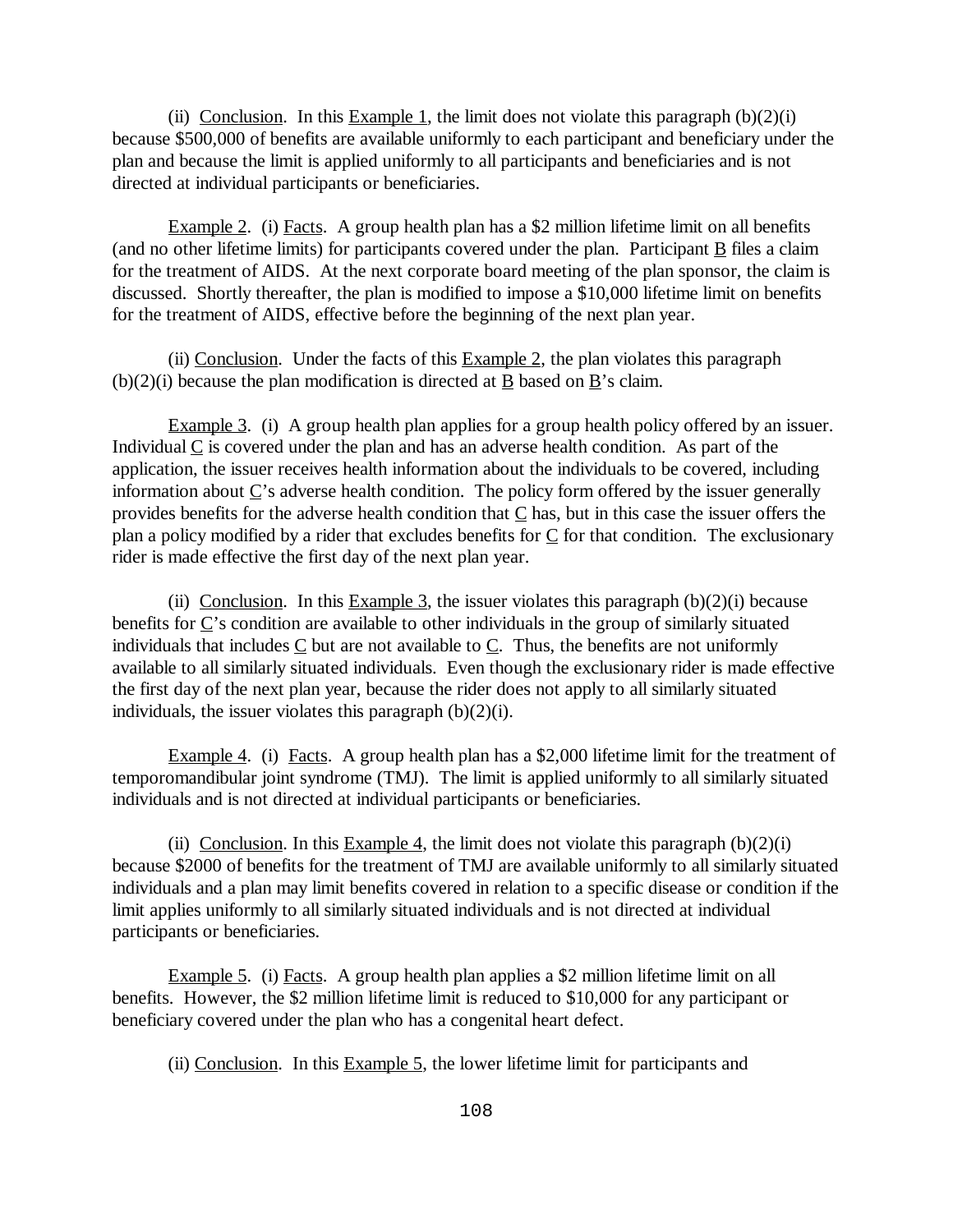(ii) Conclusion. In this Example 1, the limit does not violate this paragraph (b)(2)(i) because $500,000 of benefits are available uniformly to each participant and beneficiary under the plan and because the limit is applied uniformly to all participants and beneficiaries and is not directed at individual participants or beneficiaries.

Example 2. (i) Facts. A group health plan has a $2 million lifetime limit on all benefits (and no other lifetime limits) for participants covered under the plan. Participant B files a claim for the treatment of AIDS. At the next corporate board meeting of the plan sponsor, the claim is discussed. Shortly thereafter, the plan is modified to impose a $10,000 lifetime limit on benefits for the treatment of AIDS, effective before the beginning of the next plan year.

(ii) Conclusion. Under the facts of this Example 2, the plan violates this paragraph (b)(2)(i) because the plan modification is directed at B based on B's claim.

Example 3. (i) A group health plan applies for a group health policy offered by an issuer. Individual C is covered under the plan and has an adverse health condition. As part of the application, the issuer receives health information about the individuals to be covered, including information about C's adverse health condition. The policy form offered by the issuer generally provides benefits for the adverse health condition that C has, but in this case the issuer offers the plan a policy modified by a rider that excludes benefits for C for that condition. The exclusionary rider is made effective the first day of the next plan year.

(ii) Conclusion. In this Example 3, the issuer violates this paragraph (b)(2)(i) because benefits for C's condition are available to other individuals in the group of similarly situated individuals that includes C but are not available to C. Thus, the benefits are not uniformly available to all similarly situated individuals. Even though the exclusionary rider is made effective the first day of the next plan year, because the rider does not apply to all similarly situated individuals, the issuer violates this paragraph (b)(2)(i).

Example 4. (i) Facts. A group health plan has a $2,000 lifetime limit for the treatment of temporomandibular joint syndrome (TMJ). The limit is applied uniformly to all similarly situated individuals and is not directed at individual participants or beneficiaries.

(ii) Conclusion. In this Example 4, the limit does not violate this paragraph (b)(2)(i) because $2000 of benefits for the treatment of TMJ are available uniformly to all similarly situated individuals and a plan may limit benefits covered in relation to a specific disease or condition if the limit applies uniformly to all similarly situated individuals and is not directed at individual participants or beneficiaries.

Example 5. (i) Facts. A group health plan applies a $2 million lifetime limit on all benefits. However, the $2 million lifetime limit is reduced to $10,000 for any participant or beneficiary covered under the plan who has a congenital heart defect.

(ii) Conclusion. In this Example 5, the lower lifetime limit for participants and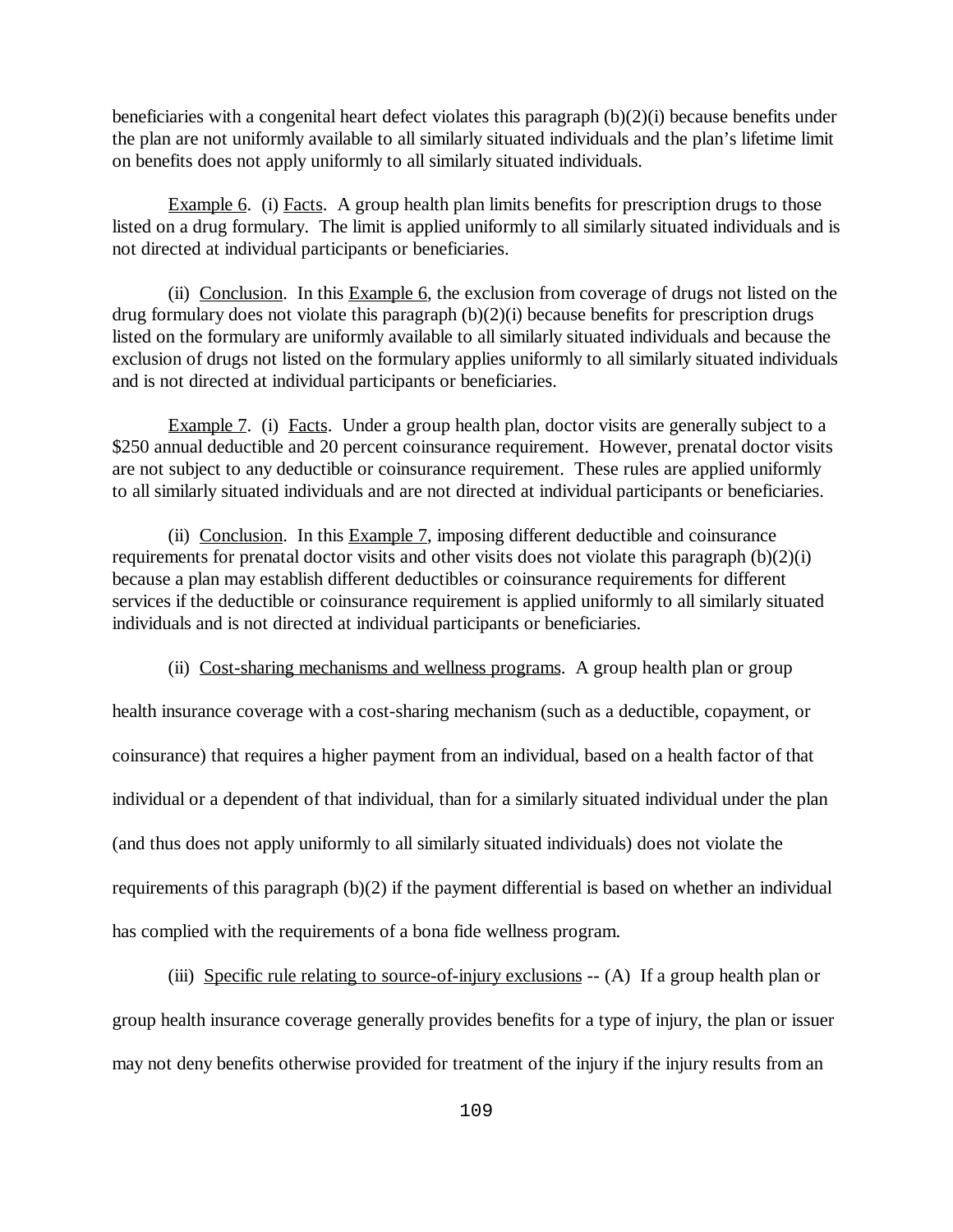beneficiaries with a congenital heart defect violates this paragraph (b)(2)(i) because benefits under the plan are not uniformly available to all similarly situated individuals and the plan's lifetime limit on benefits does not apply uniformly to all similarly situated individuals.

Example 6. (i) Facts. A group health plan limits benefits for prescription drugs to those listed on a drug formulary. The limit is applied uniformly to all similarly situated individuals and is not directed at individual participants or beneficiaries.

(ii) Conclusion. In this Example 6, the exclusion from coverage of drugs not listed on the drug formulary does not violate this paragraph (b)(2)(i) because benefits for prescription drugs listed on the formulary are uniformly available to all similarly situated individuals and because the exclusion of drugs not listed on the formulary applies uniformly to all similarly situated individuals and is not directed at individual participants or beneficiaries.

Example 7. (i) Facts. Under a group health plan, doctor visits are generally subject to a $250 annual deductible and 20 percent coinsurance requirement. However, prenatal doctor visits are not subject to any deductible or coinsurance requirement. These rules are applied uniformly to all similarly situated individuals and are not directed at individual participants or beneficiaries.

(ii) Conclusion. In this Example 7, imposing different deductible and coinsurance requirements for prenatal doctor visits and other visits does not violate this paragraph (b)(2)(i) because a plan may establish different deductibles or coinsurance requirements for different services if the deductible or coinsurance requirement is applied uniformly to all similarly situated individuals and is not directed at individual participants or beneficiaries.

(ii) Cost-sharing mechanisms and wellness programs. A group health plan or group health insurance coverage with a cost-sharing mechanism (such as a deductible, copayment, or coinsurance) that requires a higher payment from an individual, based on a health factor of that individual or a dependent of that individual, than for a similarly situated individual under the plan (and thus does not apply uniformly to all similarly situated individuals) does not violate the requirements of this paragraph (b)(2) if the payment differential is based on whether an individual has complied with the requirements of a bona fide wellness program.

(iii) Specific rule relating to source-of-injury exclusions -- (A) If a group health plan or group health insurance coverage generally provides benefits for a type of injury, the plan or issuer may not deny benefits otherwise provided for treatment of the injury if the injury results from an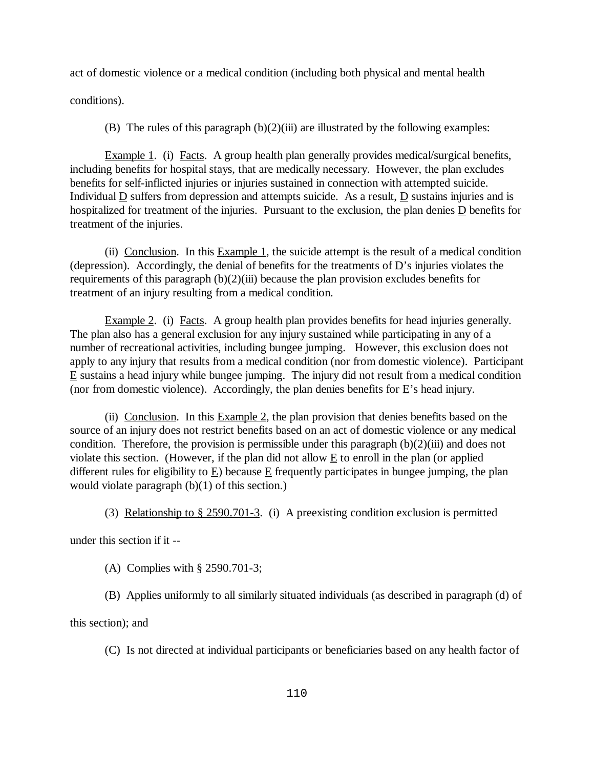act of domestic violence or a medical condition (including both physical and mental health conditions).

(B) The rules of this paragraph (b)(2)(iii) are illustrated by the following examples:

Example 1. (i) Facts. A group health plan generally provides medical/surgical benefits, including benefits for hospital stays, that are medically necessary. However, the plan excludes benefits for self-inflicted injuries or injuries sustained in connection with attempted suicide. Individual D suffers from depression and attempts suicide. As a result, D sustains injuries and is hospitalized for treatment of the injuries. Pursuant to the exclusion, the plan denies D benefits for treatment of the injuries.

(ii) Conclusion. In this Example 1, the suicide attempt is the result of a medical condition (depression). Accordingly, the denial of benefits for the treatments of D's injuries violates the requirements of this paragraph (b)(2)(iii) because the plan provision excludes benefits for treatment of an injury resulting from a medical condition.

Example 2. (i) Facts. A group health plan provides benefits for head injuries generally. The plan also has a general exclusion for any injury sustained while participating in any of a number of recreational activities, including bungee jumping. However, this exclusion does not apply to any injury that results from a medical condition (nor from domestic violence). Participant E sustains a head injury while bungee jumping. The injury did not result from a medical condition (nor from domestic violence). Accordingly, the plan denies benefits for E's head injury.

(ii) Conclusion. In this Example 2, the plan provision that denies benefits based on the source of an injury does not restrict benefits based on an act of domestic violence or any medical condition. Therefore, the provision is permissible under this paragraph (b)(2)(iii) and does not violate this section. (However, if the plan did not allow E to enroll in the plan (or applied different rules for eligibility to E) because E frequently participates in bungee jumping, the plan would violate paragraph (b)(1) of this section.)

(3) Relationship to § 2590.701-3. (i) A preexisting condition exclusion is permitted under this section if it --

(A) Complies with § 2590.701-3;

(B) Applies uniformly to all similarly situated individuals (as described in paragraph (d) of this section); and

(C) Is not directed at individual participants or beneficiaries based on any health factor of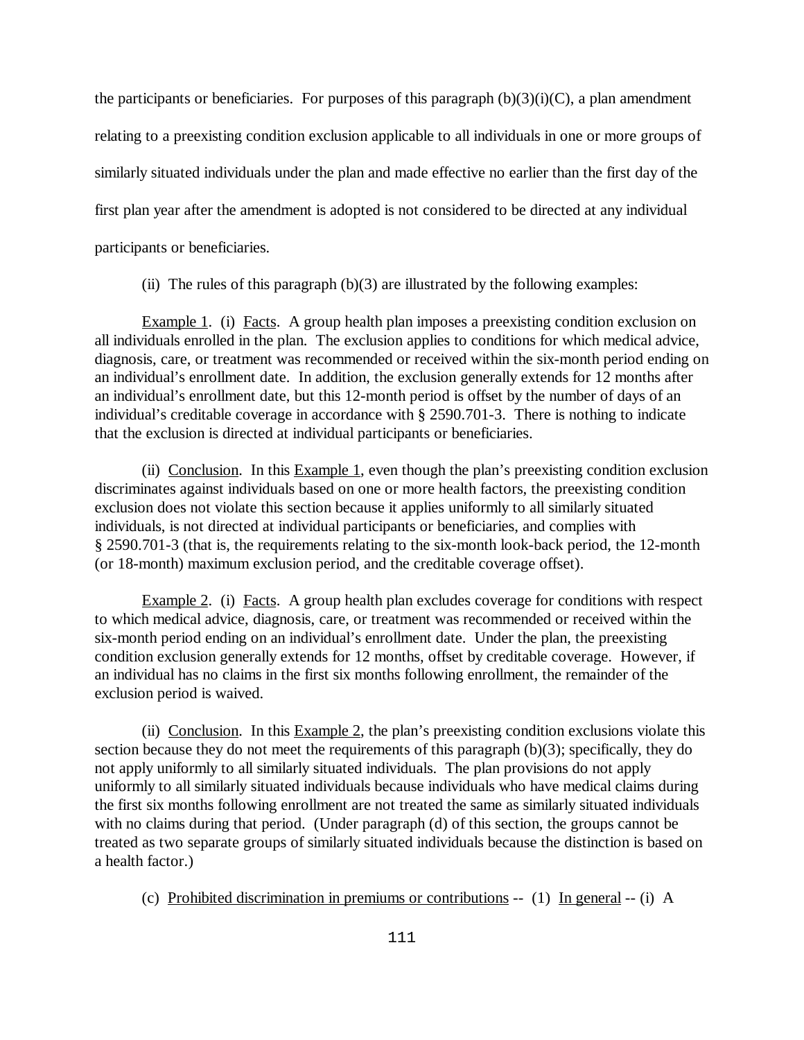the participants or beneficiaries. For purposes of this paragraph (b)(3)(i)(C), a plan amendment relating to a preexisting condition exclusion applicable to all individuals in one or more groups of similarly situated individuals under the plan and made effective no earlier than the first day of the first plan year after the amendment is adopted is not considered to be directed at any individual participants or beneficiaries.

(ii) The rules of this paragraph (b)(3) are illustrated by the following examples:

Example 1. (i) Facts. A group health plan imposes a preexisting condition exclusion on all individuals enrolled in the plan. The exclusion applies to conditions for which medical advice, diagnosis, care, or treatment was recommended or received within the six-month period ending on an individual's enrollment date. In addition, the exclusion generally extends for 12 months after an individual's enrollment date, but this 12-month period is offset by the number of days of an individual's creditable coverage in accordance with § 2590.701-3. There is nothing to indicate that the exclusion is directed at individual participants or beneficiaries.

(ii) Conclusion. In this Example 1, even though the plan's preexisting condition exclusion discriminates against individuals based on one or more health factors, the preexisting condition exclusion does not violate this section because it applies uniformly to all similarly situated individuals, is not directed at individual participants or beneficiaries, and complies with § 2590.701-3 (that is, the requirements relating to the six-month look-back period, the 12-month (or 18-month) maximum exclusion period, and the creditable coverage offset).

Example 2. (i) Facts. A group health plan excludes coverage for conditions with respect to which medical advice, diagnosis, care, or treatment was recommended or received within the six-month period ending on an individual's enrollment date. Under the plan, the preexisting condition exclusion generally extends for 12 months, offset by creditable coverage. However, if an individual has no claims in the first six months following enrollment, the remainder of the exclusion period is waived.

(ii) Conclusion. In this Example 2, the plan's preexisting condition exclusions violate this section because they do not meet the requirements of this paragraph (b)(3); specifically, they do not apply uniformly to all similarly situated individuals. The plan provisions do not apply uniformly to all similarly situated individuals because individuals who have medical claims during the first six months following enrollment are not treated the same as similarly situated individuals with no claims during that period. (Under paragraph (d) of this section, the groups cannot be treated as two separate groups of similarly situated individuals because the distinction is based on a health factor.)

(c) Prohibited discrimination in premiums or contributions -- (1) In general -- (i) A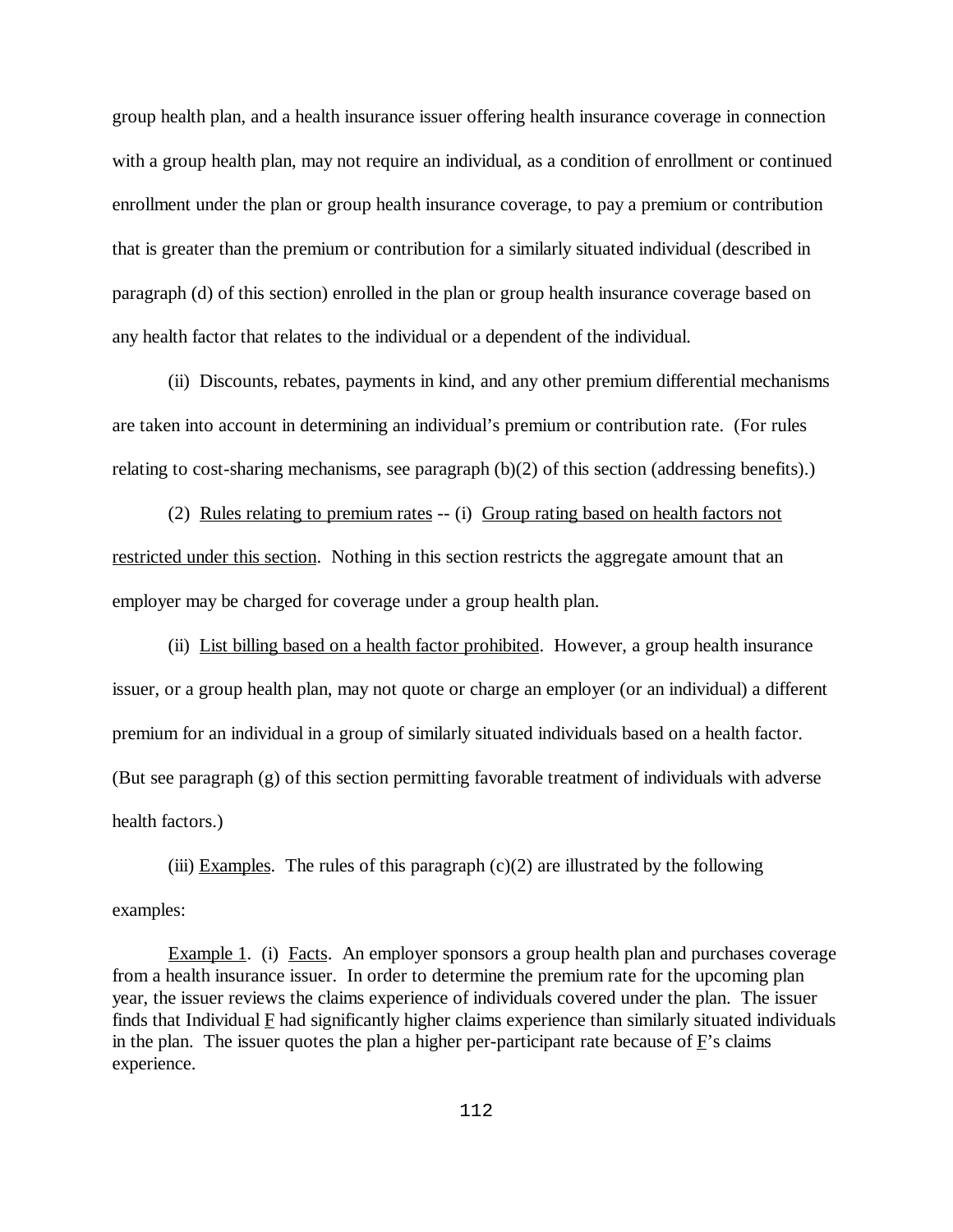group health plan, and a health insurance issuer offering health insurance coverage in connection with a group health plan, may not require an individual, as a condition of enrollment or continued enrollment under the plan or group health insurance coverage, to pay a premium or contribution that is greater than the premium or contribution for a similarly situated individual (described in paragraph (d) of this section) enrolled in the plan or group health insurance coverage based on any health factor that relates to the individual or a dependent of the individual.

(ii) Discounts, rebates, payments in kind, and any other premium differential mechanisms are taken into account in determining an individual's premium or contribution rate. (For rules relating to cost-sharing mechanisms, see paragraph (b)(2) of this section (addressing benefits).)

(2) Rules relating to premium rates -- (i) Group rating based on health factors not restricted under this section. Nothing in this section restricts the aggregate amount that an employer may be charged for coverage under a group health plan.

(ii) List billing based on a health factor prohibited. However, a group health insurance issuer, or a group health plan, may not quote or charge an employer (or an individual) a different premium for an individual in a group of similarly situated individuals based on a health factor. (But see paragraph (g) of this section permitting favorable treatment of individuals with adverse health factors.)

(iii) Examples. The rules of this paragraph (c)(2) are illustrated by the following examples:

Example 1. (i) Facts. An employer sponsors a group health plan and purchases coverage from a health insurance issuer. In order to determine the premium rate for the upcoming plan year, the issuer reviews the claims experience of individuals covered under the plan. The issuer finds that Individual F had significantly higher claims experience than similarly situated individuals in the plan. The issuer quotes the plan a higher per-participant rate because of F's claims experience.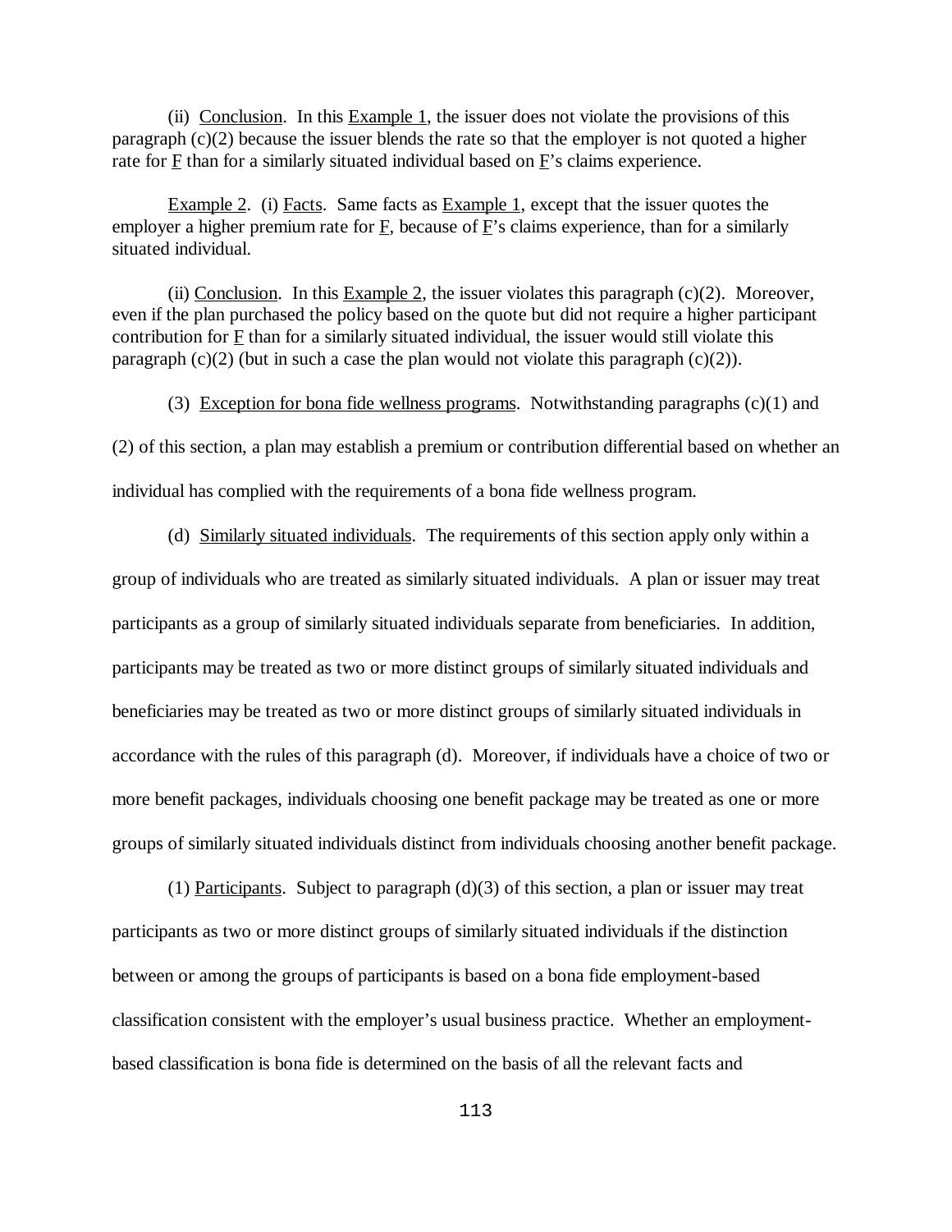(ii) Conclusion. In this Example 1, the issuer does not violate the provisions of this paragraph (c)(2) because the issuer blends the rate so that the employer is not quoted a higher rate for F than for a similarly situated individual based on F's claims experience.

Example 2. (i) Facts. Same facts as Example 1, except that the issuer quotes the employer a higher premium rate for F, because of F's claims experience, than for a similarly situated individual.

(ii) Conclusion. In this Example 2, the issuer violates this paragraph (c)(2). Moreover, even if the plan purchased the policy based on the quote but did not require a higher participant contribution for F than for a similarly situated individual, the issuer would still violate this paragraph (c)(2) (but in such a case the plan would not violate this paragraph (c)(2)).

(3) Exception for bona fide wellness programs. Notwithstanding paragraphs (c)(1) and (2) of this section, a plan may establish a premium or contribution differential based on whether an individual has complied with the requirements of a bona fide wellness program.

(d) Similarly situated individuals. The requirements of this section apply only within a group of individuals who are treated as similarly situated individuals. A plan or issuer may treat participants as a group of similarly situated individuals separate from beneficiaries. In addition, participants may be treated as two or more distinct groups of similarly situated individuals and beneficiaries may be treated as two or more distinct groups of similarly situated individuals in accordance with the rules of this paragraph (d). Moreover, if individuals have a choice of two or more benefit packages, individuals choosing one benefit package may be treated as one or more groups of similarly situated individuals distinct from individuals choosing another benefit package.

(1) Participants. Subject to paragraph (d)(3) of this section, a plan or issuer may treat participants as two or more distinct groups of similarly situated individuals if the distinction between or among the groups of participants is based on a bona fide employment-based classification consistent with the employer's usual business practice. Whether an employment-based classification is bona fide is determined on the basis of all the relevant facts and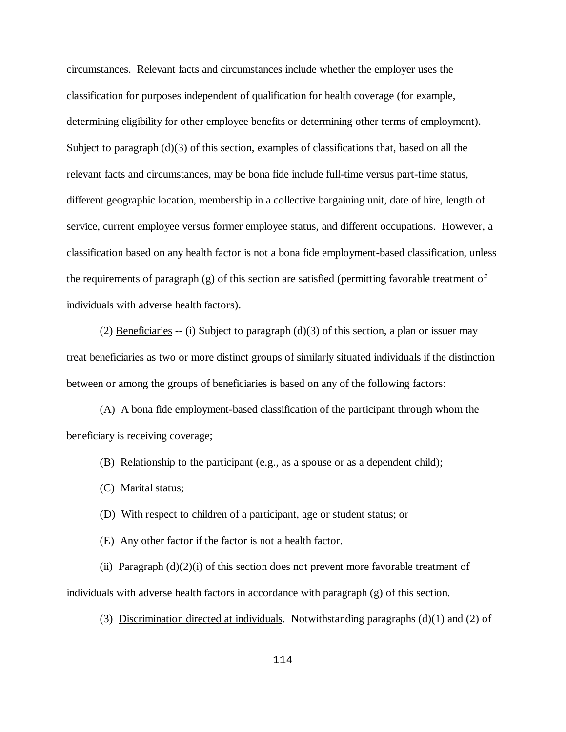circumstances. Relevant facts and circumstances include whether the employer uses the classification for purposes independent of qualification for health coverage (for example, determining eligibility for other employee benefits or determining other terms of employment). Subject to paragraph (d)(3) of this section, examples of classifications that, based on all the relevant facts and circumstances, may be bona fide include full-time versus part-time status, different geographic location, membership in a collective bargaining unit, date of hire, length of service, current employee versus former employee status, and different occupations. However, a classification based on any health factor is not a bona fide employment-based classification, unless the requirements of paragraph (g) of this section are satisfied (permitting favorable treatment of individuals with adverse health factors).

(2) Beneficiaries -- (i) Subject to paragraph (d)(3) of this section, a plan or issuer may treat beneficiaries as two or more distinct groups of similarly situated individuals if the distinction between or among the groups of beneficiaries is based on any of the following factors:

(A) A bona fide employment-based classification of the participant through whom the beneficiary is receiving coverage;

(B) Relationship to the participant (e.g., as a spouse or as a dependent child);

(C) Marital status;

(D) With respect to children of a participant, age or student status; or

(E) Any other factor if the factor is not a health factor.

(ii) Paragraph (d)(2)(i) of this section does not prevent more favorable treatment of individuals with adverse health factors in accordance with paragraph (g) of this section.

(3) Discrimination directed at individuals. Notwithstanding paragraphs (d)(1) and (2) of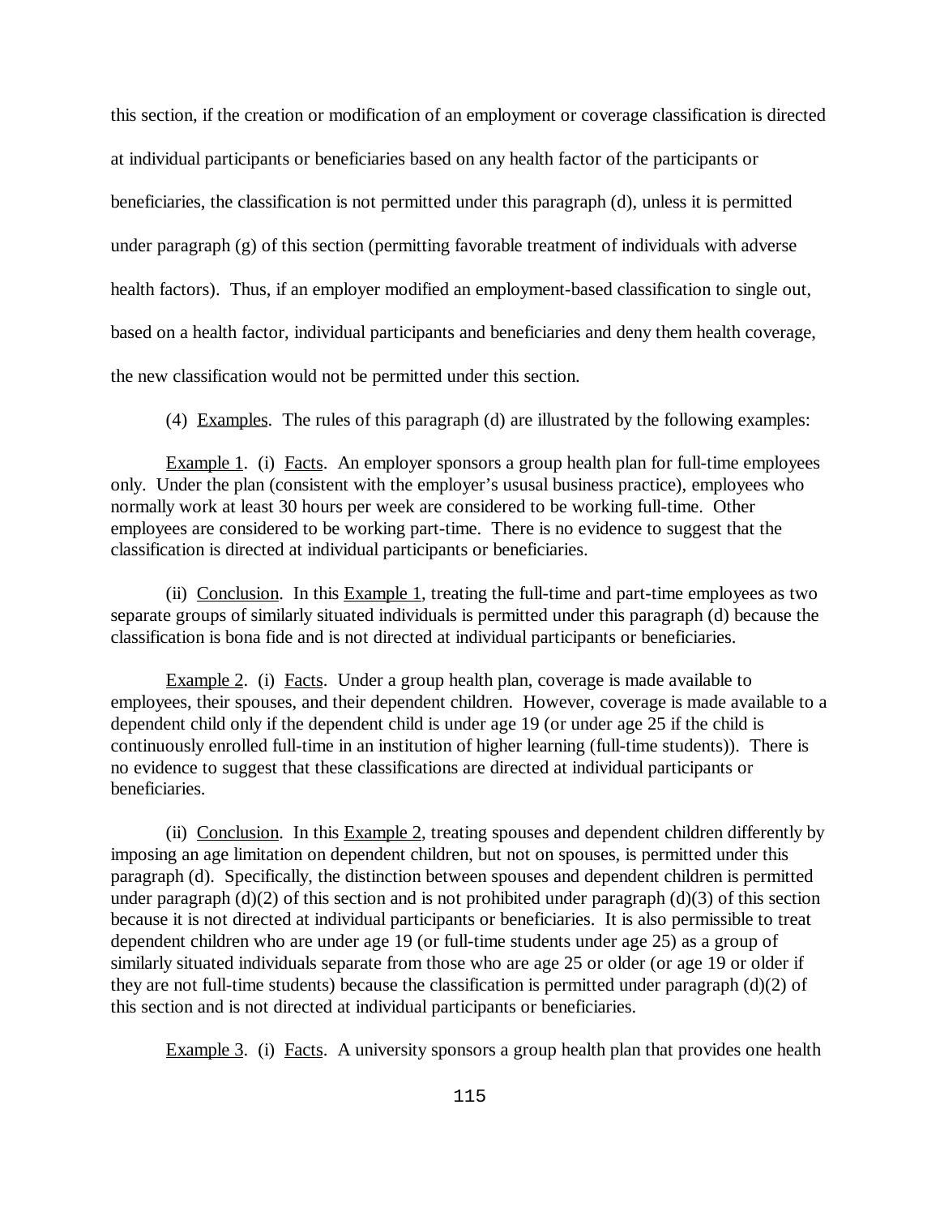this section, if the creation or modification of an employment or coverage classification is directed at individual participants or beneficiaries based on any health factor of the participants or beneficiaries, the classification is not permitted under this paragraph (d), unless it is permitted under paragraph (g) of this section (permitting favorable treatment of individuals with adverse health factors). Thus, if an employer modified an employment-based classification to single out, based on a health factor, individual participants and beneficiaries and deny them health coverage, the new classification would not be permitted under this section.

(4) Examples. The rules of this paragraph (d) are illustrated by the following examples:

Example 1. (i) Facts. An employer sponsors a group health plan for full-time employees only. Under the plan (consistent with the employer's ususal business practice), employees who normally work at least 30 hours per week are considered to be working full-time. Other employees are considered to be working part-time. There is no evidence to suggest that the classification is directed at individual participants or beneficiaries.

(ii) Conclusion. In this Example 1, treating the full-time and part-time employees as two separate groups of similarly situated individuals is permitted under this paragraph (d) because the classification is bona fide and is not directed at individual participants or beneficiaries.

Example 2. (i) Facts. Under a group health plan, coverage is made available to employees, their spouses, and their dependent children. However, coverage is made available to a dependent child only if the dependent child is under age 19 (or under age 25 if the child is continuously enrolled full-time in an institution of higher learning (full-time students)). There is no evidence to suggest that these classifications are directed at individual participants or beneficiaries.

(ii) Conclusion. In this Example 2, treating spouses and dependent children differently by imposing an age limitation on dependent children, but not on spouses, is permitted under this paragraph (d). Specifically, the distinction between spouses and dependent children is permitted under paragraph (d)(2) of this section and is not prohibited under paragraph (d)(3) of this section because it is not directed at individual participants or beneficiaries. It is also permissible to treat dependent children who are under age 19 (or full-time students under age 25) as a group of similarly situated individuals separate from those who are age 25 or older (or age 19 or older if they are not full-time students) because the classification is permitted under paragraph (d)(2) of this section and is not directed at individual participants or beneficiaries.

Example 3. (i) Facts. A university sponsors a group health plan that provides one health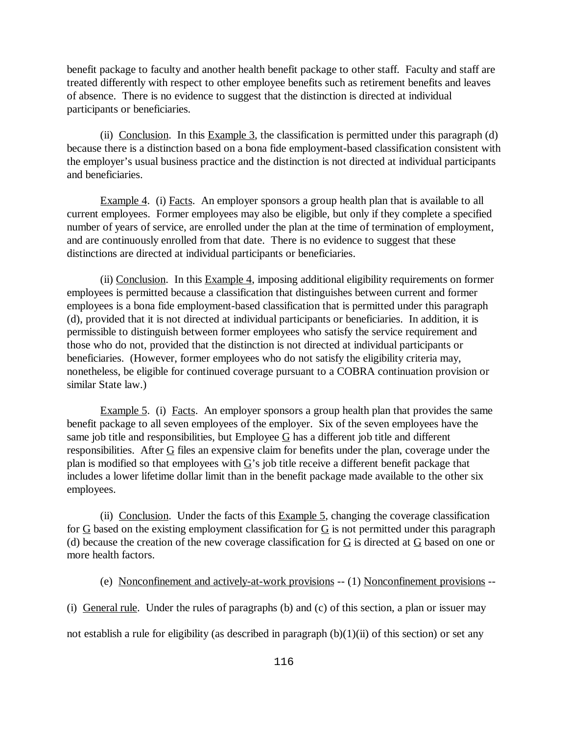benefit package to faculty and another health benefit package to other staff. Faculty and staff are treated differently with respect to other employee benefits such as retirement benefits and leaves of absence. There is no evidence to suggest that the distinction is directed at individual participants or beneficiaries.

(ii) Conclusion. In this Example 3, the classification is permitted under this paragraph (d) because there is a distinction based on a bona fide employment-based classification consistent with the employer's usual business practice and the distinction is not directed at individual participants and beneficiaries.

Example 4. (i) Facts. An employer sponsors a group health plan that is available to all current employees. Former employees may also be eligible, but only if they complete a specified number of years of service, are enrolled under the plan at the time of termination of employment, and are continuously enrolled from that date. There is no evidence to suggest that these distinctions are directed at individual participants or beneficiaries.

(ii) Conclusion. In this Example 4, imposing additional eligibility requirements on former employees is permitted because a classification that distinguishes between current and former employees is a bona fide employment-based classification that is permitted under this paragraph (d), provided that it is not directed at individual participants or beneficiaries. In addition, it is permissible to distinguish between former employees who satisfy the service requirement and those who do not, provided that the distinction is not directed at individual participants or beneficiaries. (However, former employees who do not satisfy the eligibility criteria may, nonetheless, be eligible for continued coverage pursuant to a COBRA continuation provision or similar State law.)

Example 5. (i) Facts. An employer sponsors a group health plan that provides the same benefit package to all seven employees of the employer. Six of the seven employees have the same job title and responsibilities, but Employee G has a different job title and different responsibilities. After G files an expensive claim for benefits under the plan, coverage under the plan is modified so that employees with G's job title receive a different benefit package that includes a lower lifetime dollar limit than in the benefit package made available to the other six employees.

(ii) Conclusion. Under the facts of this Example 5, changing the coverage classification for G based on the existing employment classification for G is not permitted under this paragraph (d) because the creation of the new coverage classification for G is directed at G based on one or more health factors.

(e) Nonconfinement and actively-at-work provisions -- (1) Nonconfinement provisions -- (i) General rule. Under the rules of paragraphs (b) and (c) of this section, a plan or issuer may not establish a rule for eligibility (as described in paragraph (b)(1)(ii) of this section) or set any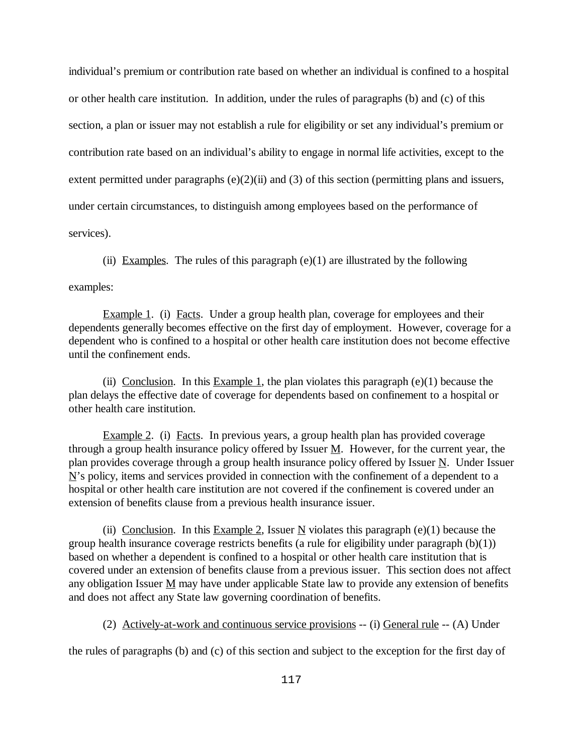individual's premium or contribution rate based on whether an individual is confined to a hospital or other health care institution. In addition, under the rules of paragraphs (b) and (c) of this section, a plan or issuer may not establish a rule for eligibility or set any individual's premium or contribution rate based on an individual's ability to engage in normal life activities, except to the extent permitted under paragraphs (e)(2)(ii) and (3) of this section (permitting plans and issuers, under certain circumstances, to distinguish among employees based on the performance of services).

(ii) Examples. The rules of this paragraph (e)(1) are illustrated by the following examples:

Example 1. (i) Facts. Under a group health plan, coverage for employees and their dependents generally becomes effective on the first day of employment. However, coverage for a dependent who is confined to a hospital or other health care institution does not become effective until the confinement ends.

(ii) Conclusion. In this Example 1, the plan violates this paragraph (e)(1) because the plan delays the effective date of coverage for dependents based on confinement to a hospital or other health care institution.

Example 2. (i) Facts. In previous years, a group health plan has provided coverage through a group health insurance policy offered by Issuer M. However, for the current year, the plan provides coverage through a group health insurance policy offered by Issuer N. Under Issuer N's policy, items and services provided in connection with the confinement of a dependent to a hospital or other health care institution are not covered if the confinement is covered under an extension of benefits clause from a previous health insurance issuer.

(ii) Conclusion. In this Example 2, Issuer N violates this paragraph (e)(1) because the group health insurance coverage restricts benefits (a rule for eligibility under paragraph (b)(1)) based on whether a dependent is confined to a hospital or other health care institution that is covered under an extension of benefits clause from a previous issuer. This section does not affect any obligation Issuer M may have under applicable State law to provide any extension of benefits and does not affect any State law governing coordination of benefits.

(2) Actively-at-work and continuous service provisions -- (i) General rule -- (A) Under the rules of paragraphs (b) and (c) of this section and subject to the exception for the first day of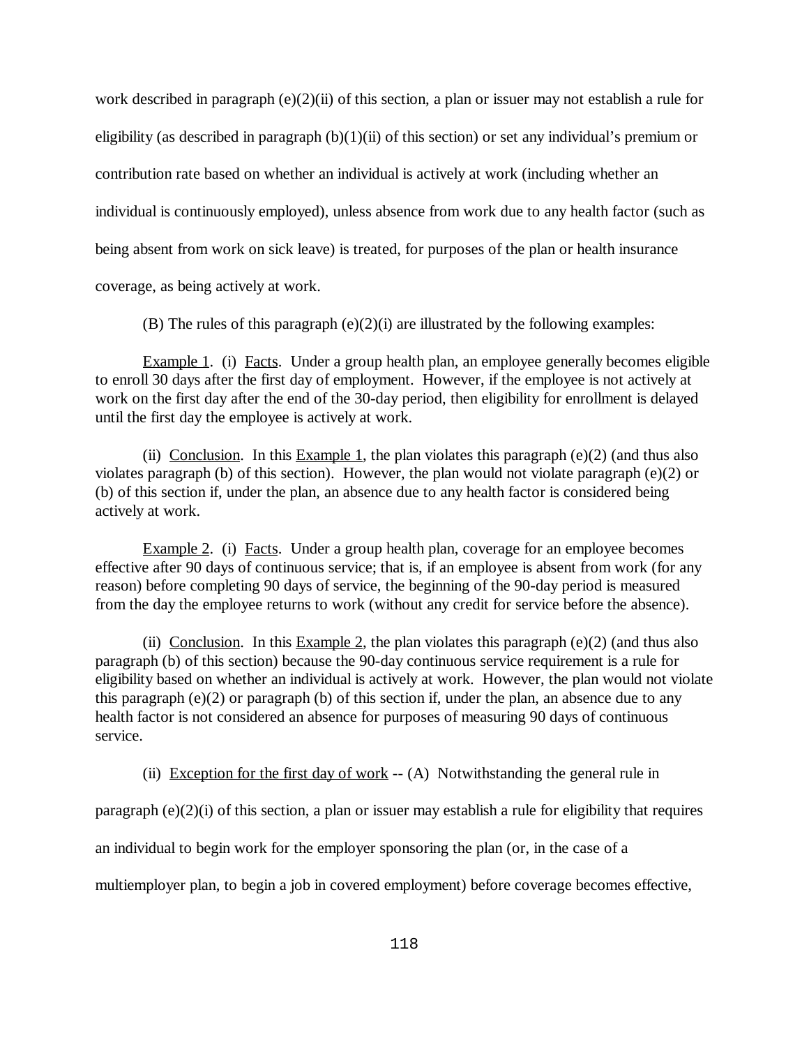work described in paragraph (e)(2)(ii) of this section, a plan or issuer may not establish a rule for eligibility (as described in paragraph (b)(1)(ii) of this section) or set any individual's premium or contribution rate based on whether an individual is actively at work (including whether an individual is continuously employed), unless absence from work due to any health factor (such as being absent from work on sick leave) is treated, for purposes of the plan or health insurance coverage, as being actively at work.

(B) The rules of this paragraph (e)(2)(i) are illustrated by the following examples:

Example 1. (i) Facts. Under a group health plan, an employee generally becomes eligible to enroll 30 days after the first day of employment. However, if the employee is not actively at work on the first day after the end of the 30-day period, then eligibility for enrollment is delayed until the first day the employee is actively at work.

(ii) Conclusion. In this Example 1, the plan violates this paragraph (e)(2) (and thus also violates paragraph (b) of this section). However, the plan would not violate paragraph (e)(2) or (b) of this section if, under the plan, an absence due to any health factor is considered being actively at work.

Example 2. (i) Facts. Under a group health plan, coverage for an employee becomes effective after 90 days of continuous service; that is, if an employee is absent from work (for any reason) before completing 90 days of service, the beginning of the 90-day period is measured from the day the employee returns to work (without any credit for service before the absence).

(ii) Conclusion. In this Example 2, the plan violates this paragraph (e)(2) (and thus also paragraph (b) of this section) because the 90-day continuous service requirement is a rule for eligibility based on whether an individual is actively at work. However, the plan would not violate this paragraph (e)(2) or paragraph (b) of this section if, under the plan, an absence due to any health factor is not considered an absence for purposes of measuring 90 days of continuous service.

(ii) Exception for the first day of work -- (A) Notwithstanding the general rule in paragraph (e)(2)(i) of this section, a plan or issuer may establish a rule for eligibility that requires an individual to begin work for the employer sponsoring the plan (or, in the case of a multiemployer plan, to begin a job in covered employment) before coverage becomes effective,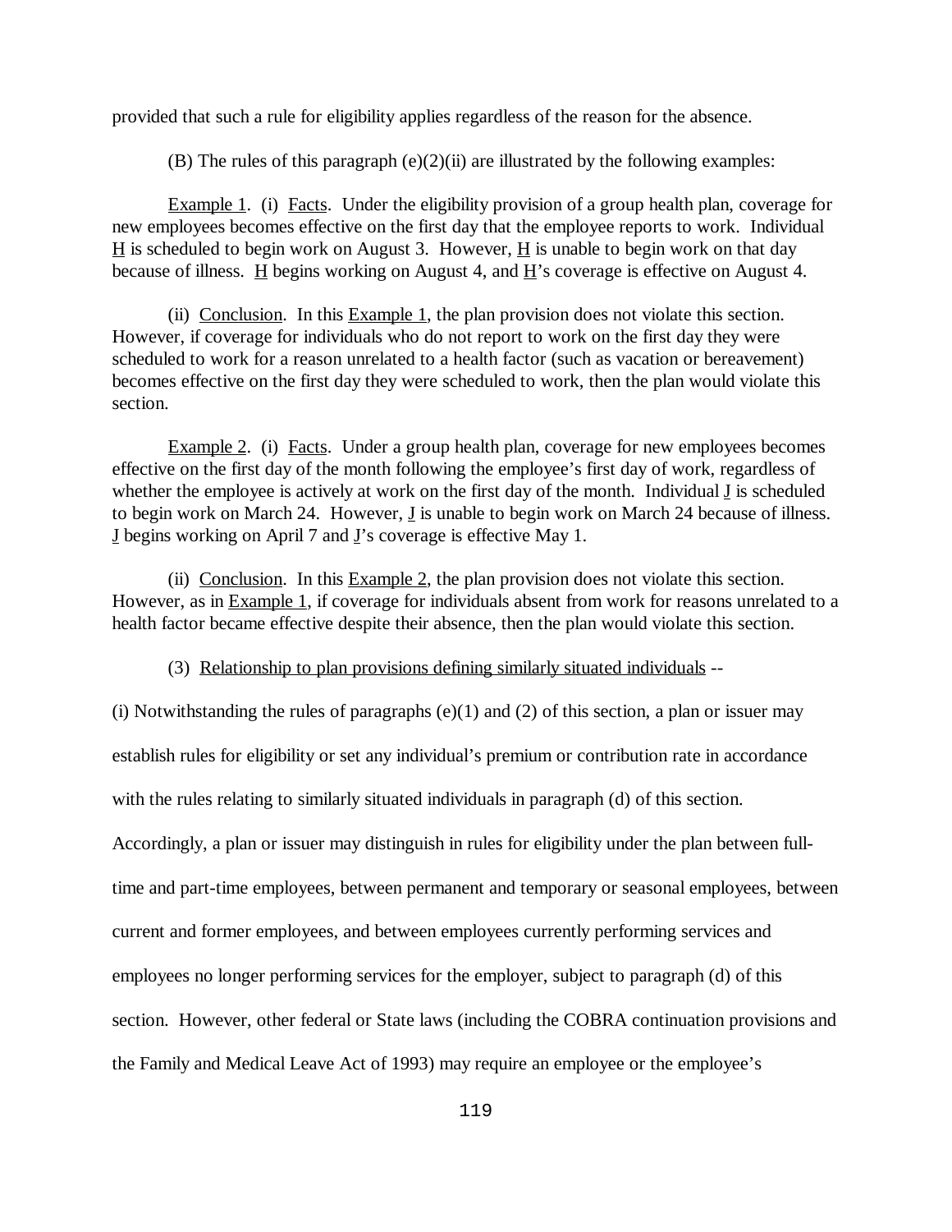provided that such a rule for eligibility applies regardless of the reason for the absence.

(B) The rules of this paragraph (e)(2)(ii) are illustrated by the following examples:

Example 1. (i) Facts. Under the eligibility provision of a group health plan, coverage for new employees becomes effective on the first day that the employee reports to work. Individual H is scheduled to begin work on August 3. However, H is unable to begin work on that day because of illness. H begins working on August 4, and H's coverage is effective on August 4.

(ii) Conclusion. In this Example 1, the plan provision does not violate this section. However, if coverage for individuals who do not report to work on the first day they were scheduled to work for a reason unrelated to a health factor (such as vacation or bereavement) becomes effective on the first day they were scheduled to work, then the plan would violate this section.

Example 2. (i) Facts. Under a group health plan, coverage for new employees becomes effective on the first day of the month following the employee's first day of work, regardless of whether the employee is actively at work on the first day of the month. Individual J is scheduled to begin work on March 24. However, J is unable to begin work on March 24 because of illness. J begins working on April 7 and J's coverage is effective May 1.

(ii) Conclusion. In this Example 2, the plan provision does not violate this section. However, as in Example 1, if coverage for individuals absent from work for reasons unrelated to a health factor became effective despite their absence, then the plan would violate this section.

(3) Relationship to plan provisions defining similarly situated individuals --

(i) Notwithstanding the rules of paragraphs (e)(1) and (2) of this section, a plan or issuer may establish rules for eligibility or set any individual's premium or contribution rate in accordance with the rules relating to similarly situated individuals in paragraph (d) of this section. Accordingly, a plan or issuer may distinguish in rules for eligibility under the plan between full-time and part-time employees, between permanent and temporary or seasonal employees, between current and former employees, and between employees currently performing services and employees no longer performing services for the employer, subject to paragraph (d) of this section. However, other federal or State laws (including the COBRA continuation provisions and the Family and Medical Leave Act of 1993) may require an employee or the employee's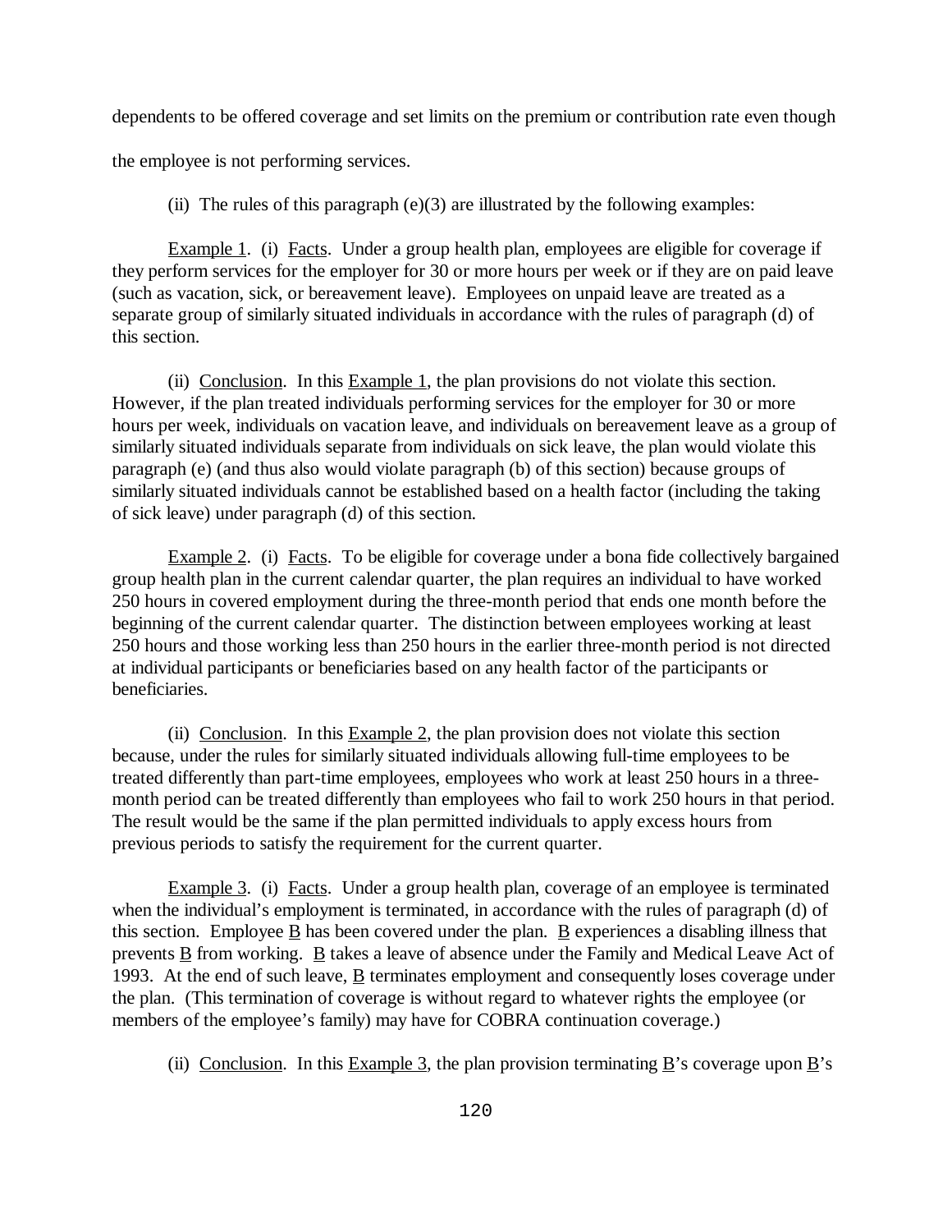dependents to be offered coverage and set limits on the premium or contribution rate even though the employee is not performing services.

(ii) The rules of this paragraph (e)(3) are illustrated by the following examples:

Example 1. (i) Facts. Under a group health plan, employees are eligible for coverage if they perform services for the employer for 30 or more hours per week or if they are on paid leave (such as vacation, sick, or bereavement leave). Employees on unpaid leave are treated as a separate group of similarly situated individuals in accordance with the rules of paragraph (d) of this section.

(ii) Conclusion. In this Example 1, the plan provisions do not violate this section. However, if the plan treated individuals performing services for the employer for 30 or more hours per week, individuals on vacation leave, and individuals on bereavement leave as a group of similarly situated individuals separate from individuals on sick leave, the plan would violate this paragraph (e) (and thus also would violate paragraph (b) of this section) because groups of similarly situated individuals cannot be established based on a health factor (including the taking of sick leave) under paragraph (d) of this section.

Example 2. (i) Facts. To be eligible for coverage under a bona fide collectively bargained group health plan in the current calendar quarter, the plan requires an individual to have worked 250 hours in covered employment during the three-month period that ends one month before the beginning of the current calendar quarter. The distinction between employees working at least 250 hours and those working less than 250 hours in the earlier three-month period is not directed at individual participants or beneficiaries based on any health factor of the participants or beneficiaries.

(ii) Conclusion. In this Example 2, the plan provision does not violate this section because, under the rules for similarly situated individuals allowing full-time employees to be treated differently than part-time employees, employees who work at least 250 hours in a three-month period can be treated differently than employees who fail to work 250 hours in that period. The result would be the same if the plan permitted individuals to apply excess hours from previous periods to satisfy the requirement for the current quarter.

Example 3. (i) Facts. Under a group health plan, coverage of an employee is terminated when the individual's employment is terminated, in accordance with the rules of paragraph (d) of this section. Employee B has been covered under the plan. B experiences a disabling illness that prevents B from working. B takes a leave of absence under the Family and Medical Leave Act of 1993. At the end of such leave, B terminates employment and consequently loses coverage under the plan. (This termination of coverage is without regard to whatever rights the employee (or members of the employee's family) may have for COBRA continuation coverage.)

(ii) Conclusion. In this Example 3, the plan provision terminating B's coverage upon B's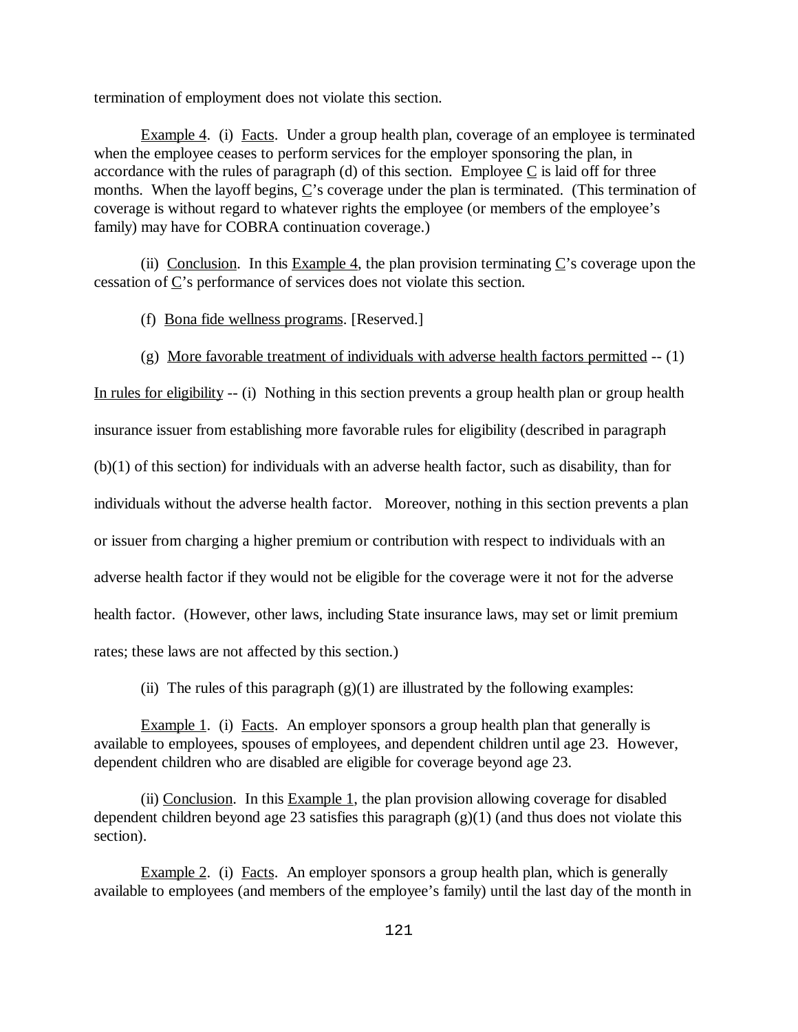termination of employment does not violate this section.

Example 4. (i) Facts. Under a group health plan, coverage of an employee is terminated when the employee ceases to perform services for the employer sponsoring the plan, in accordance with the rules of paragraph (d) of this section. Employee C is laid off for three months. When the layoff begins, C's coverage under the plan is terminated. (This termination of coverage is without regard to whatever rights the employee (or members of the employee's family) may have for COBRA continuation coverage.)

(ii) Conclusion. In this Example 4, the plan provision terminating C's coverage upon the cessation of C's performance of services does not violate this section.

(f) Bona fide wellness programs. [Reserved.]

(g) More favorable treatment of individuals with adverse health factors permitted -- (1) In rules for eligibility -- (i) Nothing in this section prevents a group health plan or group health insurance issuer from establishing more favorable rules for eligibility (described in paragraph (b)(1) of this section) for individuals with an adverse health factor, such as disability, than for individuals without the adverse health factor. Moreover, nothing in this section prevents a plan or issuer from charging a higher premium or contribution with respect to individuals with an adverse health factor if they would not be eligible for the coverage were it not for the adverse health factor. (However, other laws, including State insurance laws, may set or limit premium rates; these laws are not affected by this section.)

(ii) The rules of this paragraph (g)(1) are illustrated by the following examples:

Example 1. (i) Facts. An employer sponsors a group health plan that generally is available to employees, spouses of employees, and dependent children until age 23. However, dependent children who are disabled are eligible for coverage beyond age 23.

(ii) Conclusion. In this Example 1, the plan provision allowing coverage for disabled dependent children beyond age 23 satisfies this paragraph (g)(1) (and thus does not violate this section).

Example 2. (i) Facts. An employer sponsors a group health plan, which is generally available to employees (and members of the employee's family) until the last day of the month in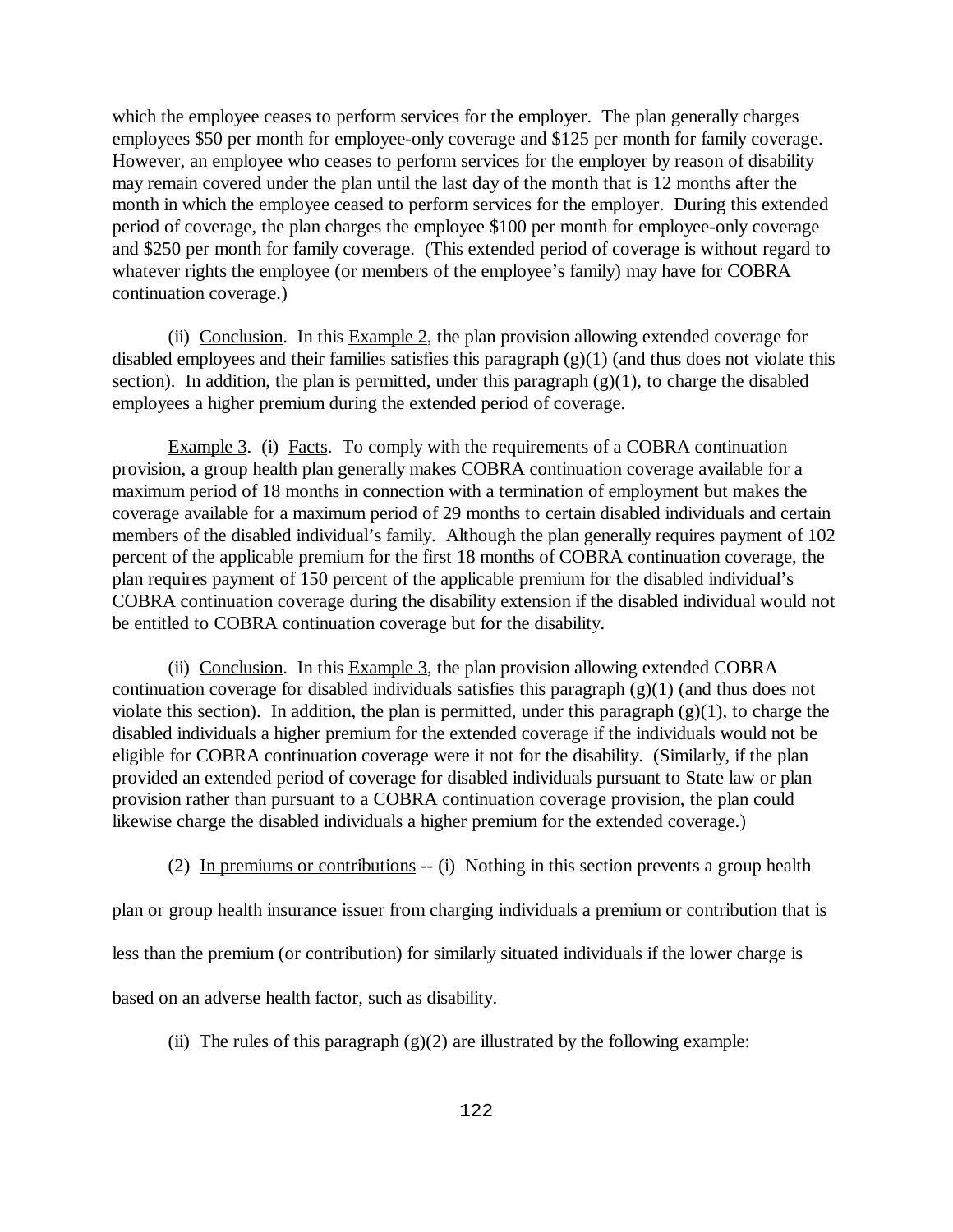which the employee ceases to perform services for the employer. The plan generally charges employees $50 per month for employee-only coverage and $125 per month for family coverage. However, an employee who ceases to perform services for the employer by reason of disability may remain covered under the plan until the last day of the month that is 12 months after the month in which the employee ceased to perform services for the employer. During this extended period of coverage, the plan charges the employee $100 per month for employee-only coverage and $250 per month for family coverage. (This extended period of coverage is without regard to whatever rights the employee (or members of the employee's family) may have for COBRA continuation coverage.)

(ii) Conclusion. In this Example 2, the plan provision allowing extended coverage for disabled employees and their families satisfies this paragraph (g)(1) (and thus does not violate this section). In addition, the plan is permitted, under this paragraph (g)(1), to charge the disabled employees a higher premium during the extended period of coverage.

Example 3. (i) Facts. To comply with the requirements of a COBRA continuation provision, a group health plan generally makes COBRA continuation coverage available for a maximum period of 18 months in connection with a termination of employment but makes the coverage available for a maximum period of 29 months to certain disabled individuals and certain members of the disabled individual's family. Although the plan generally requires payment of 102 percent of the applicable premium for the first 18 months of COBRA continuation coverage, the plan requires payment of 150 percent of the applicable premium for the disabled individual's COBRA continuation coverage during the disability extension if the disabled individual would not be entitled to COBRA continuation coverage but for the disability.

(ii) Conclusion. In this Example 3, the plan provision allowing extended COBRA continuation coverage for disabled individuals satisfies this paragraph (g)(1) (and thus does not violate this section). In addition, the plan is permitted, under this paragraph (g)(1), to charge the disabled individuals a higher premium for the extended coverage if the individuals would not be eligible for COBRA continuation coverage were it not for the disability. (Similarly, if the plan provided an extended period of coverage for disabled individuals pursuant to State law or plan provision rather than pursuant to a COBRA continuation coverage provision, the plan could likewise charge the disabled individuals a higher premium for the extended coverage.)

(2) In premiums or contributions -- (i) Nothing in this section prevents a group health plan or group health insurance issuer from charging individuals a premium or contribution that is less than the premium (or contribution) for similarly situated individuals if the lower charge is based on an adverse health factor, such as disability.

(ii) The rules of this paragraph (g)(2) are illustrated by the following example: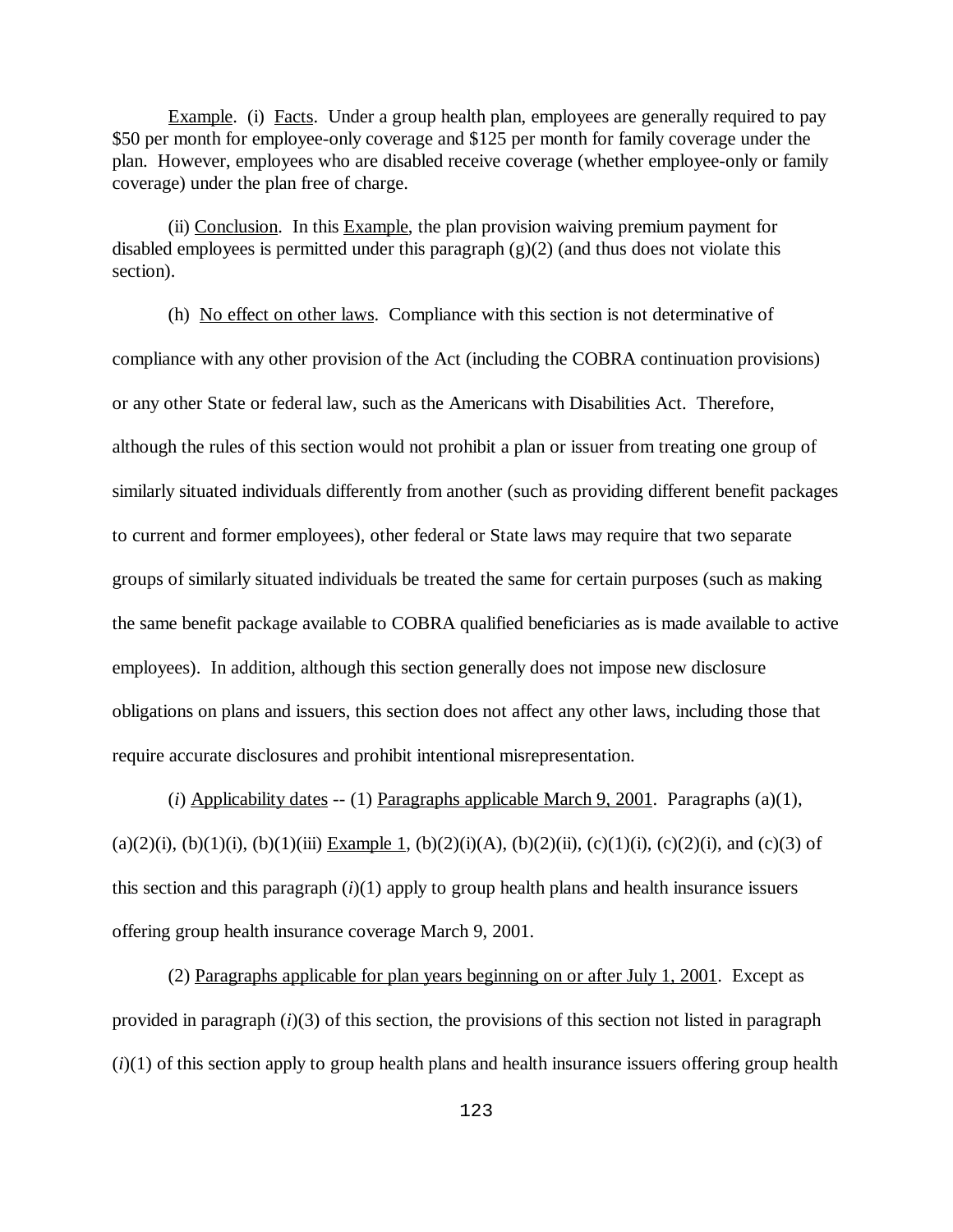Example. (i) Facts. Under a group health plan, employees are generally required to pay $50 per month for employee-only coverage and $125 per month for family coverage under the plan. However, employees who are disabled receive coverage (whether employee-only or family coverage) under the plan free of charge.

(ii) Conclusion. In this Example, the plan provision waiving premium payment for disabled employees is permitted under this paragraph (g)(2) (and thus does not violate this section).

(h) No effect on other laws. Compliance with this section is not determinative of compliance with any other provision of the Act (including the COBRA continuation provisions) or any other State or federal law, such as the Americans with Disabilities Act. Therefore, although the rules of this section would not prohibit a plan or issuer from treating one group of similarly situated individuals differently from another (such as providing different benefit packages to current and former employees), other federal or State laws may require that two separate groups of similarly situated individuals be treated the same for certain purposes (such as making the same benefit package available to COBRA qualified beneficiaries as is made available to active employees). In addition, although this section generally does not impose new disclosure obligations on plans and issuers, this section does not affect any other laws, including those that require accurate disclosures and prohibit intentional misrepresentation.

(*i*) Applicability dates -- (1) Paragraphs applicable March 9, 2001. Paragraphs (a)(1), (a)(2)(i), (b)(1)(i), (b)(1)(iii) Example 1, (b)(2)(i)(A), (b)(2)(ii), (c)(1)(i), (c)(2)(i), and (c)(3) of this section and this paragraph (*i*)(1) apply to group health plans and health insurance issuers offering group health insurance coverage March 9, 2001.

(2) Paragraphs applicable for plan years beginning on or after July 1, 2001. Except as provided in paragraph (*i*)(3) of this section, the provisions of this section not listed in paragraph (*i*)(1) of this section apply to group health plans and health insurance issuers offering group health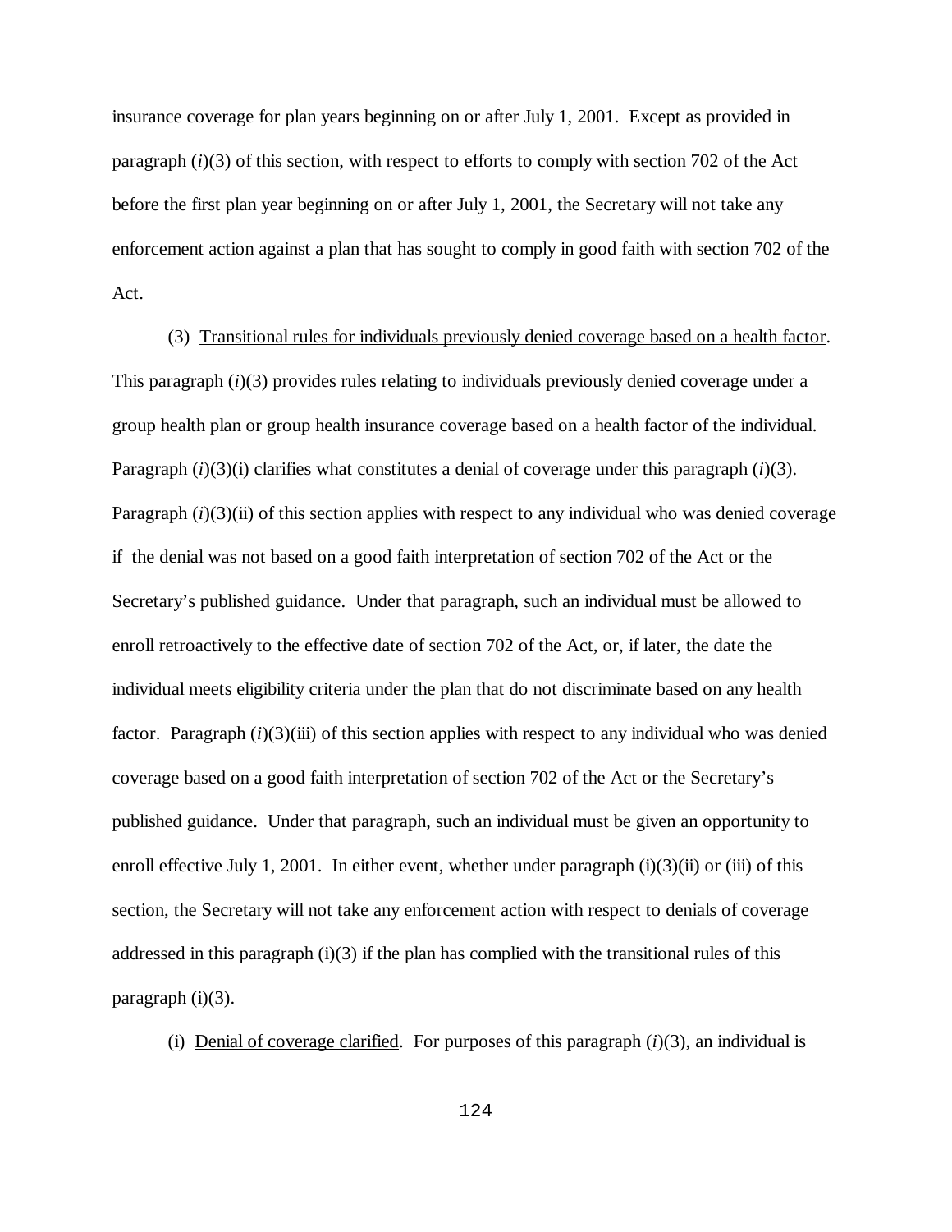insurance coverage for plan years beginning on or after July 1, 2001. Except as provided in paragraph (*i*)(3) of this section, with respect to efforts to comply with section 702 of the Act before the first plan year beginning on or after July 1, 2001, the Secretary will not take any enforcement action against a plan that has sought to comply in good faith with section 702 of the Act.

(3) Transitional rules for individuals previously denied coverage based on a health factor. This paragraph (*i*)(3) provides rules relating to individuals previously denied coverage under a group health plan or group health insurance coverage based on a health factor of the individual. Paragraph (*i*)(3)(i) clarifies what constitutes a denial of coverage under this paragraph (*i*)(3). Paragraph (*i*)(3)(ii) of this section applies with respect to any individual who was denied coverage if the denial was not based on a good faith interpretation of section 702 of the Act or the Secretary's published guidance. Under that paragraph, such an individual must be allowed to enroll retroactively to the effective date of section 702 of the Act, or, if later, the date the individual meets eligibility criteria under the plan that do not discriminate based on any health factor. Paragraph (*i*)(3)(iii) of this section applies with respect to any individual who was denied coverage based on a good faith interpretation of section 702 of the Act or the Secretary's published guidance. Under that paragraph, such an individual must be given an opportunity to enroll effective July 1, 2001. In either event, whether under paragraph (i)(3)(ii) or (iii) of this section, the Secretary will not take any enforcement action with respect to denials of coverage addressed in this paragraph (i)(3) if the plan has complied with the transitional rules of this paragraph (i)(3).

(i) Denial of coverage clarified. For purposes of this paragraph (*i*)(3), an individual is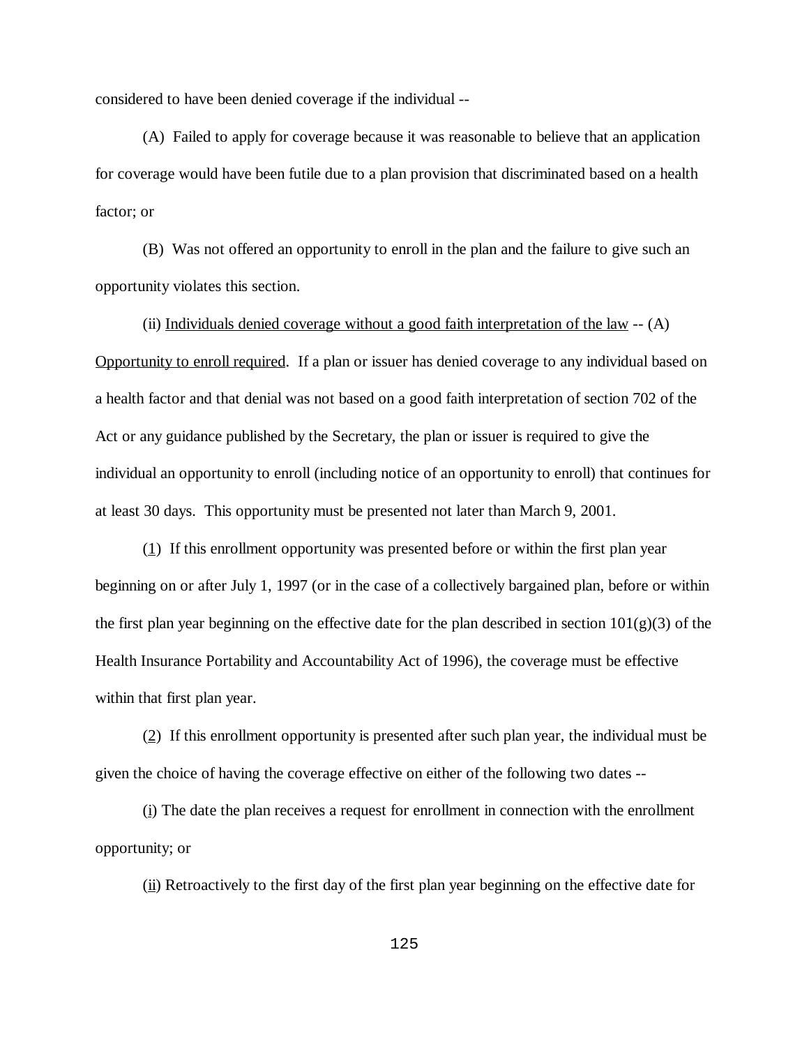considered to have been denied coverage if the individual --

(A) Failed to apply for coverage because it was reasonable to believe that an application for coverage would have been futile due to a plan provision that discriminated based on a health factor; or

(B) Was not offered an opportunity to enroll in the plan and the failure to give such an opportunity violates this section.

(ii) Individuals denied coverage without a good faith interpretation of the law -- (A) Opportunity to enroll required. If a plan or issuer has denied coverage to any individual based on a health factor and that denial was not based on a good faith interpretation of section 702 of the Act or any guidance published by the Secretary, the plan or issuer is required to give the individual an opportunity to enroll (including notice of an opportunity to enroll) that continues for at least 30 days. This opportunity must be presented not later than March 9, 2001.

(1) If this enrollment opportunity was presented before or within the first plan year beginning on or after July 1, 1997 (or in the case of a collectively bargained plan, before or within the first plan year beginning on the effective date for the plan described in section 101(g)(3) of the Health Insurance Portability and Accountability Act of 1996), the coverage must be effective within that first plan year.

(2) If this enrollment opportunity is presented after such plan year, the individual must be given the choice of having the coverage effective on either of the following two dates --

(i) The date the plan receives a request for enrollment in connection with the enrollment opportunity; or

(ii) Retroactively to the first day of the first plan year beginning on the effective date for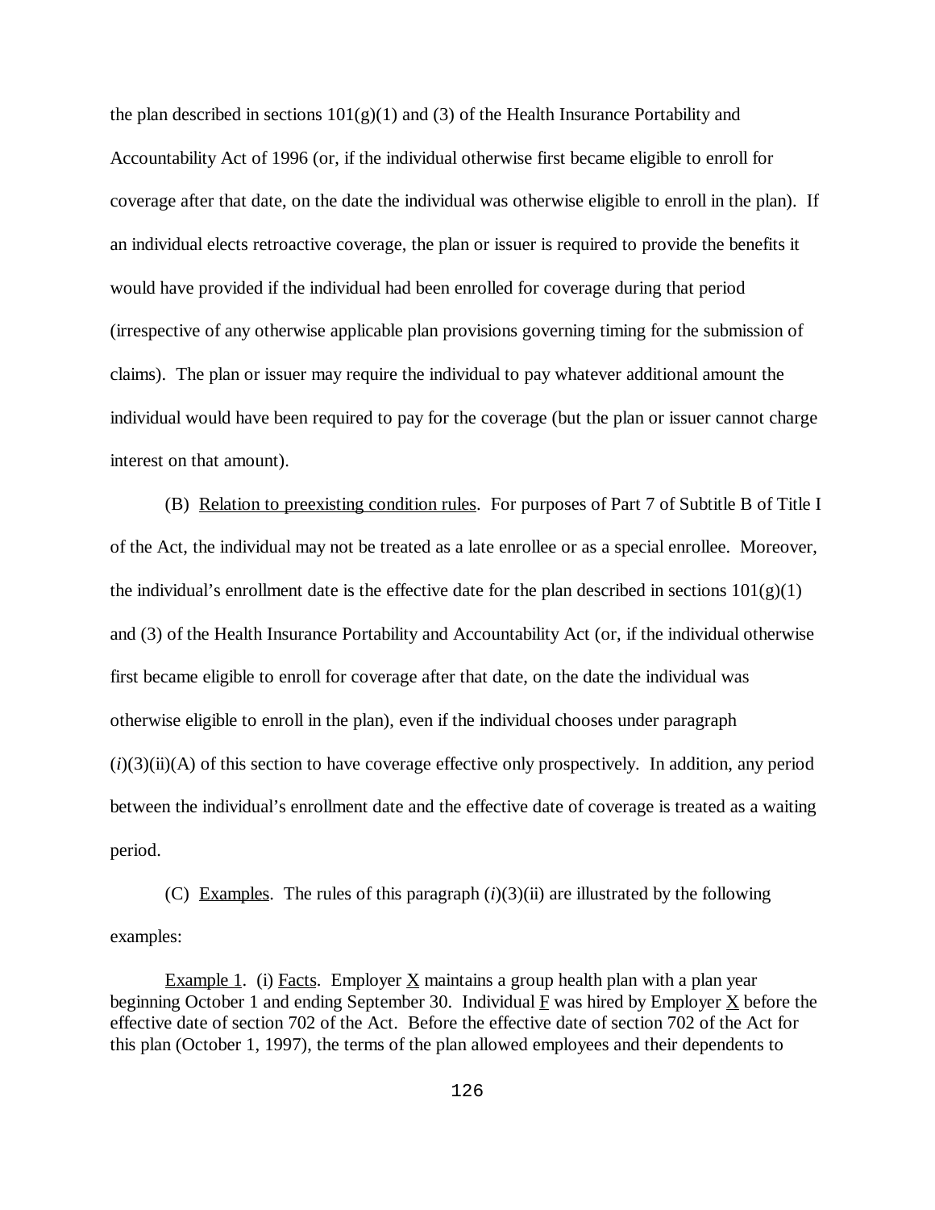the plan described in sections 101(g)(1) and (3) of the Health Insurance Portability and Accountability Act of 1996 (or, if the individual otherwise first became eligible to enroll for coverage after that date, on the date the individual was otherwise eligible to enroll in the plan). If an individual elects retroactive coverage, the plan or issuer is required to provide the benefits it would have provided if the individual had been enrolled for coverage during that period (irrespective of any otherwise applicable plan provisions governing timing for the submission of claims). The plan or issuer may require the individual to pay whatever additional amount the individual would have been required to pay for the coverage (but the plan or issuer cannot charge interest on that amount).

(B) Relation to preexisting condition rules. For purposes of Part 7 of Subtitle B of Title I of the Act, the individual may not be treated as a late enrollee or as a special enrollee. Moreover, the individual's enrollment date is the effective date for the plan described in sections 101(g)(1) and (3) of the Health Insurance Portability and Accountability Act (or, if the individual otherwise first became eligible to enroll for coverage after that date, on the date the individual was otherwise eligible to enroll in the plan), even if the individual chooses under paragraph (*i*)(3)(ii)(A) of this section to have coverage effective only prospectively. In addition, any period between the individual's enrollment date and the effective date of coverage is treated as a waiting period.

(C) Examples. The rules of this paragraph (*i*)(3)(ii) are illustrated by the following examples:

Example 1. (i) Facts. Employer X maintains a group health plan with a plan year beginning October 1 and ending September 30. Individual F was hired by Employer X before the effective date of section 702 of the Act. Before the effective date of section 702 of the Act for this plan (October 1, 1997), the terms of the plan allowed employees and their dependents to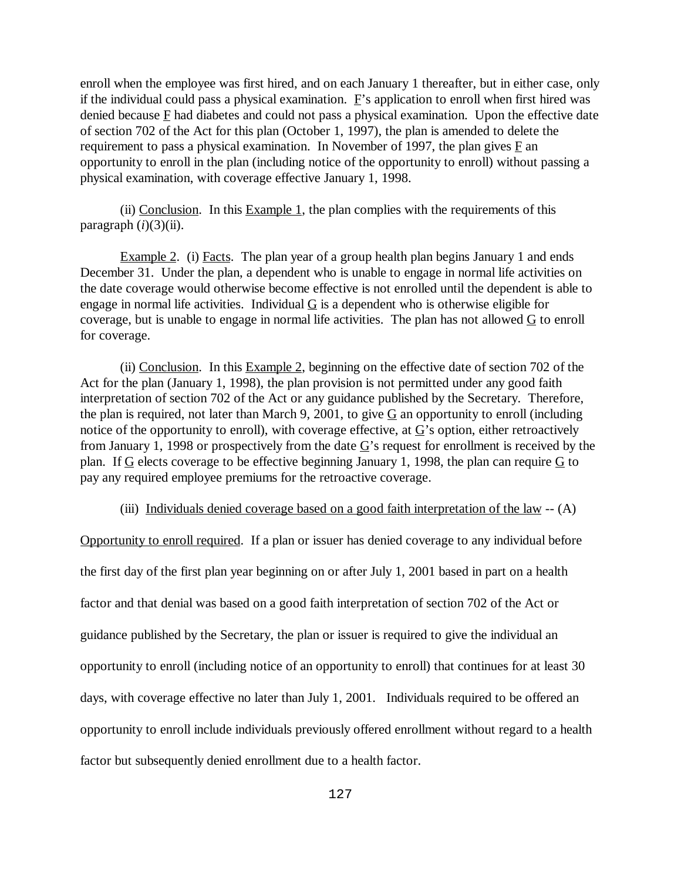enroll when the employee was first hired, and on each January 1 thereafter, but in either case, only if the individual could pass a physical examination. F's application to enroll when first hired was denied because F had diabetes and could not pass a physical examination. Upon the effective date of section 702 of the Act for this plan (October 1, 1997), the plan is amended to delete the requirement to pass a physical examination. In November of 1997, the plan gives F an opportunity to enroll in the plan (including notice of the opportunity to enroll) without passing a physical examination, with coverage effective January 1, 1998.

(ii) Conclusion. In this Example 1, the plan complies with the requirements of this paragraph (*i*)(3)(ii).

Example 2. (i) Facts. The plan year of a group health plan begins January 1 and ends December 31. Under the plan, a dependent who is unable to engage in normal life activities on the date coverage would otherwise become effective is not enrolled until the dependent is able to engage in normal life activities. Individual G is a dependent who is otherwise eligible for coverage, but is unable to engage in normal life activities. The plan has not allowed G to enroll for coverage.

(ii) Conclusion. In this Example 2, beginning on the effective date of section 702 of the Act for the plan (January 1, 1998), the plan provision is not permitted under any good faith interpretation of section 702 of the Act or any guidance published by the Secretary. Therefore, the plan is required, not later than March 9, 2001, to give G an opportunity to enroll (including notice of the opportunity to enroll), with coverage effective, at G's option, either retroactively from January 1, 1998 or prospectively from the date G's request for enrollment is received by the plan. If G elects coverage to be effective beginning January 1, 1998, the plan can require G to pay any required employee premiums for the retroactive coverage.

(iii) Individuals denied coverage based on a good faith interpretation of the law -- (A) Opportunity to enroll required. If a plan or issuer has denied coverage to any individual before the first day of the first plan year beginning on or after July 1, 2001 based in part on a health factor and that denial was based on a good faith interpretation of section 702 of the Act or guidance published by the Secretary, the plan or issuer is required to give the individual an opportunity to enroll (including notice of an opportunity to enroll) that continues for at least 30 days, with coverage effective no later than July 1, 2001. Individuals required to be offered an opportunity to enroll include individuals previously offered enrollment without regard to a health factor but subsequently denied enrollment due to a health factor.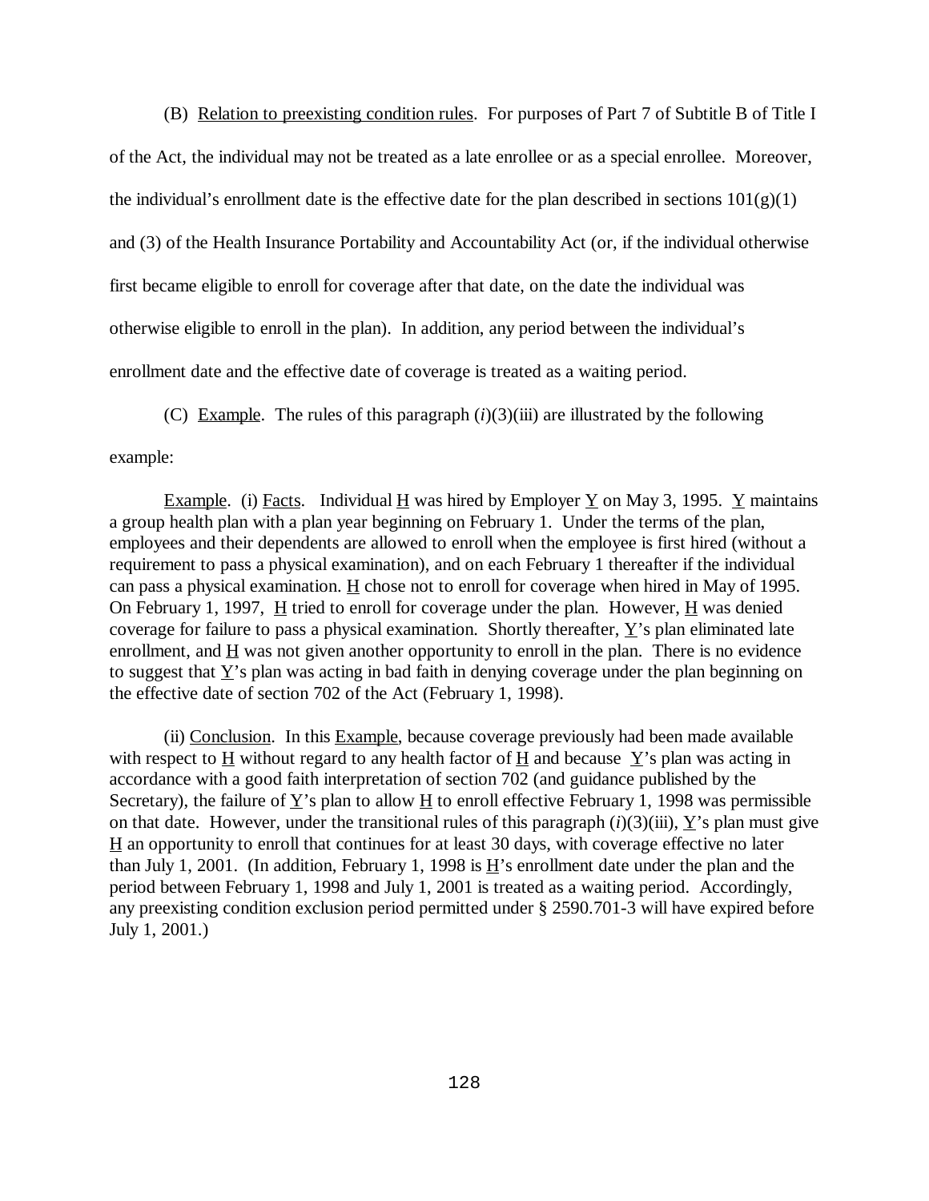(B) Relation to preexisting condition rules. For purposes of Part 7 of Subtitle B of Title I of the Act, the individual may not be treated as a late enrollee or as a special enrollee. Moreover, the individual's enrollment date is the effective date for the plan described in sections 101(g)(1) and (3) of the Health Insurance Portability and Accountability Act (or, if the individual otherwise first became eligible to enroll for coverage after that date, on the date the individual was otherwise eligible to enroll in the plan). In addition, any period between the individual's enrollment date and the effective date of coverage is treated as a waiting period.

(C) Example. The rules of this paragraph (*i*)(3)(iii) are illustrated by the following example:

Example. (i) Facts. Individual H was hired by Employer Y on May 3, 1995. Y maintains a group health plan with a plan year beginning on February 1. Under the terms of the plan, employees and their dependents are allowed to enroll when the employee is first hired (without a requirement to pass a physical examination), and on each February 1 thereafter if the individual can pass a physical examination. H chose not to enroll for coverage when hired in May of 1995. On February 1, 1997, H tried to enroll for coverage under the plan. However, H was denied coverage for failure to pass a physical examination. Shortly thereafter, Y's plan eliminated late enrollment, and H was not given another opportunity to enroll in the plan. There is no evidence to suggest that Y's plan was acting in bad faith in denying coverage under the plan beginning on the effective date of section 702 of the Act (February 1, 1998).

(ii) Conclusion. In this Example, because coverage previously had been made available with respect to H without regard to any health factor of H and because Y's plan was acting in accordance with a good faith interpretation of section 702 (and guidance published by the Secretary), the failure of Y's plan to allow H to enroll effective February 1, 1998 was permissible on that date. However, under the transitional rules of this paragraph (*i*)(3)(iii), Y's plan must give H an opportunity to enroll that continues for at least 30 days, with coverage effective no later than July 1, 2001. (In addition, February 1, 1998 is H's enrollment date under the plan and the period between February 1, 1998 and July 1, 2001 is treated as a waiting period. Accordingly, any preexisting condition exclusion period permitted under § 2590.701-3 will have expired before July 1, 2001.)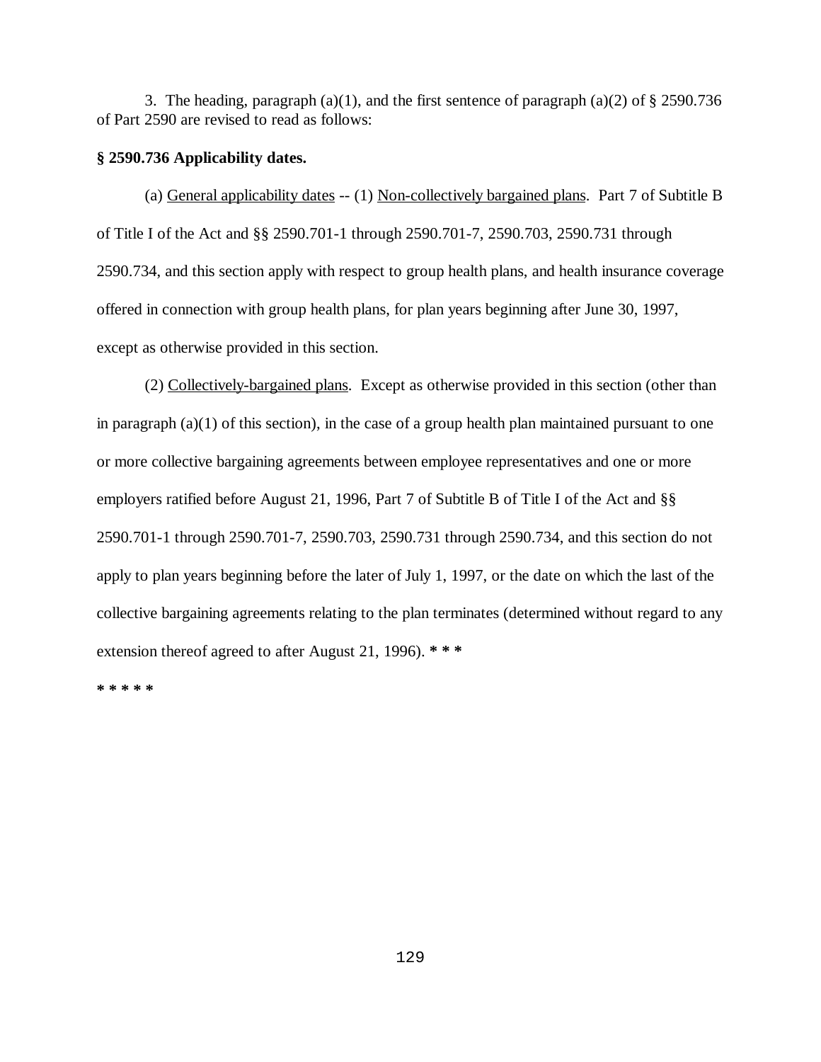3. The heading, paragraph (a)(1), and the first sentence of paragraph (a)(2) of § 2590.736 of Part 2590 are revised to read as follows:

**§ 2590.736 Applicability dates.**

(a) General applicability dates -- (1) Non-collectively bargained plans. Part 7 of Subtitle B of Title I of the Act and §§ 2590.701-1 through 2590.701-7, 2590.703, 2590.731 through 2590.734, and this section apply with respect to group health plans, and health insurance coverage offered in connection with group health plans, for plan years beginning after June 30, 1997, except as otherwise provided in this section.

(2) Collectively-bargained plans. Except as otherwise provided in this section (other than in paragraph (a)(1) of this section), in the case of a group health plan maintained pursuant to one or more collective bargaining agreements between employee representatives and one or more employers ratified before August 21, 1996, Part 7 of Subtitle B of Title I of the Act and §§ 2590.701-1 through 2590.701-7, 2590.703, 2590.731 through 2590.734, and this section do not apply to plan years beginning before the later of July 1, 1997, or the date on which the last of the collective bargaining agreements relating to the plan terminates (determined without regard to any extension thereof agreed to after August 21, 1996). **\* \* \***

**\* \* \* \* \***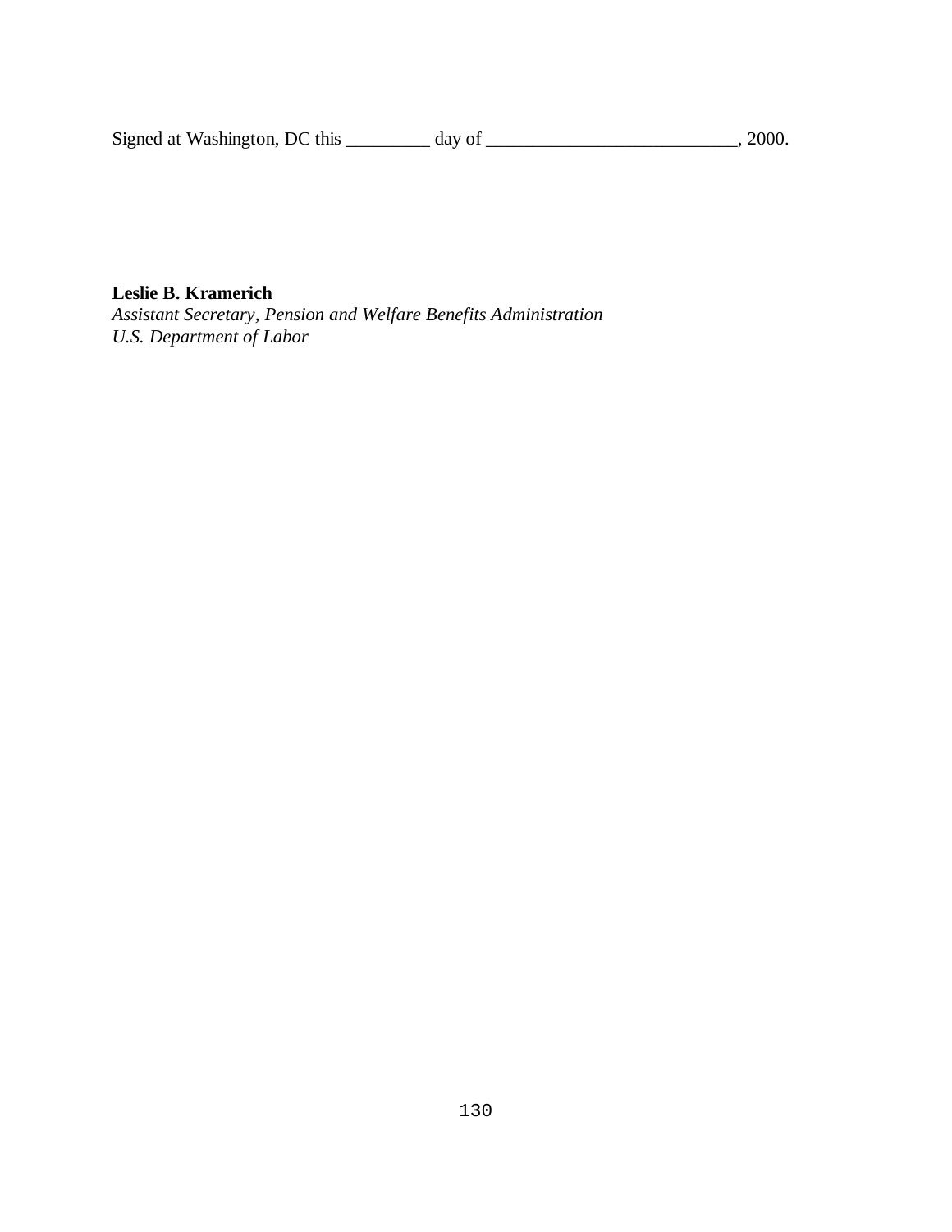Signed at Washington, DC this _________ day of ___________________________, 2000.

**Leslie B. Kramerich**
*Assistant Secretary, Pension and Welfare Benefits Administration*
*U.S. Department of Labor*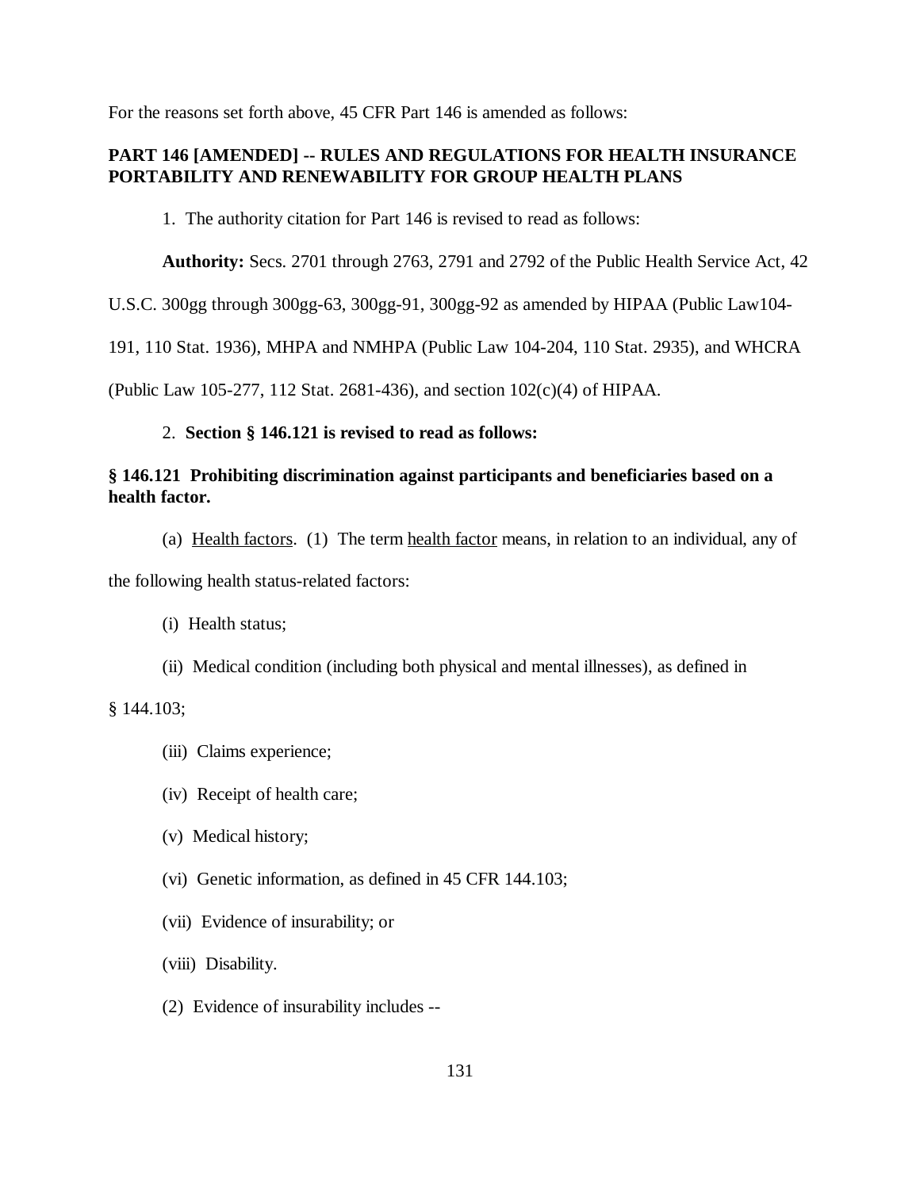For the reasons set forth above, 45 CFR Part 146 is amended as follows:

**PART 146 [AMENDED] -- RULES AND REGULATIONS FOR HEALTH INSURANCE PORTABILITY AND RENEWABILITY FOR GROUP HEALTH PLANS**

1. The authority citation for Part 146 is revised to read as follows:

**Authority:** Secs. 2701 through 2763, 2791 and 2792 of the Public Health Service Act, 42 U.S.C. 300gg through 300gg-63, 300gg-91, 300gg-92 as amended by HIPAA (Public Law104-191, 110 Stat. 1936), MHPA and NMHPA (Public Law 104-204, 110 Stat. 2935), and WHCRA (Public Law 105-277, 112 Stat. 2681-436), and section 102(c)(4) of HIPAA.

2. **Section § 146.121 is revised to read as follows:**

**§ 146.121 Prohibiting discrimination against participants and beneficiaries based on a health factor.**

(a) Health factors. (1) The term health factor means, in relation to an individual, any of the following health status-related factors:

(i) Health status;

(ii) Medical condition (including both physical and mental illnesses), as defined in § 144.103;

(iii) Claims experience;

(iv) Receipt of health care;

(v) Medical history;

(vi) Genetic information, as defined in 45 CFR 144.103;

(vii) Evidence of insurability; or

(viii) Disability.

(2) Evidence of insurability includes --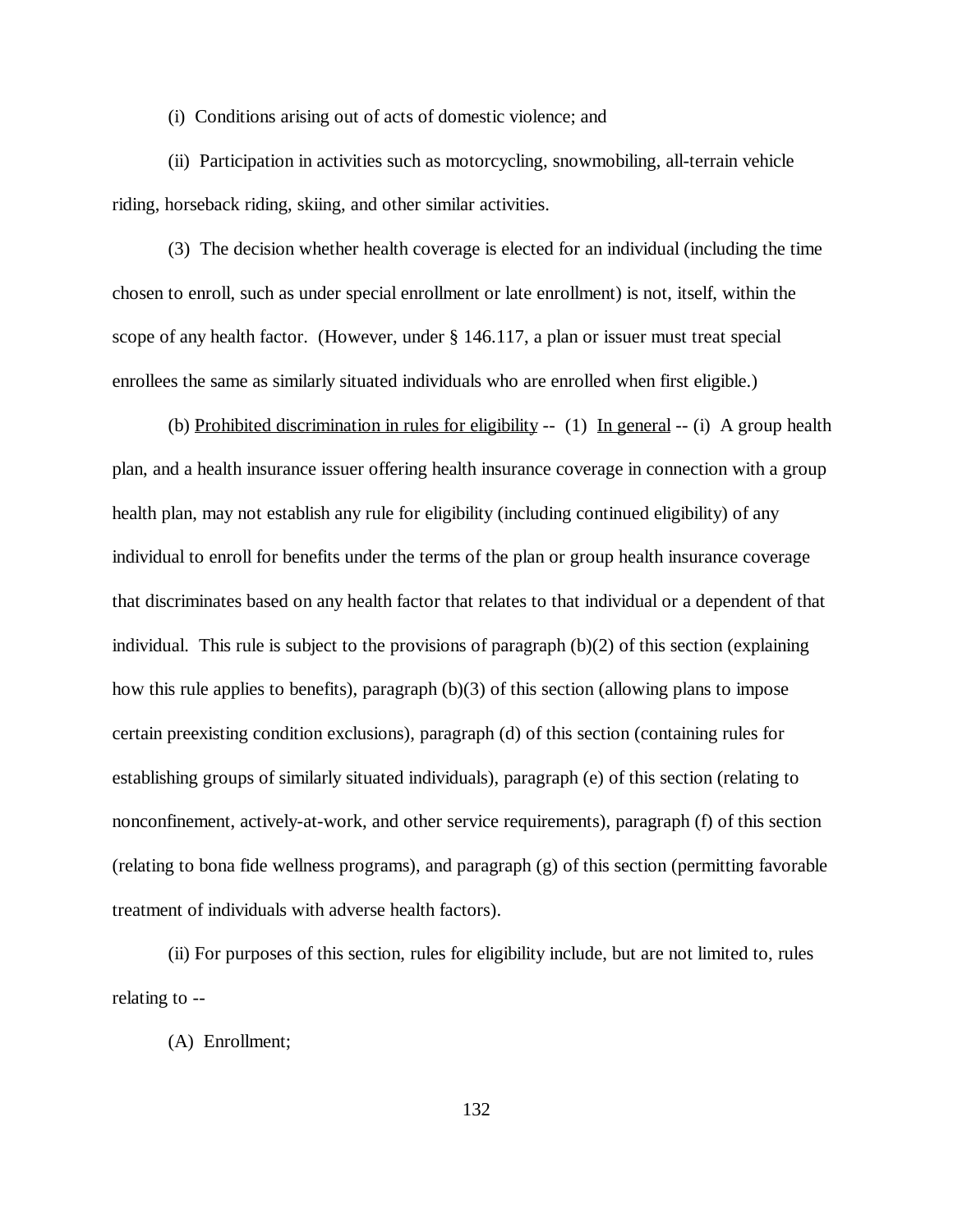(i) Conditions arising out of acts of domestic violence; and

(ii) Participation in activities such as motorcycling, snowmobiling, all-terrain vehicle riding, horseback riding, skiing, and other similar activities.

(3) The decision whether health coverage is elected for an individual (including the time chosen to enroll, such as under special enrollment or late enrollment) is not, itself, within the scope of any health factor. (However, under § 146.117, a plan or issuer must treat special enrollees the same as similarly situated individuals who are enrolled when first eligible.)

(b) Prohibited discrimination in rules for eligibility -- (1) In general -- (i) A group health plan, and a health insurance issuer offering health insurance coverage in connection with a group health plan, may not establish any rule for eligibility (including continued eligibility) of any individual to enroll for benefits under the terms of the plan or group health insurance coverage that discriminates based on any health factor that relates to that individual or a dependent of that individual. This rule is subject to the provisions of paragraph (b)(2) of this section (explaining how this rule applies to benefits), paragraph (b)(3) of this section (allowing plans to impose certain preexisting condition exclusions), paragraph (d) of this section (containing rules for establishing groups of similarly situated individuals), paragraph (e) of this section (relating to nonconfinement, actively-at-work, and other service requirements), paragraph (f) of this section (relating to bona fide wellness programs), and paragraph (g) of this section (permitting favorable treatment of individuals with adverse health factors).

(ii) For purposes of this section, rules for eligibility include, but are not limited to, rules relating to --

(A) Enrollment;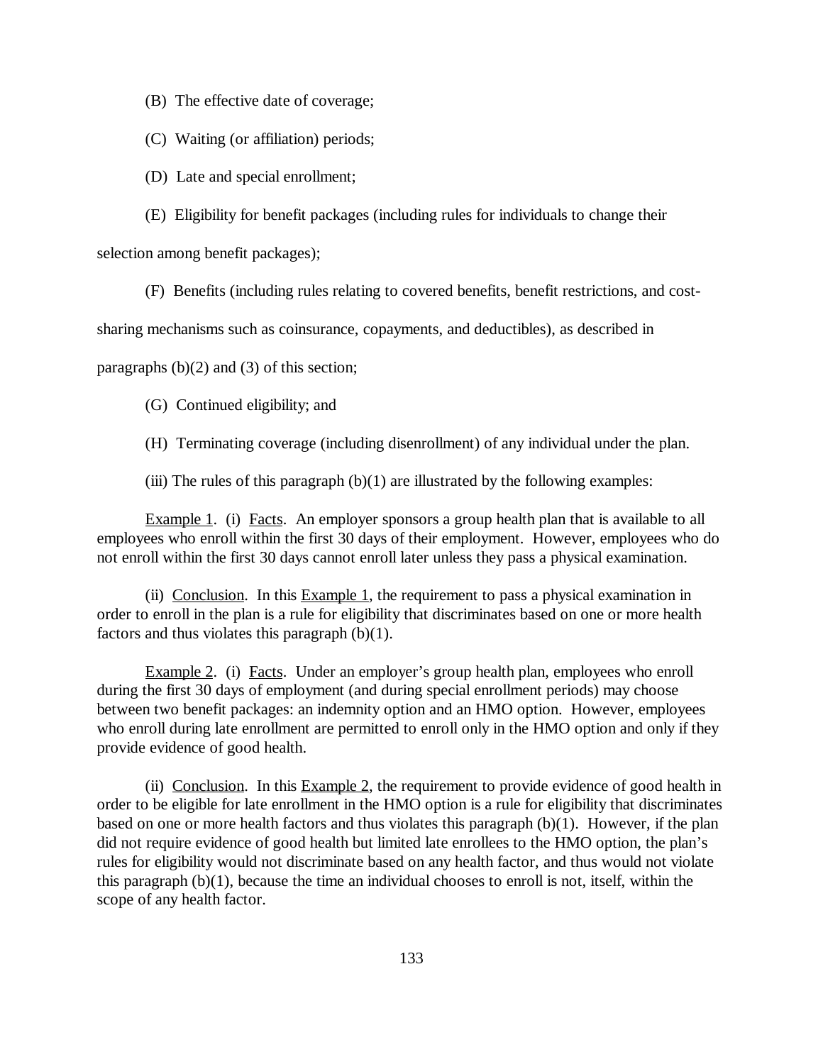(B) The effective date of coverage;

(C) Waiting (or affiliation) periods;

(D) Late and special enrollment;

(E) Eligibility for benefit packages (including rules for individuals to change their selection among benefit packages);

(F) Benefits (including rules relating to covered benefits, benefit restrictions, and cost-sharing mechanisms such as coinsurance, copayments, and deductibles), as described in paragraphs (b)(2) and (3) of this section;

(G) Continued eligibility; and

(H) Terminating coverage (including disenrollment) of any individual under the plan.

(iii) The rules of this paragraph (b)(1) are illustrated by the following examples:

Example 1. (i) Facts. An employer sponsors a group health plan that is available to all employees who enroll within the first 30 days of their employment. However, employees who do not enroll within the first 30 days cannot enroll later unless they pass a physical examination.

(ii) Conclusion. In this Example 1, the requirement to pass a physical examination in order to enroll in the plan is a rule for eligibility that discriminates based on one or more health factors and thus violates this paragraph (b)(1).

Example 2. (i) Facts. Under an employer's group health plan, employees who enroll during the first 30 days of employment (and during special enrollment periods) may choose between two benefit packages: an indemnity option and an HMO option. However, employees who enroll during late enrollment are permitted to enroll only in the HMO option and only if they provide evidence of good health.

(ii) Conclusion. In this Example 2, the requirement to provide evidence of good health in order to be eligible for late enrollment in the HMO option is a rule for eligibility that discriminates based on one or more health factors and thus violates this paragraph (b)(1). However, if the plan did not require evidence of good health but limited late enrollees to the HMO option, the plan's rules for eligibility would not discriminate based on any health factor, and thus would not violate this paragraph (b)(1), because the time an individual chooses to enroll is not, itself, within the scope of any health factor.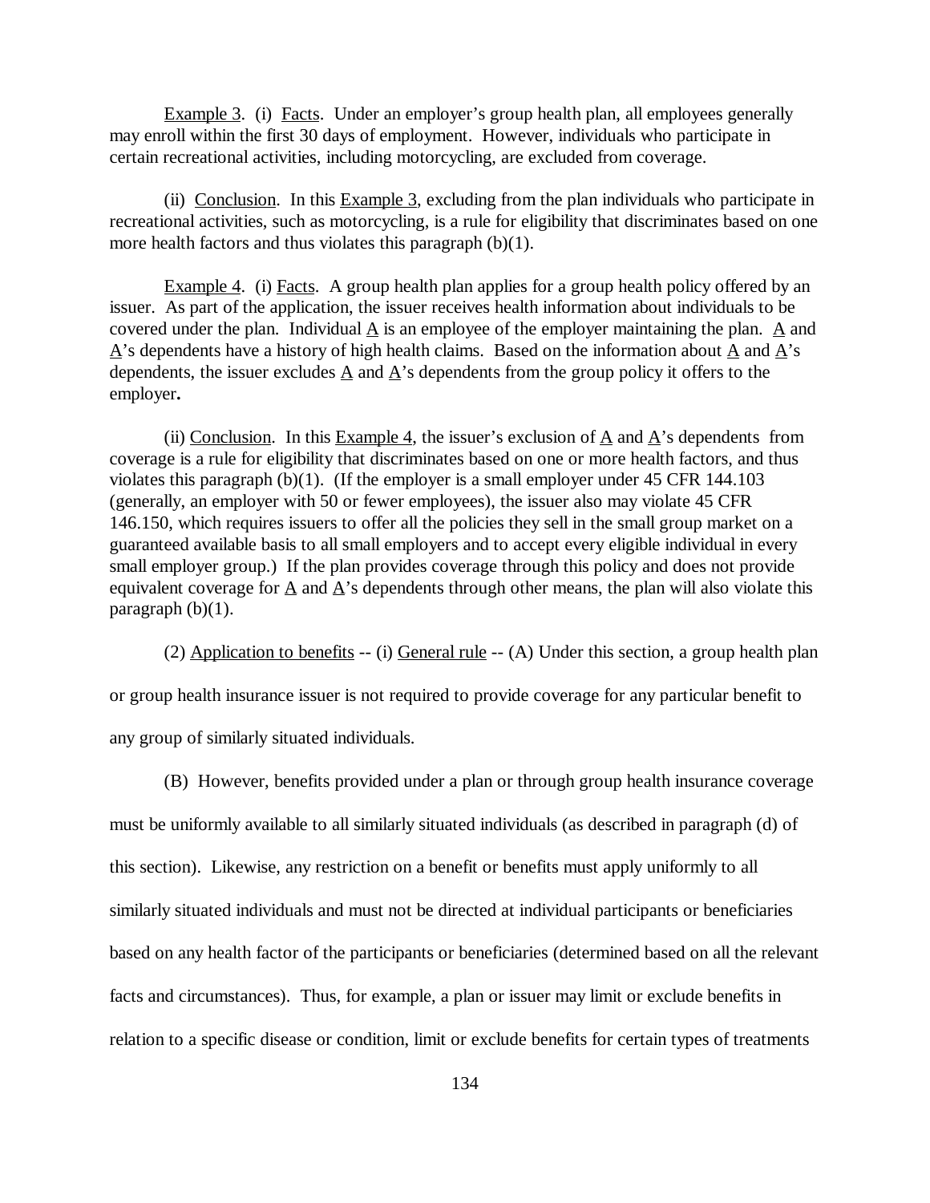Example 3. (i) Facts. Under an employer's group health plan, all employees generally may enroll within the first 30 days of employment. However, individuals who participate in certain recreational activities, including motorcycling, are excluded from coverage.

(ii) Conclusion. In this Example 3, excluding from the plan individuals who participate in recreational activities, such as motorcycling, is a rule for eligibility that discriminates based on one more health factors and thus violates this paragraph (b)(1).

Example 4. (i) Facts. A group health plan applies for a group health policy offered by an issuer. As part of the application, the issuer receives health information about individuals to be covered under the plan. Individual A is an employee of the employer maintaining the plan. A and A's dependents have a history of high health claims. Based on the information about A and A's dependents, the issuer excludes A and A's dependents from the group policy it offers to the employer**.**

(ii) Conclusion. In this Example 4, the issuer's exclusion of A and A's dependents from coverage is a rule for eligibility that discriminates based on one or more health factors, and thus violates this paragraph (b)(1). (If the employer is a small employer under 45 CFR 144.103 (generally, an employer with 50 or fewer employees), the issuer also may violate 45 CFR 146.150, which requires issuers to offer all the policies they sell in the small group market on a guaranteed available basis to all small employers and to accept every eligible individual in every small employer group.) If the plan provides coverage through this policy and does not provide equivalent coverage for A and A's dependents through other means, the plan will also violate this paragraph (b)(1).

(2) Application to benefits -- (i) General rule -- (A) Under this section, a group health plan or group health insurance issuer is not required to provide coverage for any particular benefit to any group of similarly situated individuals.

(B) However, benefits provided under a plan or through group health insurance coverage must be uniformly available to all similarly situated individuals (as described in paragraph (d) of this section). Likewise, any restriction on a benefit or benefits must apply uniformly to all similarly situated individuals and must not be directed at individual participants or beneficiaries based on any health factor of the participants or beneficiaries (determined based on all the relevant facts and circumstances). Thus, for example, a plan or issuer may limit or exclude benefits in relation to a specific disease or condition, limit or exclude benefits for certain types of treatments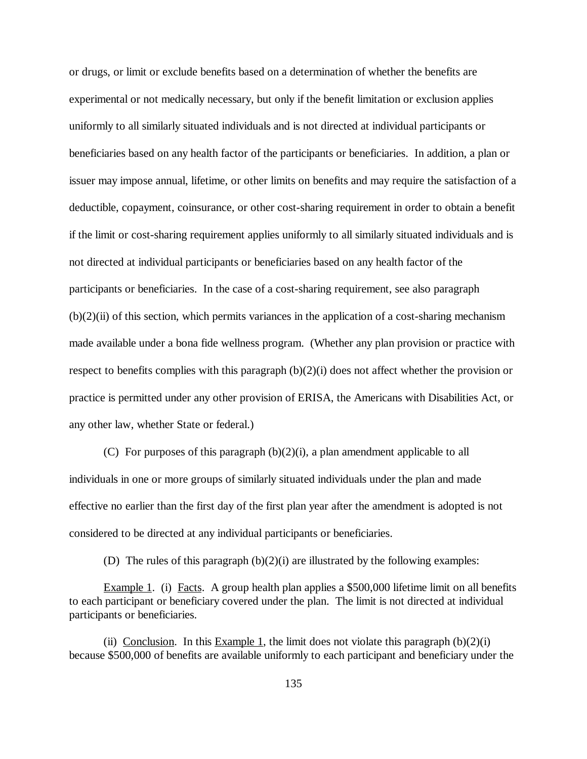or drugs, or limit or exclude benefits based on a determination of whether the benefits are experimental or not medically necessary, but only if the benefit limitation or exclusion applies uniformly to all similarly situated individuals and is not directed at individual participants or beneficiaries based on any health factor of the participants or beneficiaries. In addition, a plan or issuer may impose annual, lifetime, or other limits on benefits and may require the satisfaction of a deductible, copayment, coinsurance, or other cost-sharing requirement in order to obtain a benefit if the limit or cost-sharing requirement applies uniformly to all similarly situated individuals and is not directed at individual participants or beneficiaries based on any health factor of the participants or beneficiaries. In the case of a cost-sharing requirement, see also paragraph (b)(2)(ii) of this section, which permits variances in the application of a cost-sharing mechanism made available under a bona fide wellness program. (Whether any plan provision or practice with respect to benefits complies with this paragraph (b)(2)(i) does not affect whether the provision or practice is permitted under any other provision of ERISA, the Americans with Disabilities Act, or any other law, whether State or federal.)

(C) For purposes of this paragraph (b)(2)(i), a plan amendment applicable to all individuals in one or more groups of similarly situated individuals under the plan and made effective no earlier than the first day of the first plan year after the amendment is adopted is not considered to be directed at any individual participants or beneficiaries.

(D) The rules of this paragraph (b)(2)(i) are illustrated by the following examples:

Example 1. (i) Facts. A group health plan applies a $500,000 lifetime limit on all benefits to each participant or beneficiary covered under the plan. The limit is not directed at individual participants or beneficiaries.

(ii) Conclusion. In this Example 1, the limit does not violate this paragraph (b)(2)(i) because $500,000 of benefits are available uniformly to each participant and beneficiary under the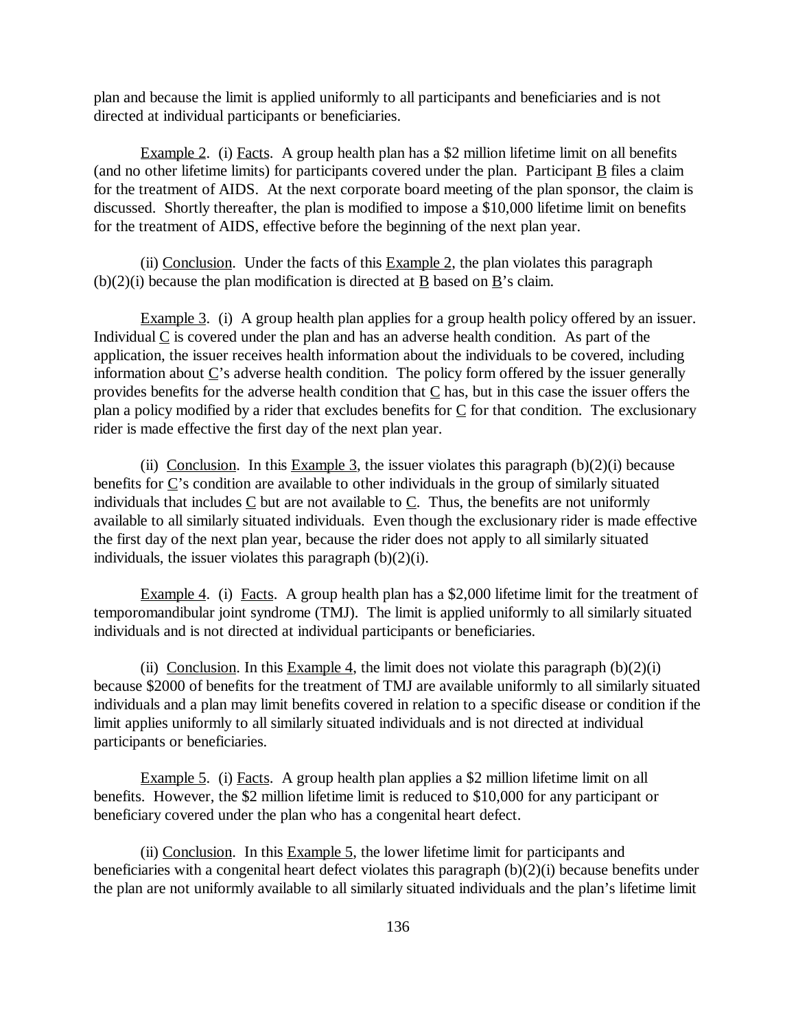plan and because the limit is applied uniformly to all participants and beneficiaries and is not directed at individual participants or beneficiaries.

Example 2. (i) Facts. A group health plan has a $2 million lifetime limit on all benefits (and no other lifetime limits) for participants covered under the plan. Participant B files a claim for the treatment of AIDS. At the next corporate board meeting of the plan sponsor, the claim is discussed. Shortly thereafter, the plan is modified to impose a $10,000 lifetime limit on benefits for the treatment of AIDS, effective before the beginning of the next plan year.

(ii) Conclusion. Under the facts of this Example 2, the plan violates this paragraph (b)(2)(i) because the plan modification is directed at B based on B's claim.

Example 3. (i) A group health plan applies for a group health policy offered by an issuer. Individual C is covered under the plan and has an adverse health condition. As part of the application, the issuer receives health information about the individuals to be covered, including information about C's adverse health condition. The policy form offered by the issuer generally provides benefits for the adverse health condition that C has, but in this case the issuer offers the plan a policy modified by a rider that excludes benefits for C for that condition. The exclusionary rider is made effective the first day of the next plan year.

(ii) Conclusion. In this Example 3, the issuer violates this paragraph (b)(2)(i) because benefits for C's condition are available to other individuals in the group of similarly situated individuals that includes C but are not available to C. Thus, the benefits are not uniformly available to all similarly situated individuals. Even though the exclusionary rider is made effective the first day of the next plan year, because the rider does not apply to all similarly situated individuals, the issuer violates this paragraph (b)(2)(i).

Example 4. (i) Facts. A group health plan has a $2,000 lifetime limit for the treatment of temporomandibular joint syndrome (TMJ). The limit is applied uniformly to all similarly situated individuals and is not directed at individual participants or beneficiaries.

(ii) Conclusion. In this Example 4, the limit does not violate this paragraph (b)(2)(i) because $2000 of benefits for the treatment of TMJ are available uniformly to all similarly situated individuals and a plan may limit benefits covered in relation to a specific disease or condition if the limit applies uniformly to all similarly situated individuals and is not directed at individual participants or beneficiaries.

Example 5. (i) Facts. A group health plan applies a $2 million lifetime limit on all benefits. However, the $2 million lifetime limit is reduced to $10,000 for any participant or beneficiary covered under the plan who has a congenital heart defect.

(ii) Conclusion. In this Example 5, the lower lifetime limit for participants and beneficiaries with a congenital heart defect violates this paragraph (b)(2)(i) because benefits under the plan are not uniformly available to all similarly situated individuals and the plan's lifetime limit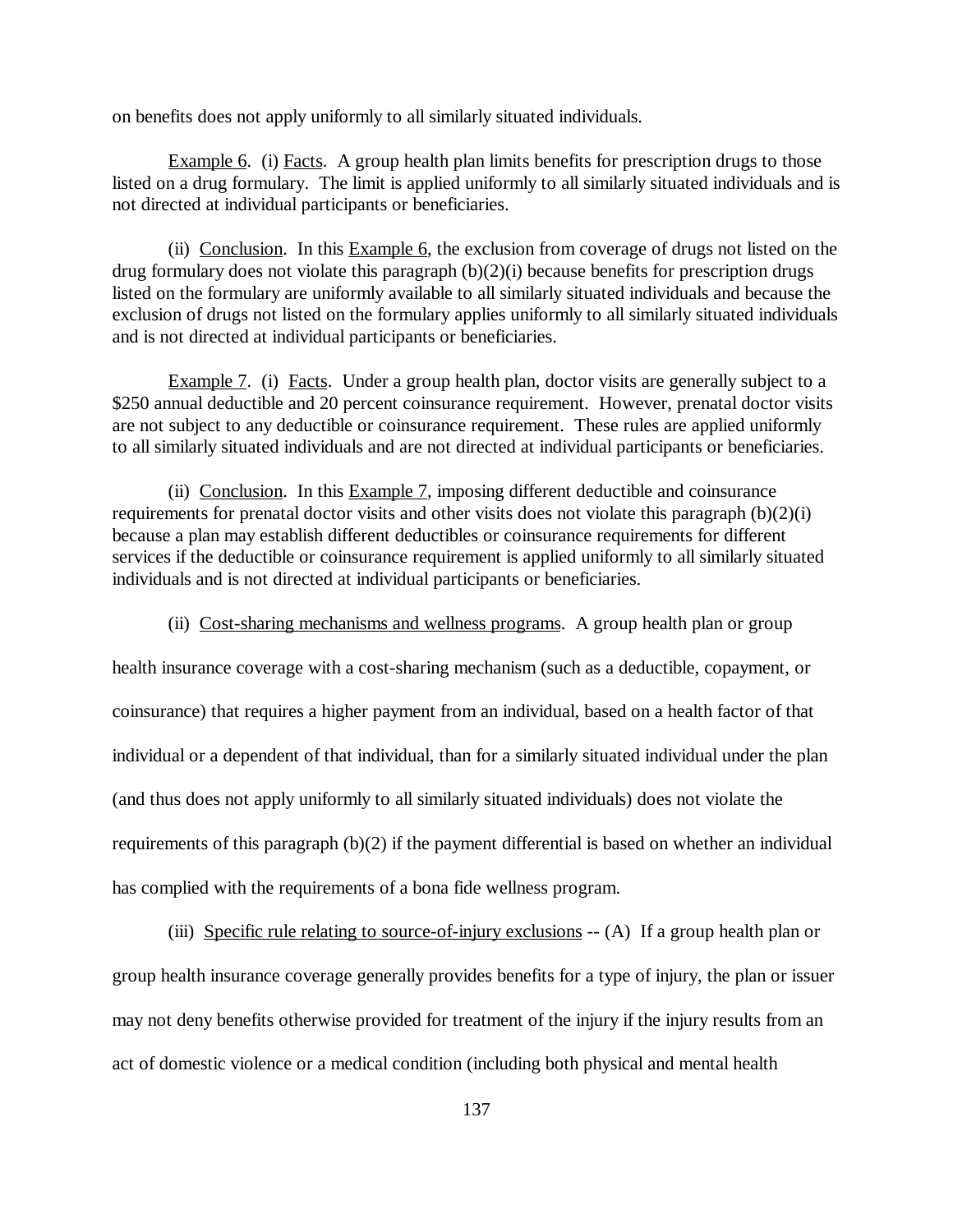on benefits does not apply uniformly to all similarly situated individuals.

Example 6. (i) Facts. A group health plan limits benefits for prescription drugs to those listed on a drug formulary. The limit is applied uniformly to all similarly situated individuals and is not directed at individual participants or beneficiaries.

(ii) Conclusion. In this Example 6, the exclusion from coverage of drugs not listed on the drug formulary does not violate this paragraph (b)(2)(i) because benefits for prescription drugs listed on the formulary are uniformly available to all similarly situated individuals and because the exclusion of drugs not listed on the formulary applies uniformly to all similarly situated individuals and is not directed at individual participants or beneficiaries.

Example 7. (i) Facts. Under a group health plan, doctor visits are generally subject to a $250 annual deductible and 20 percent coinsurance requirement. However, prenatal doctor visits are not subject to any deductible or coinsurance requirement. These rules are applied uniformly to all similarly situated individuals and are not directed at individual participants or beneficiaries.

(ii) Conclusion. In this Example 7, imposing different deductible and coinsurance requirements for prenatal doctor visits and other visits does not violate this paragraph (b)(2)(i) because a plan may establish different deductibles or coinsurance requirements for different services if the deductible or coinsurance requirement is applied uniformly to all similarly situated individuals and is not directed at individual participants or beneficiaries.

(ii) Cost-sharing mechanisms and wellness programs. A group health plan or group health insurance coverage with a cost-sharing mechanism (such as a deductible, copayment, or coinsurance) that requires a higher payment from an individual, based on a health factor of that individual or a dependent of that individual, than for a similarly situated individual under the plan (and thus does not apply uniformly to all similarly situated individuals) does not violate the requirements of this paragraph (b)(2) if the payment differential is based on whether an individual has complied with the requirements of a bona fide wellness program.

(iii) Specific rule relating to source-of-injury exclusions -- (A) If a group health plan or group health insurance coverage generally provides benefits for a type of injury, the plan or issuer may not deny benefits otherwise provided for treatment of the injury if the injury results from an act of domestic violence or a medical condition (including both physical and mental health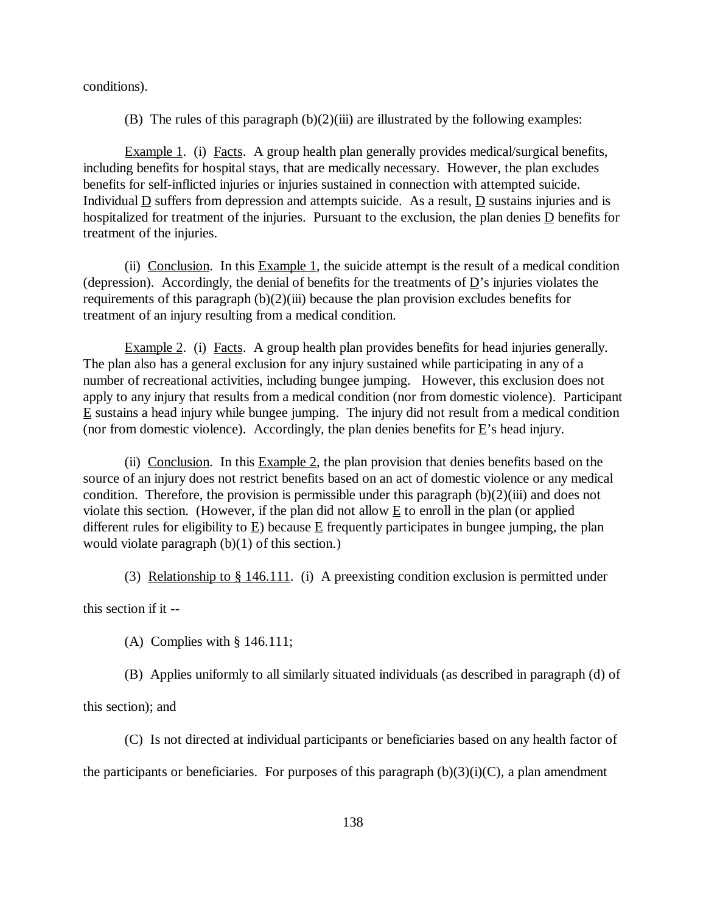conditions).

(B) The rules of this paragraph (b)(2)(iii) are illustrated by the following examples:

Example 1. (i) Facts. A group health plan generally provides medical/surgical benefits, including benefits for hospital stays, that are medically necessary. However, the plan excludes benefits for self-inflicted injuries or injuries sustained in connection with attempted suicide. Individual D suffers from depression and attempts suicide. As a result, D sustains injuries and is hospitalized for treatment of the injuries. Pursuant to the exclusion, the plan denies D benefits for treatment of the injuries.

(ii) Conclusion. In this Example 1, the suicide attempt is the result of a medical condition (depression). Accordingly, the denial of benefits for the treatments of D's injuries violates the requirements of this paragraph (b)(2)(iii) because the plan provision excludes benefits for treatment of an injury resulting from a medical condition.

Example 2. (i) Facts. A group health plan provides benefits for head injuries generally. The plan also has a general exclusion for any injury sustained while participating in any of a number of recreational activities, including bungee jumping. However, this exclusion does not apply to any injury that results from a medical condition (nor from domestic violence). Participant E sustains a head injury while bungee jumping. The injury did not result from a medical condition (nor from domestic violence). Accordingly, the plan denies benefits for E's head injury.

(ii) Conclusion. In this Example 2, the plan provision that denies benefits based on the source of an injury does not restrict benefits based on an act of domestic violence or any medical condition. Therefore, the provision is permissible under this paragraph (b)(2)(iii) and does not violate this section. (However, if the plan did not allow E to enroll in the plan (or applied different rules for eligibility to E) because E frequently participates in bungee jumping, the plan would violate paragraph (b)(1) of this section.)

(3) Relationship to § 146.111. (i) A preexisting condition exclusion is permitted under this section if it --

(A) Complies with § 146.111;

(B) Applies uniformly to all similarly situated individuals (as described in paragraph (d) of this section); and

(C) Is not directed at individual participants or beneficiaries based on any health factor of the participants or beneficiaries. For purposes of this paragraph (b)(3)(i)(C), a plan amendment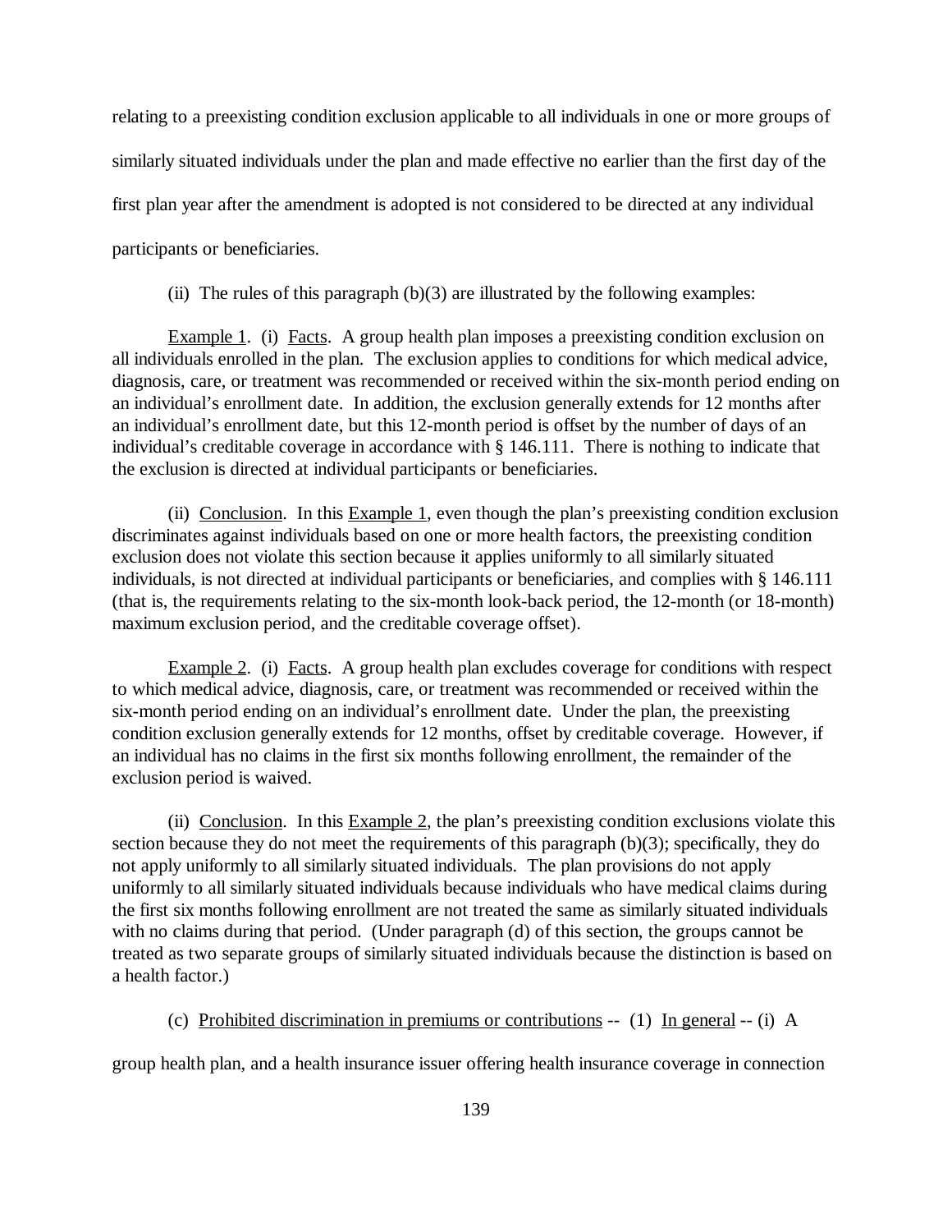relating to a preexisting condition exclusion applicable to all individuals in one or more groups of similarly situated individuals under the plan and made effective no earlier than the first day of the first plan year after the amendment is adopted is not considered to be directed at any individual participants or beneficiaries.

(ii) The rules of this paragraph (b)(3) are illustrated by the following examples:

Example 1. (i) Facts. A group health plan imposes a preexisting condition exclusion on all individuals enrolled in the plan. The exclusion applies to conditions for which medical advice, diagnosis, care, or treatment was recommended or received within the six-month period ending on an individual's enrollment date. In addition, the exclusion generally extends for 12 months after an individual's enrollment date, but this 12-month period is offset by the number of days of an individual's creditable coverage in accordance with § 146.111. There is nothing to indicate that the exclusion is directed at individual participants or beneficiaries.

(ii) Conclusion. In this Example 1, even though the plan's preexisting condition exclusion discriminates against individuals based on one or more health factors, the preexisting condition exclusion does not violate this section because it applies uniformly to all similarly situated individuals, is not directed at individual participants or beneficiaries, and complies with § 146.111 (that is, the requirements relating to the six-month look-back period, the 12-month (or 18-month) maximum exclusion period, and the creditable coverage offset).

Example 2. (i) Facts. A group health plan excludes coverage for conditions with respect to which medical advice, diagnosis, care, or treatment was recommended or received within the six-month period ending on an individual's enrollment date. Under the plan, the preexisting condition exclusion generally extends for 12 months, offset by creditable coverage. However, if an individual has no claims in the first six months following enrollment, the remainder of the exclusion period is waived.

(ii) Conclusion. In this Example 2, the plan's preexisting condition exclusions violate this section because they do not meet the requirements of this paragraph (b)(3); specifically, they do not apply uniformly to all similarly situated individuals. The plan provisions do not apply uniformly to all similarly situated individuals because individuals who have medical claims during the first six months following enrollment are not treated the same as similarly situated individuals with no claims during that period. (Under paragraph (d) of this section, the groups cannot be treated as two separate groups of similarly situated individuals because the distinction is based on a health factor.)

(c) Prohibited discrimination in premiums or contributions -- (1) In general -- (i) A group health plan, and a health insurance issuer offering health insurance coverage in connection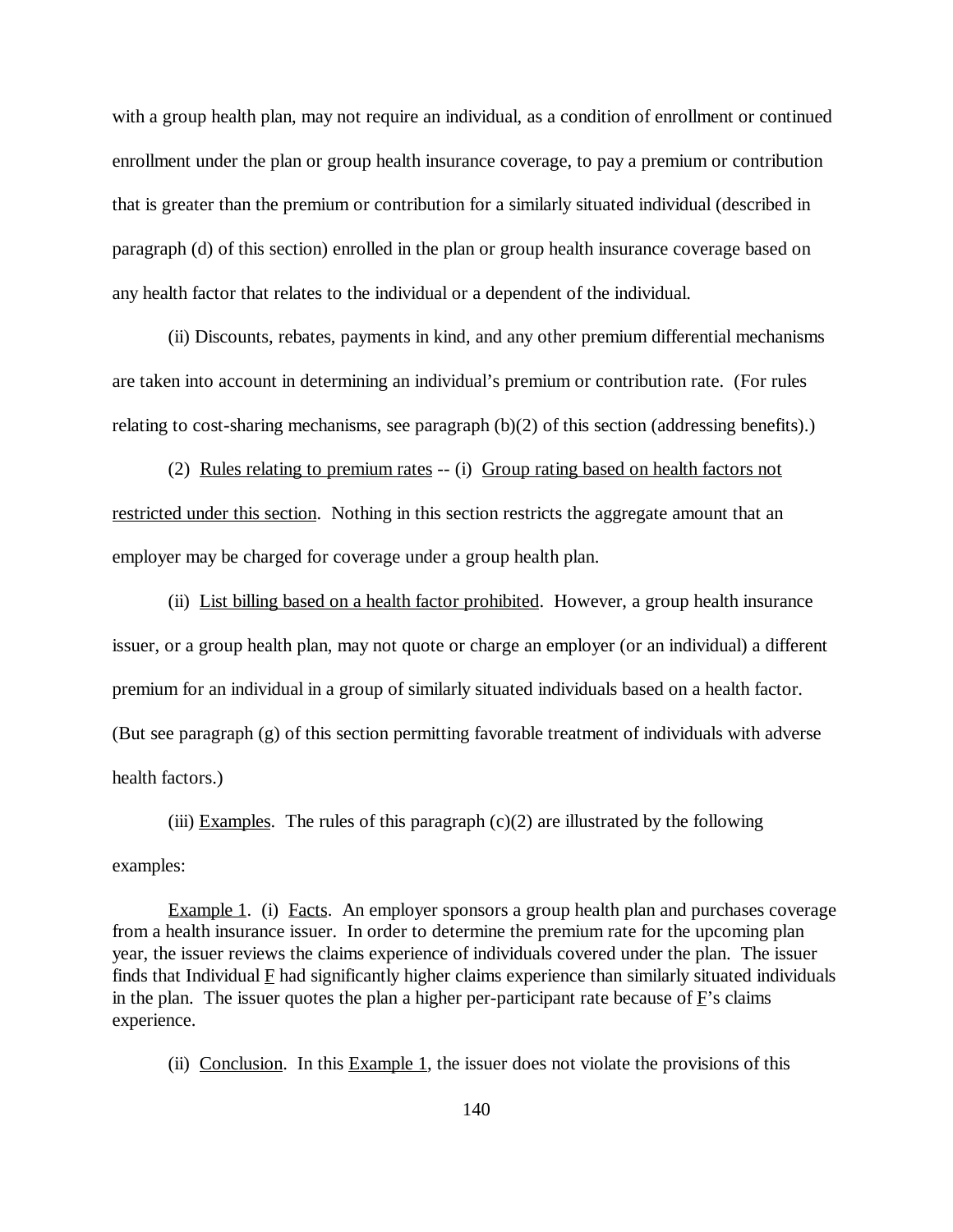with a group health plan, may not require an individual, as a condition of enrollment or continued enrollment under the plan or group health insurance coverage, to pay a premium or contribution that is greater than the premium or contribution for a similarly situated individual (described in paragraph (d) of this section) enrolled in the plan or group health insurance coverage based on any health factor that relates to the individual or a dependent of the individual.

(ii) Discounts, rebates, payments in kind, and any other premium differential mechanisms are taken into account in determining an individual's premium or contribution rate. (For rules relating to cost-sharing mechanisms, see paragraph (b)(2) of this section (addressing benefits).)

(2) Rules relating to premium rates -- (i) Group rating based on health factors not restricted under this section. Nothing in this section restricts the aggregate amount that an employer may be charged for coverage under a group health plan.

(ii) List billing based on a health factor prohibited. However, a group health insurance issuer, or a group health plan, may not quote or charge an employer (or an individual) a different premium for an individual in a group of similarly situated individuals based on a health factor. (But see paragraph (g) of this section permitting favorable treatment of individuals with adverse health factors.)

(iii) Examples. The rules of this paragraph (c)(2) are illustrated by the following examples:

Example 1. (i) Facts. An employer sponsors a group health plan and purchases coverage from a health insurance issuer. In order to determine the premium rate for the upcoming plan year, the issuer reviews the claims experience of individuals covered under the plan. The issuer finds that Individual F had significantly higher claims experience than similarly situated individuals in the plan. The issuer quotes the plan a higher per-participant rate because of F's claims experience.

(ii) Conclusion. In this Example 1, the issuer does not violate the provisions of this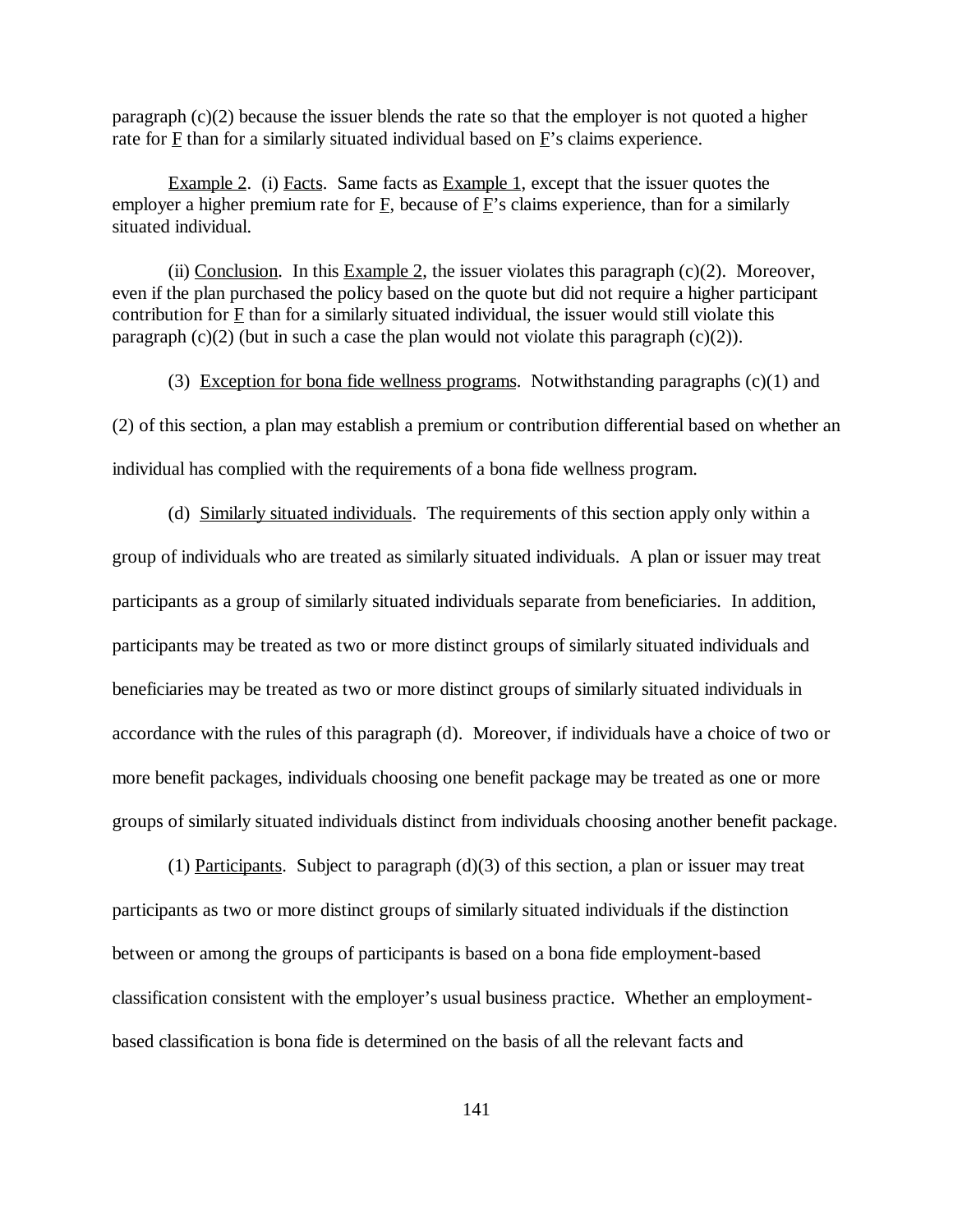paragraph (c)(2) because the issuer blends the rate so that the employer is not quoted a higher rate for F than for a similarly situated individual based on F's claims experience.

Example 2. (i) Facts. Same facts as Example 1, except that the issuer quotes the employer a higher premium rate for F, because of F's claims experience, than for a similarly situated individual.

(ii) Conclusion. In this Example 2, the issuer violates this paragraph (c)(2). Moreover, even if the plan purchased the policy based on the quote but did not require a higher participant contribution for F than for a similarly situated individual, the issuer would still violate this paragraph (c)(2) (but in such a case the plan would not violate this paragraph (c)(2)).

(3) Exception for bona fide wellness programs. Notwithstanding paragraphs (c)(1) and (2) of this section, a plan may establish a premium or contribution differential based on whether an individual has complied with the requirements of a bona fide wellness program.

(d) Similarly situated individuals. The requirements of this section apply only within a group of individuals who are treated as similarly situated individuals. A plan or issuer may treat participants as a group of similarly situated individuals separate from beneficiaries. In addition, participants may be treated as two or more distinct groups of similarly situated individuals and beneficiaries may be treated as two or more distinct groups of similarly situated individuals in accordance with the rules of this paragraph (d). Moreover, if individuals have a choice of two or more benefit packages, individuals choosing one benefit package may be treated as one or more groups of similarly situated individuals distinct from individuals choosing another benefit package.

(1) Participants. Subject to paragraph (d)(3) of this section, a plan or issuer may treat participants as two or more distinct groups of similarly situated individuals if the distinction between or among the groups of participants is based on a bona fide employment-based classification consistent with the employer's usual business practice. Whether an employment-based classification is bona fide is determined on the basis of all the relevant facts and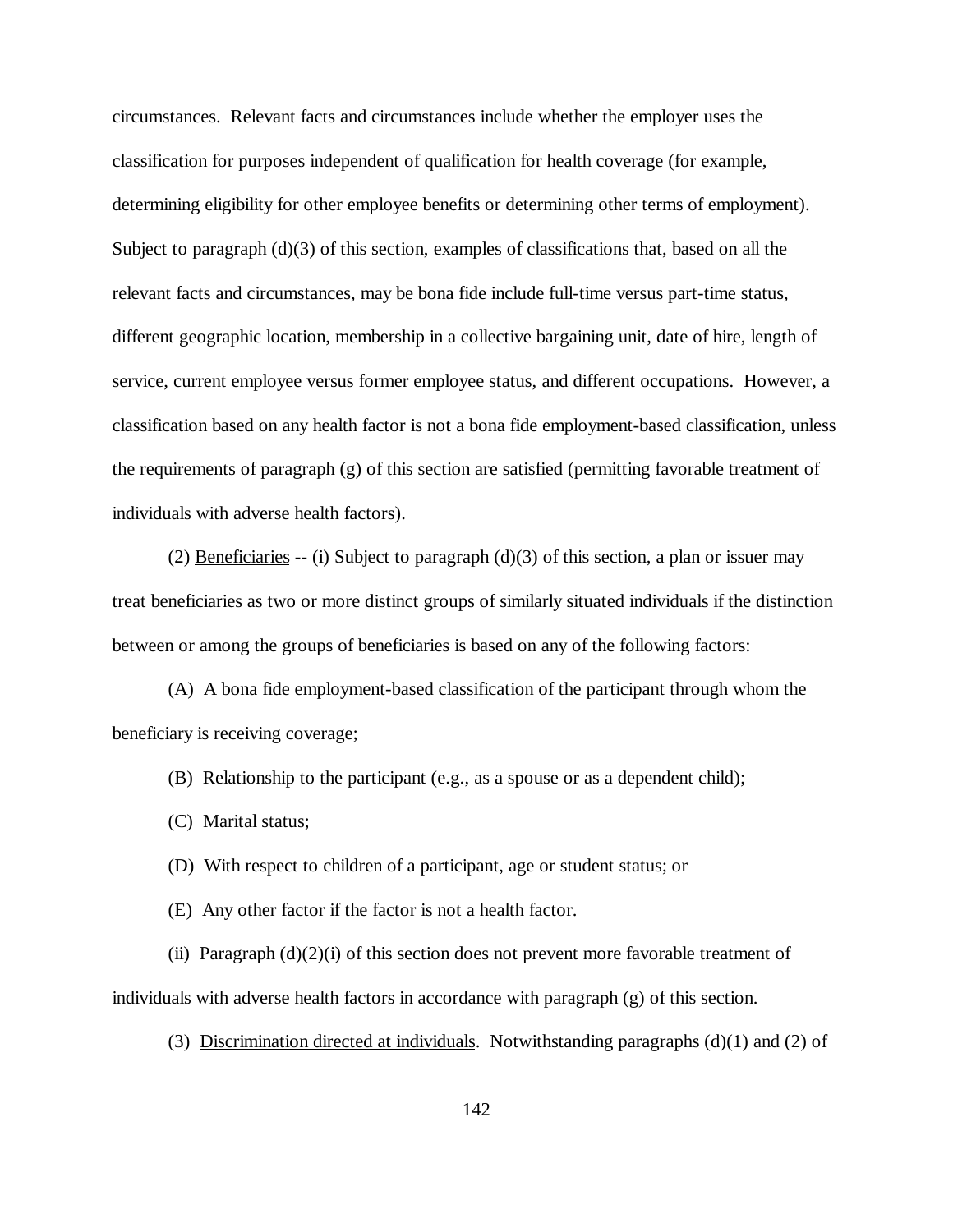circumstances. Relevant facts and circumstances include whether the employer uses the classification for purposes independent of qualification for health coverage (for example, determining eligibility for other employee benefits or determining other terms of employment). Subject to paragraph (d)(3) of this section, examples of classifications that, based on all the relevant facts and circumstances, may be bona fide include full-time versus part-time status, different geographic location, membership in a collective bargaining unit, date of hire, length of service, current employee versus former employee status, and different occupations. However, a classification based on any health factor is not a bona fide employment-based classification, unless the requirements of paragraph (g) of this section are satisfied (permitting favorable treatment of individuals with adverse health factors).

(2) Beneficiaries -- (i) Subject to paragraph (d)(3) of this section, a plan or issuer may treat beneficiaries as two or more distinct groups of similarly situated individuals if the distinction between or among the groups of beneficiaries is based on any of the following factors:

(A) A bona fide employment-based classification of the participant through whom the beneficiary is receiving coverage;

(B) Relationship to the participant (e.g., as a spouse or as a dependent child);

(C) Marital status;

(D) With respect to children of a participant, age or student status; or

(E) Any other factor if the factor is not a health factor.

(ii) Paragraph (d)(2)(i) of this section does not prevent more favorable treatment of individuals with adverse health factors in accordance with paragraph (g) of this section.

(3) Discrimination directed at individuals. Notwithstanding paragraphs (d)(1) and (2) of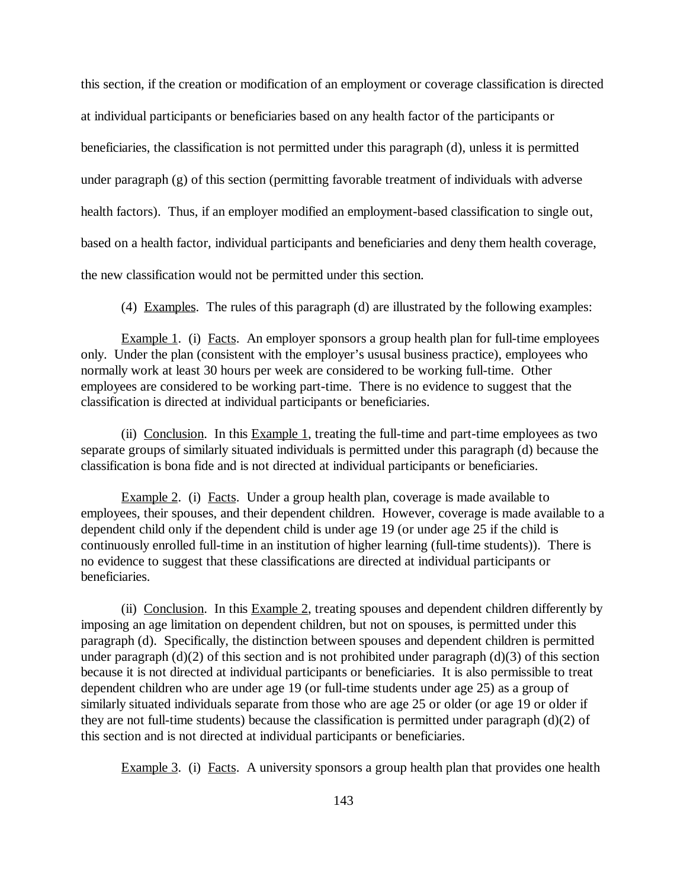this section, if the creation or modification of an employment or coverage classification is directed at individual participants or beneficiaries based on any health factor of the participants or beneficiaries, the classification is not permitted under this paragraph (d), unless it is permitted under paragraph (g) of this section (permitting favorable treatment of individuals with adverse health factors). Thus, if an employer modified an employment-based classification to single out, based on a health factor, individual participants and beneficiaries and deny them health coverage, the new classification would not be permitted under this section.

(4) Examples. The rules of this paragraph (d) are illustrated by the following examples:

Example 1. (i) Facts. An employer sponsors a group health plan for full-time employees only. Under the plan (consistent with the employer's ususal business practice), employees who normally work at least 30 hours per week are considered to be working full-time. Other employees are considered to be working part-time. There is no evidence to suggest that the classification is directed at individual participants or beneficiaries.

(ii) Conclusion. In this Example 1, treating the full-time and part-time employees as two separate groups of similarly situated individuals is permitted under this paragraph (d) because the classification is bona fide and is not directed at individual participants or beneficiaries.

Example 2. (i) Facts. Under a group health plan, coverage is made available to employees, their spouses, and their dependent children. However, coverage is made available to a dependent child only if the dependent child is under age 19 (or under age 25 if the child is continuously enrolled full-time in an institution of higher learning (full-time students)). There is no evidence to suggest that these classifications are directed at individual participants or beneficiaries.

(ii) Conclusion. In this Example 2, treating spouses and dependent children differently by imposing an age limitation on dependent children, but not on spouses, is permitted under this paragraph (d). Specifically, the distinction between spouses and dependent children is permitted under paragraph (d)(2) of this section and is not prohibited under paragraph (d)(3) of this section because it is not directed at individual participants or beneficiaries. It is also permissible to treat dependent children who are under age 19 (or full-time students under age 25) as a group of similarly situated individuals separate from those who are age 25 or older (or age 19 or older if they are not full-time students) because the classification is permitted under paragraph (d)(2) of this section and is not directed at individual participants or beneficiaries.

Example 3. (i) Facts. A university sponsors a group health plan that provides one health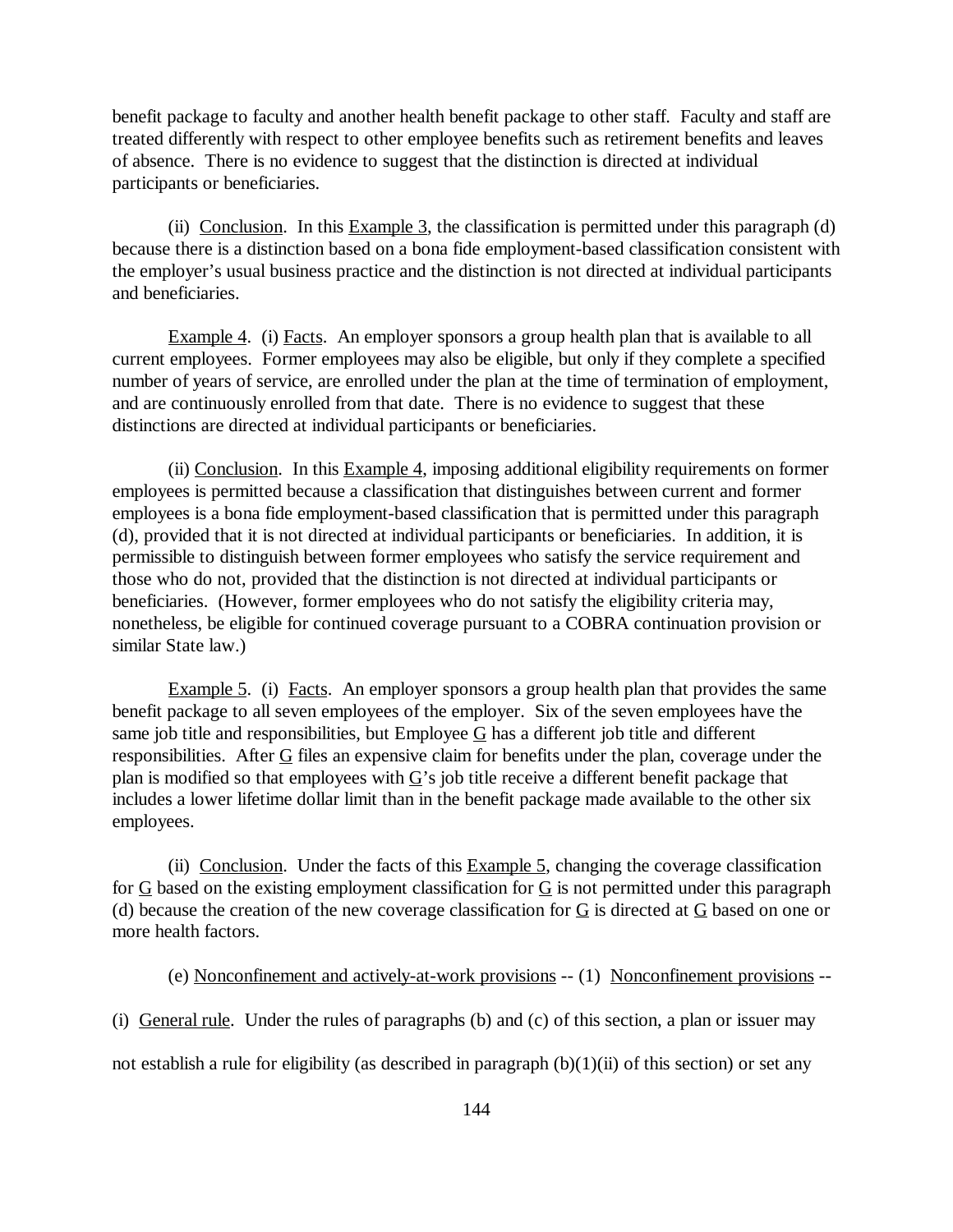benefit package to faculty and another health benefit package to other staff. Faculty and staff are treated differently with respect to other employee benefits such as retirement benefits and leaves of absence. There is no evidence to suggest that the distinction is directed at individual participants or beneficiaries.

(ii) Conclusion. In this Example 3, the classification is permitted under this paragraph (d) because there is a distinction based on a bona fide employment-based classification consistent with the employer's usual business practice and the distinction is not directed at individual participants and beneficiaries.

Example 4. (i) Facts. An employer sponsors a group health plan that is available to all current employees. Former employees may also be eligible, but only if they complete a specified number of years of service, are enrolled under the plan at the time of termination of employment, and are continuously enrolled from that date. There is no evidence to suggest that these distinctions are directed at individual participants or beneficiaries.

(ii) Conclusion. In this Example 4, imposing additional eligibility requirements on former employees is permitted because a classification that distinguishes between current and former employees is a bona fide employment-based classification that is permitted under this paragraph (d), provided that it is not directed at individual participants or beneficiaries. In addition, it is permissible to distinguish between former employees who satisfy the service requirement and those who do not, provided that the distinction is not directed at individual participants or beneficiaries. (However, former employees who do not satisfy the eligibility criteria may, nonetheless, be eligible for continued coverage pursuant to a COBRA continuation provision or similar State law.)

Example 5. (i) Facts. An employer sponsors a group health plan that provides the same benefit package to all seven employees of the employer. Six of the seven employees have the same job title and responsibilities, but Employee G has a different job title and different responsibilities. After G files an expensive claim for benefits under the plan, coverage under the plan is modified so that employees with G's job title receive a different benefit package that includes a lower lifetime dollar limit than in the benefit package made available to the other six employees.

(ii) Conclusion. Under the facts of this Example 5, changing the coverage classification for G based on the existing employment classification for G is not permitted under this paragraph (d) because the creation of the new coverage classification for G is directed at G based on one or more health factors.

(e) Nonconfinement and actively-at-work provisions -- (1) Nonconfinement provisions --

(i) General rule. Under the rules of paragraphs (b) and (c) of this section, a plan or issuer may not establish a rule for eligibility (as described in paragraph (b)(1)(ii) of this section) or set any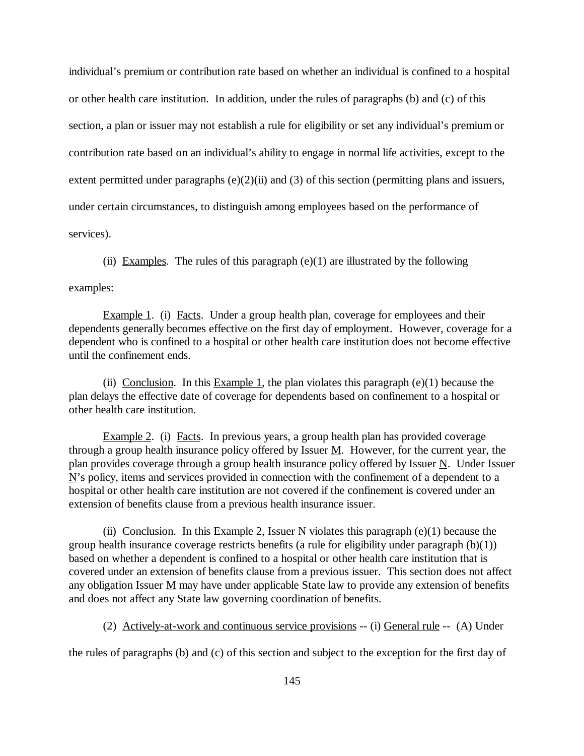individual's premium or contribution rate based on whether an individual is confined to a hospital or other health care institution. In addition, under the rules of paragraphs (b) and (c) of this section, a plan or issuer may not establish a rule for eligibility or set any individual's premium or contribution rate based on an individual's ability to engage in normal life activities, except to the extent permitted under paragraphs (e)(2)(ii) and (3) of this section (permitting plans and issuers, under certain circumstances, to distinguish among employees based on the performance of services).

(ii) Examples. The rules of this paragraph (e)(1) are illustrated by the following examples:

Example 1. (i) Facts. Under a group health plan, coverage for employees and their dependents generally becomes effective on the first day of employment. However, coverage for a dependent who is confined to a hospital or other health care institution does not become effective until the confinement ends.

(ii) Conclusion. In this Example 1, the plan violates this paragraph (e)(1) because the plan delays the effective date of coverage for dependents based on confinement to a hospital or other health care institution.

Example 2. (i) Facts. In previous years, a group health plan has provided coverage through a group health insurance policy offered by Issuer M. However, for the current year, the plan provides coverage through a group health insurance policy offered by Issuer N. Under Issuer N's policy, items and services provided in connection with the confinement of a dependent to a hospital or other health care institution are not covered if the confinement is covered under an extension of benefits clause from a previous health insurance issuer.

(ii) Conclusion. In this Example 2, Issuer N violates this paragraph (e)(1) because the group health insurance coverage restricts benefits (a rule for eligibility under paragraph (b)(1)) based on whether a dependent is confined to a hospital or other health care institution that is covered under an extension of benefits clause from a previous issuer. This section does not affect any obligation Issuer M may have under applicable State law to provide any extension of benefits and does not affect any State law governing coordination of benefits.

(2) Actively-at-work and continuous service provisions -- (i) General rule -- (A) Under the rules of paragraphs (b) and (c) of this section and subject to the exception for the first day of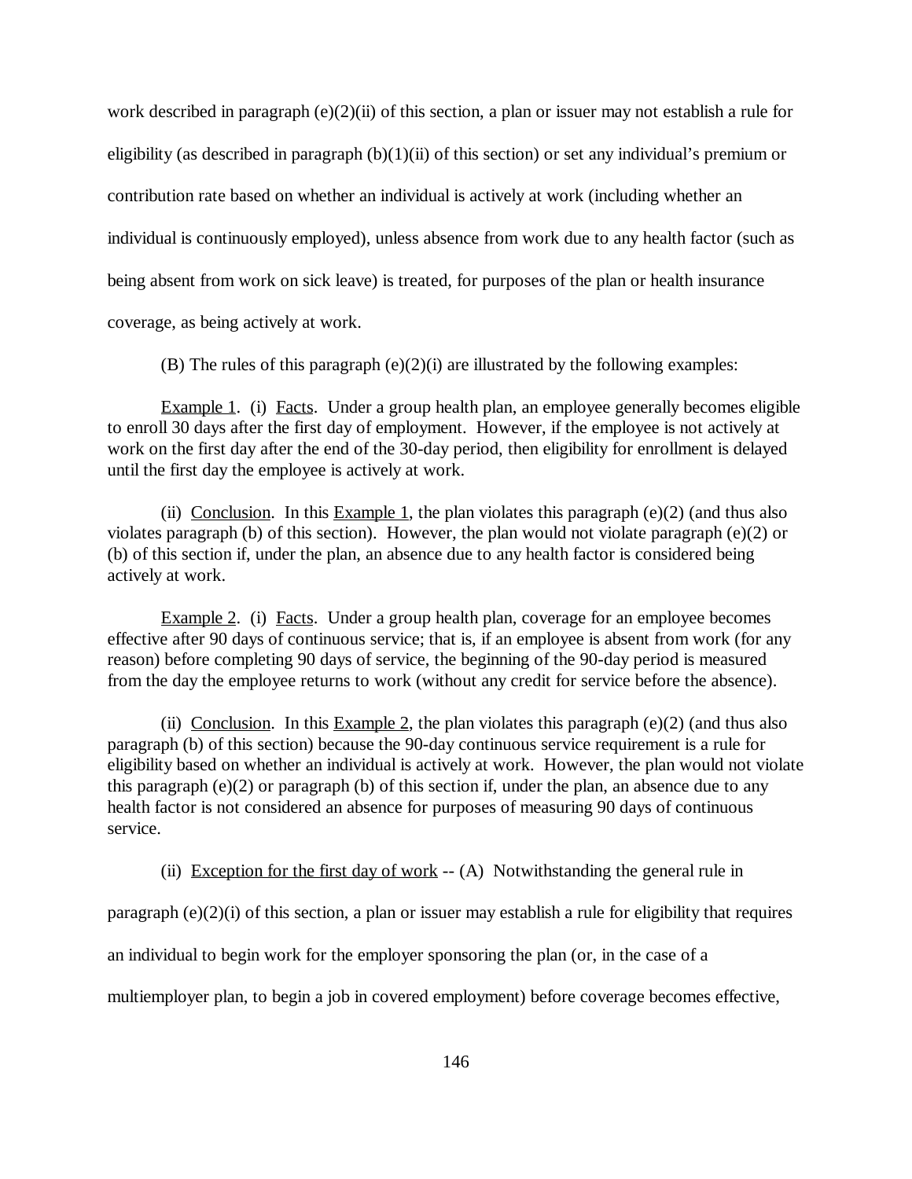work described in paragraph (e)(2)(ii) of this section, a plan or issuer may not establish a rule for eligibility (as described in paragraph (b)(1)(ii) of this section) or set any individual's premium or contribution rate based on whether an individual is actively at work (including whether an individual is continuously employed), unless absence from work due to any health factor (such as being absent from work on sick leave) is treated, for purposes of the plan or health insurance coverage, as being actively at work.

(B) The rules of this paragraph (e)(2)(i) are illustrated by the following examples:

Example 1. (i) Facts. Under a group health plan, an employee generally becomes eligible to enroll 30 days after the first day of employment. However, if the employee is not actively at work on the first day after the end of the 30-day period, then eligibility for enrollment is delayed until the first day the employee is actively at work.

(ii) Conclusion. In this Example 1, the plan violates this paragraph (e)(2) (and thus also violates paragraph (b) of this section). However, the plan would not violate paragraph (e)(2) or (b) of this section if, under the plan, an absence due to any health factor is considered being actively at work.

Example 2. (i) Facts. Under a group health plan, coverage for an employee becomes effective after 90 days of continuous service; that is, if an employee is absent from work (for any reason) before completing 90 days of service, the beginning of the 90-day period is measured from the day the employee returns to work (without any credit for service before the absence).

(ii) Conclusion. In this Example 2, the plan violates this paragraph (e)(2) (and thus also paragraph (b) of this section) because the 90-day continuous service requirement is a rule for eligibility based on whether an individual is actively at work. However, the plan would not violate this paragraph (e)(2) or paragraph (b) of this section if, under the plan, an absence due to any health factor is not considered an absence for purposes of measuring 90 days of continuous service.

(ii) Exception for the first day of work -- (A) Notwithstanding the general rule in paragraph (e)(2)(i) of this section, a plan or issuer may establish a rule for eligibility that requires an individual to begin work for the employer sponsoring the plan (or, in the case of a multiemployer plan, to begin a job in covered employment) before coverage becomes effective,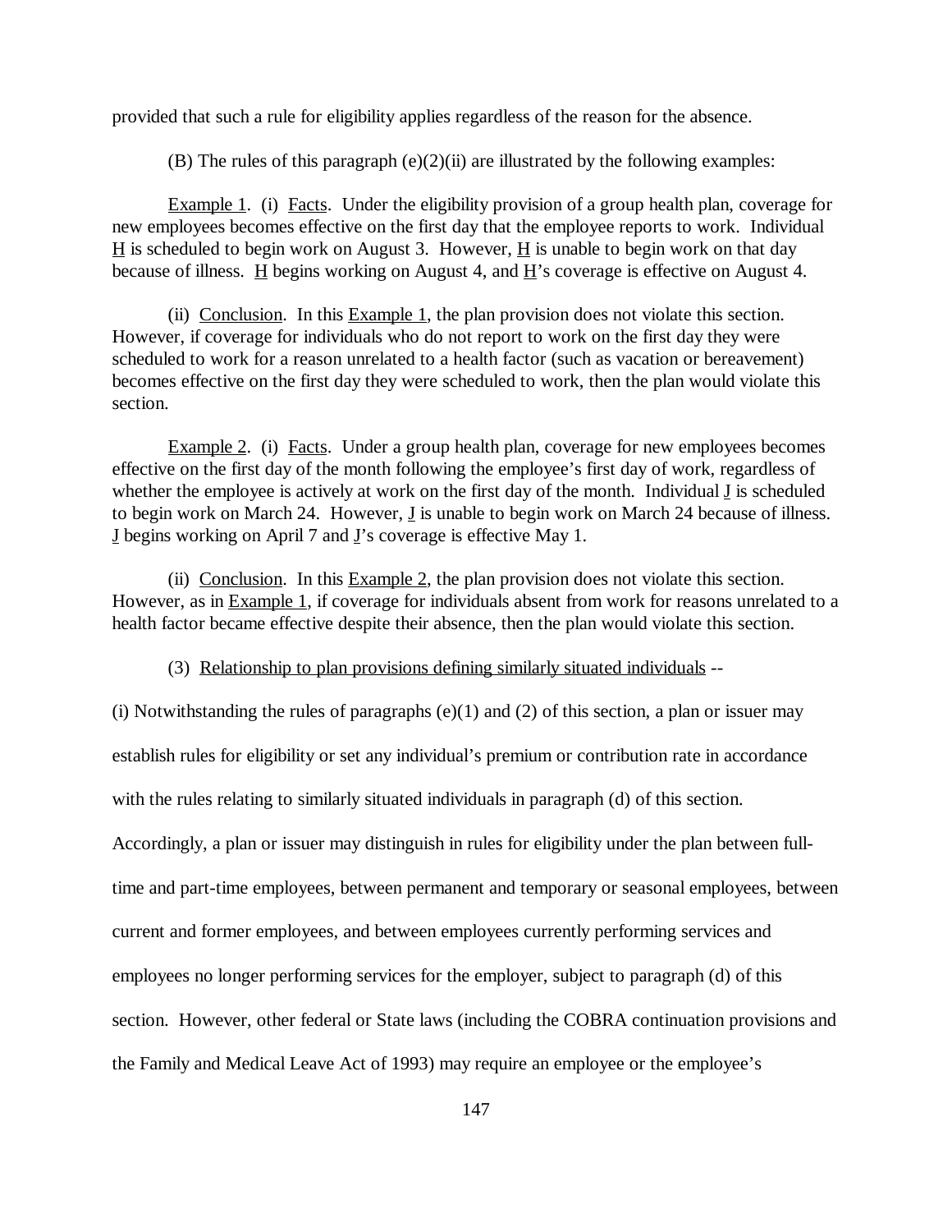provided that such a rule for eligibility applies regardless of the reason for the absence.

(B) The rules of this paragraph (e)(2)(ii) are illustrated by the following examples:

Example 1. (i) Facts. Under the eligibility provision of a group health plan, coverage for new employees becomes effective on the first day that the employee reports to work. Individual H is scheduled to begin work on August 3. However, H is unable to begin work on that day because of illness. H begins working on August 4, and H's coverage is effective on August 4.

(ii) Conclusion. In this Example 1, the plan provision does not violate this section. However, if coverage for individuals who do not report to work on the first day they were scheduled to work for a reason unrelated to a health factor (such as vacation or bereavement) becomes effective on the first day they were scheduled to work, then the plan would violate this section.

Example 2. (i) Facts. Under a group health plan, coverage for new employees becomes effective on the first day of the month following the employee's first day of work, regardless of whether the employee is actively at work on the first day of the month. Individual J is scheduled to begin work on March 24. However, J is unable to begin work on March 24 because of illness. J begins working on April 7 and J's coverage is effective May 1.

(ii) Conclusion. In this Example 2, the plan provision does not violate this section. However, as in Example 1, if coverage for individuals absent from work for reasons unrelated to a health factor became effective despite their absence, then the plan would violate this section.

(3) Relationship to plan provisions defining similarly situated individuals --

(i) Notwithstanding the rules of paragraphs (e)(1) and (2) of this section, a plan or issuer may establish rules for eligibility or set any individual's premium or contribution rate in accordance with the rules relating to similarly situated individuals in paragraph (d) of this section. Accordingly, a plan or issuer may distinguish in rules for eligibility under the plan between full-time and part-time employees, between permanent and temporary or seasonal employees, between current and former employees, and between employees currently performing services and employees no longer performing services for the employer, subject to paragraph (d) of this section. However, other federal or State laws (including the COBRA continuation provisions and the Family and Medical Leave Act of 1993) may require an employee or the employee's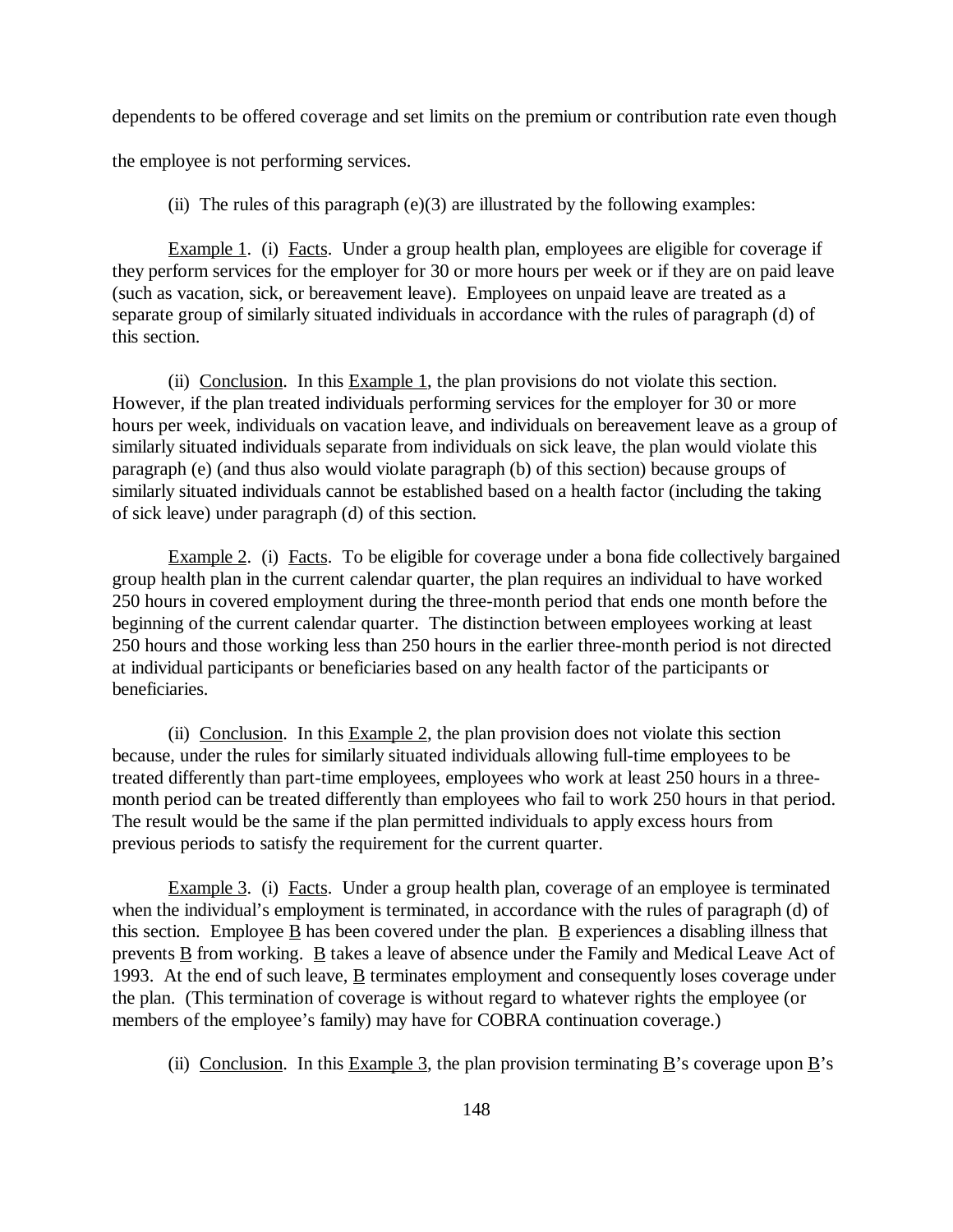dependents to be offered coverage and set limits on the premium or contribution rate even though the employee is not performing services.

(ii) The rules of this paragraph (e)(3) are illustrated by the following examples:

Example 1. (i) Facts. Under a group health plan, employees are eligible for coverage if they perform services for the employer for 30 or more hours per week or if they are on paid leave (such as vacation, sick, or bereavement leave). Employees on unpaid leave are treated as a separate group of similarly situated individuals in accordance with the rules of paragraph (d) of this section.

(ii) Conclusion. In this Example 1, the plan provisions do not violate this section. However, if the plan treated individuals performing services for the employer for 30 or more hours per week, individuals on vacation leave, and individuals on bereavement leave as a group of similarly situated individuals separate from individuals on sick leave, the plan would violate this paragraph (e) (and thus also would violate paragraph (b) of this section) because groups of similarly situated individuals cannot be established based on a health factor (including the taking of sick leave) under paragraph (d) of this section.

Example 2. (i) Facts. To be eligible for coverage under a bona fide collectively bargained group health plan in the current calendar quarter, the plan requires an individual to have worked 250 hours in covered employment during the three-month period that ends one month before the beginning of the current calendar quarter. The distinction between employees working at least 250 hours and those working less than 250 hours in the earlier three-month period is not directed at individual participants or beneficiaries based on any health factor of the participants or beneficiaries.

(ii) Conclusion. In this Example 2, the plan provision does not violate this section because, under the rules for similarly situated individuals allowing full-time employees to be treated differently than part-time employees, employees who work at least 250 hours in a three-month period can be treated differently than employees who fail to work 250 hours in that period. The result would be the same if the plan permitted individuals to apply excess hours from previous periods to satisfy the requirement for the current quarter.

Example 3. (i) Facts. Under a group health plan, coverage of an employee is terminated when the individual's employment is terminated, in accordance with the rules of paragraph (d) of this section. Employee B has been covered under the plan. B experiences a disabling illness that prevents B from working. B takes a leave of absence under the Family and Medical Leave Act of 1993. At the end of such leave, B terminates employment and consequently loses coverage under the plan. (This termination of coverage is without regard to whatever rights the employee (or members of the employee's family) may have for COBRA continuation coverage.)

(ii) Conclusion. In this Example 3, the plan provision terminating B's coverage upon B's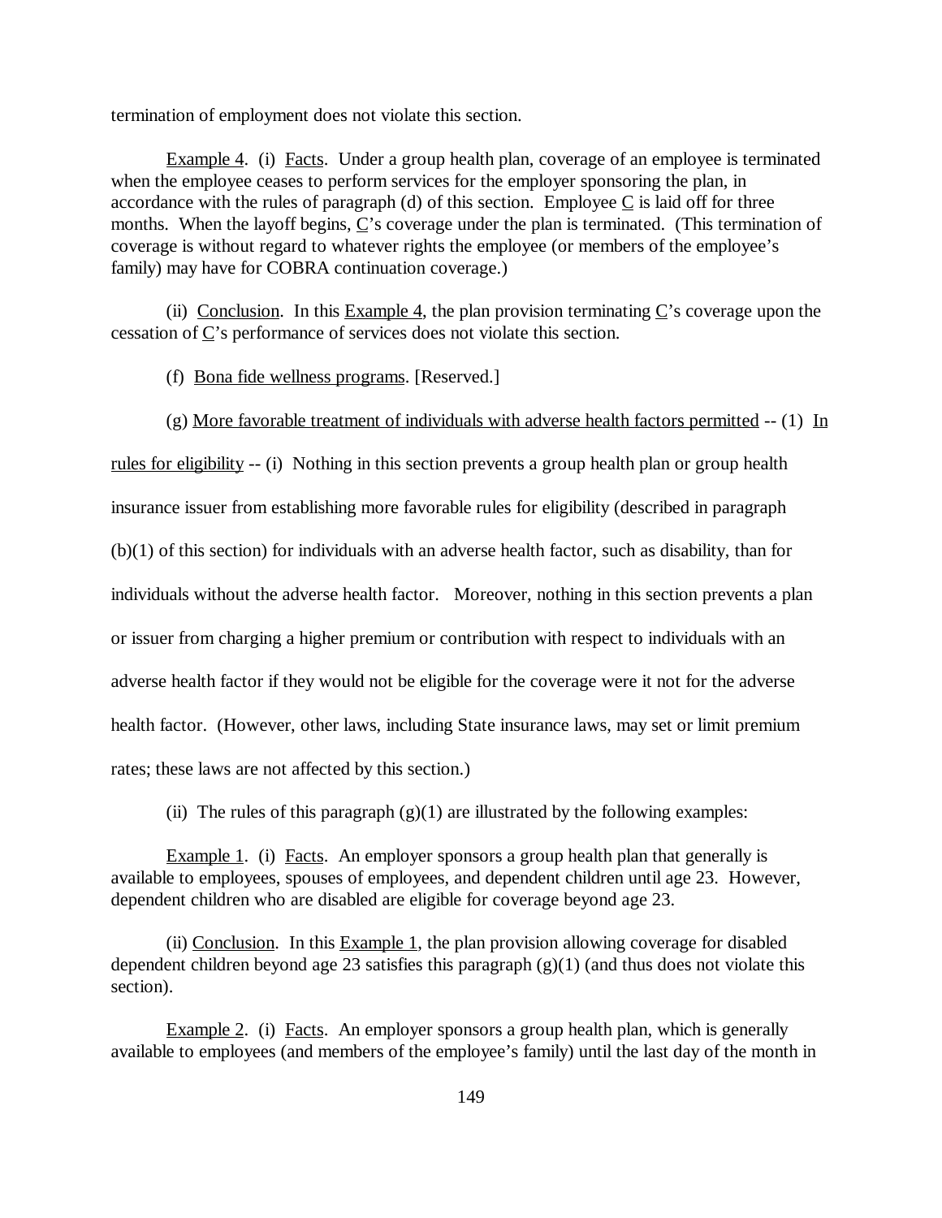termination of employment does not violate this section.

Example 4. (i) Facts. Under a group health plan, coverage of an employee is terminated when the employee ceases to perform services for the employer sponsoring the plan, in accordance with the rules of paragraph (d) of this section. Employee C is laid off for three months. When the layoff begins, C's coverage under the plan is terminated. (This termination of coverage is without regard to whatever rights the employee (or members of the employee's family) may have for COBRA continuation coverage.)

(ii) Conclusion. In this Example 4, the plan provision terminating C's coverage upon the cessation of C's performance of services does not violate this section.

(f) Bona fide wellness programs. [Reserved.]

(g) More favorable treatment of individuals with adverse health factors permitted -- (1) In rules for eligibility -- (i) Nothing in this section prevents a group health plan or group health insurance issuer from establishing more favorable rules for eligibility (described in paragraph (b)(1) of this section) for individuals with an adverse health factor, such as disability, than for individuals without the adverse health factor. Moreover, nothing in this section prevents a plan or issuer from charging a higher premium or contribution with respect to individuals with an adverse health factor if they would not be eligible for the coverage were it not for the adverse health factor. (However, other laws, including State insurance laws, may set or limit premium rates; these laws are not affected by this section.)

(ii) The rules of this paragraph (g)(1) are illustrated by the following examples:

Example 1. (i) Facts. An employer sponsors a group health plan that generally is available to employees, spouses of employees, and dependent children until age 23. However, dependent children who are disabled are eligible for coverage beyond age 23.

(ii) Conclusion. In this Example 1, the plan provision allowing coverage for disabled dependent children beyond age 23 satisfies this paragraph (g)(1) (and thus does not violate this section).

Example 2. (i) Facts. An employer sponsors a group health plan, which is generally available to employees (and members of the employee's family) until the last day of the month in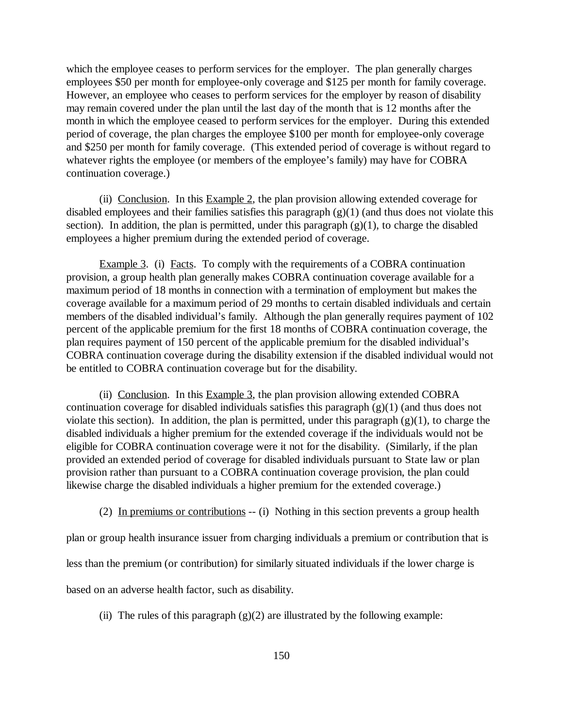which the employee ceases to perform services for the employer. The plan generally charges employees $50 per month for employee-only coverage and $125 per month for family coverage. However, an employee who ceases to perform services for the employer by reason of disability may remain covered under the plan until the last day of the month that is 12 months after the month in which the employee ceased to perform services for the employer. During this extended period of coverage, the plan charges the employee $100 per month for employee-only coverage and $250 per month for family coverage. (This extended period of coverage is without regard to whatever rights the employee (or members of the employee's family) may have for COBRA continuation coverage.)

(ii) Conclusion. In this Example 2, the plan provision allowing extended coverage for disabled employees and their families satisfies this paragraph (g)(1) (and thus does not violate this section). In addition, the plan is permitted, under this paragraph (g)(1), to charge the disabled employees a higher premium during the extended period of coverage.

Example 3. (i) Facts. To comply with the requirements of a COBRA continuation provision, a group health plan generally makes COBRA continuation coverage available for a maximum period of 18 months in connection with a termination of employment but makes the coverage available for a maximum period of 29 months to certain disabled individuals and certain members of the disabled individual's family. Although the plan generally requires payment of 102 percent of the applicable premium for the first 18 months of COBRA continuation coverage, the plan requires payment of 150 percent of the applicable premium for the disabled individual's COBRA continuation coverage during the disability extension if the disabled individual would not be entitled to COBRA continuation coverage but for the disability.

(ii) Conclusion. In this Example 3, the plan provision allowing extended COBRA continuation coverage for disabled individuals satisfies this paragraph (g)(1) (and thus does not violate this section). In addition, the plan is permitted, under this paragraph (g)(1), to charge the disabled individuals a higher premium for the extended coverage if the individuals would not be eligible for COBRA continuation coverage were it not for the disability. (Similarly, if the plan provided an extended period of coverage for disabled individuals pursuant to State law or plan provision rather than pursuant to a COBRA continuation coverage provision, the plan could likewise charge the disabled individuals a higher premium for the extended coverage.)

(2) In premiums or contributions -- (i) Nothing in this section prevents a group health plan or group health insurance issuer from charging individuals a premium or contribution that is less than the premium (or contribution) for similarly situated individuals if the lower charge is based on an adverse health factor, such as disability.

(ii) The rules of this paragraph (g)(2) are illustrated by the following example: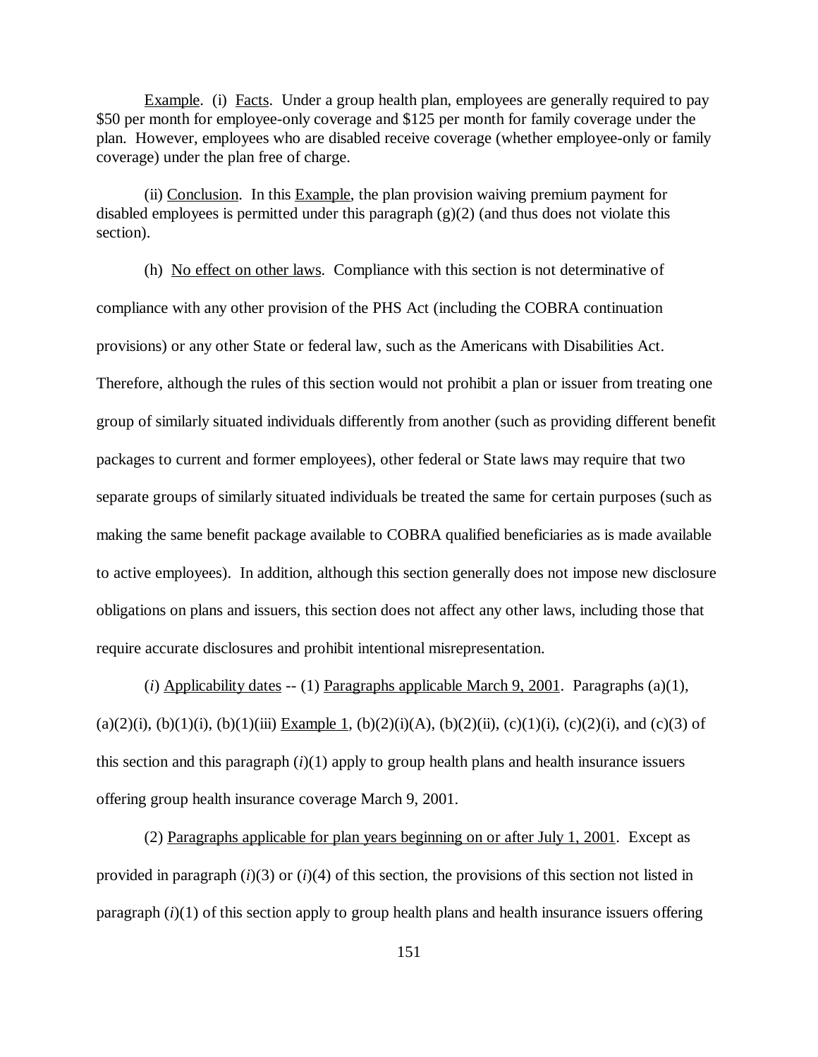Example. (i) Facts. Under a group health plan, employees are generally required to pay $50 per month for employee-only coverage and $125 per month for family coverage under the plan. However, employees who are disabled receive coverage (whether employee-only or family coverage) under the plan free of charge.

(ii) Conclusion. In this Example, the plan provision waiving premium payment for disabled employees is permitted under this paragraph (g)(2) (and thus does not violate this section).

(h) No effect on other laws. Compliance with this section is not determinative of compliance with any other provision of the PHS Act (including the COBRA continuation provisions) or any other State or federal law, such as the Americans with Disabilities Act. Therefore, although the rules of this section would not prohibit a plan or issuer from treating one group of similarly situated individuals differently from another (such as providing different benefit packages to current and former employees), other federal or State laws may require that two separate groups of similarly situated individuals be treated the same for certain purposes (such as making the same benefit package available to COBRA qualified beneficiaries as is made available to active employees). In addition, although this section generally does not impose new disclosure obligations on plans and issuers, this section does not affect any other laws, including those that require accurate disclosures and prohibit intentional misrepresentation.

(*i*) Applicability dates -- (1) Paragraphs applicable March 9, 2001. Paragraphs (a)(1), (a)(2)(i), (b)(1)(i), (b)(1)(iii) Example 1, (b)(2)(i)(A), (b)(2)(ii), (c)(1)(i), (c)(2)(i), and (c)(3) of this section and this paragraph (*i*)(1) apply to group health plans and health insurance issuers offering group health insurance coverage March 9, 2001.

(2) Paragraphs applicable for plan years beginning on or after July 1, 2001. Except as provided in paragraph (*i*)(3) or (*i*)(4) of this section, the provisions of this section not listed in paragraph (*i*)(1) of this section apply to group health plans and health insurance issuers offering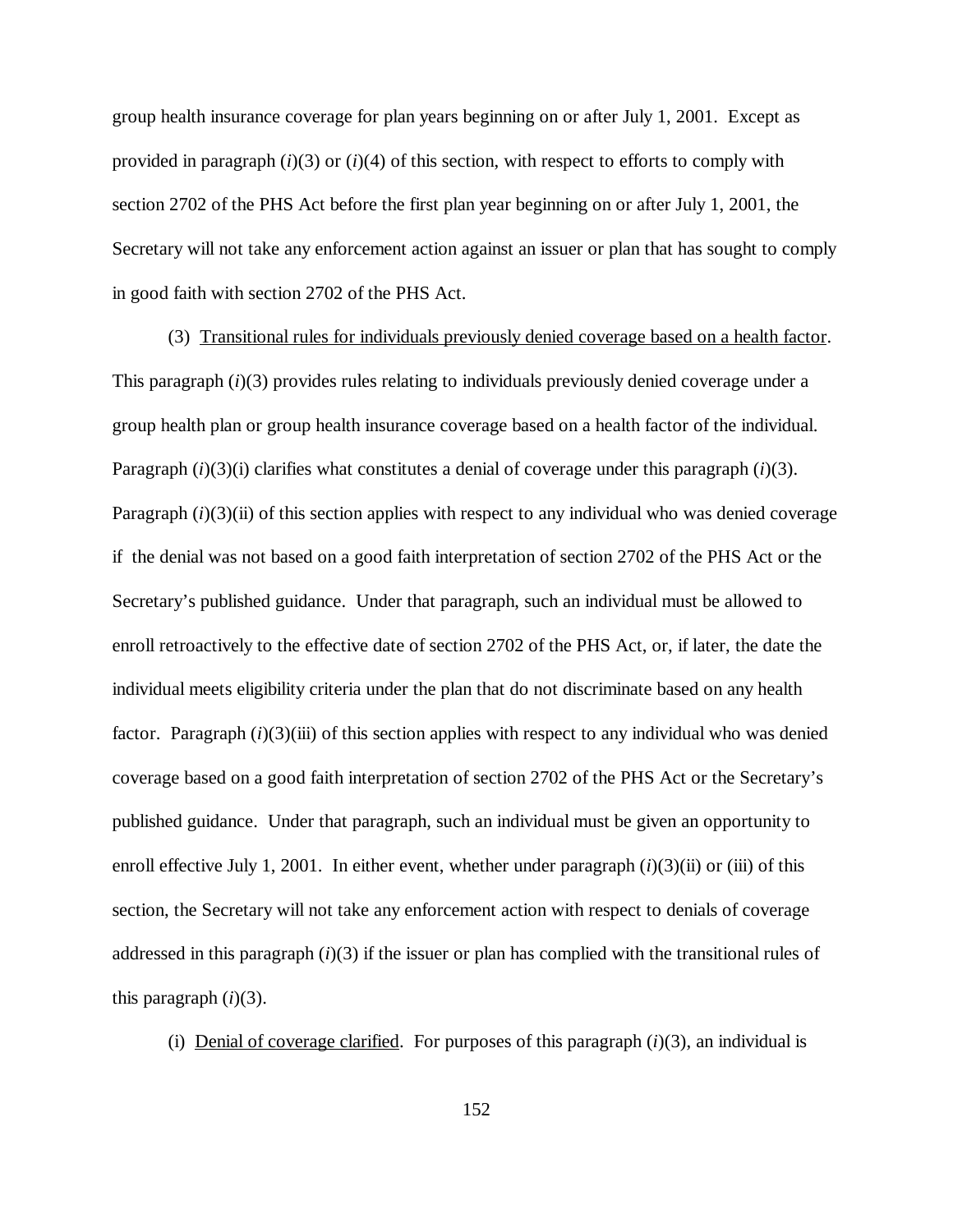group health insurance coverage for plan years beginning on or after July 1, 2001. Except as provided in paragraph (*i*)(3) or (*i*)(4) of this section, with respect to efforts to comply with section 2702 of the PHS Act before the first plan year beginning on or after July 1, 2001, the Secretary will not take any enforcement action against an issuer or plan that has sought to comply in good faith with section 2702 of the PHS Act.

(3) <u>Transitional rules for individuals previously denied coverage based on a health factor</u>. This paragraph (*i*)(3) provides rules relating to individuals previously denied coverage under a group health plan or group health insurance coverage based on a health factor of the individual. Paragraph (*i*)(3)(i) clarifies what constitutes a denial of coverage under this paragraph (*i*)(3). Paragraph (*i*)(3)(ii) of this section applies with respect to any individual who was denied coverage if the denial was not based on a good faith interpretation of section 2702 of the PHS Act or the Secretary's published guidance. Under that paragraph, such an individual must be allowed to enroll retroactively to the effective date of section 2702 of the PHS Act, or, if later, the date the individual meets eligibility criteria under the plan that do not discriminate based on any health factor. Paragraph (*i*)(3)(iii) of this section applies with respect to any individual who was denied coverage based on a good faith interpretation of section 2702 of the PHS Act or the Secretary's published guidance. Under that paragraph, such an individual must be given an opportunity to enroll effective July 1, 2001. In either event, whether under paragraph (*i*)(3)(ii) or (iii) of this section, the Secretary will not take any enforcement action with respect to denials of coverage addressed in this paragraph (*i*)(3) if the issuer or plan has complied with the transitional rules of this paragraph (*i*)(3).

(i) <u>Denial of coverage clarified</u>. For purposes of this paragraph (*i*)(3), an individual is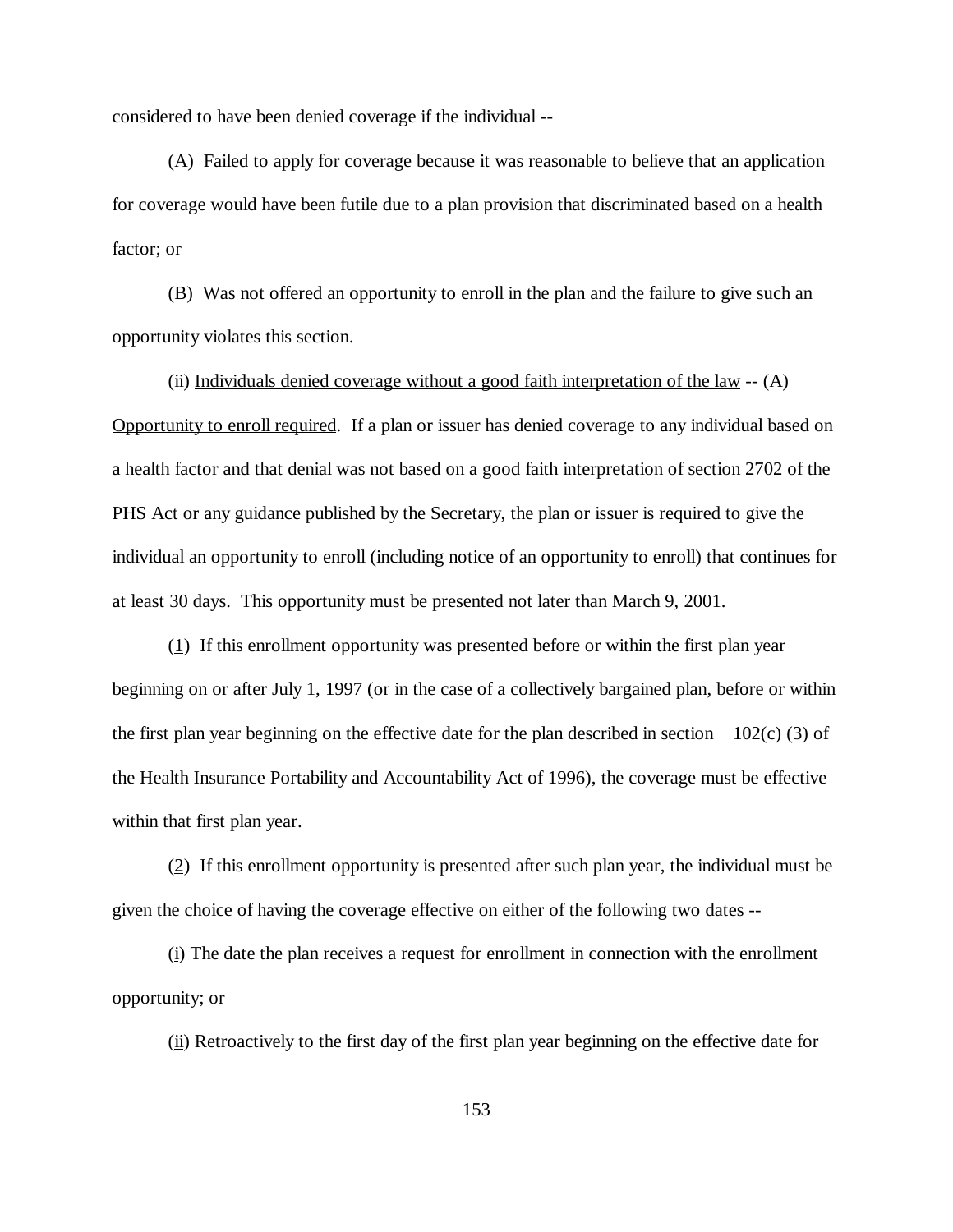considered to have been denied coverage if the individual --

(A) Failed to apply for coverage because it was reasonable to believe that an application for coverage would have been futile due to a plan provision that discriminated based on a health factor; or

(B) Was not offered an opportunity to enroll in the plan and the failure to give such an opportunity violates this section.

(ii) Individuals denied coverage without a good faith interpretation of the law -- (A) Opportunity to enroll required. If a plan or issuer has denied coverage to any individual based on a health factor and that denial was not based on a good faith interpretation of section 2702 of the PHS Act or any guidance published by the Secretary, the plan or issuer is required to give the individual an opportunity to enroll (including notice of an opportunity to enroll) that continues for at least 30 days. This opportunity must be presented not later than March 9, 2001.

(1) If this enrollment opportunity was presented before or within the first plan year beginning on or after July 1, 1997 (or in the case of a collectively bargained plan, before or within the first plan year beginning on the effective date for the plan described in section 102(c) (3) of the Health Insurance Portability and Accountability Act of 1996), the coverage must be effective within that first plan year.

(2) If this enrollment opportunity is presented after such plan year, the individual must be given the choice of having the coverage effective on either of the following two dates --

(i) The date the plan receives a request for enrollment in connection with the enrollment opportunity; or

(ii) Retroactively to the first day of the first plan year beginning on the effective date for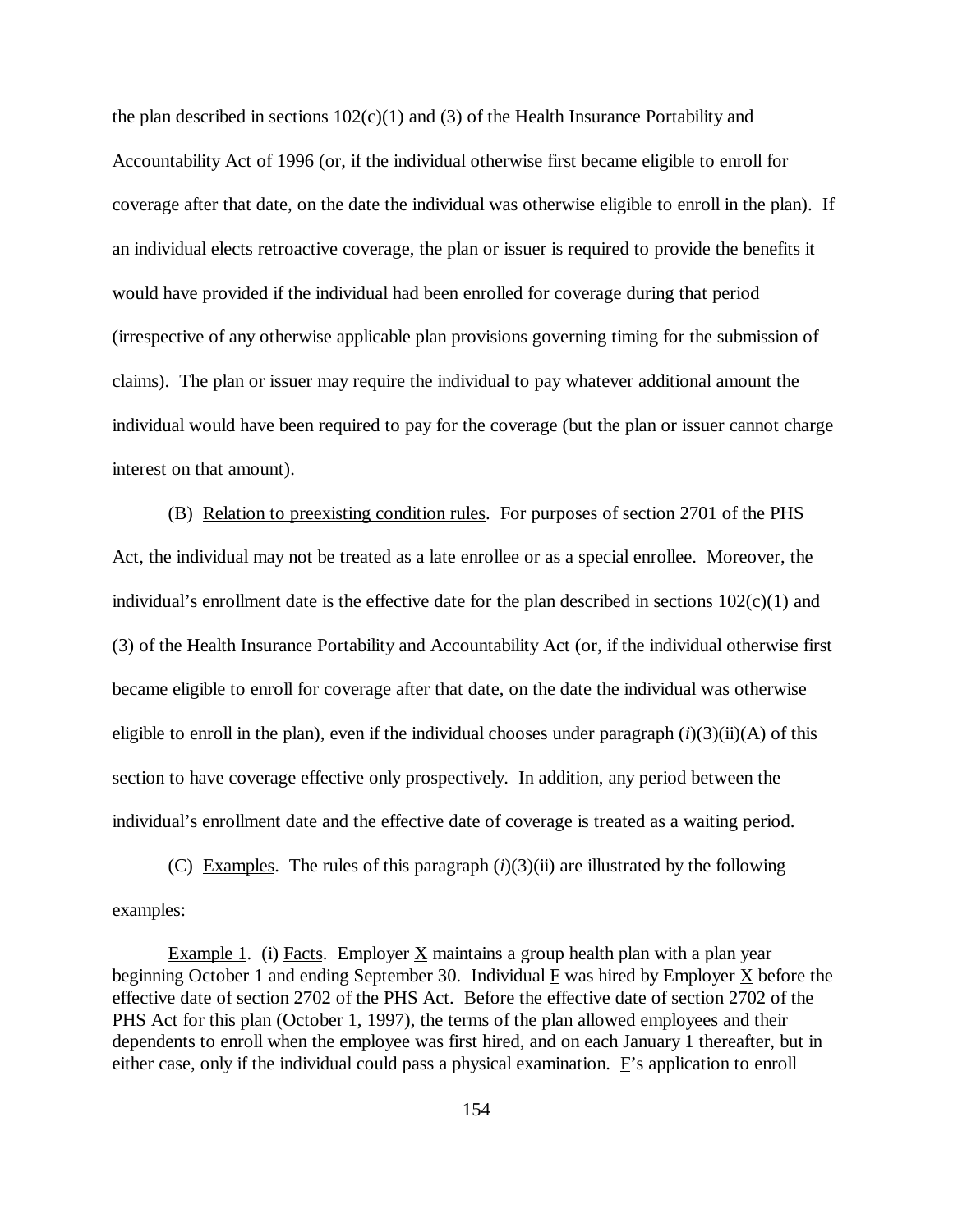the plan described in sections 102(c)(1) and (3) of the Health Insurance Portability and Accountability Act of 1996 (or, if the individual otherwise first became eligible to enroll for coverage after that date, on the date the individual was otherwise eligible to enroll in the plan). If an individual elects retroactive coverage, the plan or issuer is required to provide the benefits it would have provided if the individual had been enrolled for coverage during that period (irrespective of any otherwise applicable plan provisions governing timing for the submission of claims). The plan or issuer may require the individual to pay whatever additional amount the individual would have been required to pay for the coverage (but the plan or issuer cannot charge interest on that amount).

(B) Relation to preexisting condition rules. For purposes of section 2701 of the PHS Act, the individual may not be treated as a late enrollee or as a special enrollee. Moreover, the individual's enrollment date is the effective date for the plan described in sections 102(c)(1) and (3) of the Health Insurance Portability and Accountability Act (or, if the individual otherwise first became eligible to enroll for coverage after that date, on the date the individual was otherwise eligible to enroll in the plan), even if the individual chooses under paragraph (*i*)(3)(ii)(A) of this section to have coverage effective only prospectively. In addition, any period between the individual's enrollment date and the effective date of coverage is treated as a waiting period.

(C) Examples. The rules of this paragraph (*i*)(3)(ii) are illustrated by the following examples:

Example 1. (i) Facts. Employer X maintains a group health plan with a plan year beginning October 1 and ending September 30. Individual F was hired by Employer X before the effective date of section 2702 of the PHS Act. Before the effective date of section 2702 of the PHS Act for this plan (October 1, 1997), the terms of the plan allowed employees and their dependents to enroll when the employee was first hired, and on each January 1 thereafter, but in either case, only if the individual could pass a physical examination. F's application to enroll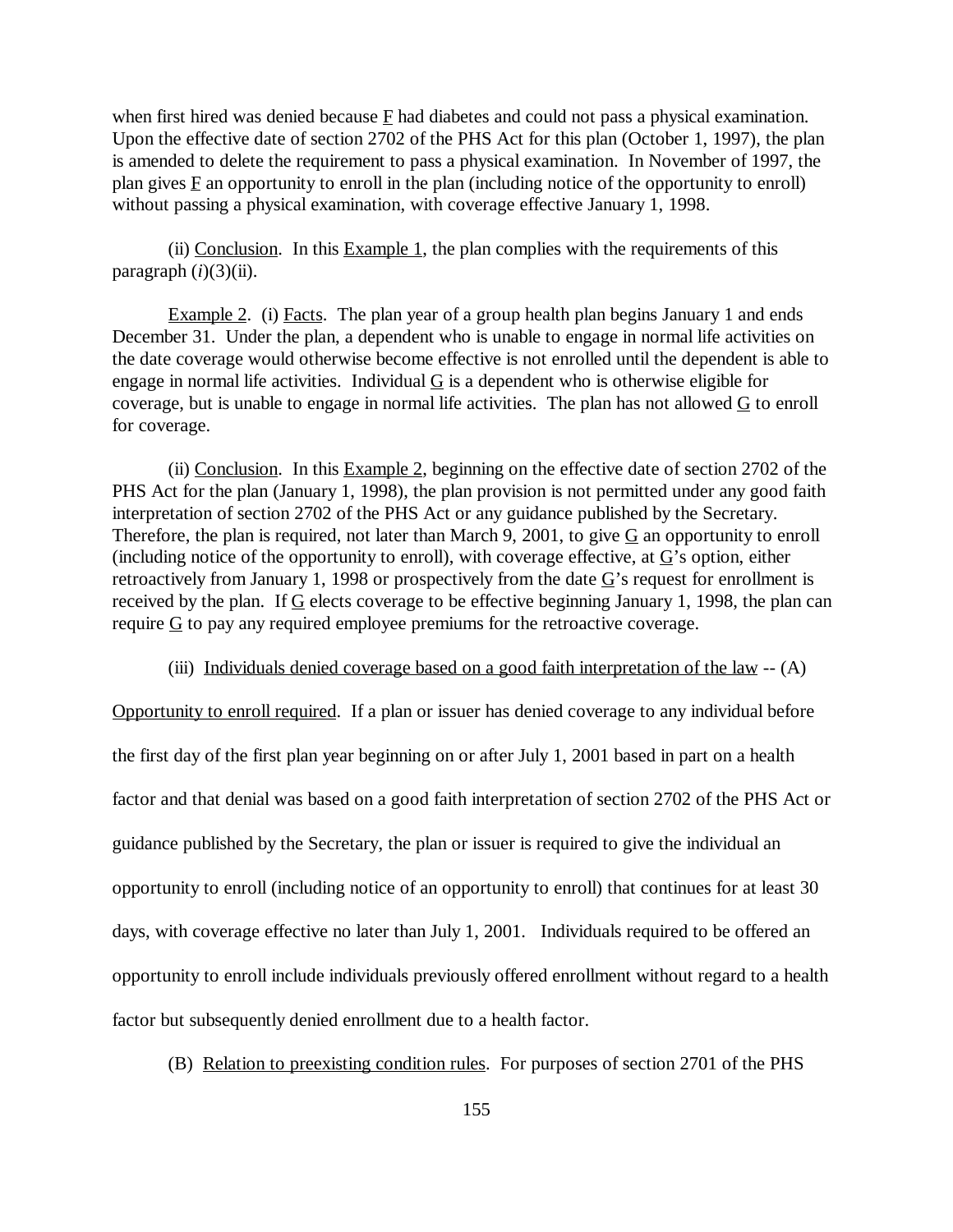when first hired was denied because F had diabetes and could not pass a physical examination. Upon the effective date of section 2702 of the PHS Act for this plan (October 1, 1997), the plan is amended to delete the requirement to pass a physical examination. In November of 1997, the plan gives F an opportunity to enroll in the plan (including notice of the opportunity to enroll) without passing a physical examination, with coverage effective January 1, 1998.

(ii) Conclusion. In this Example 1, the plan complies with the requirements of this paragraph (*i*)(3)(ii).

Example 2. (i) Facts. The plan year of a group health plan begins January 1 and ends December 31. Under the plan, a dependent who is unable to engage in normal life activities on the date coverage would otherwise become effective is not enrolled until the dependent is able to engage in normal life activities. Individual G is a dependent who is otherwise eligible for coverage, but is unable to engage in normal life activities. The plan has not allowed G to enroll for coverage.

(ii) Conclusion. In this Example 2, beginning on the effective date of section 2702 of the PHS Act for the plan (January 1, 1998), the plan provision is not permitted under any good faith interpretation of section 2702 of the PHS Act or any guidance published by the Secretary. Therefore, the plan is required, not later than March 9, 2001, to give G an opportunity to enroll (including notice of the opportunity to enroll), with coverage effective, at G's option, either retroactively from January 1, 1998 or prospectively from the date G's request for enrollment is received by the plan. If G elects coverage to be effective beginning January 1, 1998, the plan can require G to pay any required employee premiums for the retroactive coverage.

(iii) Individuals denied coverage based on a good faith interpretation of the law -- (A) Opportunity to enroll required. If a plan or issuer has denied coverage to any individual before the first day of the first plan year beginning on or after July 1, 2001 based in part on a health factor and that denial was based on a good faith interpretation of section 2702 of the PHS Act or guidance published by the Secretary, the plan or issuer is required to give the individual an opportunity to enroll (including notice of an opportunity to enroll) that continues for at least 30 days, with coverage effective no later than July 1, 2001. Individuals required to be offered an opportunity to enroll include individuals previously offered enrollment without regard to a health factor but subsequently denied enrollment due to a health factor.

(B) Relation to preexisting condition rules. For purposes of section 2701 of the PHS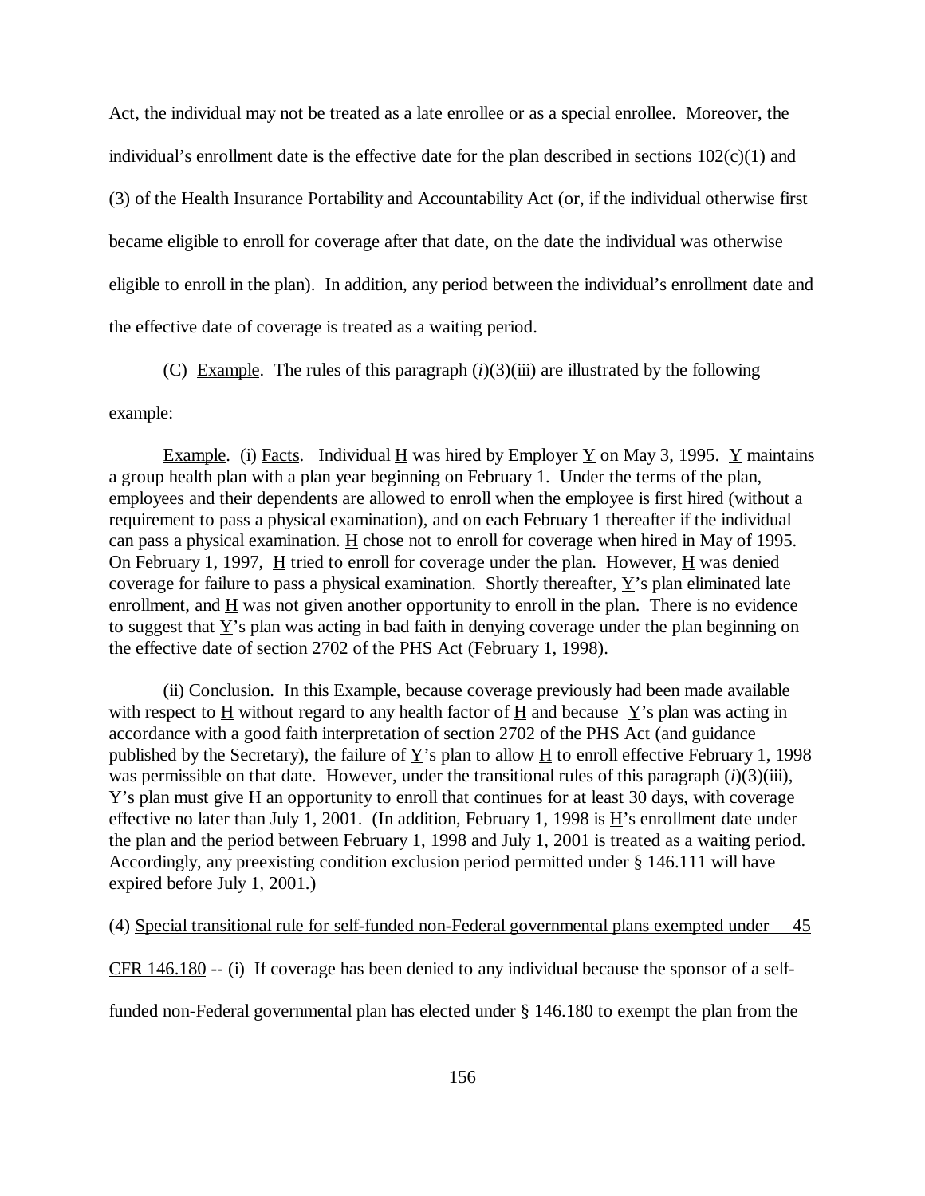Act, the individual may not be treated as a late enrollee or as a special enrollee. Moreover, the individual's enrollment date is the effective date for the plan described in sections 102(c)(1) and (3) of the Health Insurance Portability and Accountability Act (or, if the individual otherwise first became eligible to enroll for coverage after that date, on the date the individual was otherwise eligible to enroll in the plan). In addition, any period between the individual's enrollment date and the effective date of coverage is treated as a waiting period.

(C) Example. The rules of this paragraph (*i*)(3)(iii) are illustrated by the following example:

Example. (i) Facts. Individual H was hired by Employer Y on May 3, 1995. Y maintains a group health plan with a plan year beginning on February 1. Under the terms of the plan, employees and their dependents are allowed to enroll when the employee is first hired (without a requirement to pass a physical examination), and on each February 1 thereafter if the individual can pass a physical examination. H chose not to enroll for coverage when hired in May of 1995. On February 1, 1997, H tried to enroll for coverage under the plan. However, H was denied coverage for failure to pass a physical examination. Shortly thereafter, Y's plan eliminated late enrollment, and H was not given another opportunity to enroll in the plan. There is no evidence to suggest that Y's plan was acting in bad faith in denying coverage under the plan beginning on the effective date of section 2702 of the PHS Act (February 1, 1998).

(ii) Conclusion. In this Example, because coverage previously had been made available with respect to H without regard to any health factor of H and because Y's plan was acting in accordance with a good faith interpretation of section 2702 of the PHS Act (and guidance published by the Secretary), the failure of Y's plan to allow H to enroll effective February 1, 1998 was permissible on that date. However, under the transitional rules of this paragraph (*i*)(3)(iii), Y's plan must give H an opportunity to enroll that continues for at least 30 days, with coverage effective no later than July 1, 2001. (In addition, February 1, 1998 is H's enrollment date under the plan and the period between February 1, 1998 and July 1, 2001 is treated as a waiting period. Accordingly, any preexisting condition exclusion period permitted under § 146.111 will have expired before July 1, 2001.)

(4) Special transitional rule for self-funded non-Federal governmental plans exempted under 45 CFR 146.180 -- (i) If coverage has been denied to any individual because the sponsor of a self-funded non-Federal governmental plan has elected under § 146.180 to exempt the plan from the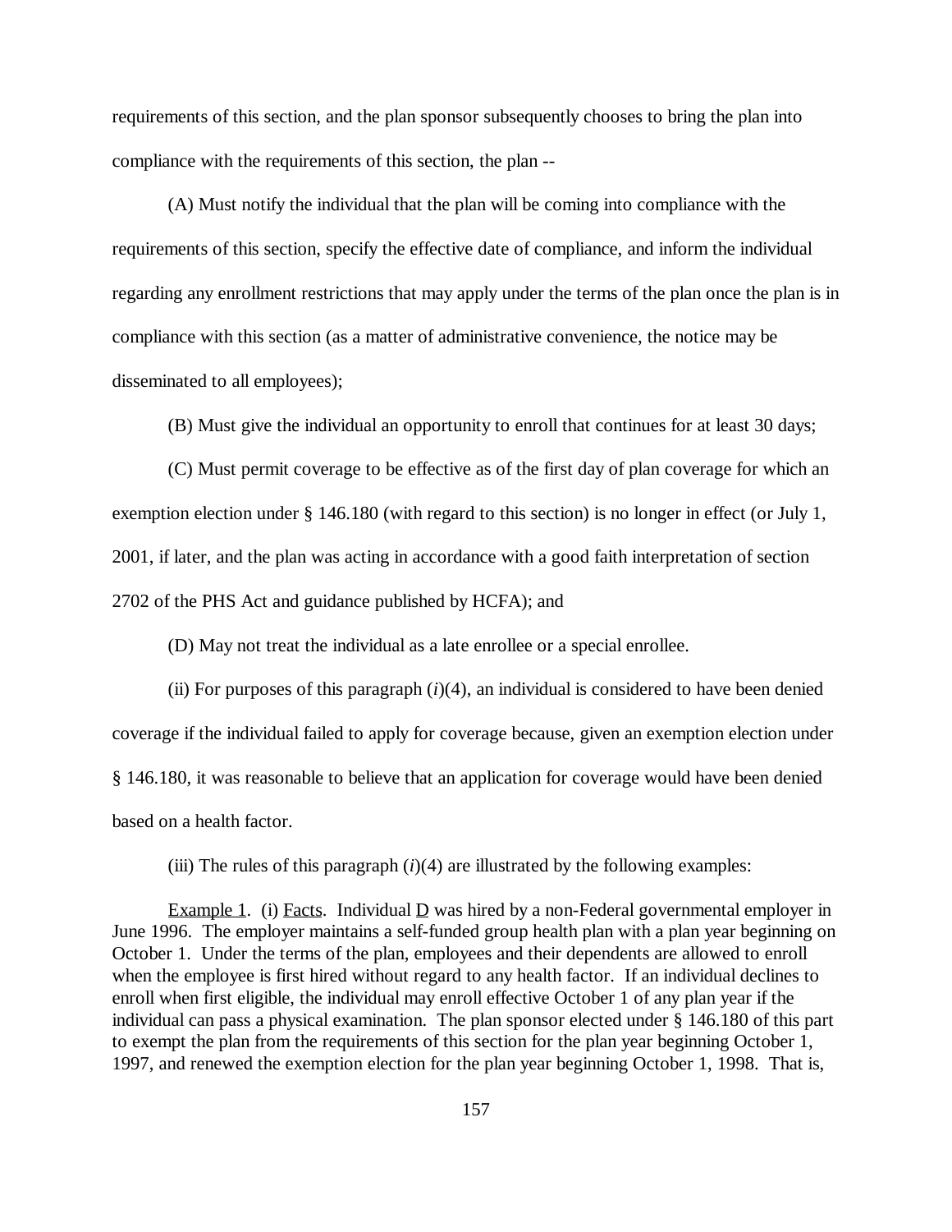requirements of this section, and the plan sponsor subsequently chooses to bring the plan into compliance with the requirements of this section, the plan --

(A) Must notify the individual that the plan will be coming into compliance with the requirements of this section, specify the effective date of compliance, and inform the individual regarding any enrollment restrictions that may apply under the terms of the plan once the plan is in compliance with this section (as a matter of administrative convenience, the notice may be disseminated to all employees);

(B) Must give the individual an opportunity to enroll that continues for at least 30 days;

(C) Must permit coverage to be effective as of the first day of plan coverage for which an exemption election under § 146.180 (with regard to this section) is no longer in effect (or July 1, 2001, if later, and the plan was acting in accordance with a good faith interpretation of section 2702 of the PHS Act and guidance published by HCFA); and

(D) May not treat the individual as a late enrollee or a special enrollee.

(ii) For purposes of this paragraph (*i*)(4), an individual is considered to have been denied coverage if the individual failed to apply for coverage because, given an exemption election under § 146.180, it was reasonable to believe that an application for coverage would have been denied based on a health factor.

(iii) The rules of this paragraph (*i*)(4) are illustrated by the following examples:

Example 1. (i) Facts. Individual D was hired by a non-Federal governmental employer in June 1996. The employer maintains a self-funded group health plan with a plan year beginning on October 1. Under the terms of the plan, employees and their dependents are allowed to enroll when the employee is first hired without regard to any health factor. If an individual declines to enroll when first eligible, the individual may enroll effective October 1 of any plan year if the individual can pass a physical examination. The plan sponsor elected under § 146.180 of this part to exempt the plan from the requirements of this section for the plan year beginning October 1, 1997, and renewed the exemption election for the plan year beginning October 1, 1998. That is,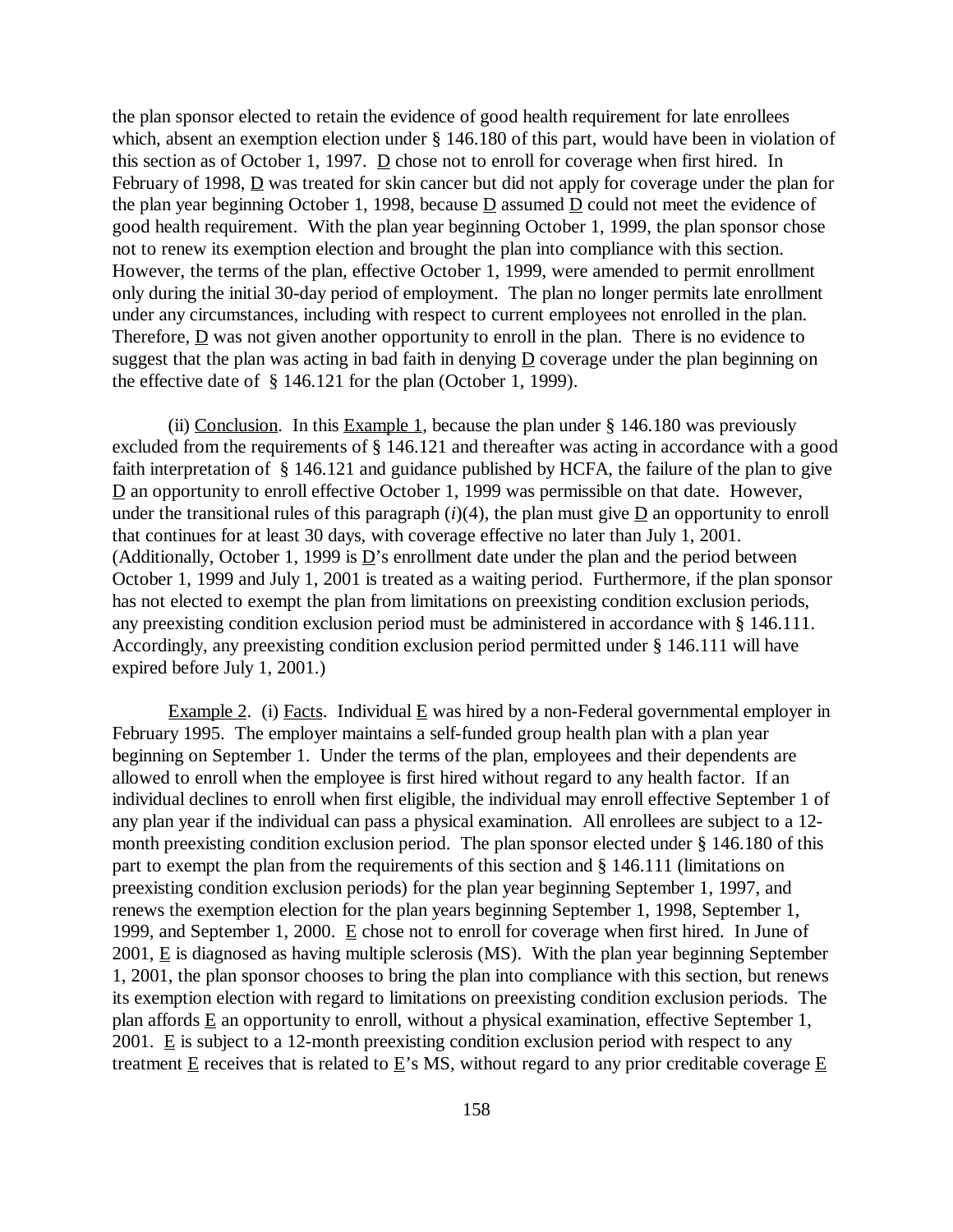the plan sponsor elected to retain the evidence of good health requirement for late enrollees which, absent an exemption election under § 146.180 of this part, would have been in violation of this section as of October 1, 1997. D chose not to enroll for coverage when first hired. In February of 1998, D was treated for skin cancer but did not apply for coverage under the plan for the plan year beginning October 1, 1998, because D assumed D could not meet the evidence of good health requirement. With the plan year beginning October 1, 1999, the plan sponsor chose not to renew its exemption election and brought the plan into compliance with this section. However, the terms of the plan, effective October 1, 1999, were amended to permit enrollment only during the initial 30-day period of employment. The plan no longer permits late enrollment under any circumstances, including with respect to current employees not enrolled in the plan. Therefore, D was not given another opportunity to enroll in the plan. There is no evidence to suggest that the plan was acting in bad faith in denying D coverage under the plan beginning on the effective date of § 146.121 for the plan (October 1, 1999).

(ii) Conclusion. In this Example 1, because the plan under § 146.180 was previously excluded from the requirements of § 146.121 and thereafter was acting in accordance with a good faith interpretation of § 146.121 and guidance published by HCFA, the failure of the plan to give D an opportunity to enroll effective October 1, 1999 was permissible on that date. However, under the transitional rules of this paragraph (*i*)(4), the plan must give D an opportunity to enroll that continues for at least 30 days, with coverage effective no later than July 1, 2001. (Additionally, October 1, 1999 is D's enrollment date under the plan and the period between October 1, 1999 and July 1, 2001 is treated as a waiting period. Furthermore, if the plan sponsor has not elected to exempt the plan from limitations on preexisting condition exclusion periods, any preexisting condition exclusion period must be administered in accordance with § 146.111. Accordingly, any preexisting condition exclusion period permitted under § 146.111 will have expired before July 1, 2001.)

Example 2. (i) Facts. Individual E was hired by a non-Federal governmental employer in February 1995. The employer maintains a self-funded group health plan with a plan year beginning on September 1. Under the terms of the plan, employees and their dependents are allowed to enroll when the employee is first hired without regard to any health factor. If an individual declines to enroll when first eligible, the individual may enroll effective September 1 of any plan year if the individual can pass a physical examination. All enrollees are subject to a 12-month preexisting condition exclusion period. The plan sponsor elected under § 146.180 of this part to exempt the plan from the requirements of this section and § 146.111 (limitations on preexisting condition exclusion periods) for the plan year beginning September 1, 1997, and renews the exemption election for the plan years beginning September 1, 1998, September 1, 1999, and September 1, 2000. E chose not to enroll for coverage when first hired. In June of 2001, E is diagnosed as having multiple sclerosis (MS). With the plan year beginning September 1, 2001, the plan sponsor chooses to bring the plan into compliance with this section, but renews its exemption election with regard to limitations on preexisting condition exclusion periods. The plan affords E an opportunity to enroll, without a physical examination, effective September 1, 2001. E is subject to a 12-month preexisting condition exclusion period with respect to any treatment E receives that is related to E's MS, without regard to any prior creditable coverage E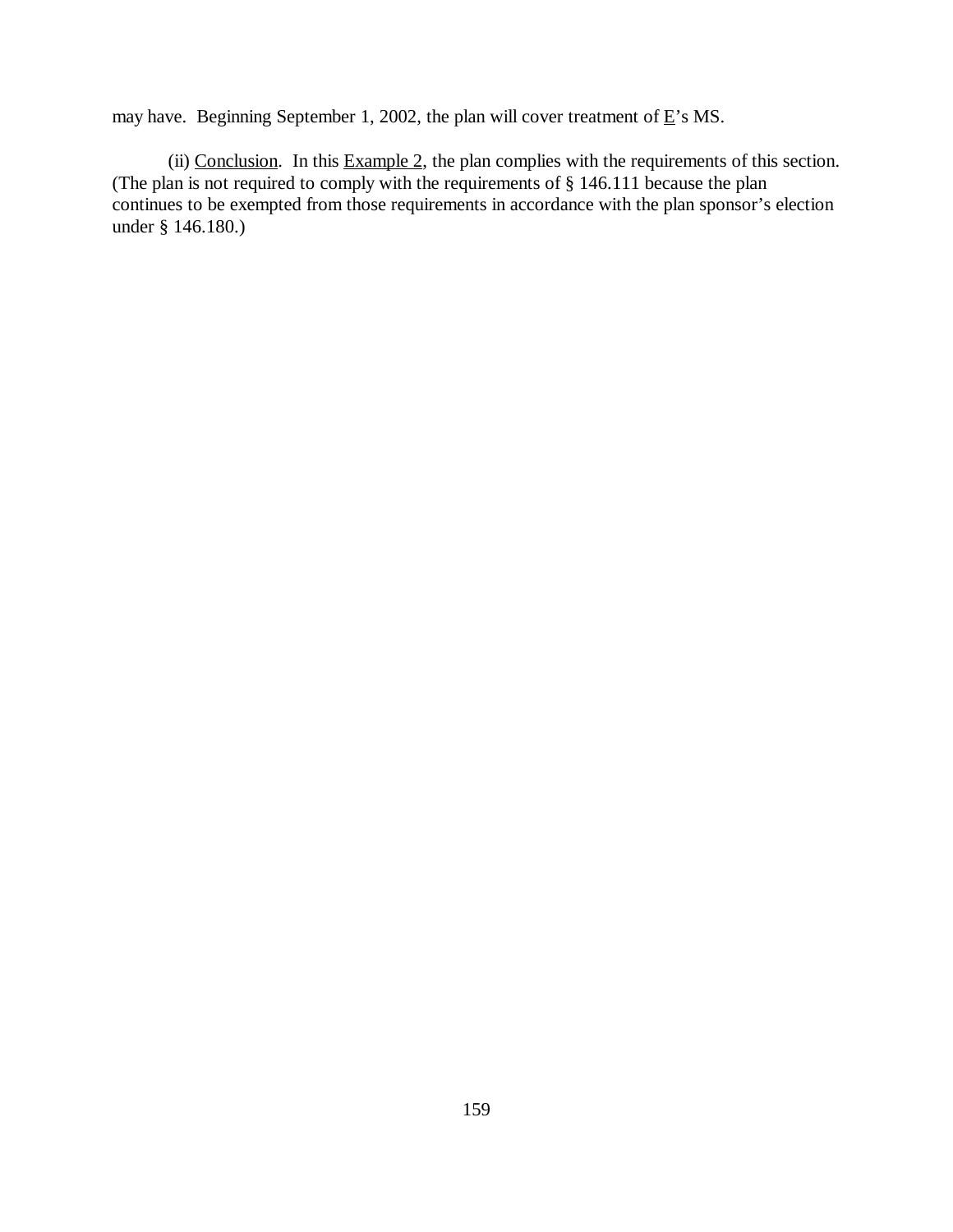may have. Beginning September 1, 2002, the plan will cover treatment of E's MS.

(ii) Conclusion. In this Example 2, the plan complies with the requirements of this section. (The plan is not required to comply with the requirements of § 146.111 because the plan continues to be exempted from those requirements in accordance with the plan sponsor's election under § 146.180.)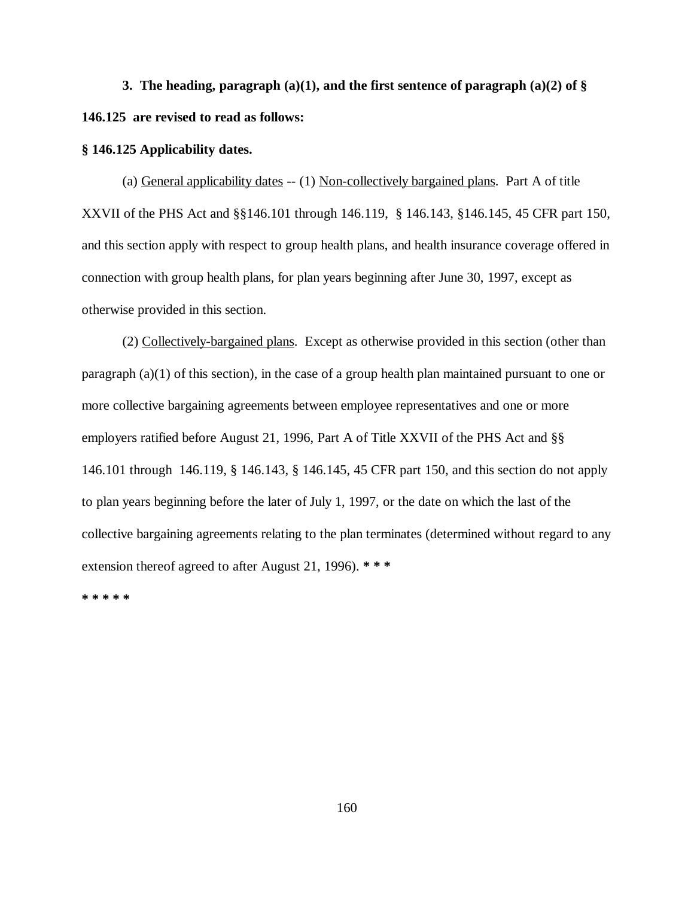**3. The heading, paragraph (a)(1), and the first sentence of paragraph (a)(2) of § 146.125 are revised to read as follows:**

**§ 146.125 Applicability dates.**

(a) General applicability dates -- (1) Non-collectively bargained plans. Part A of title XXVII of the PHS Act and §§146.101 through 146.119, § 146.143, §146.145, 45 CFR part 150, and this section apply with respect to group health plans, and health insurance coverage offered in connection with group health plans, for plan years beginning after June 30, 1997, except as otherwise provided in this section.

(2) Collectively-bargained plans. Except as otherwise provided in this section (other than paragraph (a)(1) of this section), in the case of a group health plan maintained pursuant to one or more collective bargaining agreements between employee representatives and one or more employers ratified before August 21, 1996, Part A of Title XXVII of the PHS Act and §§ 146.101 through 146.119, § 146.143, § 146.145, 45 CFR part 150, and this section do not apply to plan years beginning before the later of July 1, 1997, or the date on which the last of the collective bargaining agreements relating to the plan terminates (determined without regard to any extension thereof agreed to after August 21, 1996). *** * ***

*** * * * ***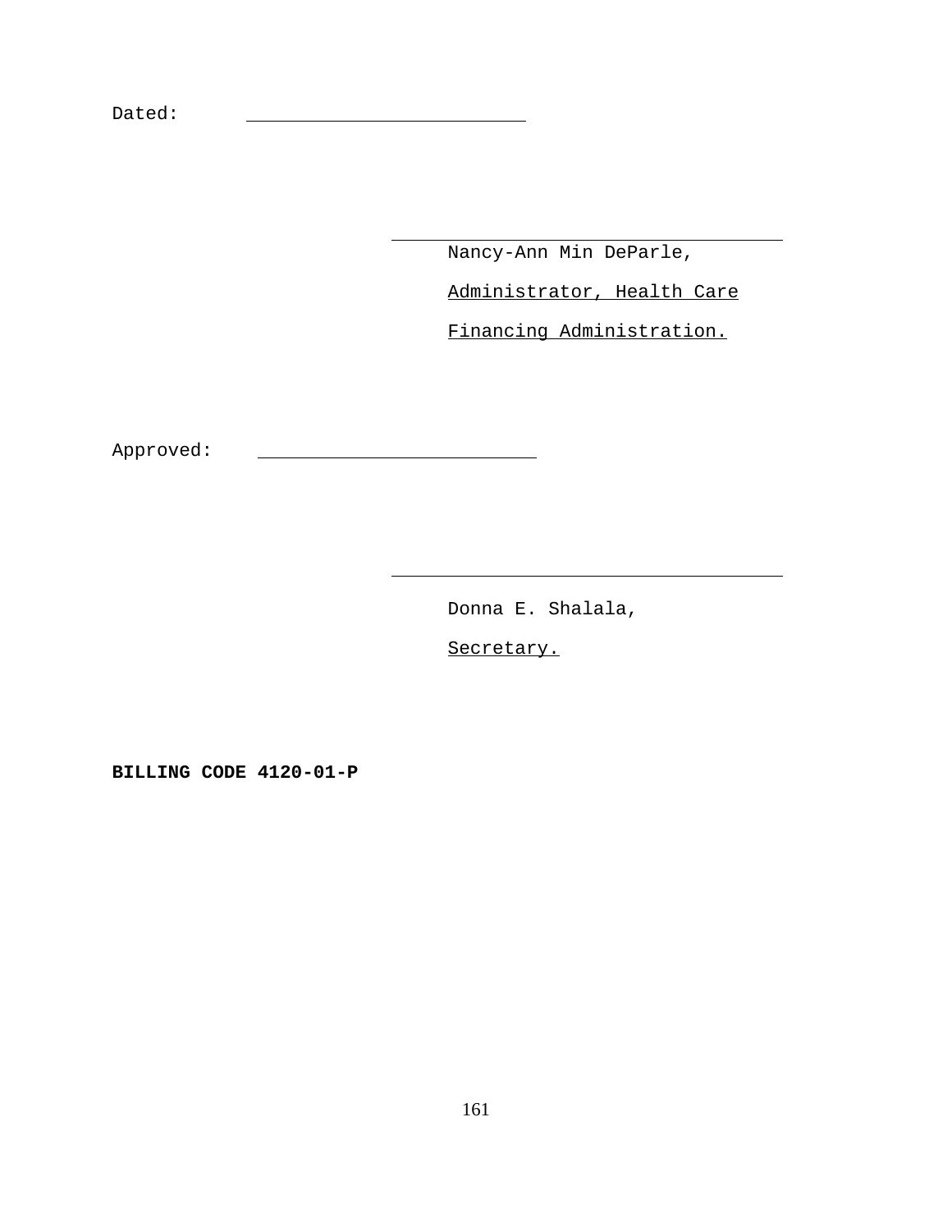Dated: ____________________________

____________________________________

Nancy-Ann Min DeParle,

Administrator, Health Care

Financing Administration.

Approved: ____________________________

____________________________________

Donna E. Shalala,

Secretary.

**BILLING CODE 4120-01-P**